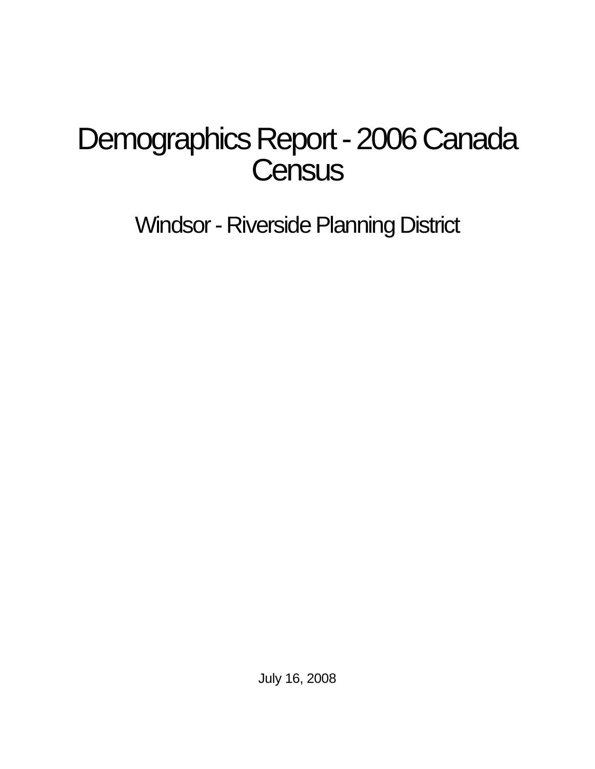# Demographics Report - 2006 Canada Census

## Windsor - Riverside Planning District

July 16, 2008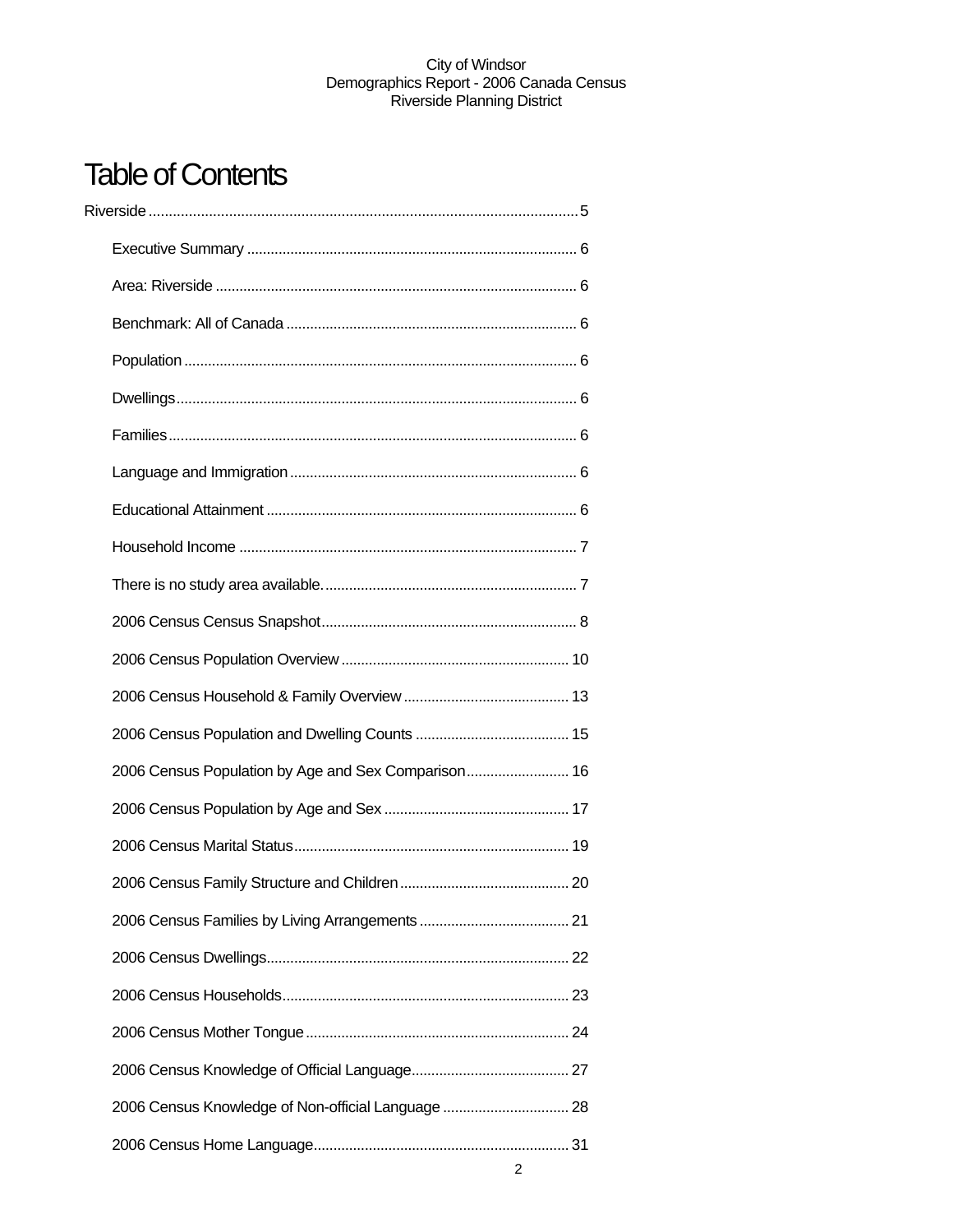# Table of Contents

Riverside ........................................................................................................ 5

- Executive Summary ................................................................................... 6
- Area: Riverside .......................................................................................... 6
- Benchmark: All of Canada ......................................................................... 6
- Population ................................................................................................. 6
- Dwellings .................................................................................................... 6
- Families ...................................................................................................... 6
- Language and Immigration ........................................................................ 6
- Educational Attainment .............................................................................. 6
- Household Income ..................................................................................... 7
- There is no study area available. ............................................................... 7
- 2006 Census Census Snapshot ................................................................. 8
- 2006 Census Population Overview ........................................................... 10
- 2006 Census Household & Family Overview ........................................... 13
- 2006 Census Population and Dwelling Counts ........................................ 15
- 2006 Census Population by Age and Sex Comparison ........................... 16
- 2006 Census Population by Age and Sex ................................................ 17
- 2006 Census Marital Status ...................................................................... 19
- 2006 Census Family Structure and Children ............................................ 20
- 2006 Census Families by Living Arrangements ....................................... 21
- 2006 Census Dwellings ............................................................................. 22
- 2006 Census Households ......................................................................... 23
- 2006 Census Mother Tongue .................................................................... 24
- 2006 Census Knowledge of Official Language ......................................... 27
- 2006 Census Knowledge of Non-official Language ................................. 28
- 2006 Census Home Language .................................................................. 31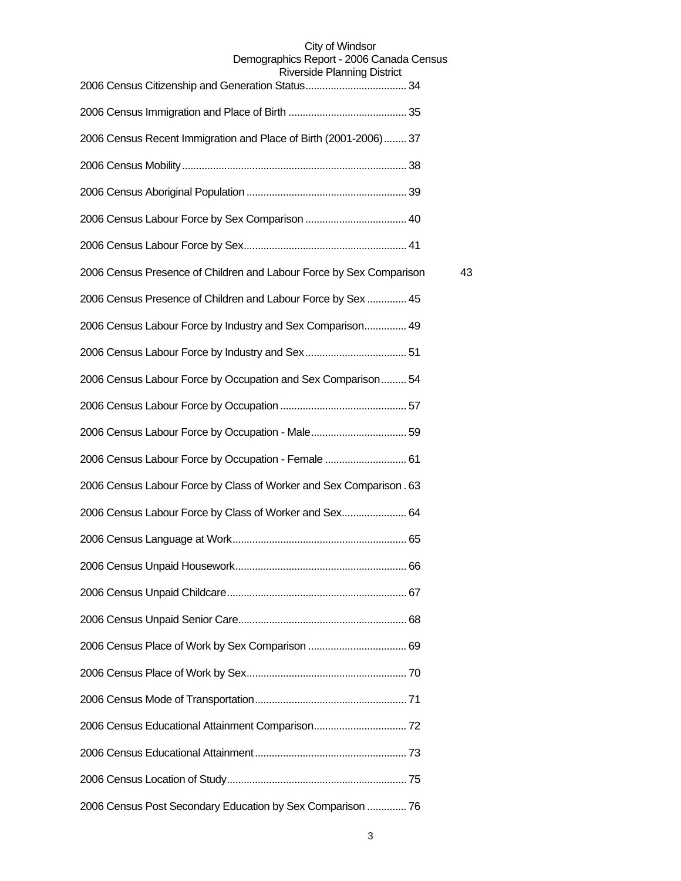2006 Census Citizenship and Generation Status.................................... 34

2006 Census Immigration and Place of Birth .......................................... 35

2006 Census Recent Immigration and Place of Birth (2001-2006)........ 37

2006 Census Mobility............................................................................... 38

2006 Census Aboriginal Population ......................................................... 39

2006 Census Labour Force by Sex Comparison .................................... 40

2006 Census Labour Force by Sex.......................................................... 41

2006 Census Presence of Children and Labour Force by Sex Comparison 43

2006 Census Presence of Children and Labour Force by Sex .............. 45

2006 Census Labour Force by Industry and Sex Comparison............... 49

2006 Census Labour Force by Industry and Sex.................................... 51

2006 Census Labour Force by Occupation and Sex Comparison......... 54

2006 Census Labour Force by Occupation............................................. 57

2006 Census Labour Force by Occupation - Male.................................. 59

2006 Census Labour Force by Occupation - Female ............................. 61

2006 Census Labour Force by Class of Worker and Sex Comparison . 63

2006 Census Labour Force by Class of Worker and Sex....................... 64

2006 Census Language at Work............................................................. 65

2006 Census Unpaid Housework............................................................ 66

2006 Census Unpaid Childcare............................................................... 67

2006 Census Unpaid Senior Care........................................................... 68

2006 Census Place of Work by Sex Comparison ................................... 69

2006 Census Place of Work by Sex......................................................... 70

2006 Census Mode of Transportation...................................................... 71

2006 Census Educational Attainment Comparison................................. 72

2006 Census Educational Attainment...................................................... 73

2006 Census Location of Study............................................................... 75

2006 Census Post Secondary Education by Sex Comparison .............. 76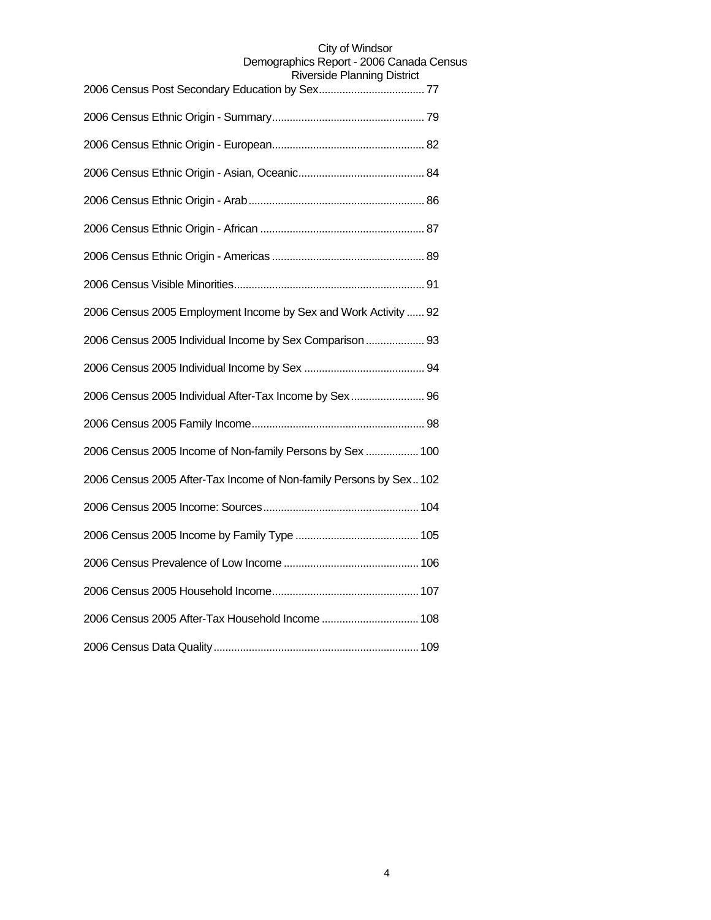2006 Census Post Secondary Education by Sex.................................... 77

2006 Census Ethnic Origin - Summary.................................................... 79

2006 Census Ethnic Origin - European.................................................... 82

2006 Census Ethnic Origin - Asian, Oceanic........................................... 84

2006 Census Ethnic Origin - Arab............................................................ 86

2006 Census Ethnic Origin - African ........................................................ 87

2006 Census Ethnic Origin - Americas .................................................... 89

2006 Census Visible Minorities................................................................. 91

2006 Census 2005 Employment Income by Sex and Work Activity ...... 92

2006 Census 2005 Individual Income by Sex Comparison .................... 93

2006 Census 2005 Individual Income by Sex ......................................... 94

2006 Census 2005 Individual After-Tax Income by Sex......................... 96

2006 Census 2005 Family Income........................................................... 98

2006 Census 2005 Income of Non-family Persons by Sex .................. 100

2006 Census 2005 After-Tax Income of Non-family Persons by Sex.. 102

2006 Census 2005 Income: Sources..................................................... 104

2006 Census 2005 Income by Family Type .......................................... 105

2006 Census Prevalence of Low Income .............................................. 106

2006 Census 2005 Household Income.................................................. 107

2006 Census 2005 After-Tax Household Income ................................. 108

2006 Census Data Quality...................................................................... 109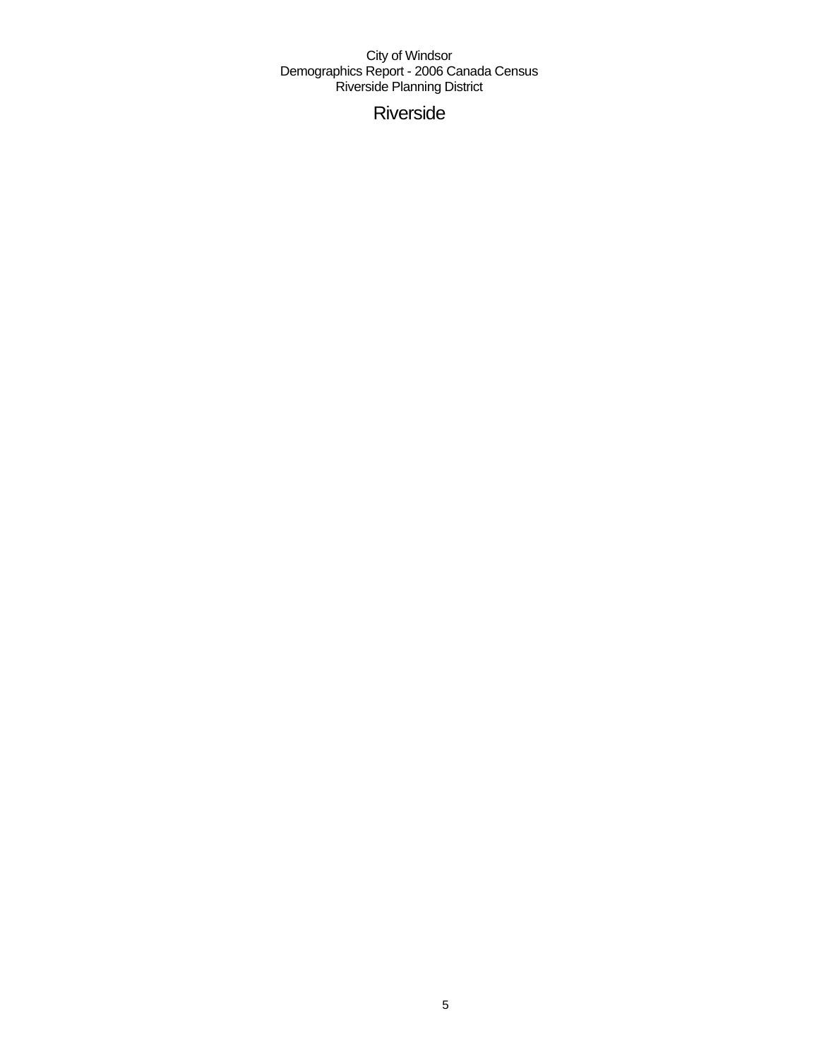City of Windsor
Demographics Report - 2006 Canada Census
Riverside Planning District

# Riverside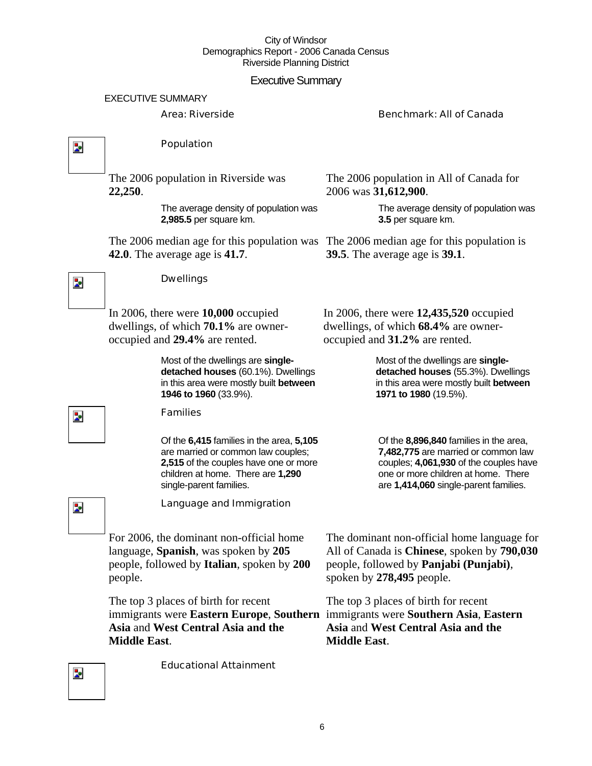City of Windsor
Demographics Report - 2006 Canada Census
Riverside Planning District

# Executive Summary

## EXECUTIVE SUMMARY

| Area: Riverside | Benchmark: All of Canada |
|---|---|

### Population

| Riverside | All of Canada |
|---|---|
| The 2006 population in Riverside was **22,250**. | The 2006 population in All of Canada for 2006 was **31,612,900**. |
| The average density of population was **2,985.5** per square km. | The average density of population was **3.5** per square km. |
| The 2006 median age for this population was **42.0**. The average age is **41.7**. | The 2006 median age for this population is **39.5**. The average age is **39.1**. |

### Dwellings

| Riverside | All of Canada |
|---|---|
| In 2006, there were **10,000** occupied dwellings, of which **70.1%** are owner-occupied and **29.4%** are rented. | In 2006, there were **12,435,520** occupied dwellings, of which **68.4%** are owner-occupied and **31.2%** are rented. |
| Most of the dwellings are **single-detached houses** (60.1%). Dwellings in this area were mostly built **between 1946 to 1960** (33.9%). | Most of the dwellings are **single-detached houses** (55.3%). Dwellings in this area were mostly built **between 1971 to 1980** (19.5%). |

### Families

| Riverside | All of Canada |
|---|---|
| Of the **6,415** families in the area, **5,105** are married or common law couples; **2,515** of the couples have one or more children at home. There are **1,290** single-parent families. | Of the **8,896,840** families in the area, **7,482,775** are married or common law couples; **4,061,930** of the couples have one or more children at home. There are **1,414,060** single-parent families. |

### Language and Immigration

| Riverside | All of Canada |
|---|---|
| For 2006, the dominant non-official home language, **Spanish**, was spoken by **205** people, followed by **Italian**, spoken by **200** people. | The dominant non-official home language for All of Canada is **Chinese**, spoken by **790,030** people, followed by **Panjabi (Punjabi)**, spoken by **278,495** people. |
| The top 3 places of birth for recent immigrants were **Eastern Europe**, **Southern Asia** and **West Central Asia and the Middle East**. | The top 3 places of birth for recent immigrants were **Southern Asia**, **Eastern Asia** and **West Central Asia and the Middle East**. |

### Educational Attainment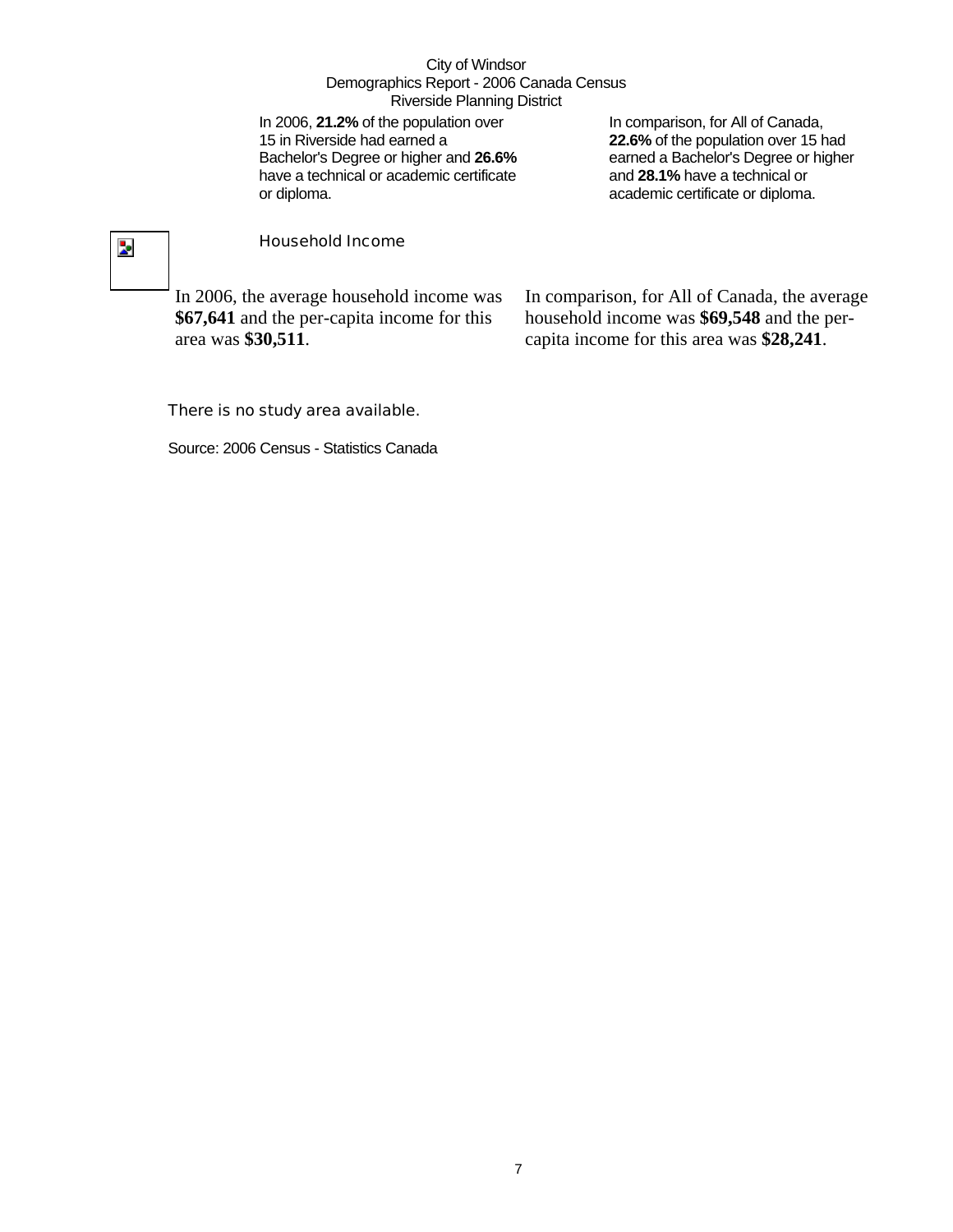City of Windsor
Demographics Report - 2006 Canada Census
Riverside Planning District

In 2006, **21.2%** of the population over 15 in Riverside had earned a Bachelor's Degree or higher and **26.6%** have a technical or academic certificate or diploma.

In comparison, for All of Canada, **22.6%** of the population over 15 had earned a Bachelor's Degree or higher and **28.1%** have a technical or academic certificate or diploma.

## Household Income

In 2006, the average household income was **$67,641** and the per-capita income for this area was **$30,511**.

In comparison, for All of Canada, the average household income was **$69,548** and the per-capita income for this area was **$28,241**.

There is no study area available.

Source: 2006 Census - Statistics Canada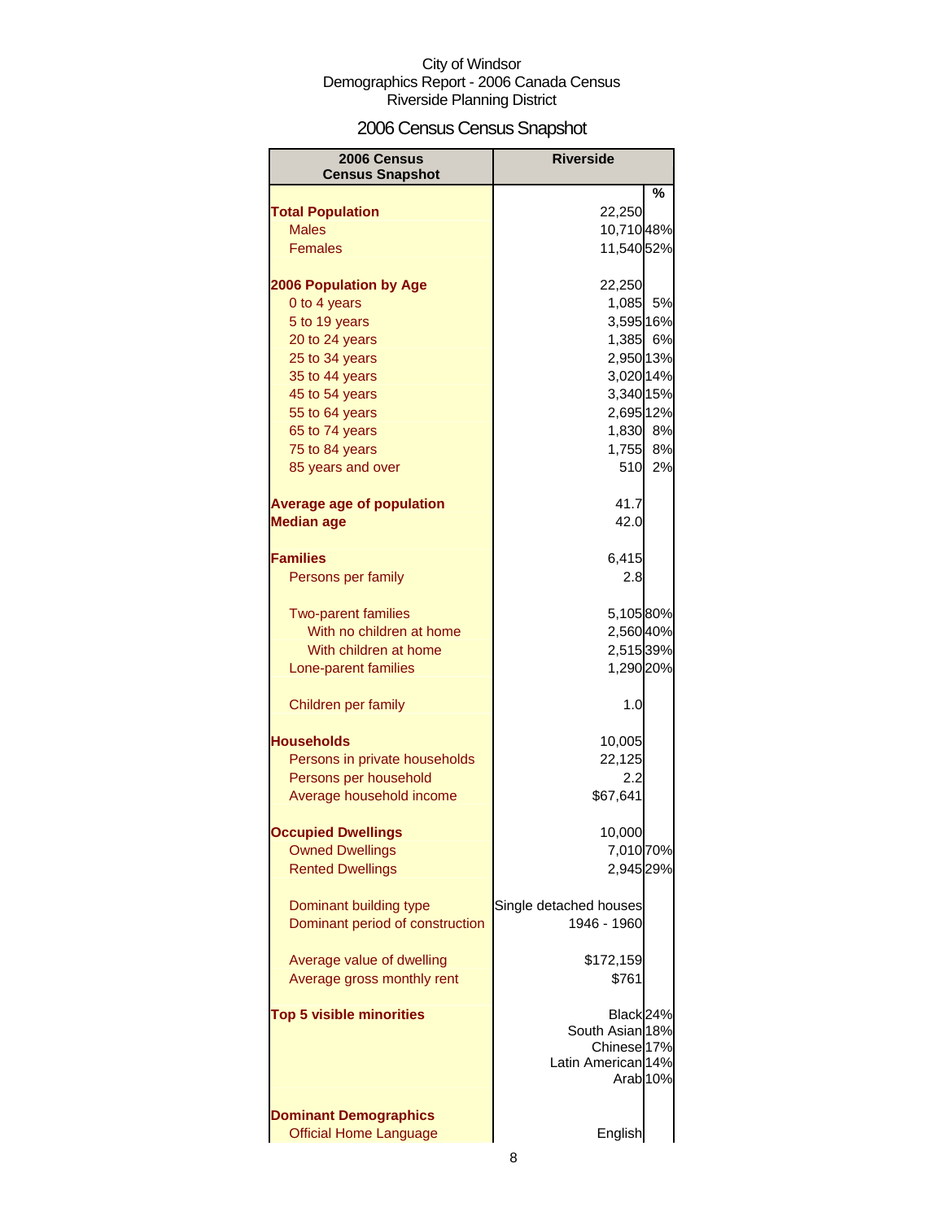City of Windsor
Demographics Report - 2006 Canada Census
Riverside Planning District

# 2006 Census Census Snapshot

| 2006 Census Census Snapshot | Riverside | |
|---|---|---|
| | | % |
| **Total Population** | 22,250 | |
| Males | 10,710 | 48% |
| Females | 11,540 | 52% |
| | | |
| **2006 Population by Age** | 22,250 | |
| 0 to 4 years | 1,085 | 5% |
| 5 to 19 years | 3,595 | 16% |
| 20 to 24 years | 1,385 | 6% |
| 25 to 34 years | 2,950 | 13% |
| 35 to 44 years | 3,020 | 14% |
| 45 to 54 years | 3,340 | 15% |
| 55 to 64 years | 2,695 | 12% |
| 65 to 74 years | 1,830 | 8% |
| 75 to 84 years | 1,755 | 8% |
| 85 years and over | 510 | 2% |
| | | |
| **Average age of population** | 41.7 | |
| **Median age** | 42.0 | |
| | | |
| **Families** | 6,415 | |
| Persons per family | 2.8 | |
| | | |
| Two-parent families | 5,105 | 80% |
| With no children at home | 2,560 | 40% |
| With children at home | 2,515 | 39% |
| Lone-parent families | 1,290 | 20% |
| | | |
| Children per family | 1.0 | |
| | | |
| **Households** | 10,005 | |
| Persons in private households | 22,125 | |
| Persons per household | 2.2 | |
| Average household income | $67,641 | |
| | | |
| **Occupied Dwellings** | 10,000 | |
| Owned Dwellings | 7,010 | 70% |
| Rented Dwellings | 2,945 | 29% |
| | | |
| Dominant building type | Single detached houses | |
| Dominant period of construction | 1946 - 1960 | |
| | | |
| Average value of dwelling | $172,159 | |
| Average gross monthly rent | $761 | |
| | | |
| **Top 5 visible minorities** | Black | 24% |
| | South Asian | 18% |
| | Chinese | 17% |
| | Latin American | 14% |
| | Arab | 10% |
| | | |
| **Dominant Demographics** | | |
| Official Home Language | English | |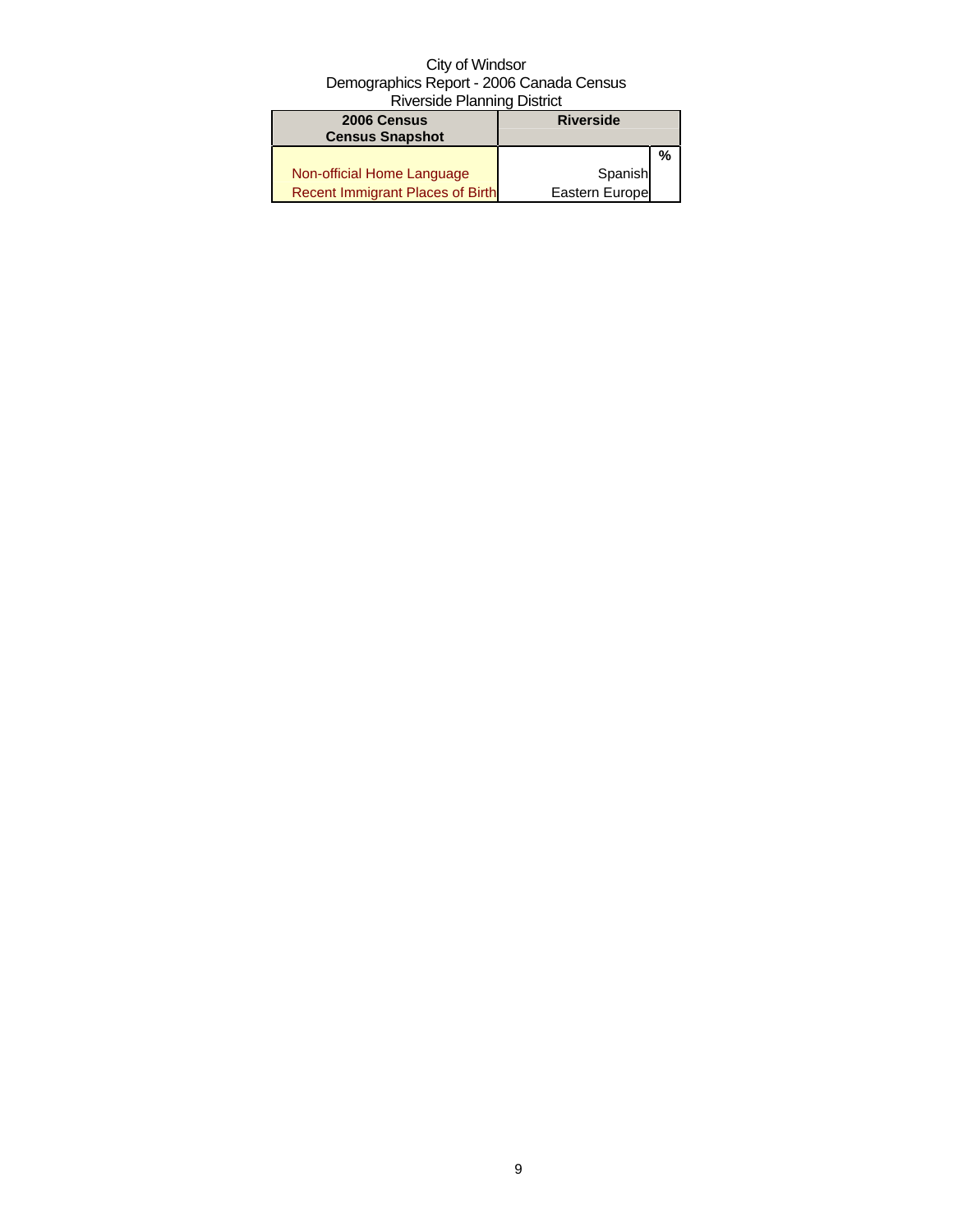City of Windsor
Demographics Report - 2006 Canada Census
Riverside Planning District

| 2006 Census<br>Census Snapshot | Riverside | |
|---|---|---|
| | | % |
| Non-official Home Language | Spanish | |
| Recent Immigrant Places of Birth | Eastern Europe | |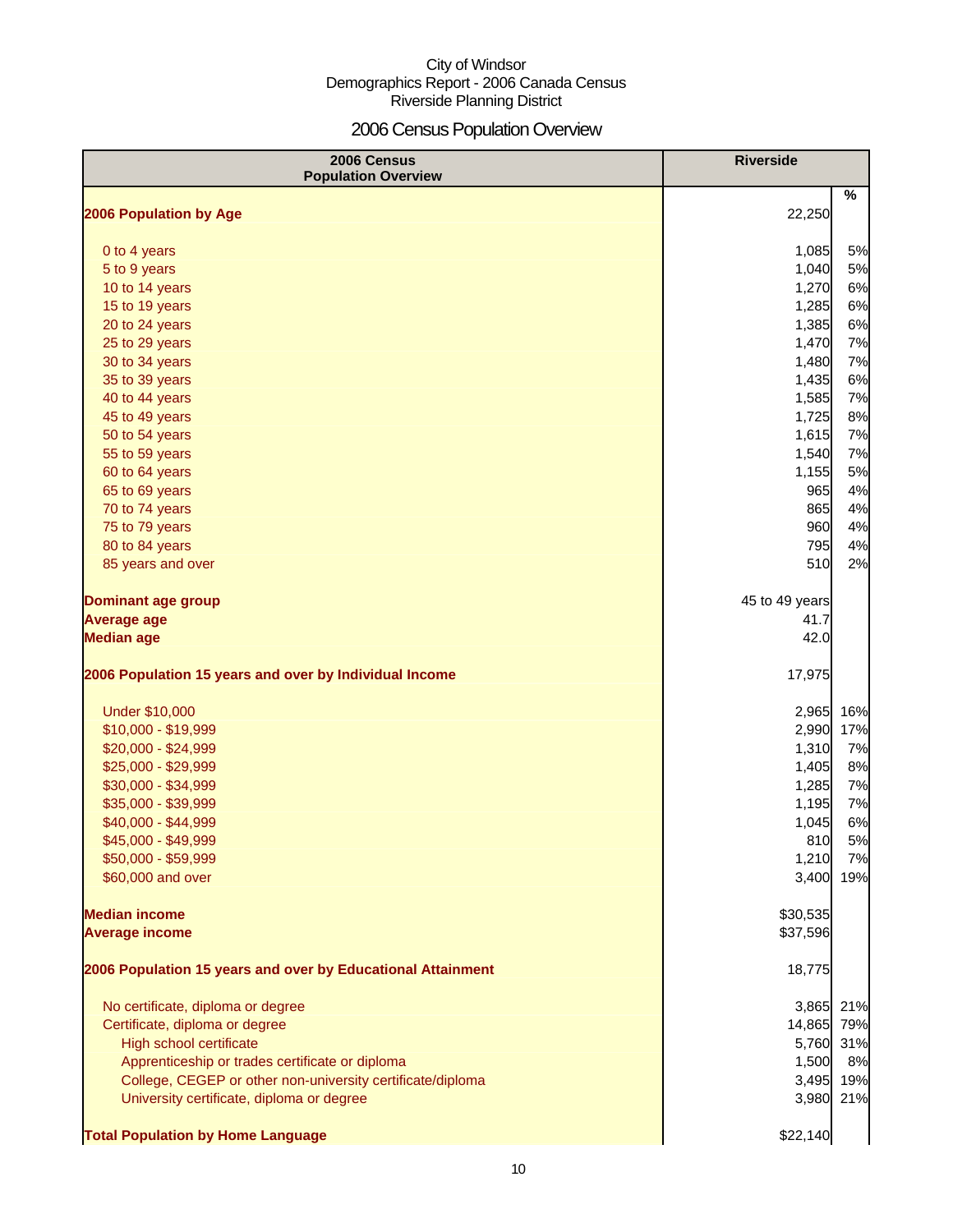City of Windsor
Demographics Report - 2006 Canada Census
Riverside Planning District

# 2006 Census Population Overview

| 2006 Census Population Overview | Riverside | |
|---|---|---|
| | | % |
| **2006 Population by Age** | 22,250 | |
| 0 to 4 years | 1,085 | 5% |
| 5 to 9 years | 1,040 | 5% |
| 10 to 14 years | 1,270 | 6% |
| 15 to 19 years | 1,285 | 6% |
| 20 to 24 years | 1,385 | 6% |
| 25 to 29 years | 1,470 | 7% |
| 30 to 34 years | 1,480 | 7% |
| 35 to 39 years | 1,435 | 6% |
| 40 to 44 years | 1,585 | 7% |
| 45 to 49 years | 1,725 | 8% |
| 50 to 54 years | 1,615 | 7% |
| 55 to 59 years | 1,540 | 7% |
| 60 to 64 years | 1,155 | 5% |
| 65 to 69 years | 965 | 4% |
| 70 to 74 years | 865 | 4% |
| 75 to 79 years | 960 | 4% |
| 80 to 84 years | 795 | 4% |
| 85 years and over | 510 | 2% |
| **Dominant age group** | 45 to 49 years | |
| **Average age** | 41.7 | |
| **Median age** | 42.0 | |
| **2006 Population 15 years and over by Individual Income** | 17,975 | |
| Under $10,000 | 2,965 | 16% |
| $10,000 - $19,999 | 2,990 | 17% |
| $20,000 - $24,999 | 1,310 | 7% |
| $25,000 - $29,999 | 1,405 | 8% |
| $30,000 - $34,999 | 1,285 | 7% |
| $35,000 - $39,999 | 1,195 | 7% |
| $40,000 - $44,999 | 1,045 | 6% |
| $45,000 - $49,999 | 810 | 5% |
| $50,000 - $59,999 | 1,210 | 7% |
| $60,000 and over | 3,400 | 19% |
| **Median income** | $30,535 | |
| **Average income** | $37,596 | |
| **2006 Population 15 years and over by Educational Attainment** | 18,775 | |
| No certificate, diploma or degree | 3,865 | 21% |
| Certificate, diploma or degree | 14,865 | 79% |
| High school certificate | 5,760 | 31% |
| Apprenticeship or trades certificate or diploma | 1,500 | 8% |
| College, CEGEP or other non-university certificate/diploma | 3,495 | 19% |
| University certificate, diploma or degree | 3,980 | 21% |
| **Total Population by Home Language** | $22,140 | |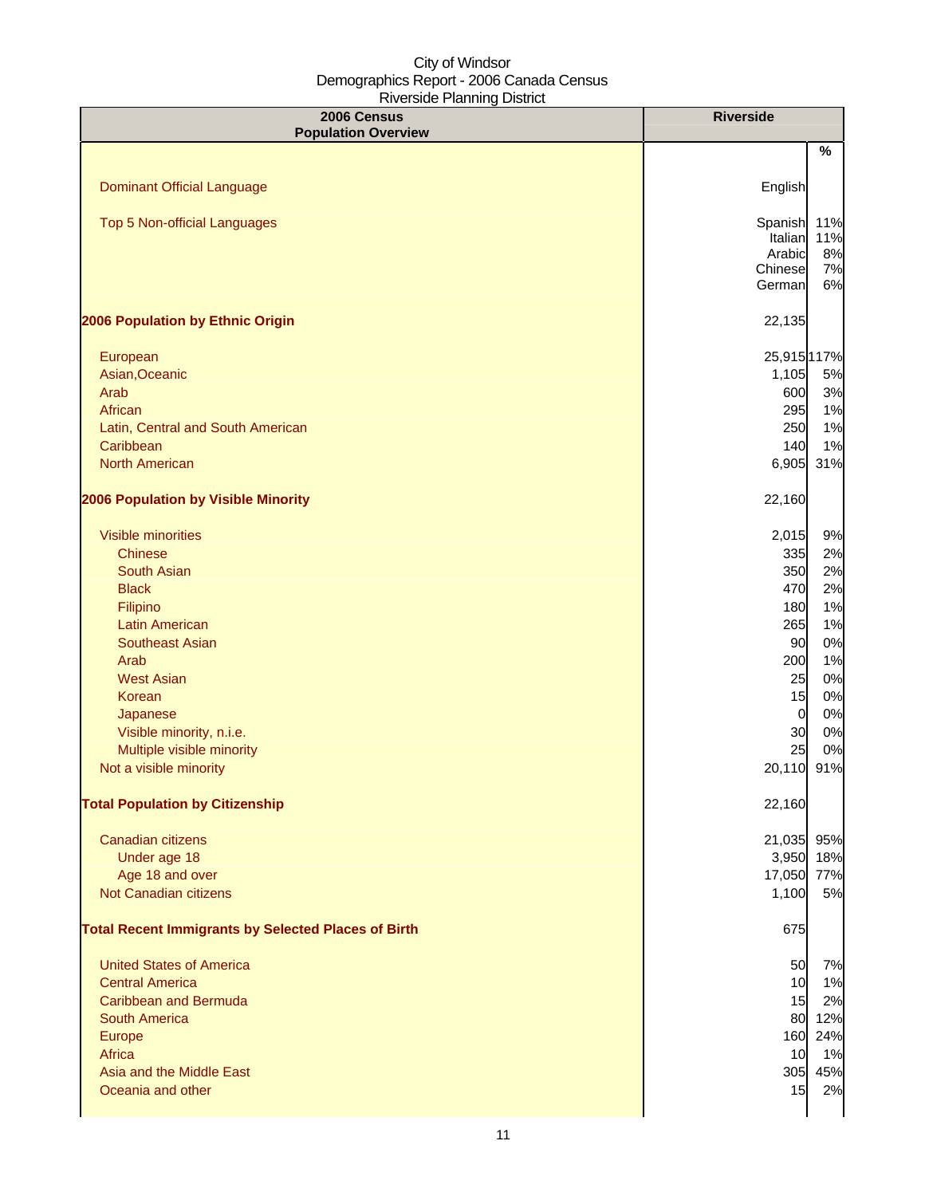City of Windsor
Demographics Report - 2006 Canada Census
Riverside Planning District

| 2006 Census Population Overview | Riverside | |
|---|---|---|
| | | % |
| Dominant Official Language | English | |
| Top 5 Non-official Languages | Spanish | 11% |
| | Italian | 11% |
| | Arabic | 8% |
| | Chinese | 7% |
| | German | 6% |
| **2006 Population by Ethnic Origin** | 22,135 | |
| European | 25,915 | 117% |
| Asian,Oceanic | 1,105 | 5% |
| Arab | 600 | 3% |
| African | 295 | 1% |
| Latin, Central and South American | 250 | 1% |
| Caribbean | 140 | 1% |
| North American | 6,905 | 31% |
| **2006 Population by Visible Minority** | 22,160 | |
| Visible minorities | 2,015 | 9% |
| Chinese | 335 | 2% |
| South Asian | 350 | 2% |
| Black | 470 | 2% |
| Filipino | 180 | 1% |
| Latin American | 265 | 1% |
| Southeast Asian | 90 | 0% |
| Arab | 200 | 1% |
| West Asian | 25 | 0% |
| Korean | 15 | 0% |
| Japanese | 0 | 0% |
| Visible minority, n.i.e. | 30 | 0% |
| Multiple visible minority | 25 | 0% |
| Not a visible minority | 20,110 | 91% |
| **Total Population by Citizenship** | 22,160 | |
| Canadian citizens | 21,035 | 95% |
| Under age 18 | 3,950 | 18% |
| Age 18 and over | 17,050 | 77% |
| Not Canadian citizens | 1,100 | 5% |
| **Total Recent Immigrants by Selected Places of Birth** | 675 | |
| United States of America | 50 | 7% |
| Central America | 10 | 1% |
| Caribbean and Bermuda | 15 | 2% |
| South America | 80 | 12% |
| Europe | 160 | 24% |
| Africa | 10 | 1% |
| Asia and the Middle East | 305 | 45% |
| Oceania and other | 15 | 2% |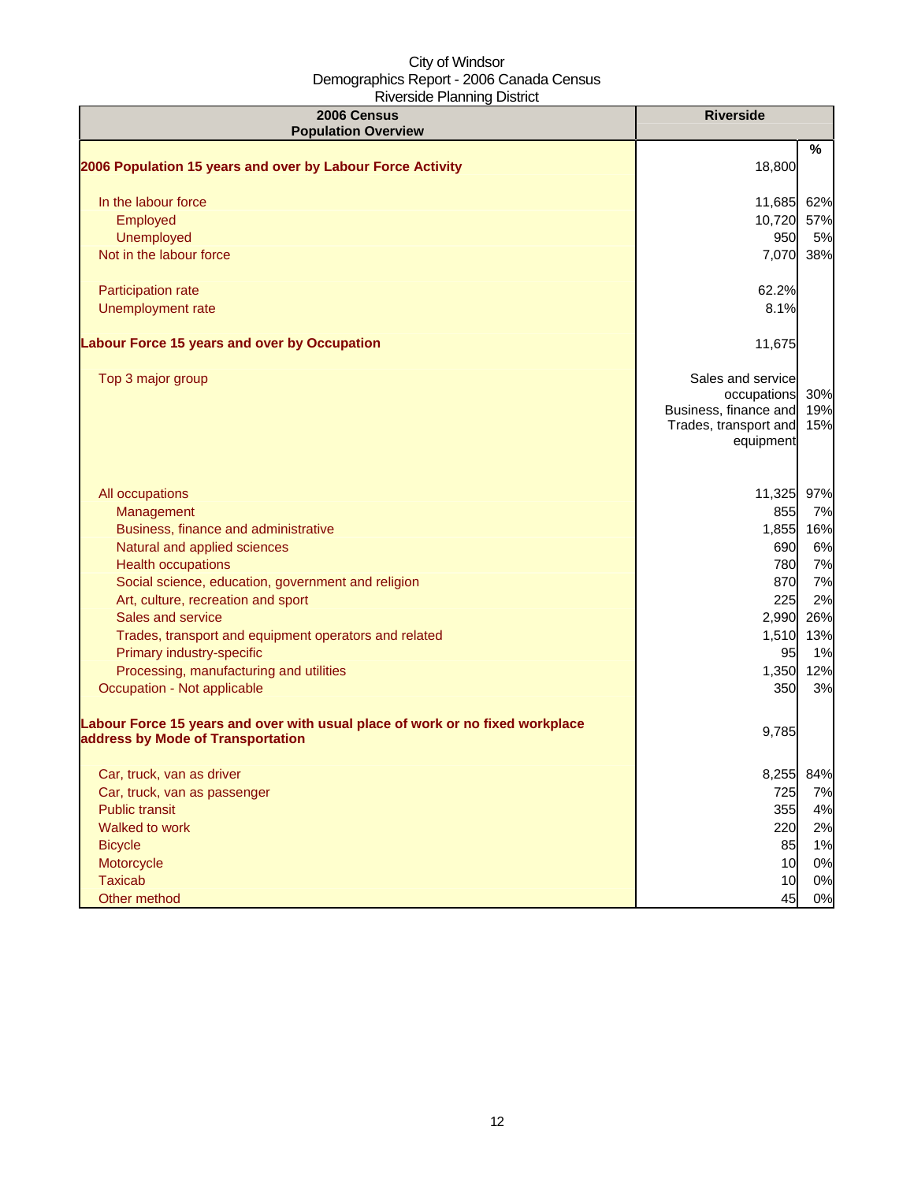City of Windsor
Demographics Report - 2006 Canada Census
Riverside Planning District

| 2006 Census Population Overview | Riverside | % |
|---|---|---|
| **2006 Population 15 years and over by Labour Force Activity** | 18,800 | |
| In the labour force | 11,685 | 62% |
| Employed | 10,720 | 57% |
| Unemployed | 950 | 5% |
| Not in the labour force | 7,070 | 38% |
| Participation rate | 62.2% | |
| Unemployment rate | 8.1% | |
| **Labour Force 15 years and over by Occupation** | 11,675 | |
| Top 3 major group | Sales and service occupations | 30% |
| | Business, finance and | 19% |
| | Trades, transport and equipment | 15% |
| All occupations | 11,325 | 97% |
| Management | 855 | 7% |
| Business, finance and administrative | 1,855 | 16% |
| Natural and applied sciences | 690 | 6% |
| Health occupations | 780 | 7% |
| Social science, education, government and religion | 870 | 7% |
| Art, culture, recreation and sport | 225 | 2% |
| Sales and service | 2,990 | 26% |
| Trades, transport and equipment operators and related | 1,510 | 13% |
| Primary industry-specific | 95 | 1% |
| Processing, manufacturing and utilities | 1,350 | 12% |
| Occupation - Not applicable | 350 | 3% |
| **Labour Force 15 years and over with usual place of work or no fixed workplace address by Mode of Transportation** | 9,785 | |
| Car, truck, van as driver | 8,255 | 84% |
| Car, truck, van as passenger | 725 | 7% |
| Public transit | 355 | 4% |
| Walked to work | 220 | 2% |
| Bicycle | 85 | 1% |
| Motorcycle | 10 | 0% |
| Taxicab | 10 | 0% |
| Other method | 45 | 0% |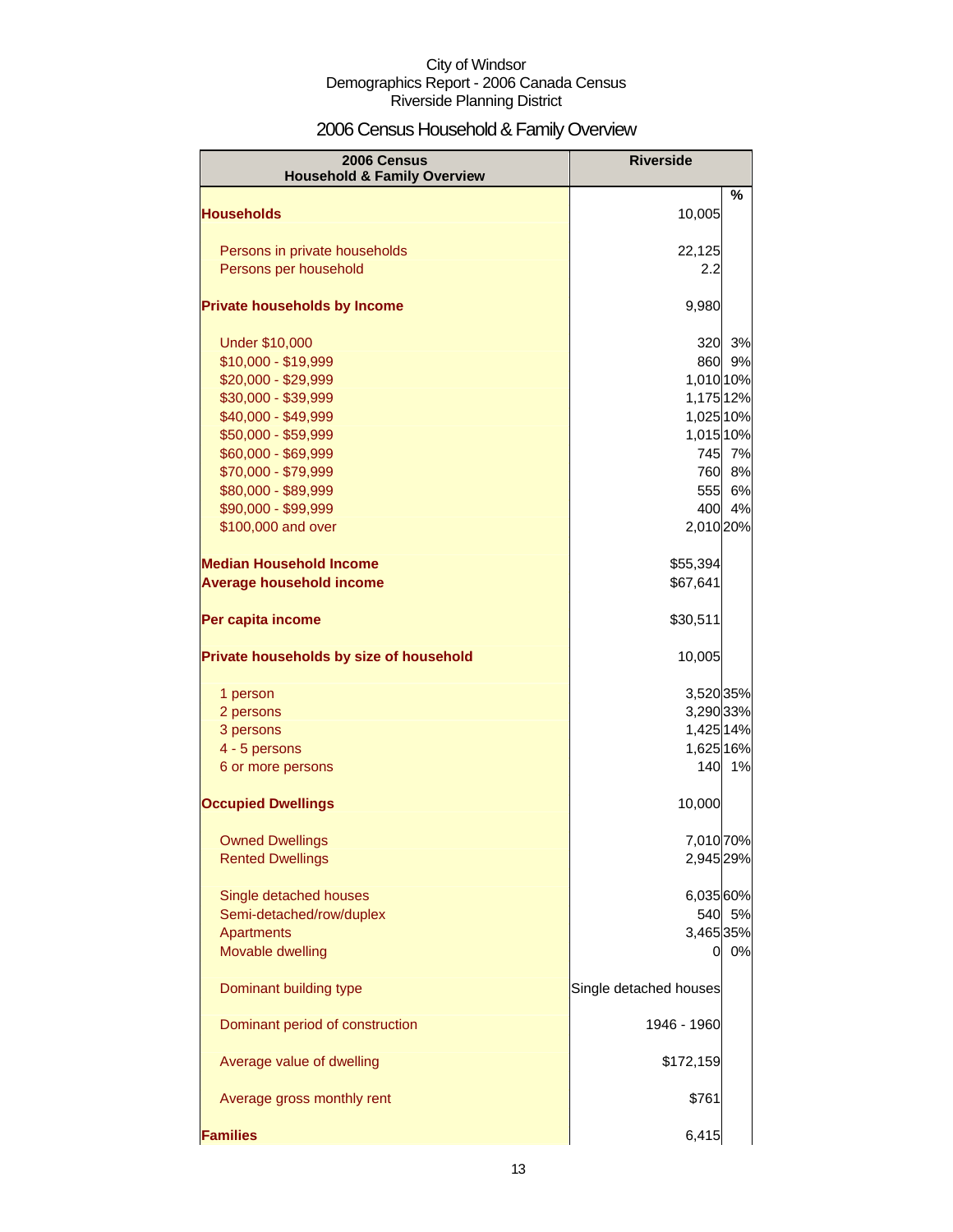City of Windsor
Demographics Report - 2006 Canada Census
Riverside Planning District

# 2006 Census Household & Family Overview

| 2006 Census Household & Family Overview | Riverside | % |
|---|---|---|
| **Households** | 10,005 | |
| Persons in private households | 22,125 | |
| Persons per household | 2.2 | |
| **Private households by Income** | 9,980 | |
| Under $10,000 | 320 | 3% |
| $10,000 - $19,999 | 860 | 9% |
| $20,000 - $29,999 | 1,010 | 10% |
| $30,000 - $39,999 | 1,175 | 12% |
| $40,000 - $49,999 | 1,025 | 10% |
| $50,000 - $59,999 | 1,015 | 10% |
| $60,000 - $69,999 | 745 | 7% |
| $70,000 - $79,999 | 760 | 8% |
| $80,000 - $89,999 | 555 | 6% |
| $90,000 - $99,999 | 400 | 4% |
| $100,000 and over | 2,010 | 20% |
| **Median Household Income** | $55,394 | |
| **Average household income** | $67,641 | |
| **Per capita income** | $30,511 | |
| **Private households by size of household** | 10,005 | |
| 1 person | 3,520 | 35% |
| 2 persons | 3,290 | 33% |
| 3 persons | 1,425 | 14% |
| 4 - 5 persons | 1,625 | 16% |
| 6 or more persons | 140 | 1% |
| **Occupied Dwellings** | 10,000 | |
| Owned Dwellings | 7,010 | 70% |
| Rented Dwellings | 2,945 | 29% |
| Single detached houses | 6,035 | 60% |
| Semi-detached/row/duplex | 540 | 5% |
| Apartments | 3,465 | 35% |
| Movable dwelling | 0 | 0% |
| Dominant building type | Single detached houses | |
| Dominant period of construction | 1946 - 1960 | |
| Average value of dwelling | $172,159 | |
| Average gross monthly rent | $761 | |
| **Families** | 6,415 | |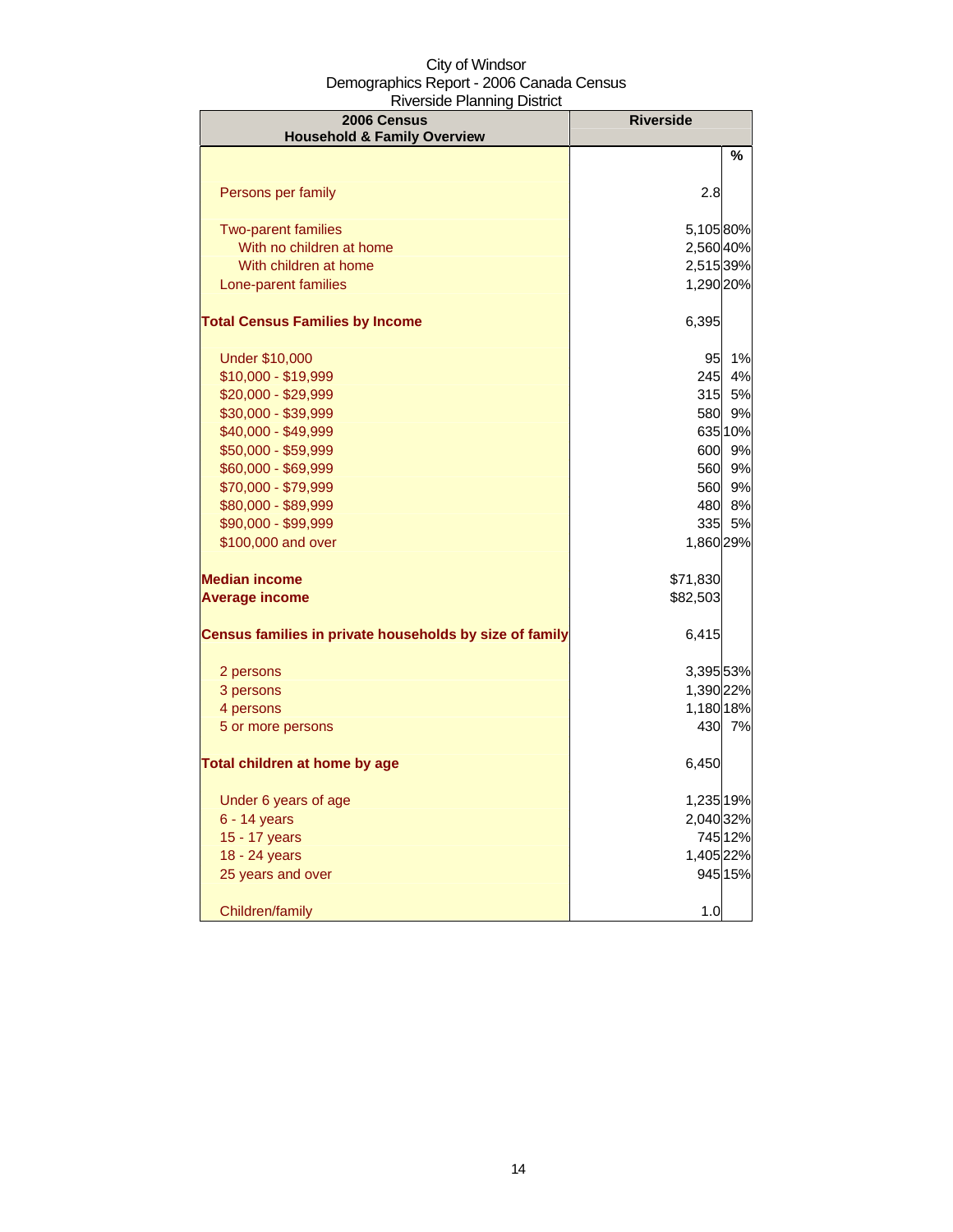City of Windsor
Demographics Report - 2006 Canada Census
Riverside Planning District

| 2006 Census Household & Family Overview | Riverside | |
|---|---|---|
| | | % |
| Persons per family | 2.8 | |
| Two-parent families | 5,105 | 80% |
| With no children at home | 2,560 | 40% |
| With children at home | 2,515 | 39% |
| Lone-parent families | 1,290 | 20% |
| **Total Census Families by Income** | 6,395 | |
| Under $10,000 | 95 | 1% |
| $10,000 - $19,999 | 245 | 4% |
| $20,000 - $29,999 | 315 | 5% |
| $30,000 - $39,999 | 580 | 9% |
| $40,000 - $49,999 | 635 | 10% |
| $50,000 - $59,999 | 600 | 9% |
| $60,000 - $69,999 | 560 | 9% |
| $70,000 - $79,999 | 560 | 9% |
| $80,000 - $89,999 | 480 | 8% |
| $90,000 - $99,999 | 335 | 5% |
| $100,000 and over | 1,860 | 29% |
| **Median income** | $71,830 | |
| **Average income** | $82,503 | |
| **Census families in private households by size of family** | 6,415 | |
| 2 persons | 3,395 | 53% |
| 3 persons | 1,390 | 22% |
| 4 persons | 1,180 | 18% |
| 5 or more persons | 430 | 7% |
| **Total children at home by age** | 6,450 | |
| Under 6 years of age | 1,235 | 19% |
| 6 - 14 years | 2,040 | 32% |
| 15 - 17 years | 745 | 12% |
| 18 - 24 years | 1,405 | 22% |
| 25 years and over | 945 | 15% |
| Children/family | 1.0 | |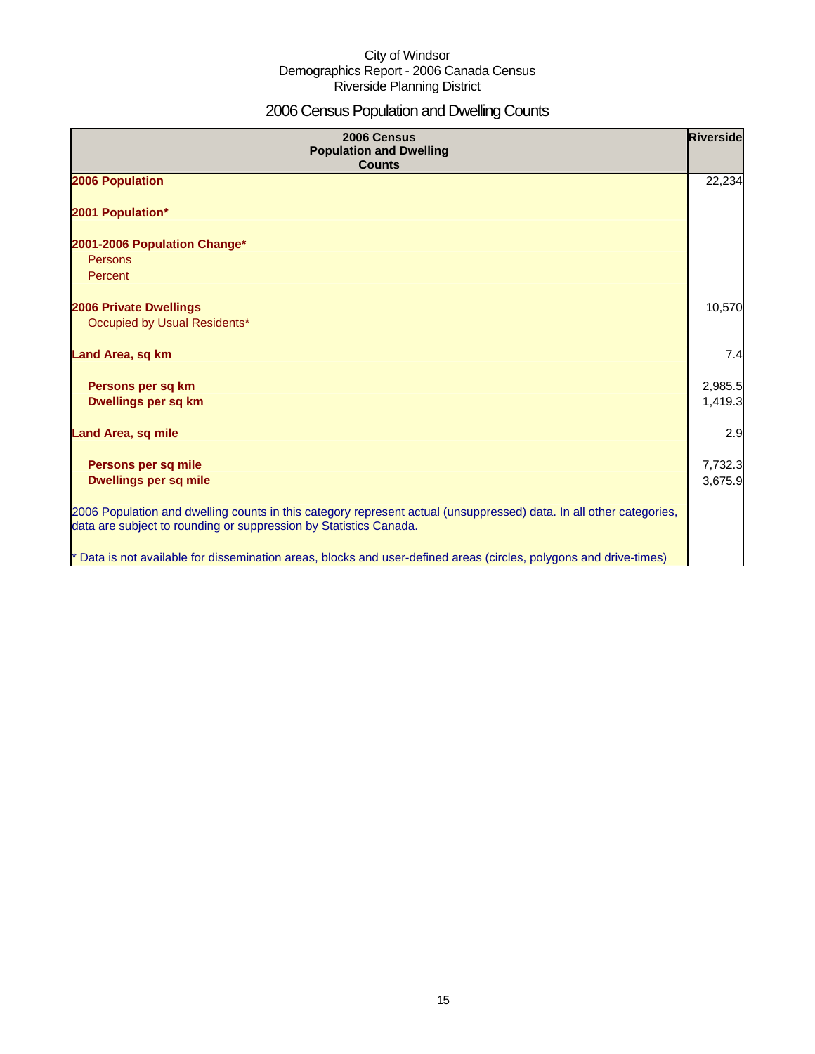City of Windsor
Demographics Report - 2006 Canada Census
Riverside Planning District

# 2006 Census Population and Dwelling Counts

| 2006 Census Population and Dwelling Counts | Riverside |
|---|---|
| **2006 Population** | 22,234 |
| **2001 Population*** | |
| **2001-2006 Population Change*** | |
| Persons | |
| Percent | |
| **2006 Private Dwellings** | 10,570 |
| Occupied by Usual Residents* | |
| **Land Area, sq km** | 7.4 |
| **Persons per sq km** | 2,985.5 |
| **Dwellings per sq km** | 1,419.3 |
| **Land Area, sq mile** | 2.9 |
| **Persons per sq mile** | 7,732.3 |
| **Dwellings per sq mile** | 3,675.9 |
| 2006 Population and dwelling counts in this category represent actual (unsuppressed) data. In all other categories, data are subject to rounding or suppression by Statistics Canada. | |
| * Data is not available for dissemination areas, blocks and user-defined areas (circles, polygons and drive-times) | |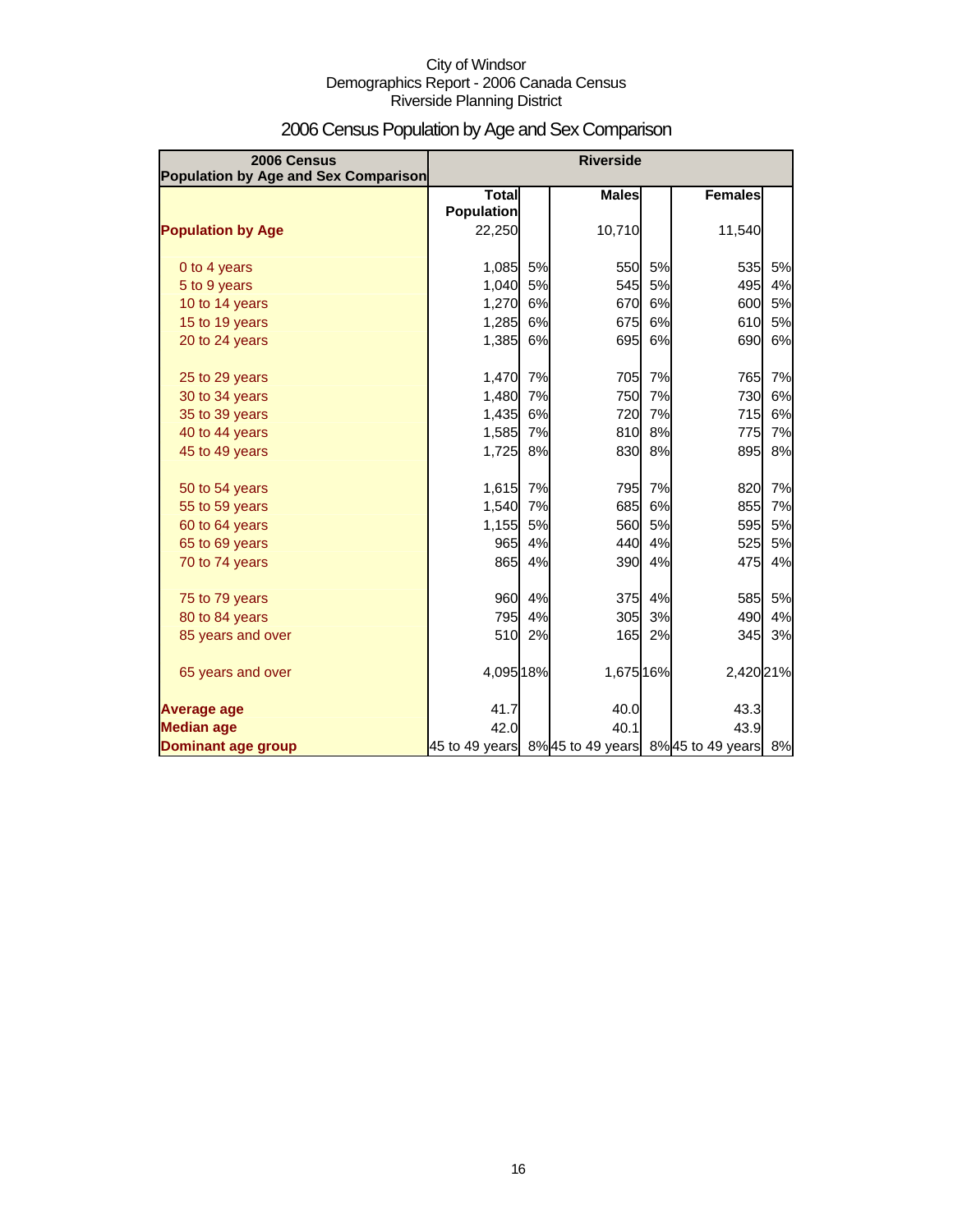City of Windsor
Demographics Report - 2006 Canada Census
Riverside Planning District

# 2006 Census Population by Age and Sex Comparison

| 2006 Census Population by Age and Sex Comparison | Riverside | | | | | |
|---|---|---|---|---|---|---|
| | Total Population | | Males | | Females | |
| **Population by Age** | 22,250 | | 10,710 | | 11,540 | |
| 0 to 4 years | 1,085 | 5% | 550 | 5% | 535 | 5% |
| 5 to 9 years | 1,040 | 5% | 545 | 5% | 495 | 4% |
| 10 to 14 years | 1,270 | 6% | 670 | 6% | 600 | 5% |
| 15 to 19 years | 1,285 | 6% | 675 | 6% | 610 | 5% |
| 20 to 24 years | 1,385 | 6% | 695 | 6% | 690 | 6% |
| 25 to 29 years | 1,470 | 7% | 705 | 7% | 765 | 7% |
| 30 to 34 years | 1,480 | 7% | 750 | 7% | 730 | 6% |
| 35 to 39 years | 1,435 | 6% | 720 | 7% | 715 | 6% |
| 40 to 44 years | 1,585 | 7% | 810 | 8% | 775 | 7% |
| 45 to 49 years | 1,725 | 8% | 830 | 8% | 895 | 8% |
| 50 to 54 years | 1,615 | 7% | 795 | 7% | 820 | 7% |
| 55 to 59 years | 1,540 | 7% | 685 | 6% | 855 | 7% |
| 60 to 64 years | 1,155 | 5% | 560 | 5% | 595 | 5% |
| 65 to 69 years | 965 | 4% | 440 | 4% | 525 | 5% |
| 70 to 74 years | 865 | 4% | 390 | 4% | 475 | 4% |
| 75 to 79 years | 960 | 4% | 375 | 4% | 585 | 5% |
| 80 to 84 years | 795 | 4% | 305 | 3% | 490 | 4% |
| 85 years and over | 510 | 2% | 165 | 2% | 345 | 3% |
| 65 years and over | 4,095 | 18% | 1,675 | 16% | 2,420 | 21% |
| **Average age** | 41.7 | | 40.0 | | 43.3 | |
| **Median age** | 42.0 | | 40.1 | | 43.9 | |
| **Dominant age group** | 45 to 49 years | 8% | 45 to 49 years | 8% | 45 to 49 years | 8% |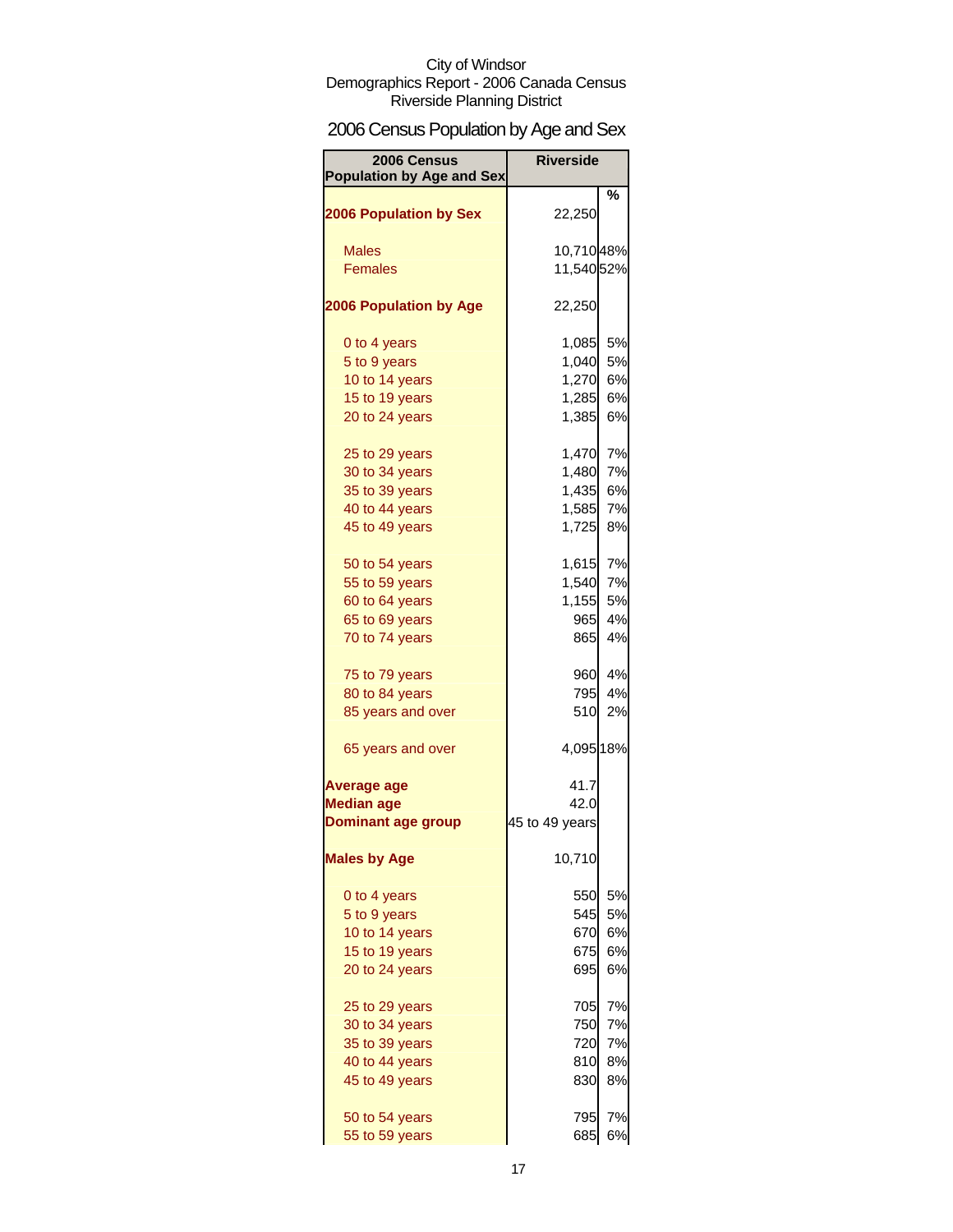City of Windsor
Demographics Report - 2006 Canada Census
Riverside Planning District

# 2006 Census Population by Age and Sex

| 2006 Census Population by Age and Sex | Riverside | % |
|---|---|---|
| **2006 Population by Sex** | 22,250 | |
| Males | 10,710 | 48% |
| Females | 11,540 | 52% |
| **2006 Population by Age** | 22,250 | |
| 0 to 4 years | 1,085 | 5% |
| 5 to 9 years | 1,040 | 5% |
| 10 to 14 years | 1,270 | 6% |
| 15 to 19 years | 1,285 | 6% |
| 20 to 24 years | 1,385 | 6% |
| 25 to 29 years | 1,470 | 7% |
| 30 to 34 years | 1,480 | 7% |
| 35 to 39 years | 1,435 | 6% |
| 40 to 44 years | 1,585 | 7% |
| 45 to 49 years | 1,725 | 8% |
| 50 to 54 years | 1,615 | 7% |
| 55 to 59 years | 1,540 | 7% |
| 60 to 64 years | 1,155 | 5% |
| 65 to 69 years | 965 | 4% |
| 70 to 74 years | 865 | 4% |
| 75 to 79 years | 960 | 4% |
| 80 to 84 years | 795 | 4% |
| 85 years and over | 510 | 2% |
| 65 years and over | 4,095 | 18% |
| **Average age** | 41.7 | |
| **Median age** | 42.0 | |
| **Dominant age group** | 45 to 49 years | |
| **Males by Age** | 10,710 | |
| 0 to 4 years | 550 | 5% |
| 5 to 9 years | 545 | 5% |
| 10 to 14 years | 670 | 6% |
| 15 to 19 years | 675 | 6% |
| 20 to 24 years | 695 | 6% |
| 25 to 29 years | 705 | 7% |
| 30 to 34 years | 750 | 7% |
| 35 to 39 years | 720 | 7% |
| 40 to 44 years | 810 | 8% |
| 45 to 49 years | 830 | 8% |
| 50 to 54 years | 795 | 7% |
| 55 to 59 years | 685 | 6% |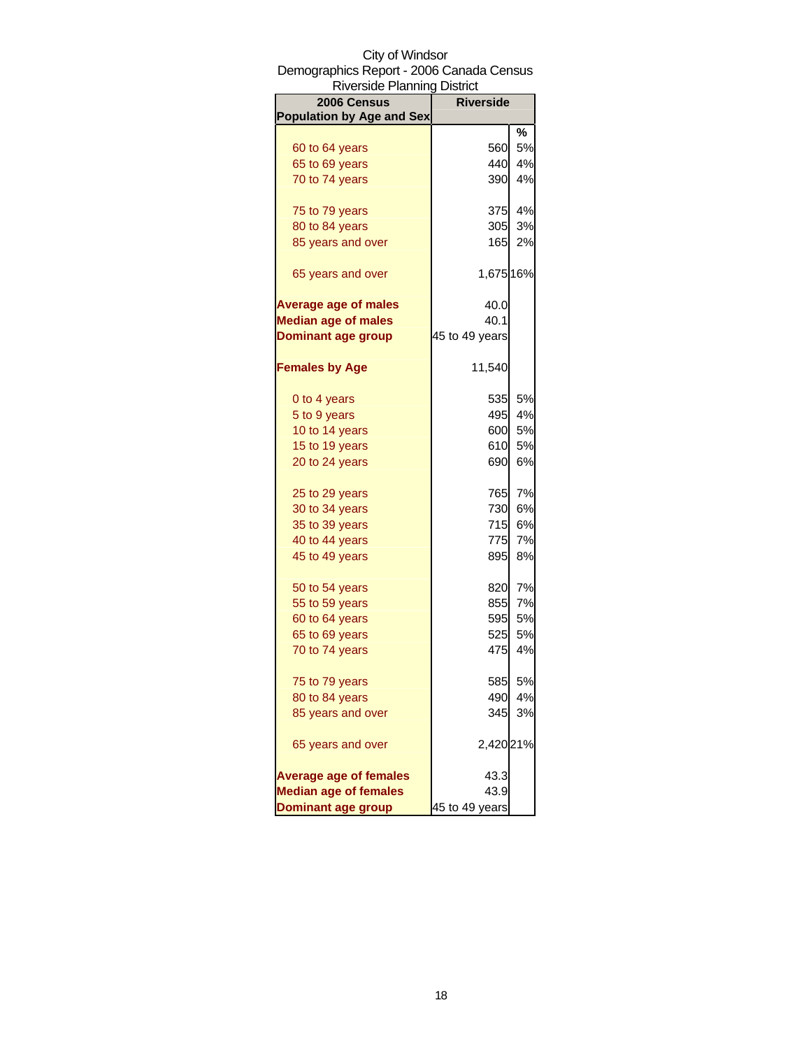City of Windsor
Demographics Report - 2006 Canada Census
Riverside Planning District

| 2006 Census Population by Age and Sex | Riverside | |
|---|---|---|
| | | % |
| 60 to 64 years | 560 | 5% |
| 65 to 69 years | 440 | 4% |
| 70 to 74 years | 390 | 4% |
| | | |
| 75 to 79 years | 375 | 4% |
| 80 to 84 years | 305 | 3% |
| 85 years and over | 165 | 2% |
| | | |
| 65 years and over | 1,675 | 16% |
| | | |
| **Average age of males** | 40.0 | |
| **Median age of males** | 40.1 | |
| **Dominant age group** | 45 to 49 years | |
| | | |
| **Females by Age** | 11,540 | |
| | | |
| 0 to 4 years | 535 | 5% |
| 5 to 9 years | 495 | 4% |
| 10 to 14 years | 600 | 5% |
| 15 to 19 years | 610 | 5% |
| 20 to 24 years | 690 | 6% |
| | | |
| 25 to 29 years | 765 | 7% |
| 30 to 34 years | 730 | 6% |
| 35 to 39 years | 715 | 6% |
| 40 to 44 years | 775 | 7% |
| 45 to 49 years | 895 | 8% |
| | | |
| 50 to 54 years | 820 | 7% |
| 55 to 59 years | 855 | 7% |
| 60 to 64 years | 595 | 5% |
| 65 to 69 years | 525 | 5% |
| 70 to 74 years | 475 | 4% |
| | | |
| 75 to 79 years | 585 | 5% |
| 80 to 84 years | 490 | 4% |
| 85 years and over | 345 | 3% |
| | | |
| 65 years and over | 2,420 | 21% |
| | | |
| **Average age of females** | 43.3 | |
| **Median age of females** | 43.9 | |
| **Dominant age group** | 45 to 49 years | |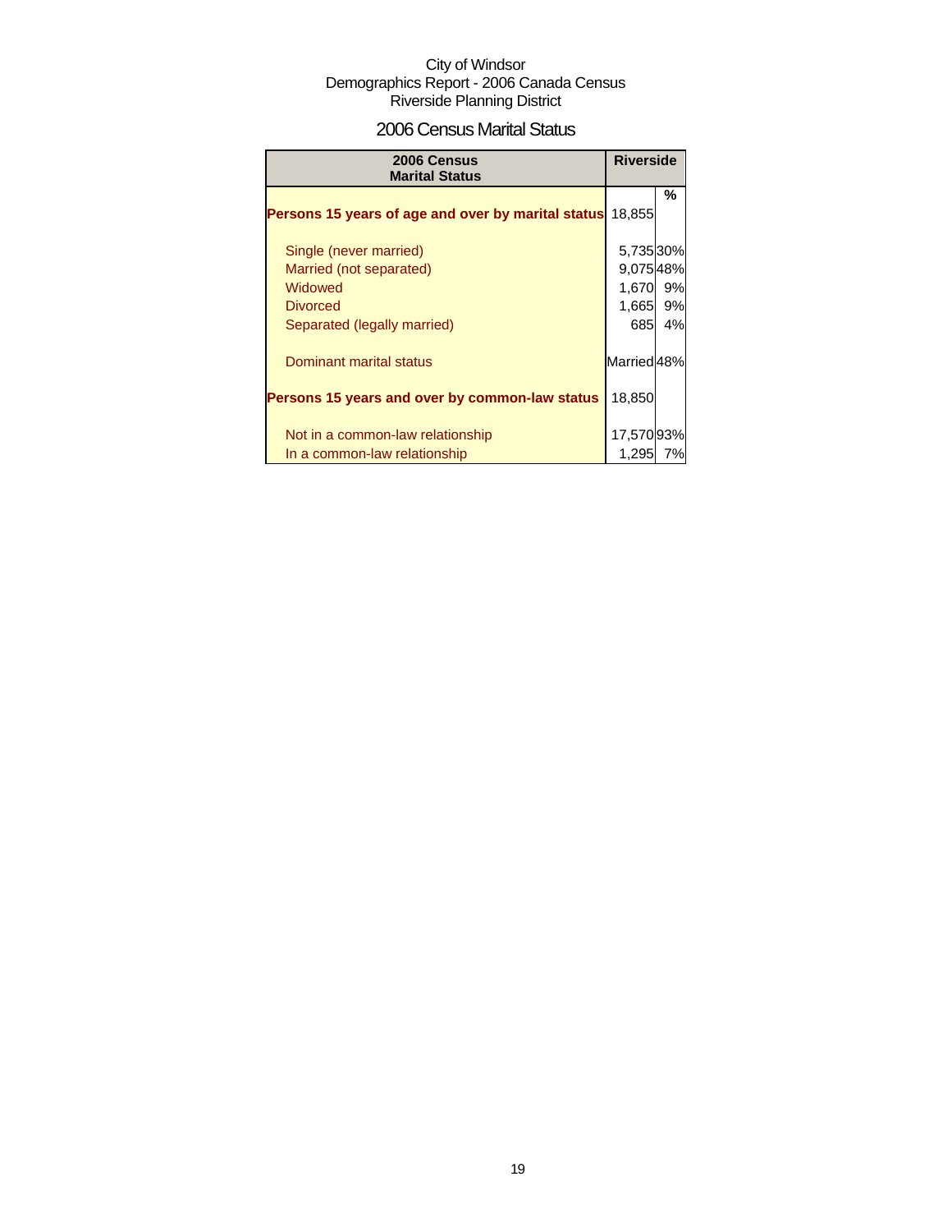City of Windsor
Demographics Report - 2006 Canada Census
Riverside Planning District

# 2006 Census Marital Status

| 2006 Census Marital Status | Riverside | |
|---|---|---|
| | | % |
| **Persons 15 years of age and over by marital status** | 18,855 | |
| Single (never married) | 5,735 | 30% |
| Married (not separated) | 9,075 | 48% |
| Widowed | 1,670 | 9% |
| Divorced | 1,665 | 9% |
| Separated (legally married) | 685 | 4% |
| Dominant marital status | Married | 48% |
| **Persons 15 years and over by common-law status** | 18,850 | |
| Not in a common-law relationship | 17,570 | 93% |
| In a common-law relationship | 1,295 | 7% |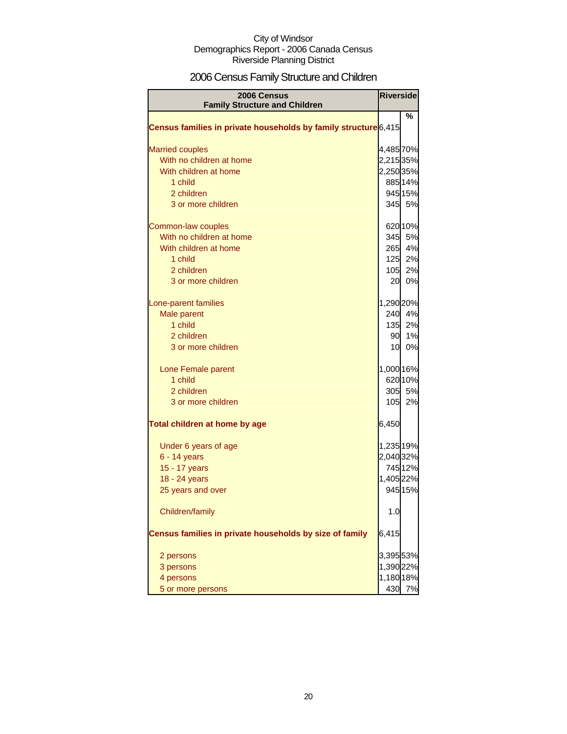City of Windsor
Demographics Report - 2006 Canada Census
Riverside Planning District

# 2006 Census Family Structure and Children

| 2006 Census Family Structure and Children | Riverside | |
|---|---|---|
| | | % |
| **Census families in private households by family structure** | 6,415 | |
| Married couples | 4,485 | 70% |
| With no children at home | 2,215 | 35% |
| With children at home | 2,250 | 35% |
| 1 child | 885 | 14% |
| 2 children | 945 | 15% |
| 3 or more children | 345 | 5% |
| Common-law couples | 620 | 10% |
| With no children at home | 345 | 5% |
| With children at home | 265 | 4% |
| 1 child | 125 | 2% |
| 2 children | 105 | 2% |
| 3 or more children | 20 | 0% |
| Lone-parent families | 1,290 | 20% |
| Male parent | 240 | 4% |
| 1 child | 135 | 2% |
| 2 children | 90 | 1% |
| 3 or more children | 10 | 0% |
| Lone Female parent | 1,000 | 16% |
| 1 child | 620 | 10% |
| 2 children | 305 | 5% |
| 3 or more children | 105 | 2% |
| **Total children at home by age** | 6,450 | |
| Under 6 years of age | 1,235 | 19% |
| 6 - 14 years | 2,040 | 32% |
| 15 - 17 years | 745 | 12% |
| 18 - 24 years | 1,405 | 22% |
| 25 years and over | 945 | 15% |
| Children/family | 1.0 | |
| **Census families in private households by size of family** | 6,415 | |
| 2 persons | 3,395 | 53% |
| 3 persons | 1,390 | 22% |
| 4 persons | 1,180 | 18% |
| 5 or more persons | 430 | 7% |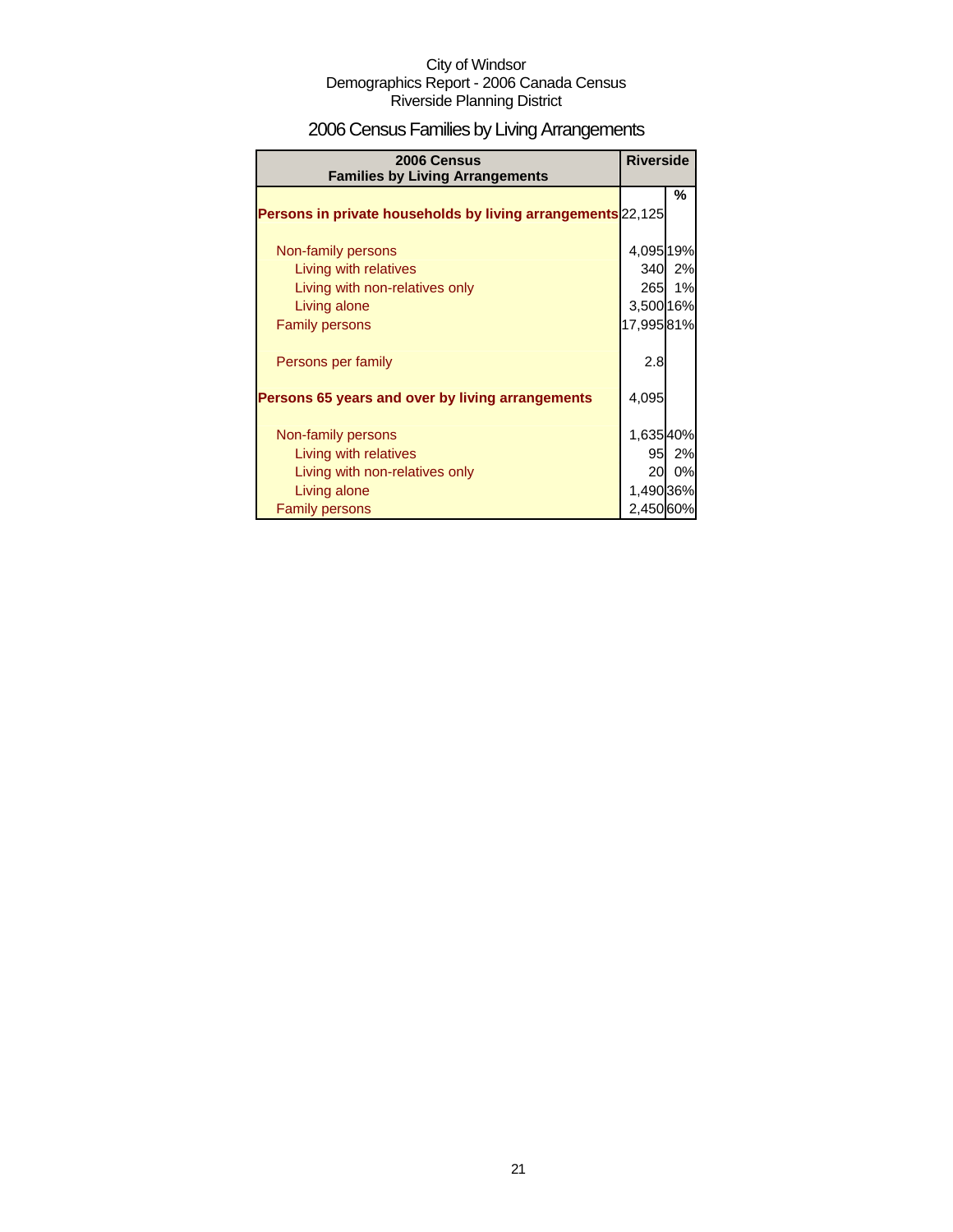City of Windsor
Demographics Report - 2006 Canada Census
Riverside Planning District

# 2006 Census Families by Living Arrangements

| 2006 Census Families by Living Arrangements | Riverside | |
|---|---|---|
| | | % |
| **Persons in private households by living arrangements** | 22,125 | |
| Non-family persons | 4,095 | 19% |
| Living with relatives | 340 | 2% |
| Living with non-relatives only | 265 | 1% |
| Living alone | 3,500 | 16% |
| Family persons | 17,995 | 81% |
| Persons per family | 2.8 | |
| **Persons 65 years and over by living arrangements** | 4,095 | |
| Non-family persons | 1,635 | 40% |
| Living with relatives | 95 | 2% |
| Living with non-relatives only | 20 | 0% |
| Living alone | 1,490 | 36% |
| Family persons | 2,450 | 60% |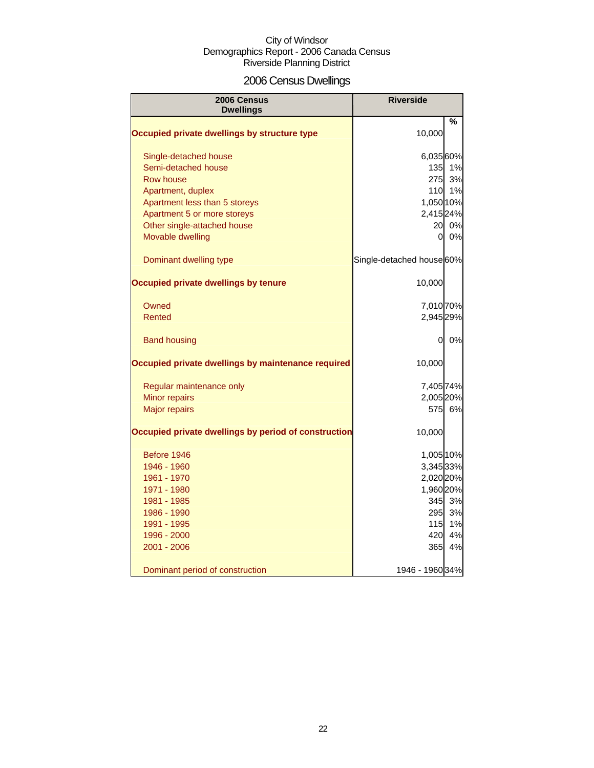City of Windsor
Demographics Report - 2006 Canada Census
Riverside Planning District

# 2006 Census Dwellings

| 2006 Census Dwellings | Riverside | % |
|---|---|---|
| **Occupied private dwellings by structure type** | 10,000 | |
| Single-detached house | 6,035 | 60% |
| Semi-detached house | 135 | 1% |
| Row house | 275 | 3% |
| Apartment, duplex | 110 | 1% |
| Apartment less than 5 storeys | 1,050 | 10% |
| Apartment 5 or more storeys | 2,415 | 24% |
| Other single-attached house | 20 | 0% |
| Movable dwelling | 0 | 0% |
| Dominant dwelling type | Single-detached house | 60% |
| **Occupied private dwellings by tenure** | 10,000 | |
| Owned | 7,010 | 70% |
| Rented | 2,945 | 29% |
| Band housing | 0 | 0% |
| **Occupied private dwellings by maintenance required** | 10,000 | |
| Regular maintenance only | 7,405 | 74% |
| Minor repairs | 2,005 | 20% |
| Major repairs | 575 | 6% |
| **Occupied private dwellings by period of construction** | 10,000 | |
| Before 1946 | 1,005 | 10% |
| 1946 - 1960 | 3,345 | 33% |
| 1961 - 1970 | 2,020 | 20% |
| 1971 - 1980 | 1,960 | 20% |
| 1981 - 1985 | 345 | 3% |
| 1986 - 1990 | 295 | 3% |
| 1991 - 1995 | 115 | 1% |
| 1996 - 2000 | 420 | 4% |
| 2001 - 2006 | 365 | 4% |
| Dominant period of construction | 1946 - 1960 | 34% |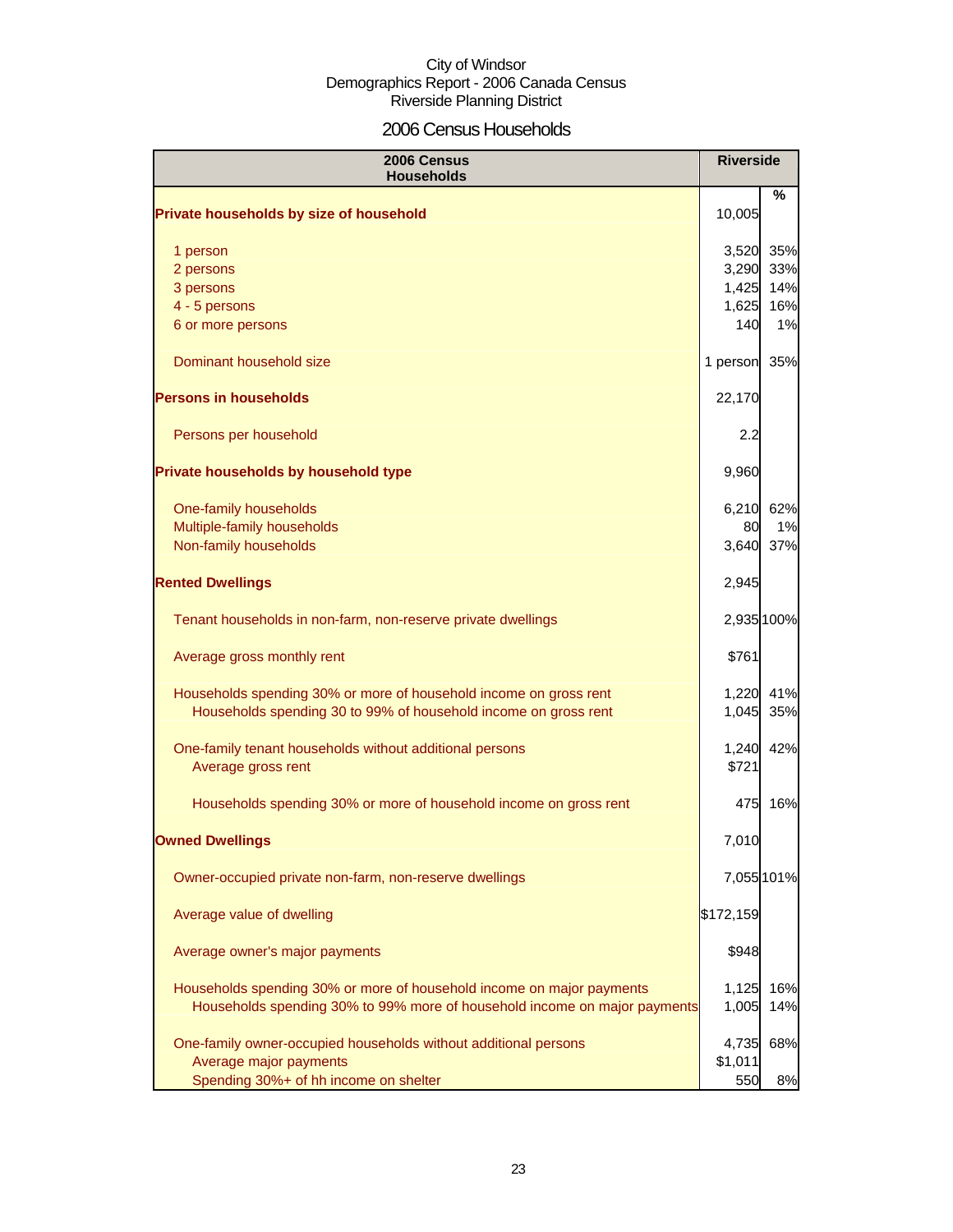City of Windsor
Demographics Report - 2006 Canada Census
Riverside Planning District

# 2006 Census Households

| 2006 Census Households | Riverside | % |
|---|---|---|
| **Private households by size of household** | 10,005 | |
| 1 person | 3,520 | 35% |
| 2 persons | 3,290 | 33% |
| 3 persons | 1,425 | 14% |
| 4 - 5 persons | 1,625 | 16% |
| 6 or more persons | 140 | 1% |
| Dominant household size | 1 person | 35% |
| **Persons in households** | 22,170 | |
| Persons per household | 2.2 | |
| **Private households by household type** | 9,960 | |
| One-family households | 6,210 | 62% |
| Multiple-family households | 80 | 1% |
| Non-family households | 3,640 | 37% |
| **Rented Dwellings** | 2,945 | |
| Tenant households in non-farm, non-reserve private dwellings | 2,935 | 100% |
| Average gross monthly rent | $761 | |
| Households spending 30% or more of household income on gross rent | 1,220 | 41% |
| Households spending 30 to 99% of household income on gross rent | 1,045 | 35% |
| One-family tenant households without additional persons | 1,240 | 42% |
| Average gross rent | $721 | |
| Households spending 30% or more of household income on gross rent | 475 | 16% |
| **Owned Dwellings** | 7,010 | |
| Owner-occupied private non-farm, non-reserve dwellings | 7,055 | 101% |
| Average value of dwelling | $172,159 | |
| Average owner's major payments | $948 | |
| Households spending 30% or more of household income on major payments | 1,125 | 16% |
| Households spending 30% to 99% more of household income on major payments | 1,005 | 14% |
| One-family owner-occupied households without additional persons | 4,735 | 68% |
| Average major payments | $1,011 | |
| Spending 30%+ of hh income on shelter | 550 | 8% |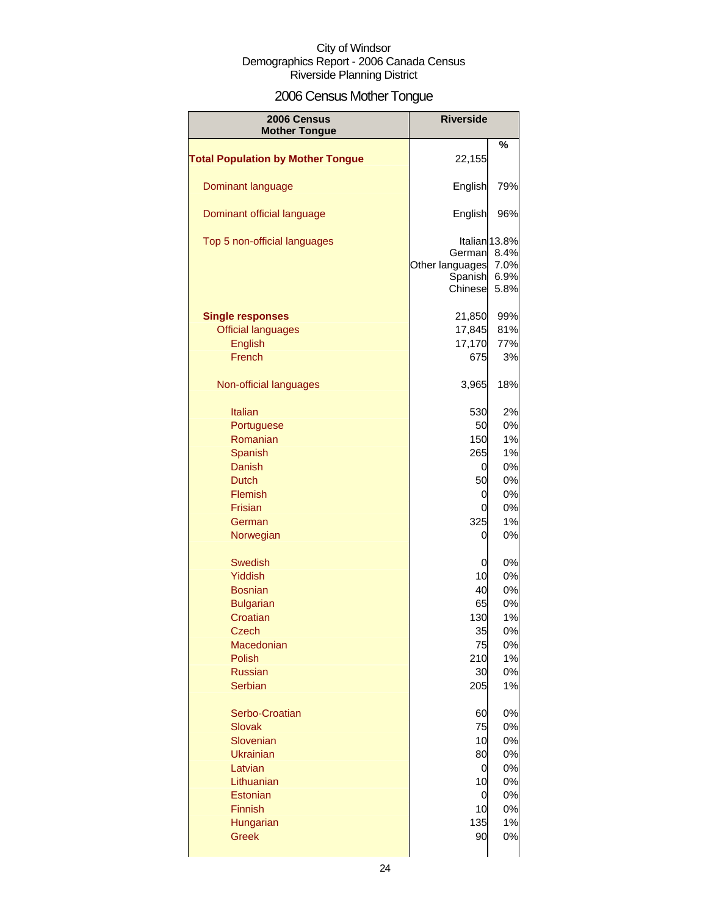City of Windsor
Demographics Report - 2006 Canada Census
Riverside Planning District

# 2006 Census Mother Tongue

| 2006 Census Mother Tongue | Riverside | % |
|---|---|---|
| **Total Population by Mother Tongue** | 22,155 | |
| Dominant language | English | 79% |
| Dominant official language | English | 96% |
| Top 5 non-official languages | Italian | 13.8% |
| | German | 8.4% |
| | Other languages | 7.0% |
| | Spanish | 6.9% |
| | Chinese | 5.8% |
| **Single responses** | 21,850 | 99% |
| Official languages | 17,845 | 81% |
| English | 17,170 | 77% |
| French | 675 | 3% |
| Non-official languages | 3,965 | 18% |
| Italian | 530 | 2% |
| Portuguese | 50 | 0% |
| Romanian | 150 | 1% |
| Spanish | 265 | 1% |
| Danish | 0 | 0% |
| Dutch | 50 | 0% |
| Flemish | 0 | 0% |
| Frisian | 0 | 0% |
| German | 325 | 1% |
| Norwegian | 0 | 0% |
| Swedish | 0 | 0% |
| Yiddish | 10 | 0% |
| Bosnian | 40 | 0% |
| Bulgarian | 65 | 0% |
| Croatian | 130 | 1% |
| Czech | 35 | 0% |
| Macedonian | 75 | 0% |
| Polish | 210 | 1% |
| Russian | 30 | 0% |
| Serbian | 205 | 1% |
| Serbo-Croatian | 60 | 0% |
| Slovak | 75 | 0% |
| Slovenian | 10 | 0% |
| Ukrainian | 80 | 0% |
| Latvian | 0 | 0% |
| Lithuanian | 10 | 0% |
| Estonian | 0 | 0% |
| Finnish | 10 | 0% |
| Hungarian | 135 | 1% |
| Greek | 90 | 0% |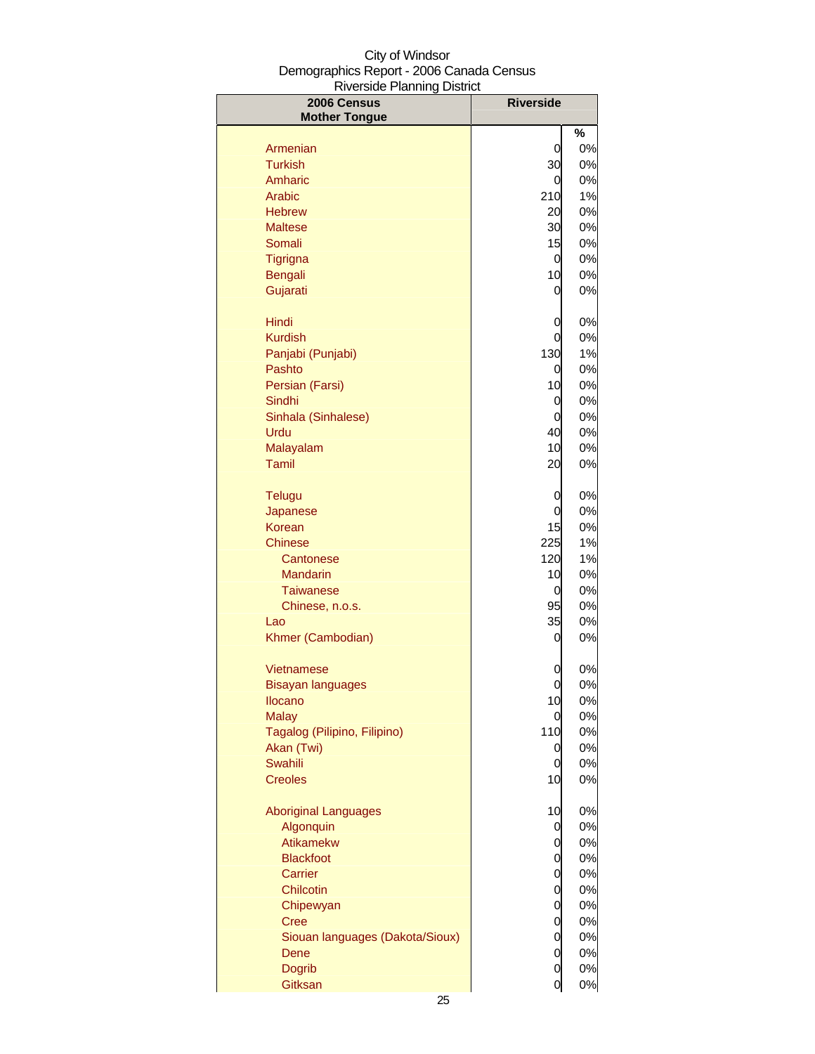City of Windsor
Demographics Report - 2006 Canada Census
Riverside Planning District

| 2006 Census Mother Tongue | Riverside | |
|---|---|---|
| | | % |
| Armenian | 0 | 0% |
| Turkish | 30 | 0% |
| Amharic | 0 | 0% |
| Arabic | 210 | 1% |
| Hebrew | 20 | 0% |
| Maltese | 30 | 0% |
| Somali | 15 | 0% |
| Tigrigna | 0 | 0% |
| Bengali | 10 | 0% |
| Gujarati | 0 | 0% |
| Hindi | 0 | 0% |
| Kurdish | 0 | 0% |
| Panjabi (Punjabi) | 130 | 1% |
| Pashto | 0 | 0% |
| Persian (Farsi) | 10 | 0% |
| Sindhi | 0 | 0% |
| Sinhala (Sinhalese) | 0 | 0% |
| Urdu | 40 | 0% |
| Malayalam | 10 | 0% |
| Tamil | 20 | 0% |
| Telugu | 0 | 0% |
| Japanese | 0 | 0% |
| Korean | 15 | 0% |
| Chinese | 225 | 1% |
| Cantonese | 120 | 1% |
| Mandarin | 10 | 0% |
| Taiwanese | 0 | 0% |
| Chinese, n.o.s. | 95 | 0% |
| Lao | 35 | 0% |
| Khmer (Cambodian) | 0 | 0% |
| Vietnamese | 0 | 0% |
| Bisayan languages | 0 | 0% |
| Ilocano | 10 | 0% |
| Malay | 0 | 0% |
| Tagalog (Pilipino, Filipino) | 110 | 0% |
| Akan (Twi) | 0 | 0% |
| Swahili | 0 | 0% |
| Creoles | 10 | 0% |
| Aboriginal Languages | 10 | 0% |
| Algonquin | 0 | 0% |
| Atikamekw | 0 | 0% |
| Blackfoot | 0 | 0% |
| Carrier | 0 | 0% |
| Chilcotin | 0 | 0% |
| Chipewyan | 0 | 0% |
| Cree | 0 | 0% |
| Siouan languages (Dakota/Sioux) | 0 | 0% |
| Dene | 0 | 0% |
| Dogrib | 0 | 0% |
| Gitksan | 0 | 0% |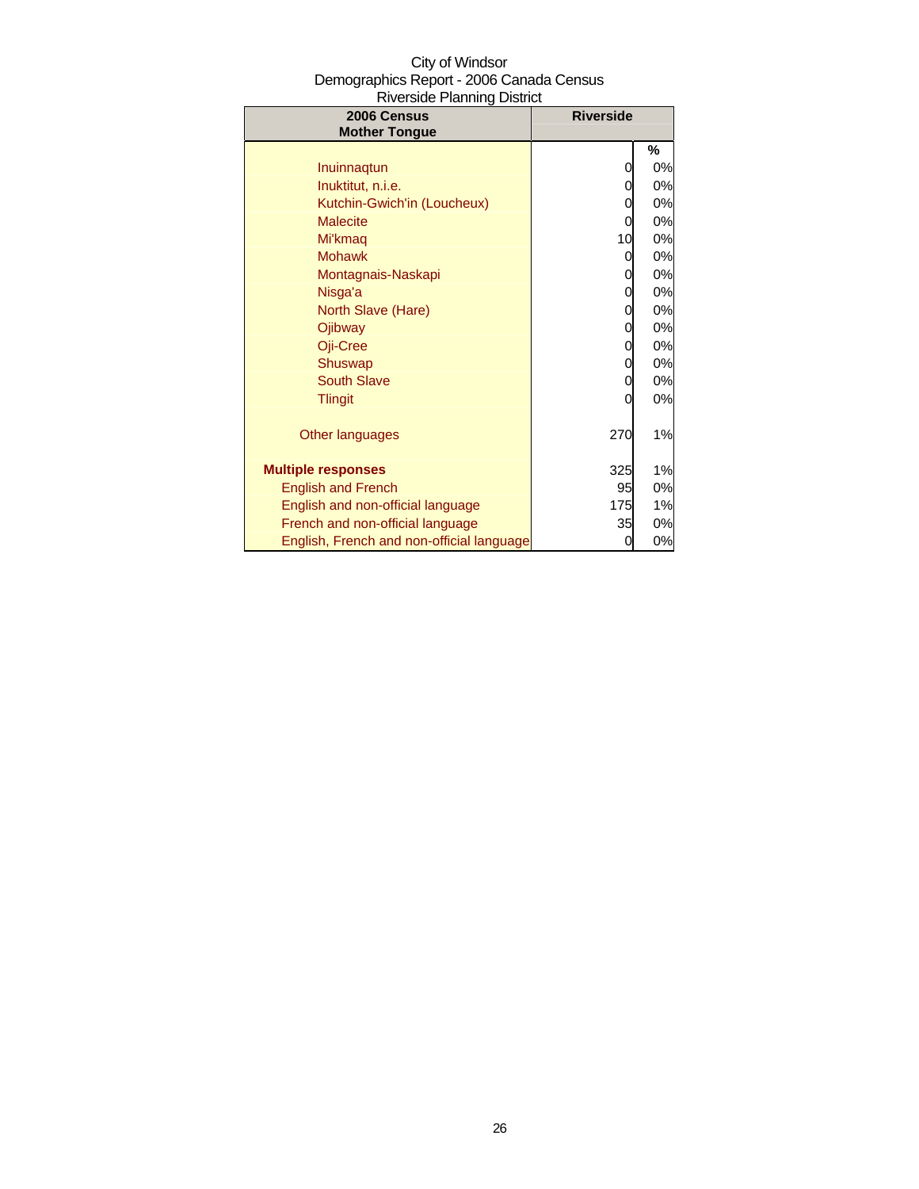City of Windsor
Demographics Report - 2006 Canada Census
Riverside Planning District

| 2006 Census Mother Tongue | Riverside | |
|---|---|---|
| | | % |
| Inuinnaqtun | 0 | 0% |
| Inuktitut, n.i.e. | 0 | 0% |
| Kutchin-Gwich'in (Loucheux) | 0 | 0% |
| Malecite | 0 | 0% |
| Mi'kmaq | 10 | 0% |
| Mohawk | 0 | 0% |
| Montagnais-Naskapi | 0 | 0% |
| Nisga'a | 0 | 0% |
| North Slave (Hare) | 0 | 0% |
| Ojibway | 0 | 0% |
| Oji-Cree | 0 | 0% |
| Shuswap | 0 | 0% |
| South Slave | 0 | 0% |
| Tlingit | 0 | 0% |
| Other languages | 270 | 1% |
| **Multiple responses** | 325 | 1% |
| English and French | 95 | 0% |
| English and non-official language | 175 | 1% |
| French and non-official language | 35 | 0% |
| English, French and non-official language | 0 | 0% |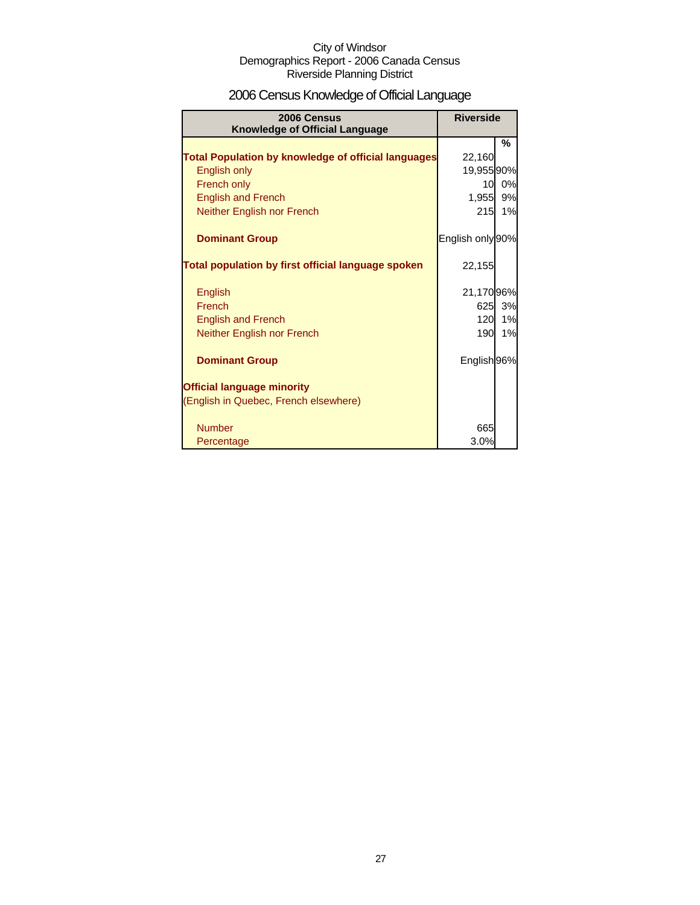City of Windsor
Demographics Report - 2006 Canada Census
Riverside Planning District

# 2006 Census Knowledge of Official Language

| 2006 Census Knowledge of Official Language | Riverside | |
|---|---|---|
| | | % |
| **Total Population by knowledge of official languages** | 22,160 | |
| English only | 19,955 | 90% |
| French only | 10 | 0% |
| English and French | 1,955 | 9% |
| Neither English nor French | 215 | 1% |
| | | |
| **Dominant Group** | English only | 90% |
| | | |
| **Total population by first official language spoken** | 22,155 | |
| | | |
| English | 21,170 | 96% |
| French | 625 | 3% |
| English and French | 120 | 1% |
| Neither English nor French | 190 | 1% |
| | | |
| **Dominant Group** | English | 96% |
| | | |
| **Official language minority** | | |
| (English in Quebec, French elsewhere) | | |
| | | |
| Number | 665 | |
| Percentage | 3.0% | |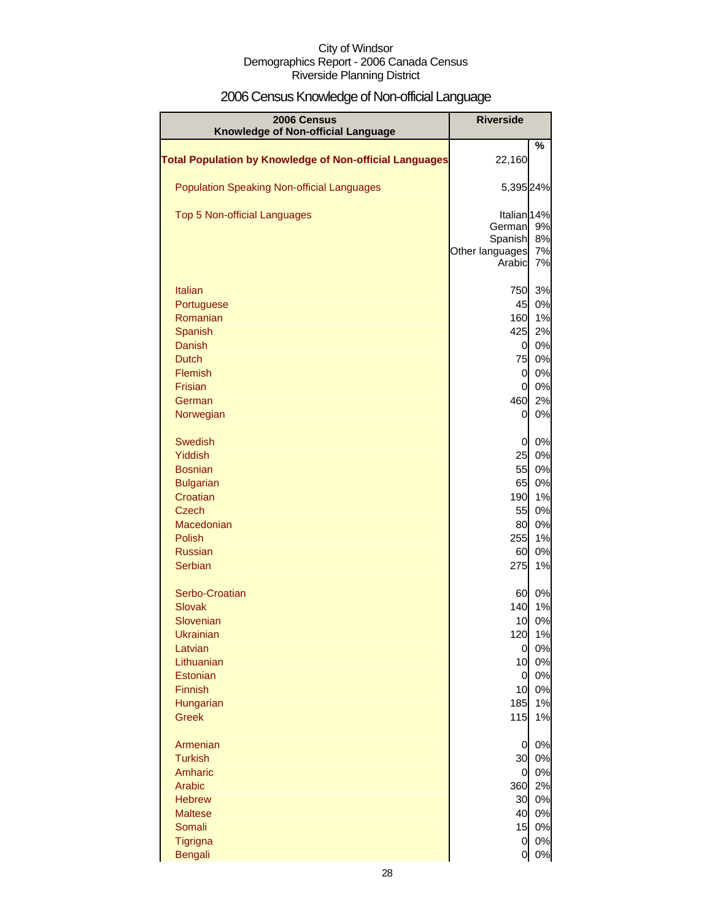City of Windsor
Demographics Report - 2006 Canada Census
Riverside Planning District

# 2006 Census Knowledge of Non-official Language

| 2006 Census Knowledge of Non-official Language | Riverside | |
|---|---|---|
| | | % |
| **Total Population by Knowledge of Non-official Languages** | 22,160 | |
| Population Speaking Non-official Languages | 5,395 | 24% |
| Top 5 Non-official Languages | Italian | 14% |
| | German | 9% |
| | Spanish | 8% |
| | Other languages | 7% |
| | Arabic | 7% |
| Italian | 750 | 3% |
| Portuguese | 45 | 0% |
| Romanian | 160 | 1% |
| Spanish | 425 | 2% |
| Danish | 0 | 0% |
| Dutch | 75 | 0% |
| Flemish | 0 | 0% |
| Frisian | 0 | 0% |
| German | 460 | 2% |
| Norwegian | 0 | 0% |
| Swedish | 0 | 0% |
| Yiddish | 25 | 0% |
| Bosnian | 55 | 0% |
| Bulgarian | 65 | 0% |
| Croatian | 190 | 1% |
| Czech | 55 | 0% |
| Macedonian | 80 | 0% |
| Polish | 255 | 1% |
| Russian | 60 | 0% |
| Serbian | 275 | 1% |
| Serbo-Croatian | 60 | 0% |
| Slovak | 140 | 1% |
| Slovenian | 10 | 0% |
| Ukrainian | 120 | 1% |
| Latvian | 0 | 0% |
| Lithuanian | 10 | 0% |
| Estonian | 0 | 0% |
| Finnish | 10 | 0% |
| Hungarian | 185 | 1% |
| Greek | 115 | 1% |
| Armenian | 0 | 0% |
| Turkish | 30 | 0% |
| Amharic | 0 | 0% |
| Arabic | 360 | 2% |
| Hebrew | 30 | 0% |
| Maltese | 40 | 0% |
| Somali | 15 | 0% |
| Tigrigna | 0 | 0% |
| Bengali | 0 | 0% |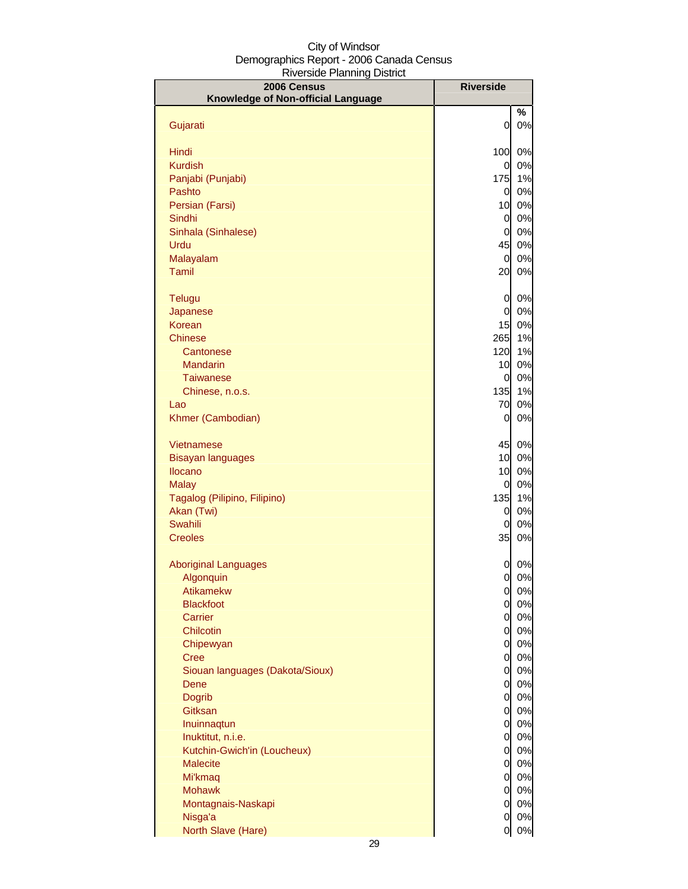City of Windsor
Demographics Report - 2006 Canada Census
Riverside Planning District

| 2006 Census Knowledge of Non-official Language | Riverside | |
|---|---|---|
| | | % |
| Gujarati | 0 | 0% |
| Hindi | 100 | 0% |
| Kurdish | 0 | 0% |
| Panjabi (Punjabi) | 175 | 1% |
| Pashto | 0 | 0% |
| Persian (Farsi) | 10 | 0% |
| Sindhi | 0 | 0% |
| Sinhala (Sinhalese) | 0 | 0% |
| Urdu | 45 | 0% |
| Malayalam | 0 | 0% |
| Tamil | 20 | 0% |
| Telugu | 0 | 0% |
| Japanese | 0 | 0% |
| Korean | 15 | 0% |
| Chinese | 265 | 1% |
| Cantonese | 120 | 1% |
| Mandarin | 10 | 0% |
| Taiwanese | 0 | 0% |
| Chinese, n.o.s. | 135 | 1% |
| Lao | 70 | 0% |
| Khmer (Cambodian) | 0 | 0% |
| Vietnamese | 45 | 0% |
| Bisayan languages | 10 | 0% |
| Ilocano | 10 | 0% |
| Malay | 0 | 0% |
| Tagalog (Pilipino, Filipino) | 135 | 1% |
| Akan (Twi) | 0 | 0% |
| Swahili | 0 | 0% |
| Creoles | 35 | 0% |
| Aboriginal Languages | 0 | 0% |
| Algonquin | 0 | 0% |
| Atikamekw | 0 | 0% |
| Blackfoot | 0 | 0% |
| Carrier | 0 | 0% |
| Chilcotin | 0 | 0% |
| Chipewyan | 0 | 0% |
| Cree | 0 | 0% |
| Siouan languages (Dakota/Sioux) | 0 | 0% |
| Dene | 0 | 0% |
| Dogrib | 0 | 0% |
| Gitksan | 0 | 0% |
| Inuinnaqtun | 0 | 0% |
| Inuktitut, n.i.e. | 0 | 0% |
| Kutchin-Gwich'in (Loucheux) | 0 | 0% |
| Malecite | 0 | 0% |
| Mi'kmaq | 0 | 0% |
| Mohawk | 0 | 0% |
| Montagnais-Naskapi | 0 | 0% |
| Nisga'a | 0 | 0% |
| North Slave (Hare) | 0 | 0% |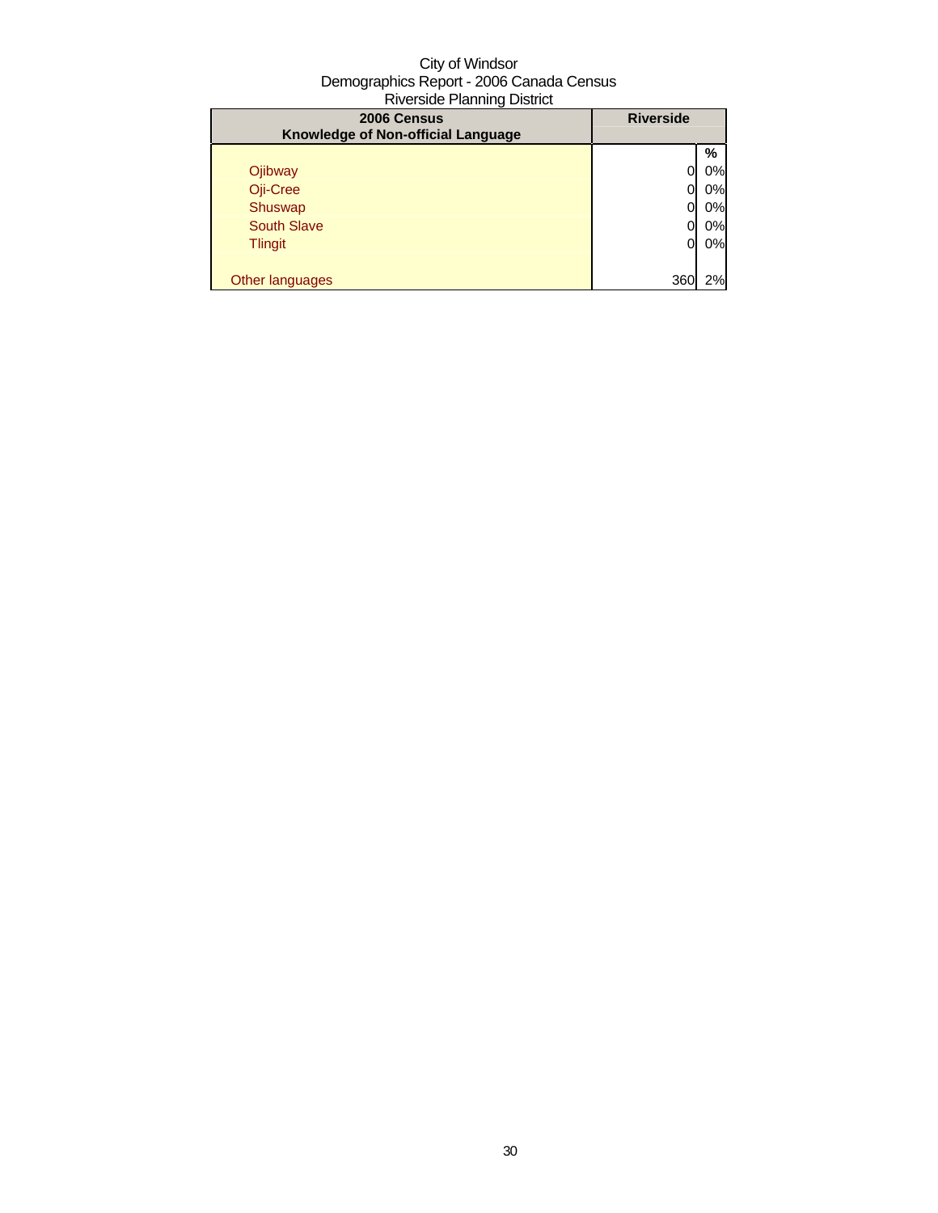City of Windsor
Demographics Report - 2006 Canada Census
Riverside Planning District

| 2006 Census Knowledge of Non-official Language | Riverside | |
|---|---|---|
| | | % |
| Ojibway | 0 | 0% |
| Oji-Cree | 0 | 0% |
| Shuswap | 0 | 0% |
| South Slave | 0 | 0% |
| Tlingit | 0 | 0% |
| Other languages | 360 | 2% |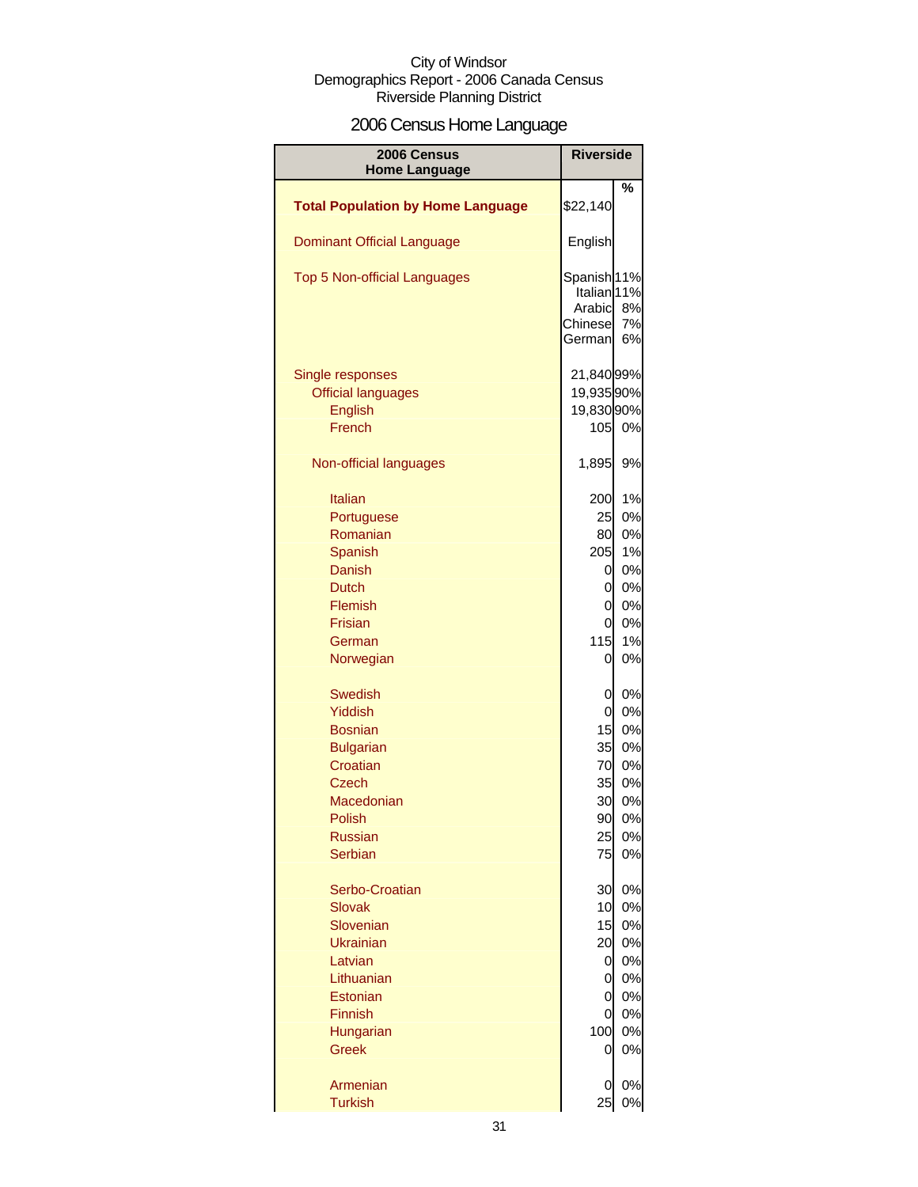City of Windsor
Demographics Report - 2006 Canada Census
Riverside Planning District

# 2006 Census Home Language

| 2006 Census Home Language | Riverside | % |
|---|---|---|
| **Total Population by Home Language** | $22,140 | |
| Dominant Official Language | English | |
| Top 5 Non-official Languages | Spanish | 11% |
| | Italian | 11% |
| | Arabic | 8% |
| | Chinese | 7% |
| | German | 6% |
| Single responses | 21,840 | 99% |
| Official languages | 19,935 | 90% |
| English | 19,830 | 90% |
| French | 105 | 0% |
| Non-official languages | 1,895 | 9% |
| Italian | 200 | 1% |
| Portuguese | 25 | 0% |
| Romanian | 80 | 0% |
| Spanish | 205 | 1% |
| Danish | 0 | 0% |
| Dutch | 0 | 0% |
| Flemish | 0 | 0% |
| Frisian | 0 | 0% |
| German | 115 | 1% |
| Norwegian | 0 | 0% |
| Swedish | 0 | 0% |
| Yiddish | 0 | 0% |
| Bosnian | 15 | 0% |
| Bulgarian | 35 | 0% |
| Croatian | 70 | 0% |
| Czech | 35 | 0% |
| Macedonian | 30 | 0% |
| Polish | 90 | 0% |
| Russian | 25 | 0% |
| Serbian | 75 | 0% |
| Serbo-Croatian | 30 | 0% |
| Slovak | 10 | 0% |
| Slovenian | 15 | 0% |
| Ukrainian | 20 | 0% |
| Latvian | 0 | 0% |
| Lithuanian | 0 | 0% |
| Estonian | 0 | 0% |
| Finnish | 0 | 0% |
| Hungarian | 100 | 0% |
| Greek | 0 | 0% |
| Armenian | 0 | 0% |
| Turkish | 25 | 0% |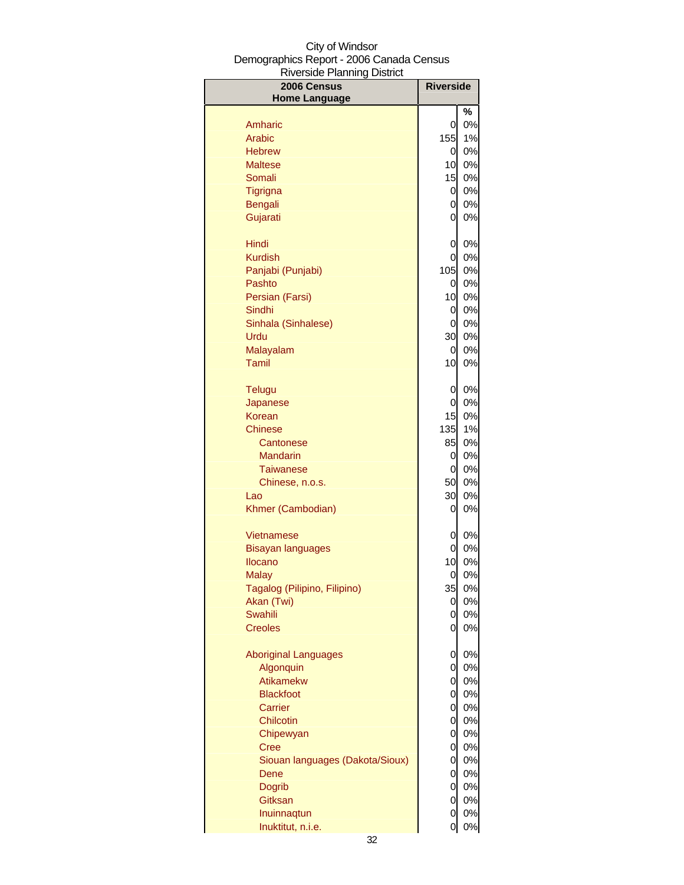City of Windsor
Demographics Report - 2006 Canada Census
Riverside Planning District

| 2006 Census Home Language | Riverside | |
|---|---|---|
| | | % |
| Amharic | 0 | 0% |
| Arabic | 155 | 1% |
| Hebrew | 0 | 0% |
| Maltese | 10 | 0% |
| Somali | 15 | 0% |
| Tigrigna | 0 | 0% |
| Bengali | 0 | 0% |
| Gujarati | 0 | 0% |
| | | |
| Hindi | 0 | 0% |
| Kurdish | 0 | 0% |
| Panjabi (Punjabi) | 105 | 0% |
| Pashto | 0 | 0% |
| Persian (Farsi) | 10 | 0% |
| Sindhi | 0 | 0% |
| Sinhala (Sinhalese) | 0 | 0% |
| Urdu | 30 | 0% |
| Malayalam | 0 | 0% |
| Tamil | 10 | 0% |
| | | |
| Telugu | 0 | 0% |
| Japanese | 0 | 0% |
| Korean | 15 | 0% |
| Chinese | 135 | 1% |
| Cantonese | 85 | 0% |
| Mandarin | 0 | 0% |
| Taiwanese | 0 | 0% |
| Chinese, n.o.s. | 50 | 0% |
| Lao | 30 | 0% |
| Khmer (Cambodian) | 0 | 0% |
| | | |
| Vietnamese | 0 | 0% |
| Bisayan languages | 0 | 0% |
| Ilocano | 10 | 0% |
| Malay | 0 | 0% |
| Tagalog (Pilipino, Filipino) | 35 | 0% |
| Akan (Twi) | 0 | 0% |
| Swahili | 0 | 0% |
| Creoles | 0 | 0% |
| | | |
| Aboriginal Languages | 0 | 0% |
| Algonquin | 0 | 0% |
| Atikamekw | 0 | 0% |
| Blackfoot | 0 | 0% |
| Carrier | 0 | 0% |
| Chilcotin | 0 | 0% |
| Chipewyan | 0 | 0% |
| Cree | 0 | 0% |
| Siouan languages (Dakota/Sioux) | 0 | 0% |
| Dene | 0 | 0% |
| Dogrib | 0 | 0% |
| Gitksan | 0 | 0% |
| Inuinnaqtun | 0 | 0% |
| Inuktitut, n.i.e. | 0 | 0% |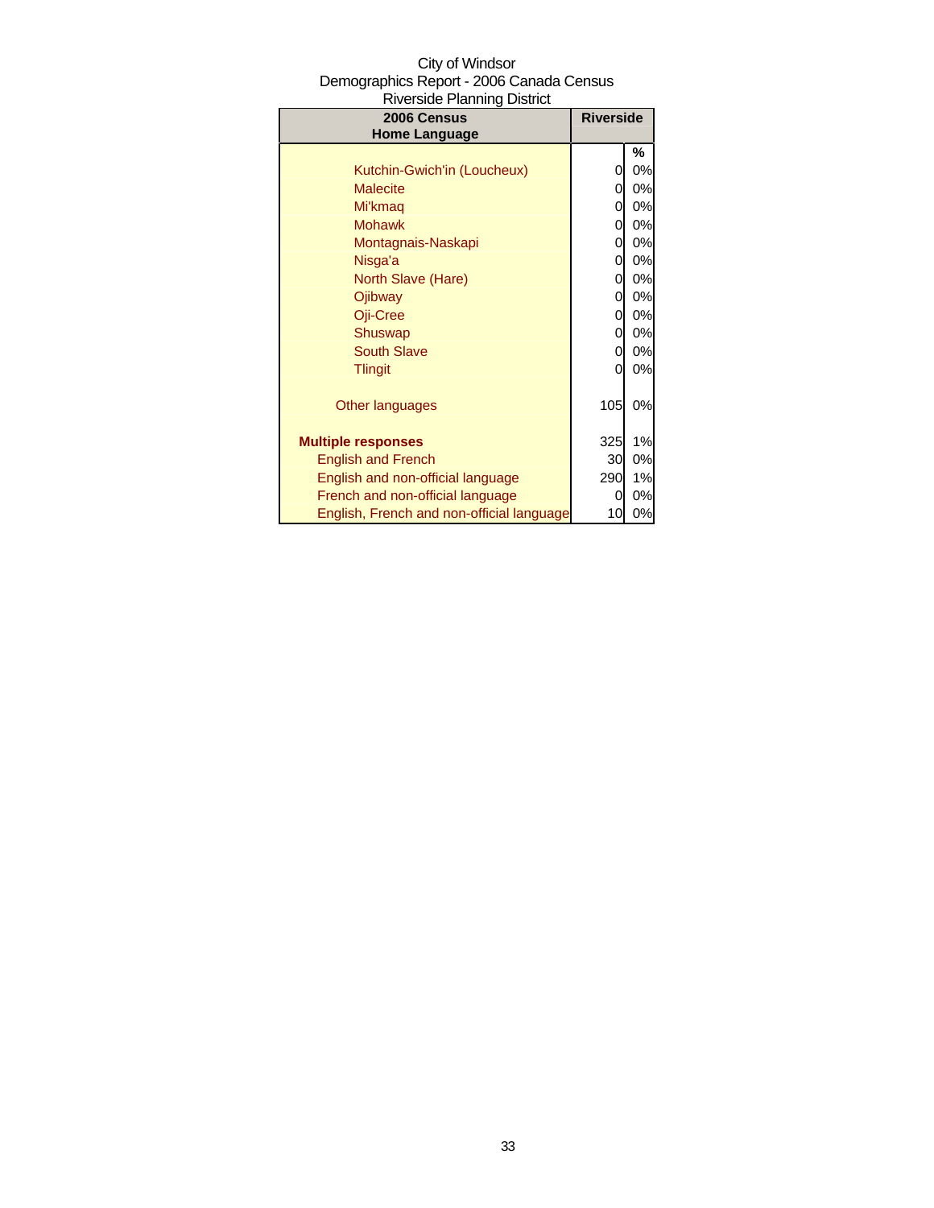City of Windsor
Demographics Report - 2006 Canada Census
Riverside Planning District

| 2006 Census Home Language | Riverside | |
|---|---|---|
| | | % |
| Kutchin-Gwich'in (Loucheux) | 0 | 0% |
| Malecite | 0 | 0% |
| Mi'kmaq | 0 | 0% |
| Mohawk | 0 | 0% |
| Montagnais-Naskapi | 0 | 0% |
| Nisga'a | 0 | 0% |
| North Slave (Hare) | 0 | 0% |
| Ojibway | 0 | 0% |
| Oji-Cree | 0 | 0% |
| Shuswap | 0 | 0% |
| South Slave | 0 | 0% |
| Tlingit | 0 | 0% |
| Other languages | 105 | 0% |
| **Multiple responses** | 325 | 1% |
| English and French | 30 | 0% |
| English and non-official language | 290 | 1% |
| French and non-official language | 0 | 0% |
| English, French and non-official language | 10 | 0% |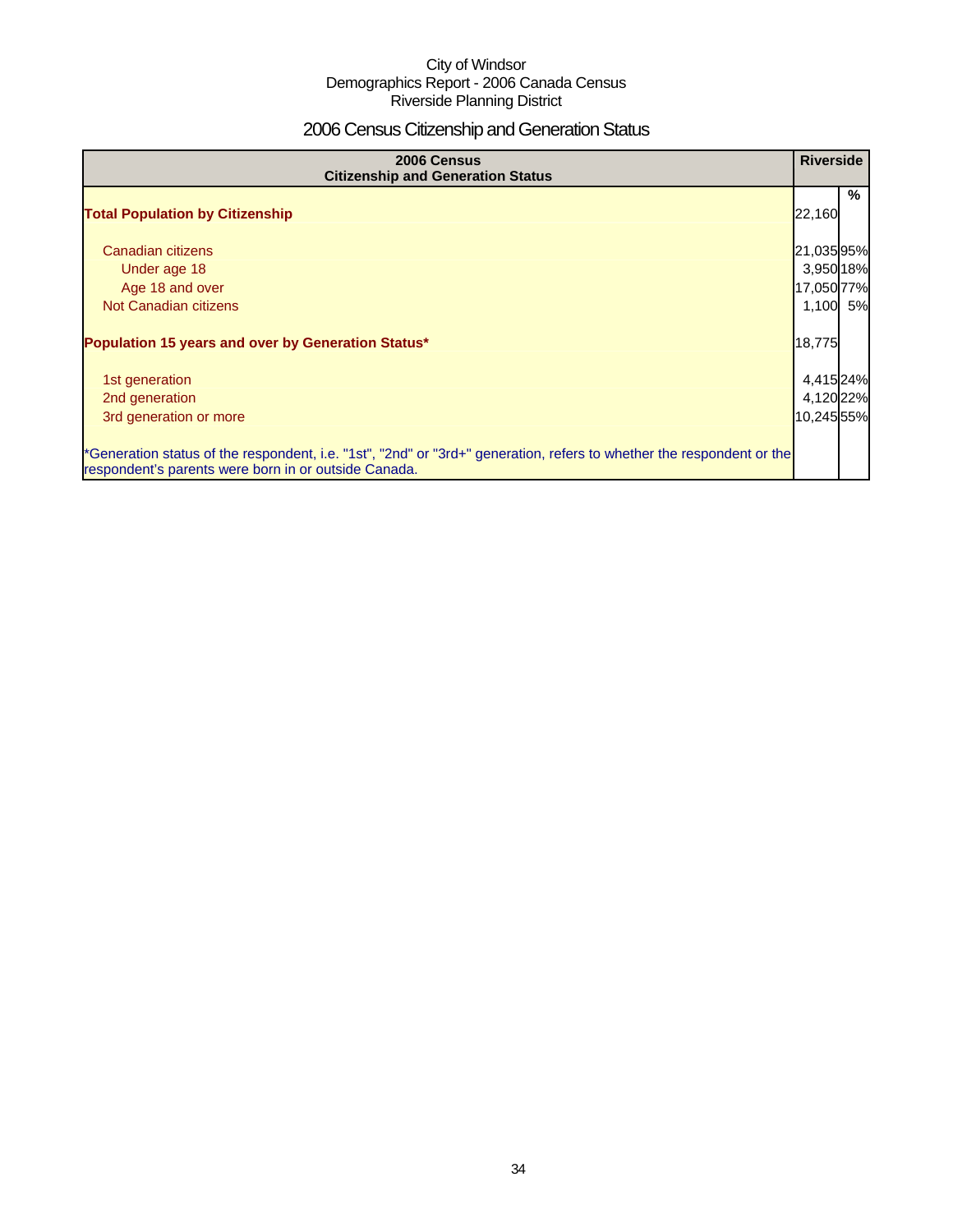City of Windsor
Demographics Report - 2006 Canada Census
Riverside Planning District

# 2006 Census Citizenship and Generation Status

| 2006 Census Citizenship and Generation Status | Riverside | |
|---|---|---|
| | | % |
| **Total Population by Citizenship** | 22,160 | |
| Canadian citizens | 21,035 | 95% |
| Under age 18 | 3,950 | 18% |
| Age 18 and over | 17,050 | 77% |
| Not Canadian citizens | 1,100 | 5% |
| **Population 15 years and over by Generation Status*** | 18,775 | |
| 1st generation | 4,415 | 24% |
| 2nd generation | 4,120 | 22% |
| 3rd generation or more | 10,245 | 55% |
| *Generation status of the respondent, i.e. "1st", "2nd" or "3rd+" generation, refers to whether the respondent or the respondent's parents were born in or outside Canada. | | |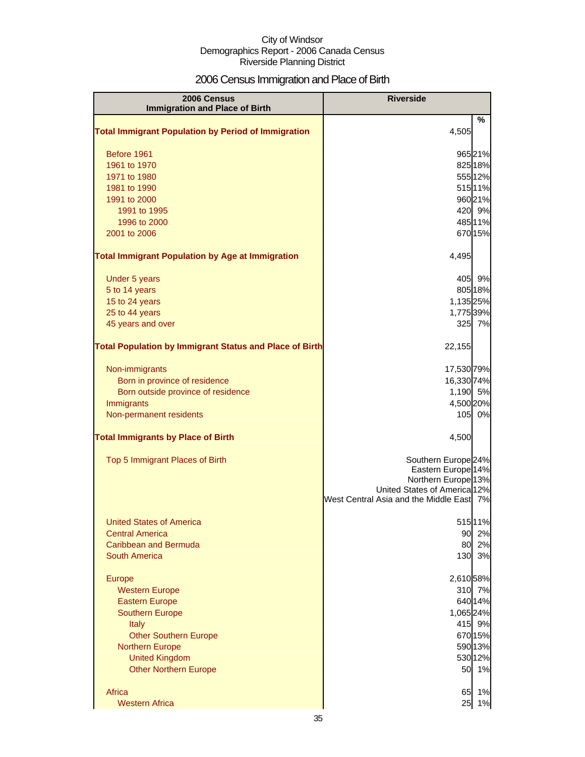City of Windsor
Demographics Report - 2006 Canada Census
Riverside Planning District

# 2006 Census Immigration and Place of Birth

| 2006 Census Immigration and Place of Birth | Riverside | |
|---|---|---|
| | | % |
| **Total Immigrant Population by Period of Immigration** | 4,505 | |
| Before 1961 | 965 | 21% |
| 1961 to 1970 | 825 | 18% |
| 1971 to 1980 | 555 | 12% |
| 1981 to 1990 | 515 | 11% |
| 1991 to 2000 | 960 | 21% |
| 1991 to 1995 | 420 | 9% |
| 1996 to 2000 | 485 | 11% |
| 2001 to 2006 | 670 | 15% |
| **Total Immigrant Population by Age at Immigration** | 4,495 | |
| Under 5 years | 405 | 9% |
| 5 to 14 years | 805 | 18% |
| 15 to 24 years | 1,135 | 25% |
| 25 to 44 years | 1,775 | 39% |
| 45 years and over | 325 | 7% |
| **Total Population by Immigrant Status and Place of Birth** | 22,155 | |
| Non-immigrants | 17,530 | 79% |
| Born in province of residence | 16,330 | 74% |
| Born outside province of residence | 1,190 | 5% |
| Immigrants | 4,500 | 20% |
| Non-permanent residents | 105 | 0% |
| **Total Immigrants by Place of Birth** | 4,500 | |
| Top 5 Immigrant Places of Birth | Southern Europe | 24% |
| | Eastern Europe | 14% |
| | Northern Europe | 13% |
| | United States of America | 12% |
| | West Central Asia and the Middle East | 7% |
| United States of America | 515 | 11% |
| Central America | 90 | 2% |
| Caribbean and Bermuda | 80 | 2% |
| South America | 130 | 3% |
| Europe | 2,610 | 58% |
| Western Europe | 310 | 7% |
| Eastern Europe | 640 | 14% |
| Southern Europe | 1,065 | 24% |
| Italy | 415 | 9% |
| Other Southern Europe | 670 | 15% |
| Northern Europe | 590 | 13% |
| United Kingdom | 530 | 12% |
| Other Northern Europe | 50 | 1% |
| Africa | 65 | 1% |
| Western Africa | 25 | 1% |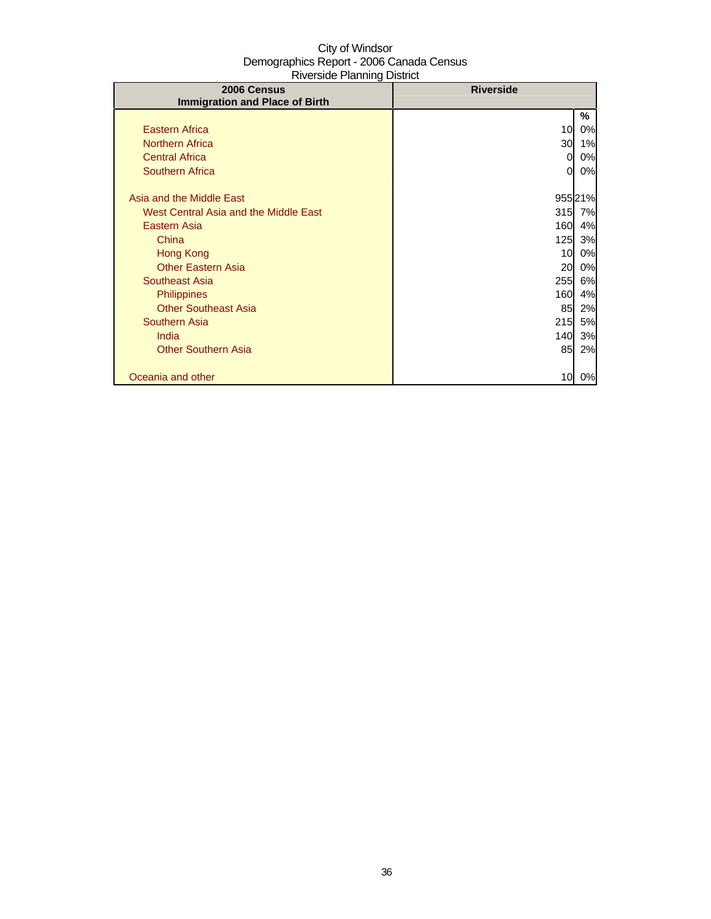City of Windsor
Demographics Report - 2006 Canada Census
Riverside Planning District

| 2006 Census<br>Immigration and Place of Birth | Riverside | |
|---|---|---|
| | | % |
| Eastern Africa | 10 | 0% |
| Northern Africa | 30 | 1% |
| Central Africa | 0 | 0% |
| Southern Africa | 0 | 0% |
| | | |
| Asia and the Middle East | 955 | 21% |
| West Central Asia and the Middle East | 315 | 7% |
| Eastern Asia | 160 | 4% |
| China | 125 | 3% |
| Hong Kong | 10 | 0% |
| Other Eastern Asia | 20 | 0% |
| Southeast Asia | 255 | 6% |
| Philippines | 160 | 4% |
| Other Southeast Asia | 85 | 2% |
| Southern Asia | 215 | 5% |
| India | 140 | 3% |
| Other Southern Asia | 85 | 2% |
| | | |
| Oceania and other | 10 | 0% |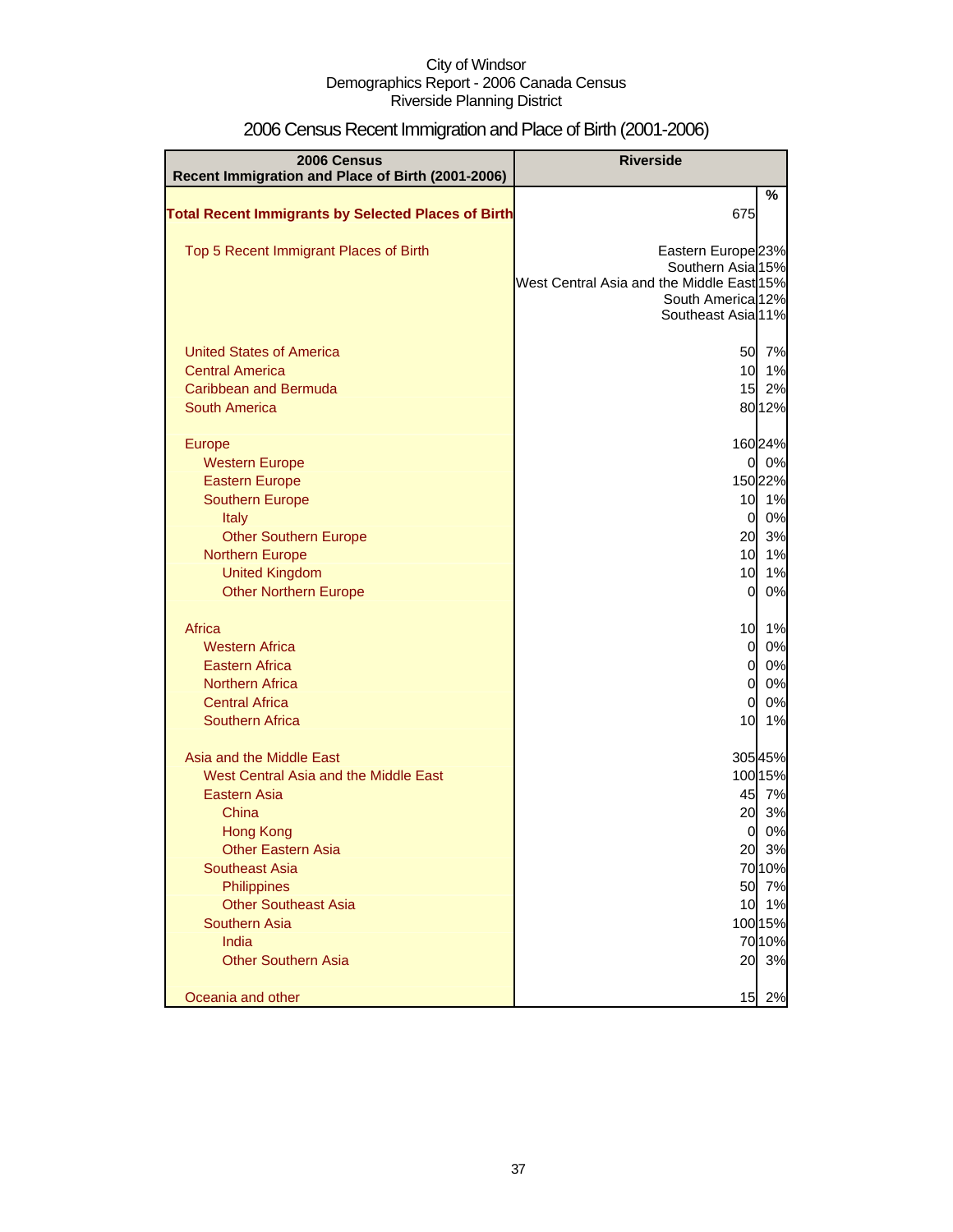City of Windsor
Demographics Report - 2006 Canada Census
Riverside Planning District

## 2006 Census Recent Immigration and Place of Birth (2001-2006)

| 2006 Census Recent Immigration and Place of Birth (2001-2006) | Riverside | |
|---|---|---|
| | | % |
| **Total Recent Immigrants by Selected Places of Birth** | 675 | |
| Top 5 Recent Immigrant Places of Birth | Eastern Europe | 23% |
| | Southern Asia | 15% |
| | West Central Asia and the Middle East | 15% |
| | South America | 12% |
| | Southeast Asia | 11% |
| United States of America | 50 | 7% |
| Central America | 10 | 1% |
| Caribbean and Bermuda | 15 | 2% |
| South America | 80 | 12% |
| Europe | 160 | 24% |
| Western Europe | 0 | 0% |
| Eastern Europe | 150 | 22% |
| Southern Europe | 10 | 1% |
| Italy | 0 | 0% |
| Other Southern Europe | 20 | 3% |
| Northern Europe | 10 | 1% |
| United Kingdom | 10 | 1% |
| Other Northern Europe | 0 | 0% |
| Africa | 10 | 1% |
| Western Africa | 0 | 0% |
| Eastern Africa | 0 | 0% |
| Northern Africa | 0 | 0% |
| Central Africa | 0 | 0% |
| Southern Africa | 10 | 1% |
| Asia and the Middle East | 305 | 45% |
| West Central Asia and the Middle East | 100 | 15% |
| Eastern Asia | 45 | 7% |
| China | 20 | 3% |
| Hong Kong | 0 | 0% |
| Other Eastern Asia | 20 | 3% |
| Southeast Asia | 70 | 10% |
| Philippines | 50 | 7% |
| Other Southeast Asia | 10 | 1% |
| Southern Asia | 100 | 15% |
| India | 70 | 10% |
| Other Southern Asia | 20 | 3% |
| Oceania and other | 15 | 2% |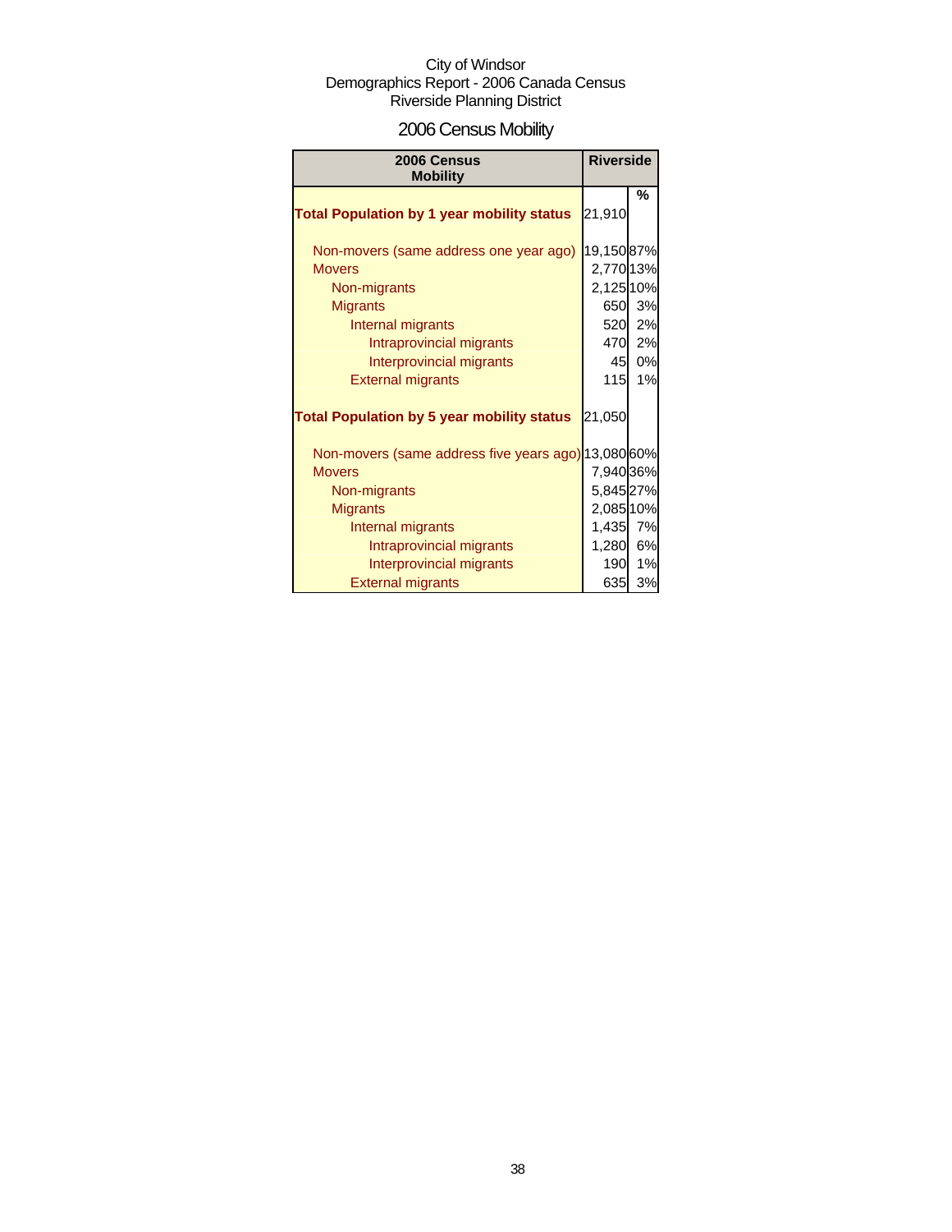City of Windsor
Demographics Report - 2006 Canada Census
Riverside Planning District

# 2006 Census Mobility

| 2006 Census Mobility | Riverside | |
|---|---|---|
| | | % |
| **Total Population by 1 year mobility status** | 21,910 | |
| Non-movers (same address one year ago) | 19,150 | 87% |
| Movers | 2,770 | 13% |
| Non-migrants | 2,125 | 10% |
| Migrants | 650 | 3% |
| Internal migrants | 520 | 2% |
| Intraprovincial migrants | 470 | 2% |
| Interprovincial migrants | 45 | 0% |
| External migrants | 115 | 1% |
| **Total Population by 5 year mobility status** | 21,050 | |
| Non-movers (same address five years ago) | 13,080 | 60% |
| Movers | 7,940 | 36% |
| Non-migrants | 5,845 | 27% |
| Migrants | 2,085 | 10% |
| Internal migrants | 1,435 | 7% |
| Intraprovincial migrants | 1,280 | 6% |
| Interprovincial migrants | 190 | 1% |
| External migrants | 635 | 3% |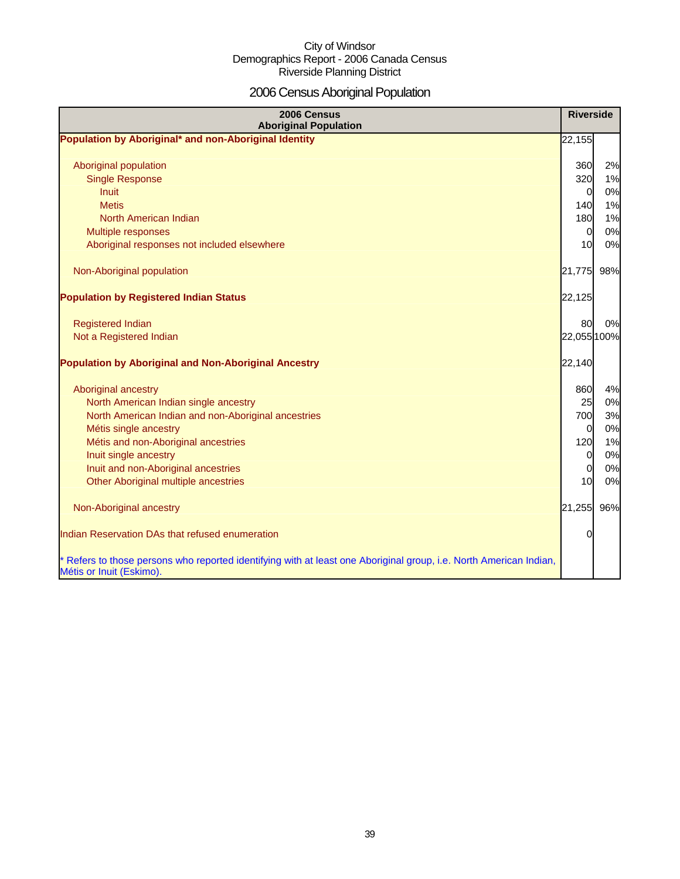City of Windsor
Demographics Report - 2006 Canada Census
Riverside Planning District

# 2006 Census Aboriginal Population

| 2006 Census Aboriginal Population | Riverside | |
|---|---|---|
| **Population by Aboriginal* and non-Aboriginal Identity** | 22,155 | |
| Aboriginal population | 360 | 2% |
| Single Response | 320 | 1% |
| Inuit | 0 | 0% |
| Metis | 140 | 1% |
| North American Indian | 180 | 1% |
| Multiple responses | 0 | 0% |
| Aboriginal responses not included elsewhere | 10 | 0% |
| Non-Aboriginal population | 21,775 | 98% |
| **Population by Registered Indian Status** | 22,125 | |
| Registered Indian | 80 | 0% |
| Not a Registered Indian | 22,055 | 100% |
| **Population by Aboriginal and Non-Aboriginal Ancestry** | 22,140 | |
| Aboriginal ancestry | 860 | 4% |
| North American Indian single ancestry | 25 | 0% |
| North American Indian and non-Aboriginal ancestries | 700 | 3% |
| Métis single ancestry | 0 | 0% |
| Métis and non-Aboriginal ancestries | 120 | 1% |
| Inuit single ancestry | 0 | 0% |
| Inuit and non-Aboriginal ancestries | 0 | 0% |
| Other Aboriginal multiple ancestries | 10 | 0% |
| Non-Aboriginal ancestry | 21,255 | 96% |
| Indian Reservation DAs that refused enumeration | 0 | |
| * Refers to those persons who reported identifying with at least one Aboriginal group, i.e. North American Indian, Métis or Inuit (Eskimo). | | |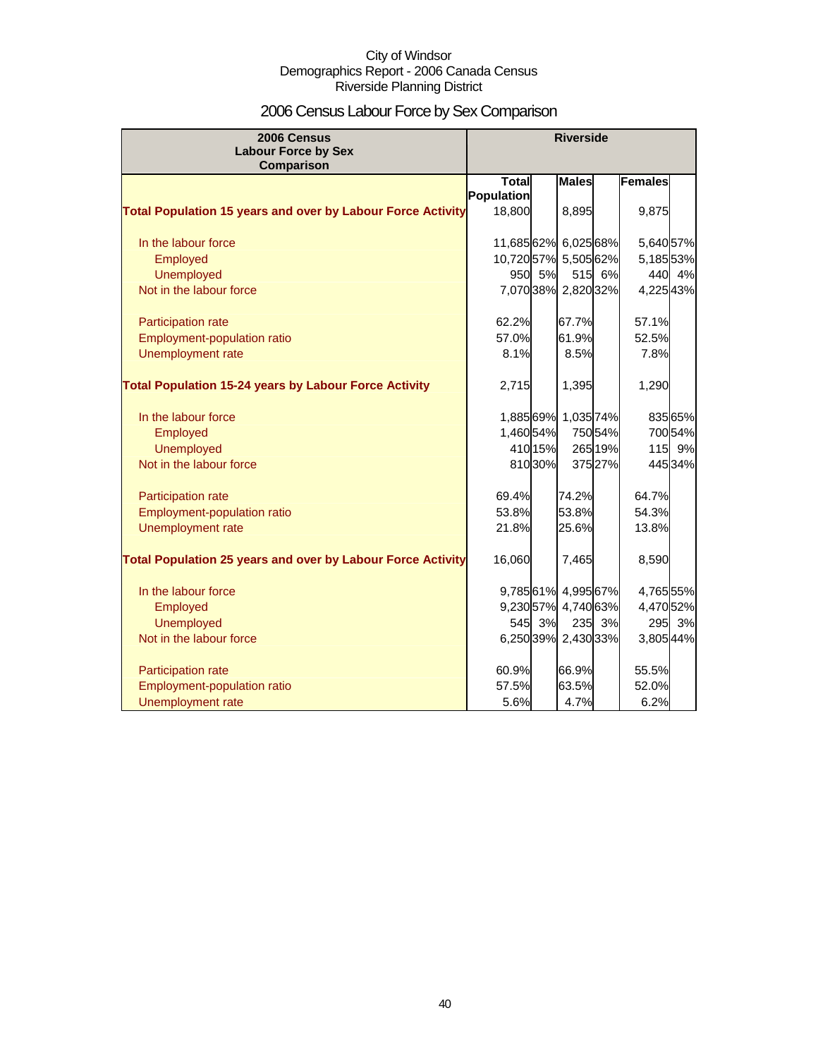City of Windsor
Demographics Report - 2006 Canada Census
Riverside Planning District

# 2006 Census Labour Force by Sex Comparison

| 2006 Census Labour Force by Sex Comparison | Riverside | | | | | |
|---|---|---|---|---|---|---|
| | Total Population | | Males | | Females | |
| **Total Population 15 years and over by Labour Force Activity** | 18,800 | | 8,895 | | 9,875 | |
| In the labour force | 11,685 | 62% | 6,025 | 68% | 5,640 | 57% |
| Employed | 10,720 | 57% | 5,505 | 62% | 5,185 | 53% |
| Unemployed | 950 | 5% | 515 | 6% | 440 | 4% |
| Not in the labour force | 7,070 | 38% | 2,820 | 32% | 4,225 | 43% |
| Participation rate | 62.2% | | 67.7% | | 57.1% | |
| Employment-population ratio | 57.0% | | 61.9% | | 52.5% | |
| Unemployment rate | 8.1% | | 8.5% | | 7.8% | |
| **Total Population 15-24 years by Labour Force Activity** | 2,715 | | 1,395 | | 1,290 | |
| In the labour force | 1,885 | 69% | 1,035 | 74% | 835 | 65% |
| Employed | 1,460 | 54% | 750 | 54% | 700 | 54% |
| Unemployed | 410 | 15% | 265 | 19% | 115 | 9% |
| Not in the labour force | 810 | 30% | 375 | 27% | 445 | 34% |
| Participation rate | 69.4% | | 74.2% | | 64.7% | |
| Employment-population ratio | 53.8% | | 53.8% | | 54.3% | |
| Unemployment rate | 21.8% | | 25.6% | | 13.8% | |
| **Total Population 25 years and over by Labour Force Activity** | 16,060 | | 7,465 | | 8,590 | |
| In the labour force | 9,785 | 61% | 4,995 | 67% | 4,765 | 55% |
| Employed | 9,230 | 57% | 4,740 | 63% | 4,470 | 52% |
| Unemployed | 545 | 3% | 235 | 3% | 295 | 3% |
| Not in the labour force | 6,250 | 39% | 2,430 | 33% | 3,805 | 44% |
| Participation rate | 60.9% | | 66.9% | | 55.5% | |
| Employment-population ratio | 57.5% | | 63.5% | | 52.0% | |
| Unemployment rate | 5.6% | | 4.7% | | 6.2% | |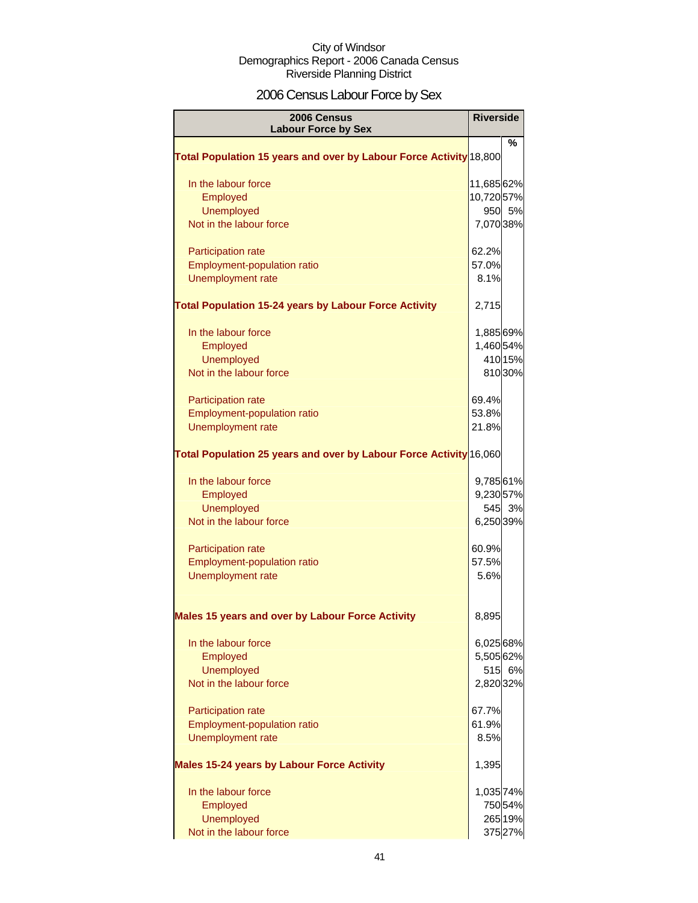City of Windsor
Demographics Report - 2006 Canada Census
Riverside Planning District

## 2006 Census Labour Force by Sex

| 2006 Census Labour Force by Sex | Riverside | % |
|---|---|---|
| **Total Population 15 years and over by Labour Force Activity** | 18,800 | |
| In the labour force | 11,685 | 62% |
| Employed | 10,720 | 57% |
| Unemployed | 950 | 5% |
| Not in the labour force | 7,070 | 38% |
| Participation rate | 62.2% | |
| Employment-population ratio | 57.0% | |
| Unemployment rate | 8.1% | |
| **Total Population 15-24 years by Labour Force Activity** | 2,715 | |
| In the labour force | 1,885 | 69% |
| Employed | 1,460 | 54% |
| Unemployed | 410 | 15% |
| Not in the labour force | 810 | 30% |
| Participation rate | 69.4% | |
| Employment-population ratio | 53.8% | |
| Unemployment rate | 21.8% | |
| **Total Population 25 years and over by Labour Force Activity** | 16,060 | |
| In the labour force | 9,785 | 61% |
| Employed | 9,230 | 57% |
| Unemployed | 545 | 3% |
| Not in the labour force | 6,250 | 39% |
| Participation rate | 60.9% | |
| Employment-population ratio | 57.5% | |
| Unemployment rate | 5.6% | |
| **Males 15 years and over by Labour Force Activity** | 8,895 | |
| In the labour force | 6,025 | 68% |
| Employed | 5,505 | 62% |
| Unemployed | 515 | 6% |
| Not in the labour force | 2,820 | 32% |
| Participation rate | 67.7% | |
| Employment-population ratio | 61.9% | |
| Unemployment rate | 8.5% | |
| **Males 15-24 years by Labour Force Activity** | 1,395 | |
| In the labour force | 1,035 | 74% |
| Employed | 750 | 54% |
| Unemployed | 265 | 19% |
| Not in the labour force | 375 | 27% |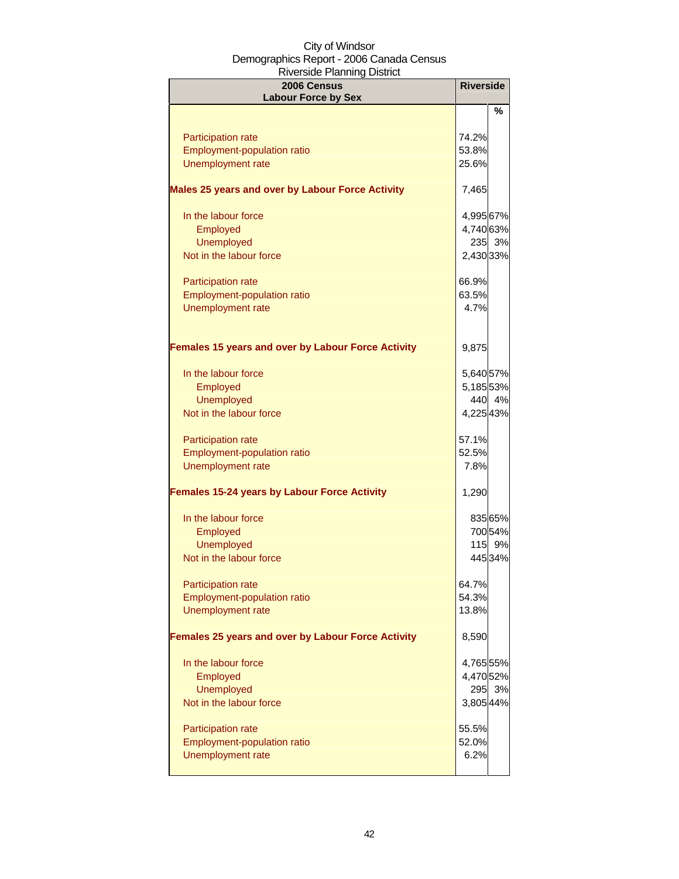City of Windsor
Demographics Report - 2006 Canada Census
Riverside Planning District

| 2006 Census<br>Labour Force by Sex | Riverside | |
|---|---|---|
| | | % |
| Participation rate | 74.2% | |
| Employment-population ratio | 53.8% | |
| Unemployment rate | 25.6% | |
| **Males 25 years and over by Labour Force Activity** | 7,465 | |
| In the labour force | 4,995 | 67% |
| Employed | 4,740 | 63% |
| Unemployed | 235 | 3% |
| Not in the labour force | 2,430 | 33% |
| Participation rate | 66.9% | |
| Employment-population ratio | 63.5% | |
| Unemployment rate | 4.7% | |
| **Females 15 years and over by Labour Force Activity** | 9,875 | |
| In the labour force | 5,640 | 57% |
| Employed | 5,185 | 53% |
| Unemployed | 440 | 4% |
| Not in the labour force | 4,225 | 43% |
| Participation rate | 57.1% | |
| Employment-population ratio | 52.5% | |
| Unemployment rate | 7.8% | |
| **Females 15-24 years by Labour Force Activity** | 1,290 | |
| In the labour force | 835 | 65% |
| Employed | 700 | 54% |
| Unemployed | 115 | 9% |
| Not in the labour force | 445 | 34% |
| Participation rate | 64.7% | |
| Employment-population ratio | 54.3% | |
| Unemployment rate | 13.8% | |
| **Females 25 years and over by Labour Force Activity** | 8,590 | |
| In the labour force | 4,765 | 55% |
| Employed | 4,470 | 52% |
| Unemployed | 295 | 3% |
| Not in the labour force | 3,805 | 44% |
| Participation rate | 55.5% | |
| Employment-population ratio | 52.0% | |
| Unemployment rate | 6.2% | |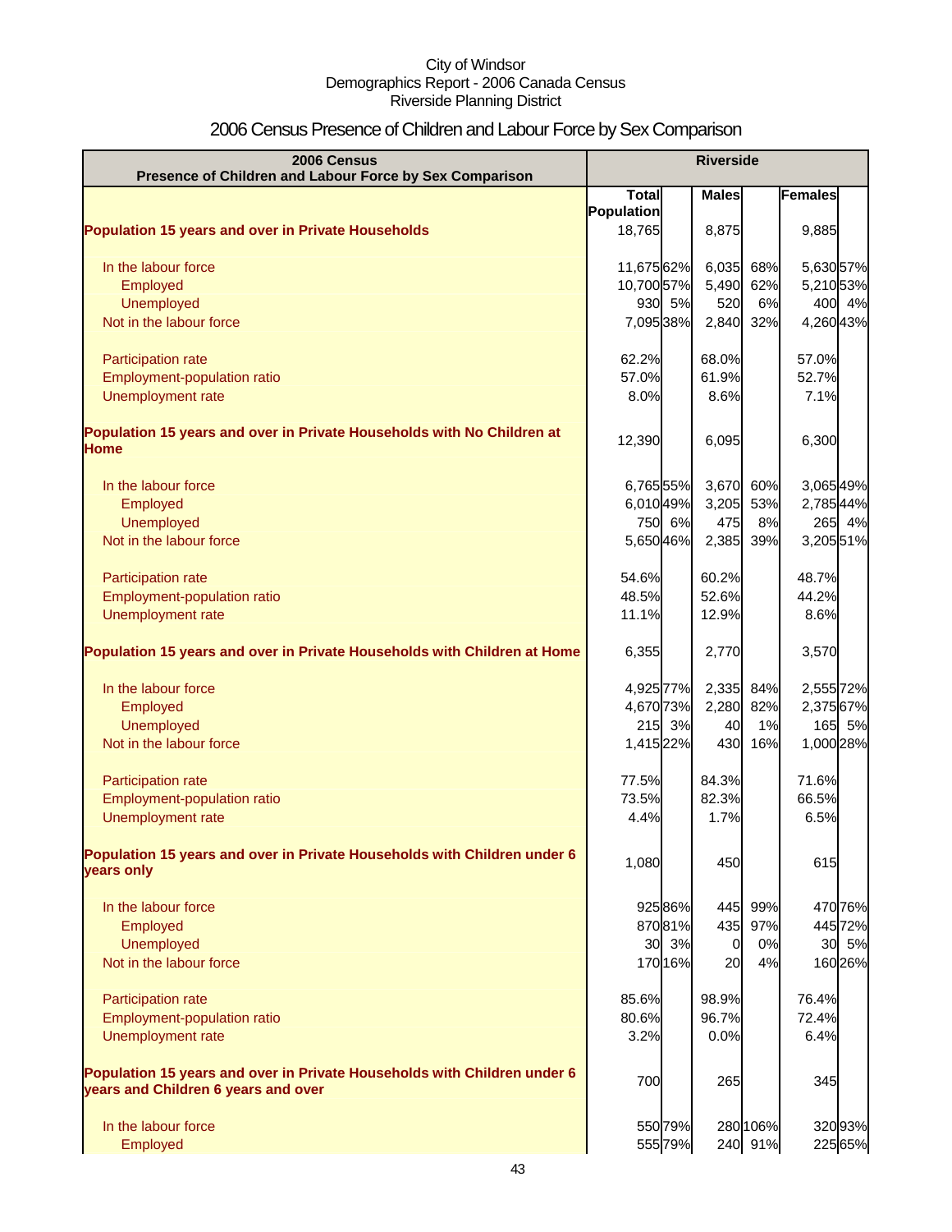City of Windsor
Demographics Report - 2006 Canada Census
Riverside Planning District

# 2006 Census Presence of Children and Labour Force by Sex Comparison

| 2006 Census Presence of Children and Labour Force by Sex Comparison | Riverside | | | | | |
|---|---|---|---|---|---|---|
| | Total Population | | Males | | Females | |
| **Population 15 years and over in Private Households** | 18,765 | | 8,875 | | 9,885 | |
| In the labour force | 11,675 | 62% | 6,035 | 68% | 5,630 | 57% |
| Employed | 10,700 | 57% | 5,490 | 62% | 5,210 | 53% |
| Unemployed | 930 | 5% | 520 | 6% | 400 | 4% |
| Not in the labour force | 7,095 | 38% | 2,840 | 32% | 4,260 | 43% |
| Participation rate | 62.2% | | 68.0% | | 57.0% | |
| Employment-population ratio | 57.0% | | 61.9% | | 52.7% | |
| Unemployment rate | 8.0% | | 8.6% | | 7.1% | |
| **Population 15 years and over in Private Households with No Children at Home** | 12,390 | | 6,095 | | 6,300 | |
| In the labour force | 6,765 | 55% | 3,670 | 60% | 3,065 | 49% |
| Employed | 6,010 | 49% | 3,205 | 53% | 2,785 | 44% |
| Unemployed | 750 | 6% | 475 | 8% | 265 | 4% |
| Not in the labour force | 5,650 | 46% | 2,385 | 39% | 3,205 | 51% |
| Participation rate | 54.6% | | 60.2% | | 48.7% | |
| Employment-population ratio | 48.5% | | 52.6% | | 44.2% | |
| Unemployment rate | 11.1% | | 12.9% | | 8.6% | |
| **Population 15 years and over in Private Households with Children at Home** | 6,355 | | 2,770 | | 3,570 | |
| In the labour force | 4,925 | 77% | 2,335 | 84% | 2,555 | 72% |
| Employed | 4,670 | 73% | 2,280 | 82% | 2,375 | 67% |
| Unemployed | 215 | 3% | 40 | 1% | 165 | 5% |
| Not in the labour force | 1,415 | 22% | 430 | 16% | 1,000 | 28% |
| Participation rate | 77.5% | | 84.3% | | 71.6% | |
| Employment-population ratio | 73.5% | | 82.3% | | 66.5% | |
| Unemployment rate | 4.4% | | 1.7% | | 6.5% | |
| **Population 15 years and over in Private Households with Children under 6 years only** | 1,080 | | 450 | | 615 | |
| In the labour force | 925 | 86% | 445 | 99% | 470 | 76% |
| Employed | 870 | 81% | 435 | 97% | 445 | 72% |
| Unemployed | 30 | 3% | 0 | 0% | 30 | 5% |
| Not in the labour force | 170 | 16% | 20 | 4% | 160 | 26% |
| Participation rate | 85.6% | | 98.9% | | 76.4% | |
| Employment-population ratio | 80.6% | | 96.7% | | 72.4% | |
| Unemployment rate | 3.2% | | 0.0% | | 6.4% | |
| **Population 15 years and over in Private Households with Children under 6 years and Children 6 years and over** | 700 | | 265 | | 345 | |
| In the labour force | 550 | 79% | 280 | 106% | 320 | 93% |
| Employed | 555 | 79% | 240 | 91% | 225 | 65% |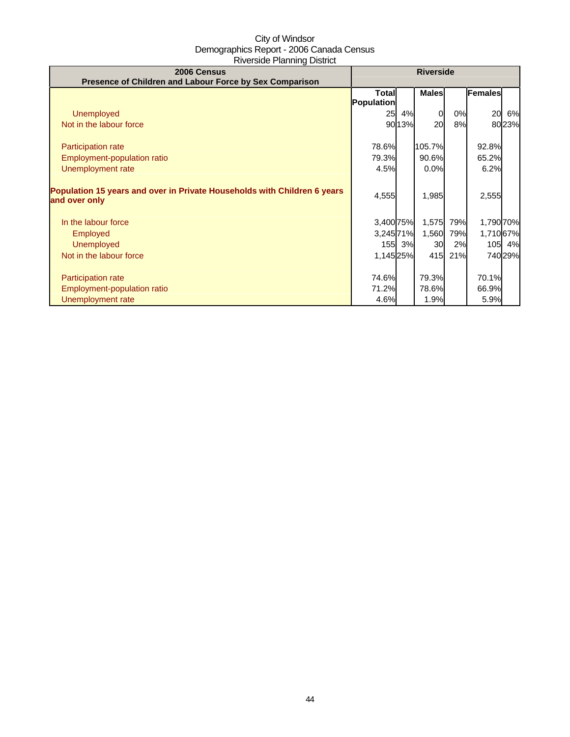City of Windsor
Demographics Report - 2006 Canada Census
Riverside Planning District

| 2006 Census<br>Presence of Children and Labour Force by Sex Comparison | Riverside | | | | | |
|---|---|---|---|---|---|---|
| | Total Population | | Males | | Females | |
| Unemployed | 25 | 4% | 0 | 0% | 20 | 6% |
| Not in the labour force | 90 | 13% | 20 | 8% | 80 | 23% |
| | | | | | | |
| Participation rate | 78.6% | | 105.7% | | 92.8% | |
| Employment-population ratio | 79.3% | | 90.6% | | 65.2% | |
| Unemployment rate | 4.5% | | 0.0% | | 6.2% | |
| | | | | | | |
| **Population 15 years and over in Private Households with Children 6 years and over only** | 4,555 | | 1,985 | | 2,555 | |
| | | | | | | |
| In the labour force | 3,400 | 75% | 1,575 | 79% | 1,790 | 70% |
| Employed | 3,245 | 71% | 1,560 | 79% | 1,710 | 67% |
| Unemployed | 155 | 3% | 30 | 2% | 105 | 4% |
| Not in the labour force | 1,145 | 25% | 415 | 21% | 740 | 29% |
| | | | | | | |
| Participation rate | 74.6% | | 79.3% | | 70.1% | |
| Employment-population ratio | 71.2% | | 78.6% | | 66.9% | |
| Unemployment rate | 4.6% | | 1.9% | | 5.9% | |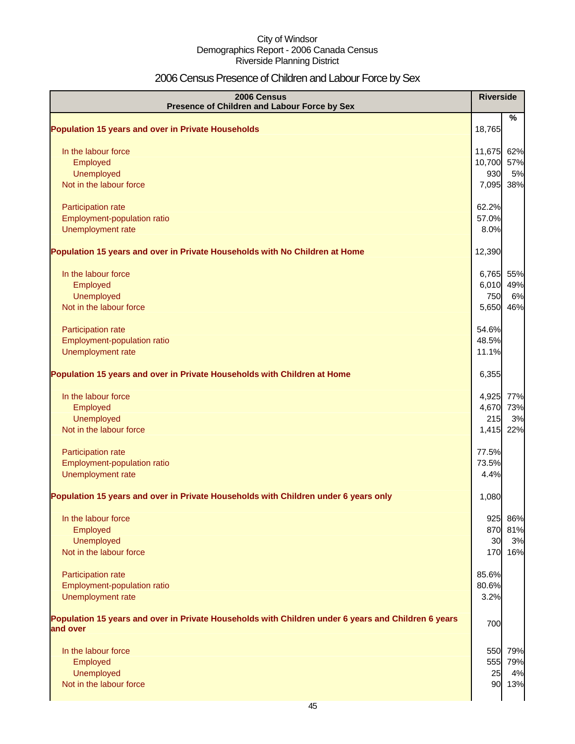City of Windsor
Demographics Report - 2006 Canada Census
Riverside Planning District

# 2006 Census Presence of Children and Labour Force by Sex

| 2006 Census<br>Presence of Children and Labour Force by Sex | Riverside | |
|---|---|---|
| | | % |
| **Population 15 years and over in Private Households** | 18,765 | |
| In the labour force | 11,675 | 62% |
| Employed | 10,700 | 57% |
| Unemployed | 930 | 5% |
| Not in the labour force | 7,095 | 38% |
| Participation rate | 62.2% | |
| Employment-population ratio | 57.0% | |
| Unemployment rate | 8.0% | |
| **Population 15 years and over in Private Households with No Children at Home** | 12,390 | |
| In the labour force | 6,765 | 55% |
| Employed | 6,010 | 49% |
| Unemployed | 750 | 6% |
| Not in the labour force | 5,650 | 46% |
| Participation rate | 54.6% | |
| Employment-population ratio | 48.5% | |
| Unemployment rate | 11.1% | |
| **Population 15 years and over in Private Households with Children at Home** | 6,355 | |
| In the labour force | 4,925 | 77% |
| Employed | 4,670 | 73% |
| Unemployed | 215 | 3% |
| Not in the labour force | 1,415 | 22% |
| Participation rate | 77.5% | |
| Employment-population ratio | 73.5% | |
| Unemployment rate | 4.4% | |
| **Population 15 years and over in Private Households with Children under 6 years only** | 1,080 | |
| In the labour force | 925 | 86% |
| Employed | 870 | 81% |
| Unemployed | 30 | 3% |
| Not in the labour force | 170 | 16% |
| Participation rate | 85.6% | |
| Employment-population ratio | 80.6% | |
| Unemployment rate | 3.2% | |
| **Population 15 years and over in Private Households with Children under 6 years and Children 6 years and over** | 700 | |
| In the labour force | 550 | 79% |
| Employed | 555 | 79% |
| Unemployed | 25 | 4% |
| Not in the labour force | 90 | 13% |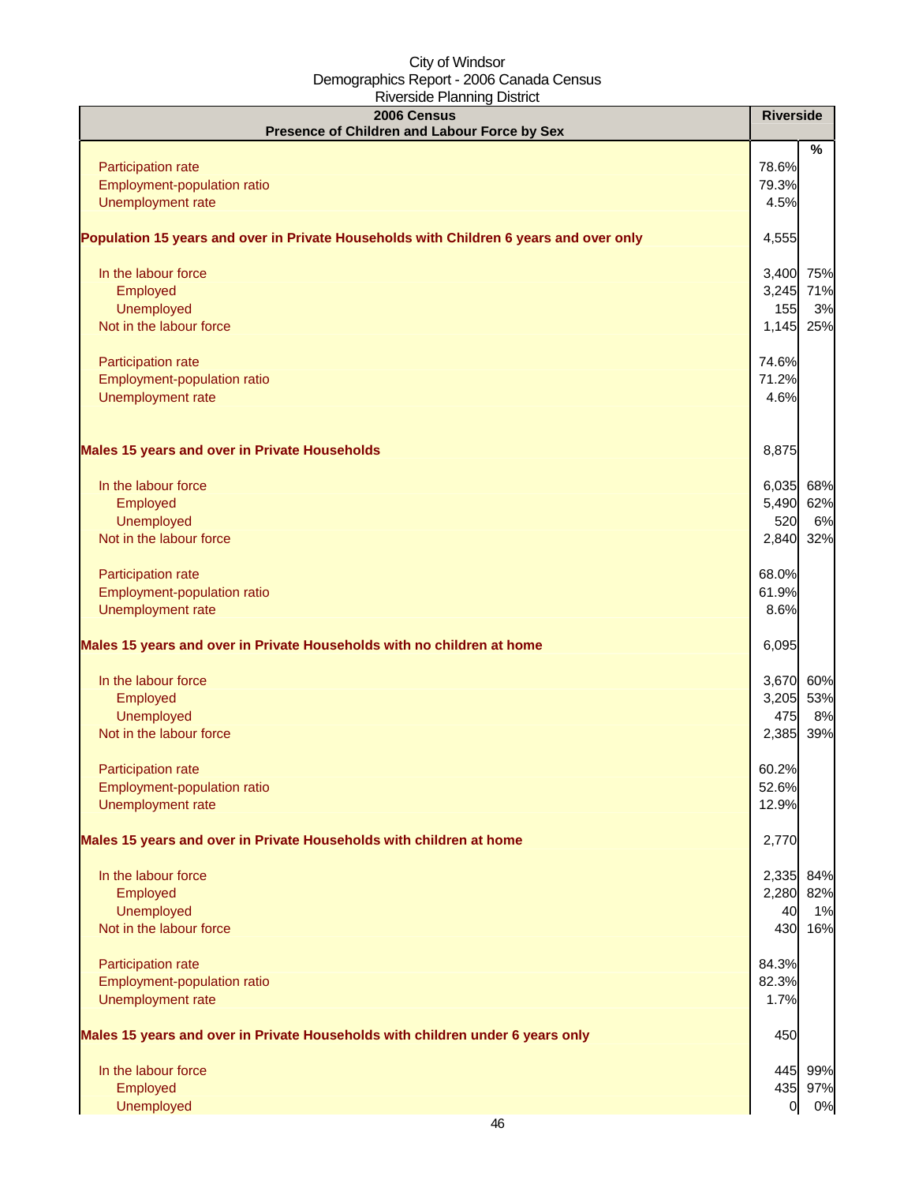City of Windsor
Demographics Report - 2006 Canada Census
Riverside Planning District

| 2006 Census<br>Presence of Children and Labour Force by Sex | Riverside | |
|---|---|---|
| | | % |
| Participation rate | 78.6% | |
| Employment-population ratio | 79.3% | |
| Unemployment rate | 4.5% | |
| **Population 15 years and over in Private Households with Children 6 years and over only** | 4,555 | |
| In the labour force | 3,400 | 75% |
| Employed | 3,245 | 71% |
| Unemployed | 155 | 3% |
| Not in the labour force | 1,145 | 25% |
| Participation rate | 74.6% | |
| Employment-population ratio | 71.2% | |
| Unemployment rate | 4.6% | |
| **Males 15 years and over in Private Households** | 8,875 | |
| In the labour force | 6,035 | 68% |
| Employed | 5,490 | 62% |
| Unemployed | 520 | 6% |
| Not in the labour force | 2,840 | 32% |
| Participation rate | 68.0% | |
| Employment-population ratio | 61.9% | |
| Unemployment rate | 8.6% | |
| **Males 15 years and over in Private Households with no children at home** | 6,095 | |
| In the labour force | 3,670 | 60% |
| Employed | 3,205 | 53% |
| Unemployed | 475 | 8% |
| Not in the labour force | 2,385 | 39% |
| Participation rate | 60.2% | |
| Employment-population ratio | 52.6% | |
| Unemployment rate | 12.9% | |
| **Males 15 years and over in Private Households with children at home** | 2,770 | |
| In the labour force | 2,335 | 84% |
| Employed | 2,280 | 82% |
| Unemployed | 40 | 1% |
| Not in the labour force | 430 | 16% |
| Participation rate | 84.3% | |
| Employment-population ratio | 82.3% | |
| Unemployment rate | 1.7% | |
| **Males 15 years and over in Private Households with children under 6 years only** | 450 | |
| In the labour force | 445 | 99% |
| Employed | 435 | 97% |
| Unemployed | 0 | 0% |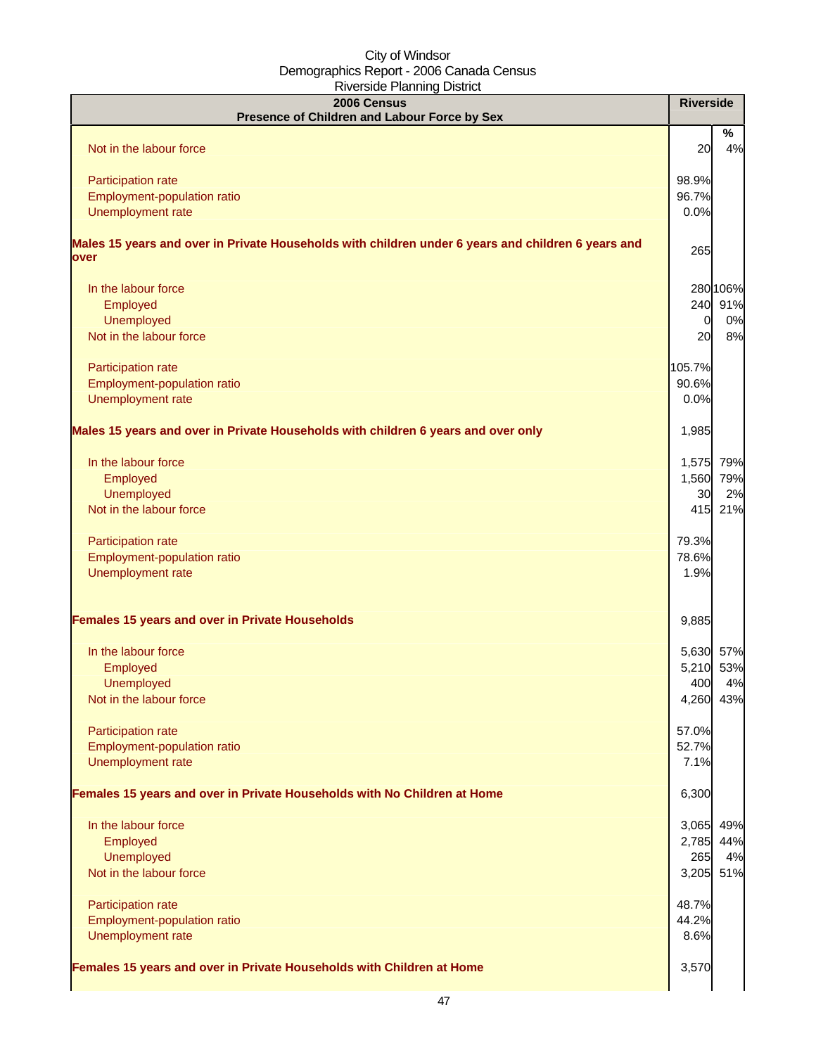City of Windsor
Demographics Report - 2006 Canada Census
Riverside Planning District

| 2006 Census<br>Presence of Children and Labour Force by Sex | Riverside | |
|---|---|---|
| | | % |
| Not in the labour force | 20 | 4% |
| | | |
| Participation rate | 98.9% | |
| Employment-population ratio | 96.7% | |
| Unemployment rate | 0.0% | |
| | | |
| **Males 15 years and over in Private Households with children under 6 years and children 6 years and over** | 265 | |
| | | |
| In the labour force | 280 | 106% |
| Employed | 240 | 91% |
| Unemployed | 0 | 0% |
| Not in the labour force | 20 | 8% |
| | | |
| Participation rate | 105.7% | |
| Employment-population ratio | 90.6% | |
| Unemployment rate | 0.0% | |
| | | |
| **Males 15 years and over in Private Households with children 6 years and over only** | 1,985 | |
| | | |
| In the labour force | 1,575 | 79% |
| Employed | 1,560 | 79% |
| Unemployed | 30 | 2% |
| Not in the labour force | 415 | 21% |
| | | |
| Participation rate | 79.3% | |
| Employment-population ratio | 78.6% | |
| Unemployment rate | 1.9% | |
| | | |
| **Females 15 years and over in Private Households** | 9,885 | |
| | | |
| In the labour force | 5,630 | 57% |
| Employed | 5,210 | 53% |
| Unemployed | 400 | 4% |
| Not in the labour force | 4,260 | 43% |
| | | |
| Participation rate | 57.0% | |
| Employment-population ratio | 52.7% | |
| Unemployment rate | 7.1% | |
| | | |
| **Females 15 years and over in Private Households with No Children at Home** | 6,300 | |
| | | |
| In the labour force | 3,065 | 49% |
| Employed | 2,785 | 44% |
| Unemployed | 265 | 4% |
| Not in the labour force | 3,205 | 51% |
| | | |
| Participation rate | 48.7% | |
| Employment-population ratio | 44.2% | |
| Unemployment rate | 8.6% | |
| | | |
| **Females 15 years and over in Private Households with Children at Home** | 3,570 | |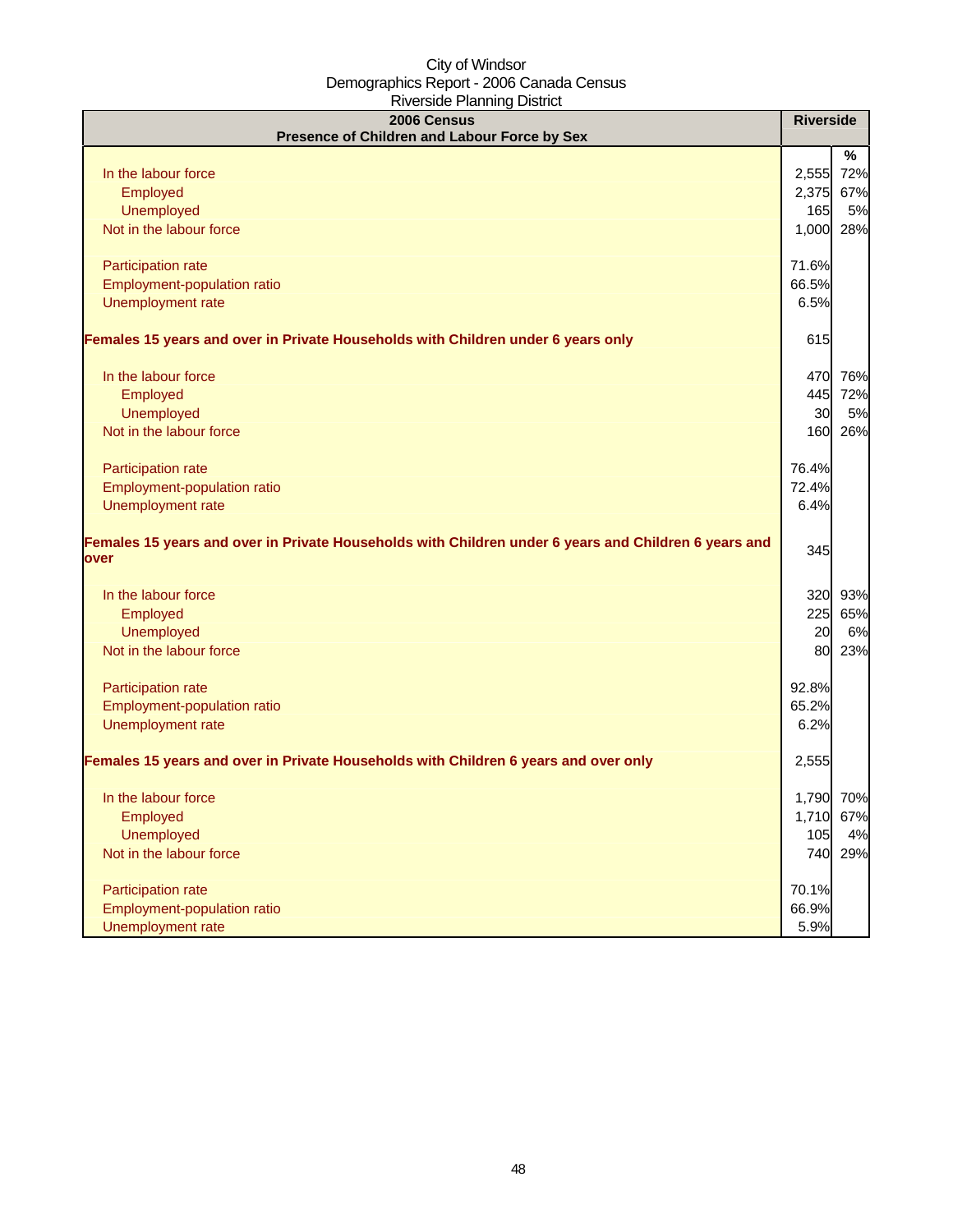City of Windsor
Demographics Report - 2006 Canada Census
Riverside Planning District

| 2006 Census<br>Presence of Children and Labour Force by Sex | Riverside | |
|---|---|---|
| | | % |
| In the labour force | 2,555 | 72% |
| Employed | 2,375 | 67% |
| Unemployed | 165 | 5% |
| Not in the labour force | 1,000 | 28% |
| | | |
| Participation rate | 71.6% | |
| Employment-population ratio | 66.5% | |
| Unemployment rate | 6.5% | |
| | | |
| **Females 15 years and over in Private Households with Children under 6 years only** | 615 | |
| | | |
| In the labour force | 470 | 76% |
| Employed | 445 | 72% |
| Unemployed | 30 | 5% |
| Not in the labour force | 160 | 26% |
| | | |
| Participation rate | 76.4% | |
| Employment-population ratio | 72.4% | |
| Unemployment rate | 6.4% | |
| | | |
| **Females 15 years and over in Private Households with Children under 6 years and Children 6 years and over** | 345 | |
| | | |
| In the labour force | 320 | 93% |
| Employed | 225 | 65% |
| Unemployed | 20 | 6% |
| Not in the labour force | 80 | 23% |
| | | |
| Participation rate | 92.8% | |
| Employment-population ratio | 65.2% | |
| Unemployment rate | 6.2% | |
| | | |
| **Females 15 years and over in Private Households with Children 6 years and over only** | 2,555 | |
| | | |
| In the labour force | 1,790 | 70% |
| Employed | 1,710 | 67% |
| Unemployed | 105 | 4% |
| Not in the labour force | 740 | 29% |
| | | |
| Participation rate | 70.1% | |
| Employment-population ratio | 66.9% | |
| Unemployment rate | 5.9% | |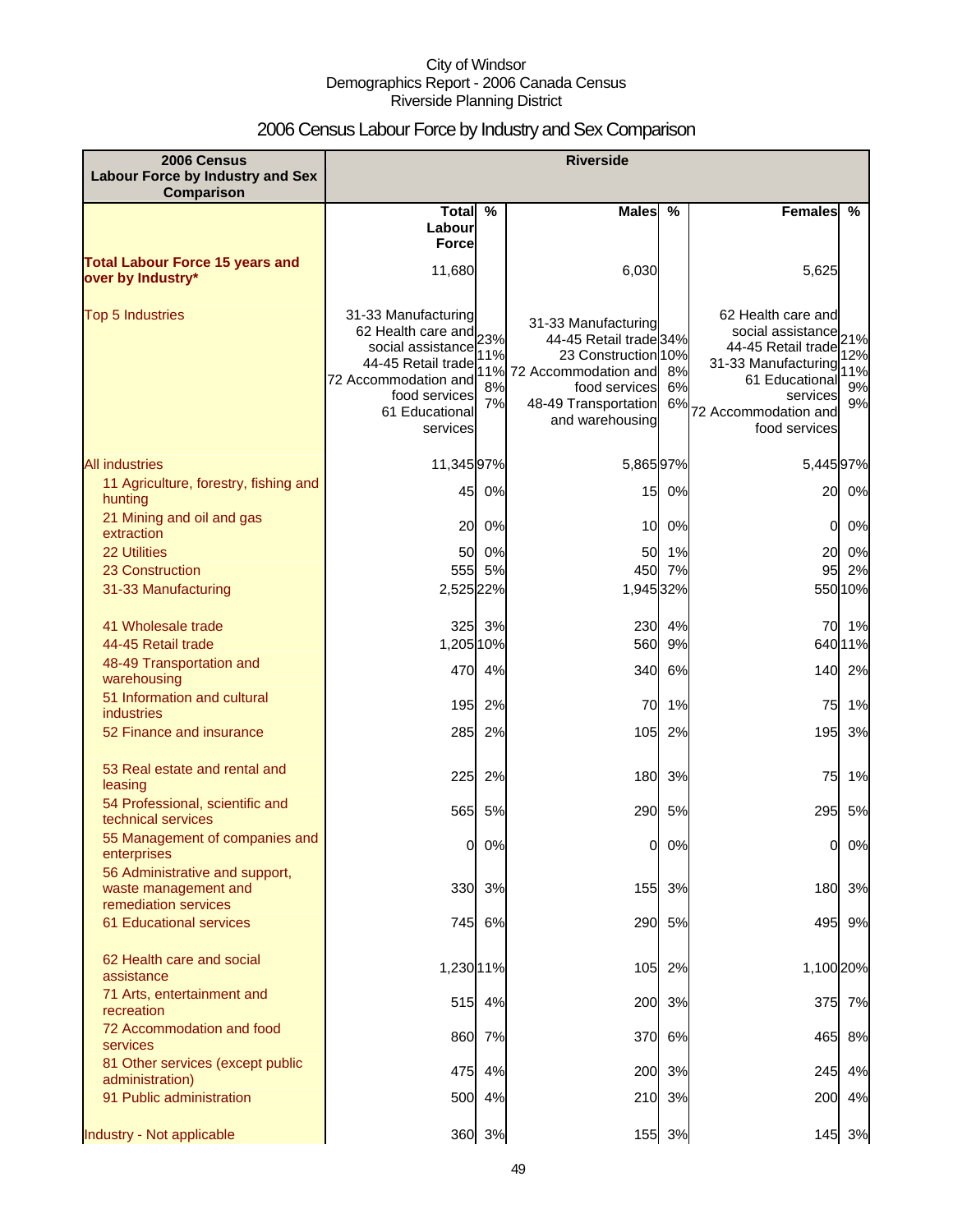City of Windsor
Demographics Report - 2006 Canada Census
Riverside Planning District

# 2006 Census Labour Force by Industry and Sex Comparison

| 2006 Census Labour Force by Industry and Sex Comparison | Riverside | | | | | |
|---|---|---|---|---|---|---|
| | Total Labour Force | % | Males | % | Females | % |
| **Total Labour Force 15 years and over by Industry*** | 11,680 | | 6,030 | | 5,625 | |
| Top 5 Industries | 31-33 Manufacturing<br>62 Health care and social assistance<br>44-45 Retail trade<br>72 Accommodation and food services<br>61 Educational services | 23%<br>11%<br>11%<br>8%<br>7% | 31-33 Manufacturing<br>44-45 Retail trade<br>23 Construction<br>72 Accommodation and food services<br>48-49 Transportation and warehousing | 34%<br>10%<br>8%<br>6%<br>6% | 62 Health care and social assistance<br>44-45 Retail trade<br>31-33 Manufacturing<br>61 Educational services<br>72 Accommodation and food services | 21%<br>12%<br>11%<br>9%<br>9% |
| All industries | 11,345 | 97% | 5,865 | 97% | 5,445 | 97% |
| 11 Agriculture, forestry, fishing and hunting | 45 | 0% | 15 | 0% | 20 | 0% |
| 21 Mining and oil and gas extraction | 20 | 0% | 10 | 0% | 0 | 0% |
| 22 Utilities | 50 | 0% | 50 | 1% | 20 | 0% |
| 23 Construction | 555 | 5% | 450 | 7% | 95 | 2% |
| 31-33 Manufacturing | 2,525 | 22% | 1,945 | 32% | 550 | 10% |
| 41 Wholesale trade | 325 | 3% | 230 | 4% | 70 | 1% |
| 44-45 Retail trade | 1,205 | 10% | 560 | 9% | 640 | 11% |
| 48-49 Transportation and warehousing | 470 | 4% | 340 | 6% | 140 | 2% |
| 51 Information and cultural industries | 195 | 2% | 70 | 1% | 75 | 1% |
| 52 Finance and insurance | 285 | 2% | 105 | 2% | 195 | 3% |
| 53 Real estate and rental and leasing | 225 | 2% | 180 | 3% | 75 | 1% |
| 54 Professional, scientific and technical services | 565 | 5% | 290 | 5% | 295 | 5% |
| 55 Management of companies and enterprises | 0 | 0% | 0 | 0% | 0 | 0% |
| 56 Administrative and support, waste management and remediation services | 330 | 3% | 155 | 3% | 180 | 3% |
| 61 Educational services | 745 | 6% | 290 | 5% | 495 | 9% |
| 62 Health care and social assistance | 1,230 | 11% | 105 | 2% | 1,100 | 20% |
| 71 Arts, entertainment and recreation | 515 | 4% | 200 | 3% | 375 | 7% |
| 72 Accommodation and food services | 860 | 7% | 370 | 6% | 465 | 8% |
| 81 Other services (except public administration) | 475 | 4% | 200 | 3% | 245 | 4% |
| 91 Public administration | 500 | 4% | 210 | 3% | 200 | 4% |
| Industry - Not applicable | 360 | 3% | 155 | 3% | 145 | 3% |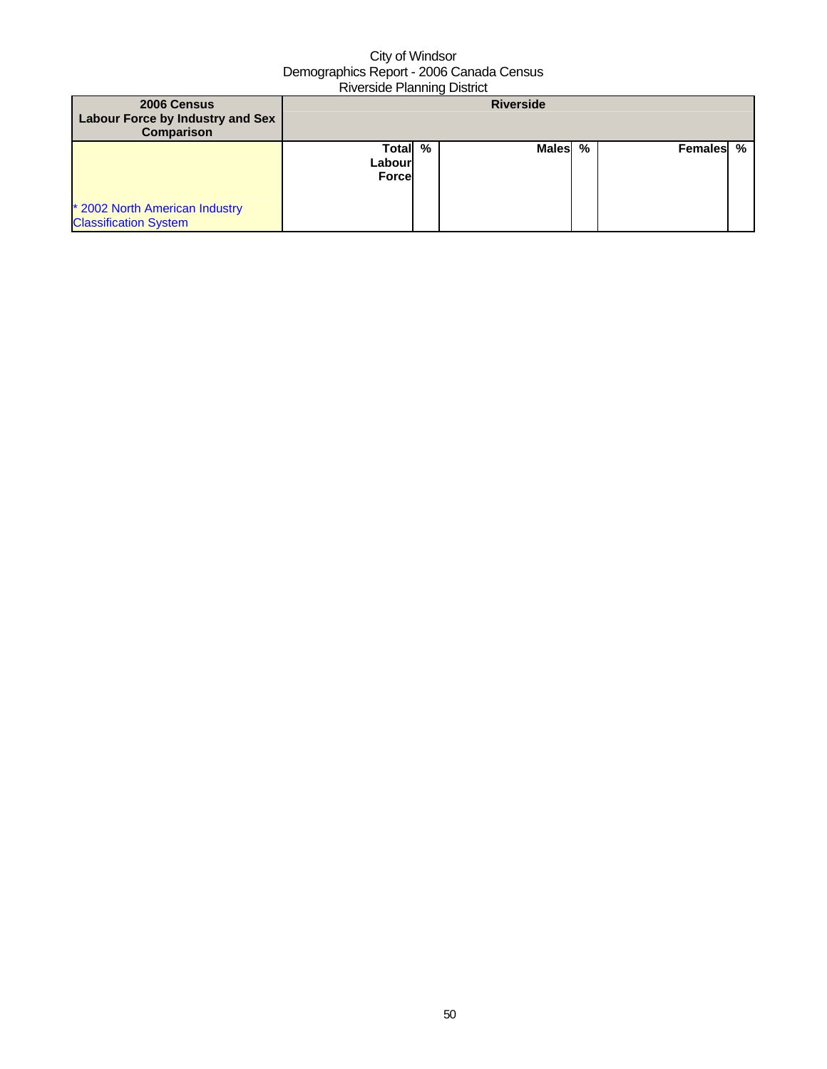City of Windsor
Demographics Report - 2006 Canada Census
Riverside Planning District

| 2006 Census Labour Force by Industry and Sex Comparison | Riverside | | | | | |
|---|---|---|---|---|---|---|
| * 2002 North American Industry Classification System | Total Labour Force | % | Males | % | Females | % |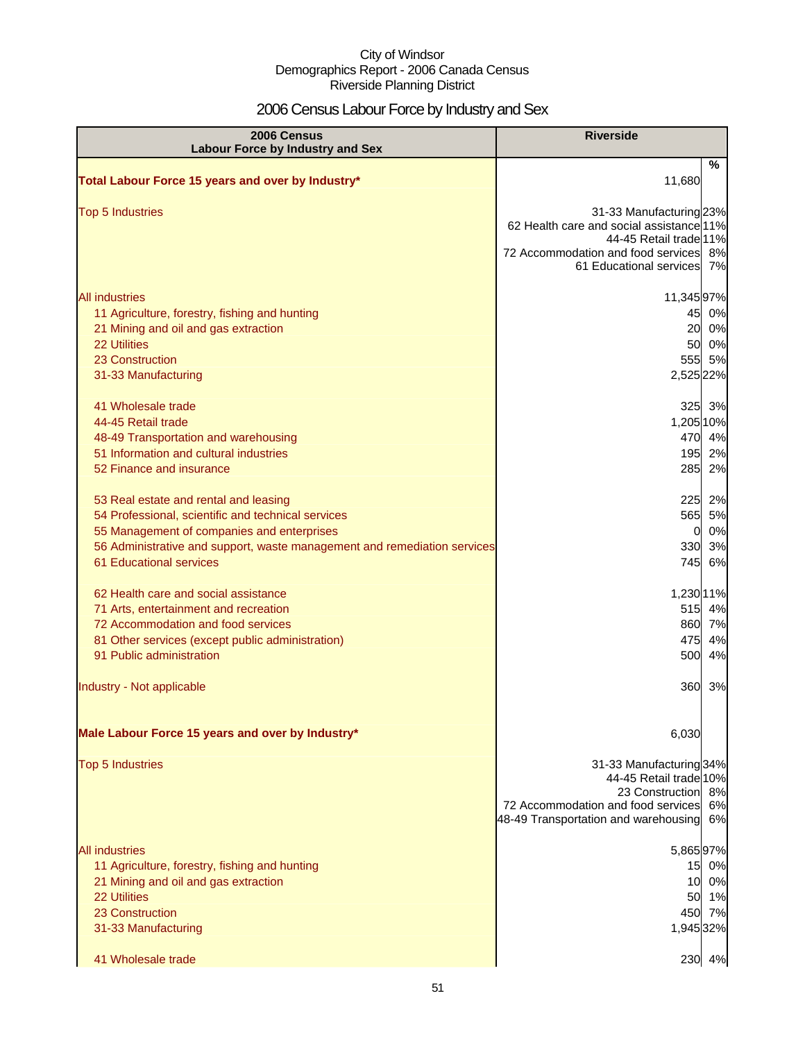City of Windsor
Demographics Report - 2006 Canada Census
Riverside Planning District

# 2006 Census Labour Force by Industry and Sex

| 2006 Census Labour Force by Industry and Sex | Riverside | |
|---|---|---|
| | | % |
| **Total Labour Force 15 years and over by Industry*** | 11,680 | |
| Top 5 Industries | 31-33 Manufacturing | 23% |
| | 62 Health care and social assistance | 11% |
| | 44-45 Retail trade | 11% |
| | 72 Accommodation and food services | 8% |
| | 61 Educational services | 7% |
| All industries | 11,345 | 97% |
| 11 Agriculture, forestry, fishing and hunting | 45 | 0% |
| 21 Mining and oil and gas extraction | 20 | 0% |
| 22 Utilities | 50 | 0% |
| 23 Construction | 555 | 5% |
| 31-33 Manufacturing | 2,525 | 22% |
| 41 Wholesale trade | 325 | 3% |
| 44-45 Retail trade | 1,205 | 10% |
| 48-49 Transportation and warehousing | 470 | 4% |
| 51 Information and cultural industries | 195 | 2% |
| 52 Finance and insurance | 285 | 2% |
| 53 Real estate and rental and leasing | 225 | 2% |
| 54 Professional, scientific and technical services | 565 | 5% |
| 55 Management of companies and enterprises | 0 | 0% |
| 56 Administrative and support, waste management and remediation services | 330 | 3% |
| 61 Educational services | 745 | 6% |
| 62 Health care and social assistance | 1,230 | 11% |
| 71 Arts, entertainment and recreation | 515 | 4% |
| 72 Accommodation and food services | 860 | 7% |
| 81 Other services (except public administration) | 475 | 4% |
| 91 Public administration | 500 | 4% |
| Industry - Not applicable | 360 | 3% |
| **Male Labour Force 15 years and over by Industry*** | 6,030 | |
| Top 5 Industries | 31-33 Manufacturing | 34% |
| | 44-45 Retail trade | 10% |
| | 23 Construction | 8% |
| | 72 Accommodation and food services | 6% |
| | 48-49 Transportation and warehousing | 6% |
| All industries | 5,865 | 97% |
| 11 Agriculture, forestry, fishing and hunting | 15 | 0% |
| 21 Mining and oil and gas extraction | 10 | 0% |
| 22 Utilities | 50 | 1% |
| 23 Construction | 450 | 7% |
| 31-33 Manufacturing | 1,945 | 32% |
| 41 Wholesale trade | 230 | 4% |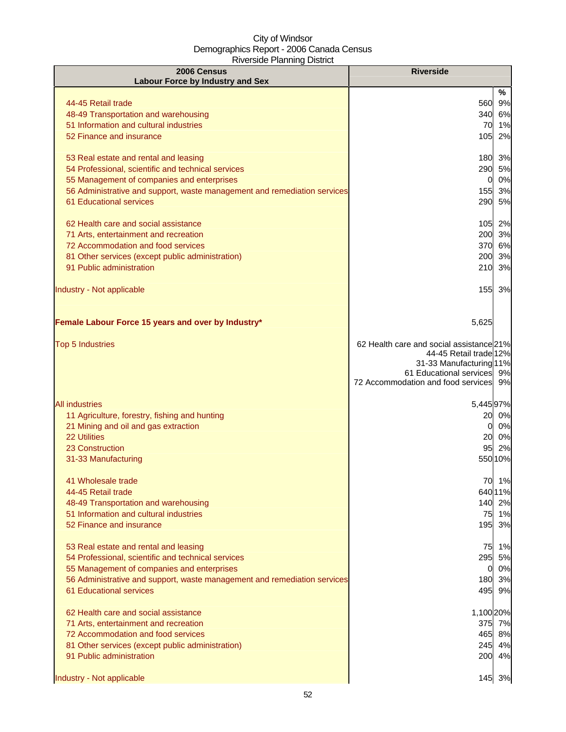City of Windsor
Demographics Report - 2006 Canada Census
Riverside Planning District

| 2006 Census<br>Labour Force by Industry and Sex | Riverside | |
|---|---|---|
| | | % |
| 44-45 Retail trade | 560 | 9% |
| 48-49 Transportation and warehousing | 340 | 6% |
| 51 Information and cultural industries | 70 | 1% |
| 52 Finance and insurance | 105 | 2% |
| 53 Real estate and rental and leasing | 180 | 3% |
| 54 Professional, scientific and technical services | 290 | 5% |
| 55 Management of companies and enterprises | 0 | 0% |
| 56 Administrative and support, waste management and remediation services | 155 | 3% |
| 61 Educational services | 290 | 5% |
| 62 Health care and social assistance | 105 | 2% |
| 71 Arts, entertainment and recreation | 200 | 3% |
| 72 Accommodation and food services | 370 | 6% |
| 81 Other services (except public administration) | 200 | 3% |
| 91 Public administration | 210 | 3% |
| Industry - Not applicable | 155 | 3% |
| **Female Labour Force 15 years and over by Industry*** | 5,625 | |
| Top 5 Industries | 62 Health care and social assistance | 21% |
| | 44-45 Retail trade | 12% |
| | 31-33 Manufacturing | 11% |
| | 61 Educational services | 9% |
| | 72 Accommodation and food services | 9% |
| All industries | 5,445 | 97% |
| 11 Agriculture, forestry, fishing and hunting | 20 | 0% |
| 21 Mining and oil and gas extraction | 0 | 0% |
| 22 Utilities | 20 | 0% |
| 23 Construction | 95 | 2% |
| 31-33 Manufacturing | 550 | 10% |
| 41 Wholesale trade | 70 | 1% |
| 44-45 Retail trade | 640 | 11% |
| 48-49 Transportation and warehousing | 140 | 2% |
| 51 Information and cultural industries | 75 | 1% |
| 52 Finance and insurance | 195 | 3% |
| 53 Real estate and rental and leasing | 75 | 1% |
| 54 Professional, scientific and technical services | 295 | 5% |
| 55 Management of companies and enterprises | 0 | 0% |
| 56 Administrative and support, waste management and remediation services | 180 | 3% |
| 61 Educational services | 495 | 9% |
| 62 Health care and social assistance | 1,100 | 20% |
| 71 Arts, entertainment and recreation | 375 | 7% |
| 72 Accommodation and food services | 465 | 8% |
| 81 Other services (except public administration) | 245 | 4% |
| 91 Public administration | 200 | 4% |
| Industry - Not applicable | 145 | 3% |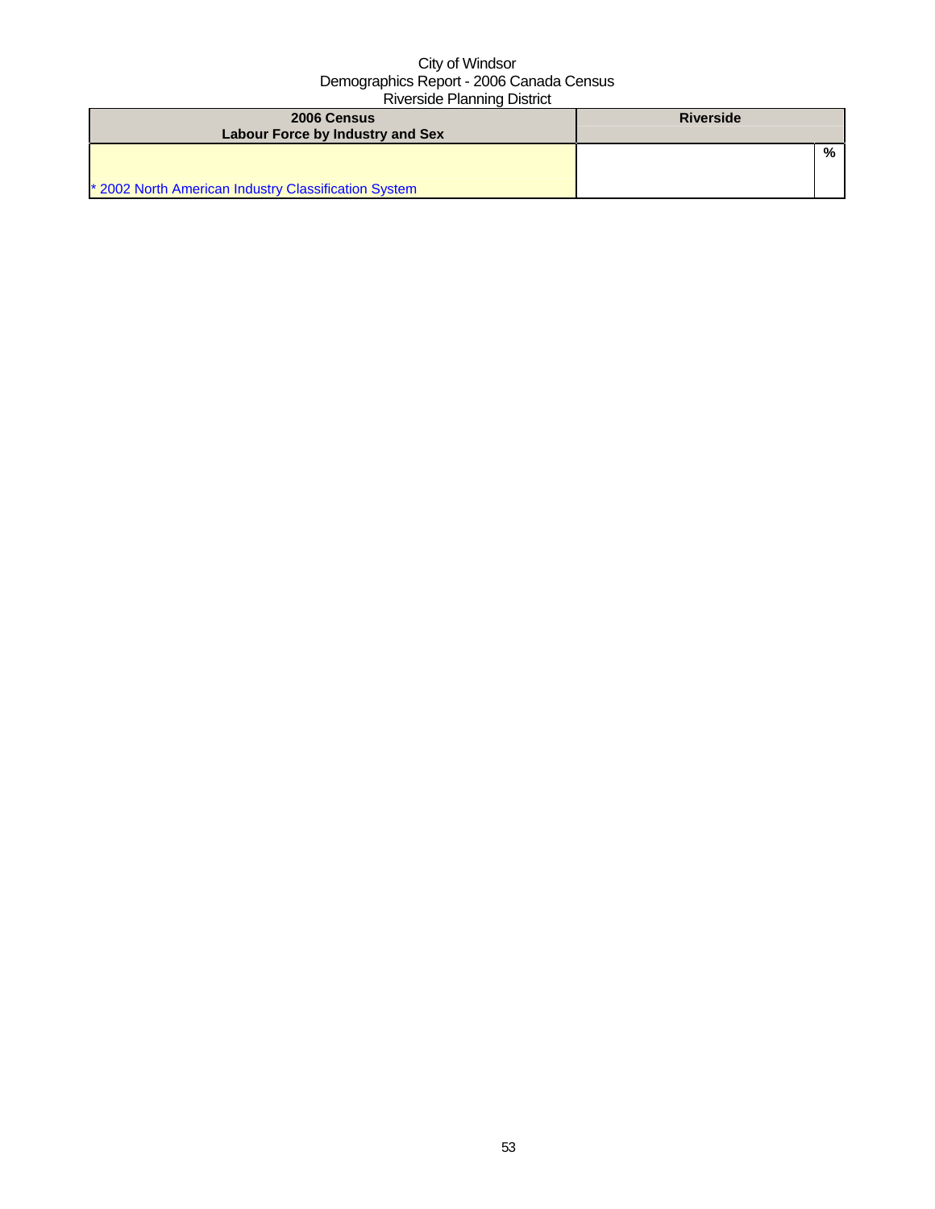City of Windsor
Demographics Report - 2006 Canada Census
Riverside Planning District

| 2006 Census<br>Labour Force by Industry and Sex | Riverside | |
|---|---|---|
| | | % |
| * 2002 North American Industry Classification System | | |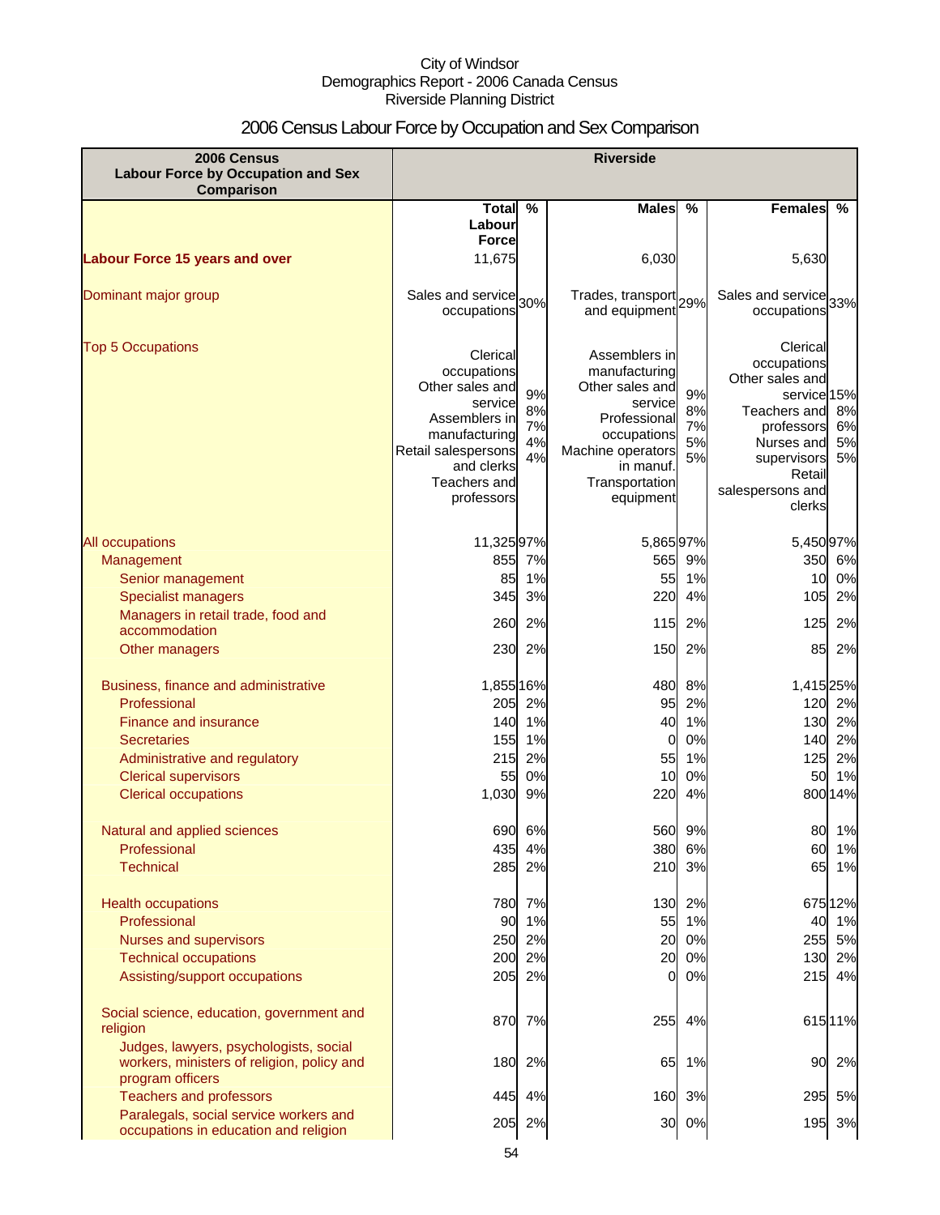City of Windsor
Demographics Report - 2006 Canada Census
Riverside Planning District

# 2006 Census Labour Force by Occupation and Sex Comparison

| 2006 Census Labour Force by Occupation and Sex Comparison | Riverside | | | | | |
|---|---|---|---|---|---|---|
| | Total Labour Force | % | Males | % | Females | % |
| **Labour Force 15 years and over** | 11,675 | | 6,030 | | 5,630 | |
| Dominant major group | Sales and service occupations | 30% | Trades, transport and equipment | 29% | Sales and service occupations | 33% |
| Top 5 Occupations | Clerical occupations<br>Other sales and service<br>Assemblers in manufacturing<br>Retail salespersons and clerks<br>Teachers and professors | 9%<br>8%<br>7%<br>4%<br>4% | Assemblers in manufacturing<br>Other sales and service<br>Professional occupations<br>Machine operators in manuf.<br>Transportation equipment | 9%<br>8%<br>7%<br>5%<br>5% | Clerical occupations<br>Other sales and service<br>Teachers and professors<br>Nurses and supervisors<br>Retail salespersons and clerks | 15%<br>8%<br>6%<br>5%<br>5% |
| All occupations | 11,325 | 97% | 5,865 | 97% | 5,450 | 97% |
| Management | 855 | 7% | 565 | 9% | 350 | 6% |
| Senior management | 85 | 1% | 55 | 1% | 10 | 0% |
| Specialist managers | 345 | 3% | 220 | 4% | 105 | 2% |
| Managers in retail trade, food and accommodation | 260 | 2% | 115 | 2% | 125 | 2% |
| Other managers | 230 | 2% | 150 | 2% | 85 | 2% |
| Business, finance and administrative | 1,855 | 16% | 480 | 8% | 1,415 | 25% |
| Professional | 205 | 2% | 95 | 2% | 120 | 2% |
| Finance and insurance | 140 | 1% | 40 | 1% | 130 | 2% |
| Secretaries | 155 | 1% | 0 | 0% | 140 | 2% |
| Administrative and regulatory | 215 | 2% | 55 | 1% | 125 | 2% |
| Clerical supervisors | 55 | 0% | 10 | 0% | 50 | 1% |
| Clerical occupations | 1,030 | 9% | 220 | 4% | 800 | 14% |
| Natural and applied sciences | 690 | 6% | 560 | 9% | 80 | 1% |
| Professional | 435 | 4% | 380 | 6% | 60 | 1% |
| Technical | 285 | 2% | 210 | 3% | 65 | 1% |
| Health occupations | 780 | 7% | 130 | 2% | 675 | 12% |
| Professional | 90 | 1% | 55 | 1% | 40 | 1% |
| Nurses and supervisors | 250 | 2% | 20 | 0% | 255 | 5% |
| Technical occupations | 200 | 2% | 20 | 0% | 130 | 2% |
| Assisting/support occupations | 205 | 2% | 0 | 0% | 215 | 4% |
| Social science, education, government and religion | 870 | 7% | 255 | 4% | 615 | 11% |
| Judges, lawyers, psychologists, social workers, ministers of religion, policy and program officers | 180 | 2% | 65 | 1% | 90 | 2% |
| Teachers and professors | 445 | 4% | 160 | 3% | 295 | 5% |
| Paralegals, social service workers and occupations in education and religion | 205 | 2% | 30 | 0% | 195 | 3% |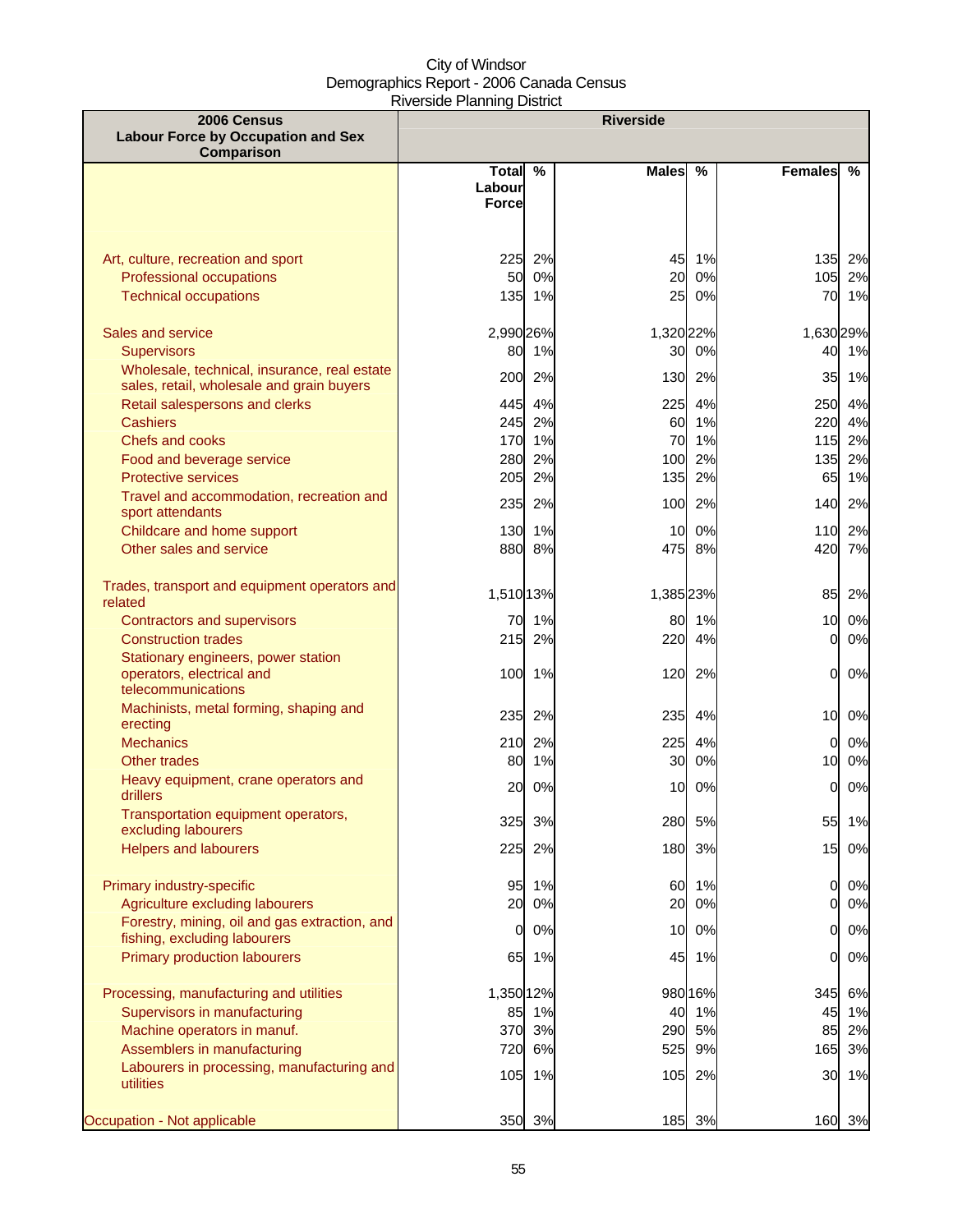City of Windsor
Demographics Report - 2006 Canada Census
Riverside Planning District

| 2006 Census Labour Force by Occupation and Sex Comparison | Riverside | | | | | |
|---|---|---|---|---|---|---|
| | Total Labour Force | % | Males | % | Females | % |
| Art, culture, recreation and sport | 225 | 2% | 45 | 1% | 135 | 2% |
| Professional occupations | 50 | 0% | 20 | 0% | 105 | 2% |
| Technical occupations | 135 | 1% | 25 | 0% | 70 | 1% |
| Sales and service | 2,990 | 26% | 1,320 | 22% | 1,630 | 29% |
| Supervisors | 80 | 1% | 30 | 0% | 40 | 1% |
| Wholesale, technical, insurance, real estate sales, retail, wholesale and grain buyers | 200 | 2% | 130 | 2% | 35 | 1% |
| Retail salespersons and clerks | 445 | 4% | 225 | 4% | 250 | 4% |
| Cashiers | 245 | 2% | 60 | 1% | 220 | 4% |
| Chefs and cooks | 170 | 1% | 70 | 1% | 115 | 2% |
| Food and beverage service | 280 | 2% | 100 | 2% | 135 | 2% |
| Protective services | 205 | 2% | 135 | 2% | 65 | 1% |
| Travel and accommodation, recreation and sport attendants | 235 | 2% | 100 | 2% | 140 | 2% |
| Childcare and home support | 130 | 1% | 10 | 0% | 110 | 2% |
| Other sales and service | 880 | 8% | 475 | 8% | 420 | 7% |
| Trades, transport and equipment operators and related | 1,510 | 13% | 1,385 | 23% | 85 | 2% |
| Contractors and supervisors | 70 | 1% | 80 | 1% | 10 | 0% |
| Construction trades | 215 | 2% | 220 | 4% | 0 | 0% |
| Stationary engineers, power station operators, electrical and telecommunications | 100 | 1% | 120 | 2% | 0 | 0% |
| Machinists, metal forming, shaping and erecting | 235 | 2% | 235 | 4% | 10 | 0% |
| Mechanics | 210 | 2% | 225 | 4% | 0 | 0% |
| Other trades | 80 | 1% | 30 | 0% | 10 | 0% |
| Heavy equipment, crane operators and drillers | 20 | 0% | 10 | 0% | 0 | 0% |
| Transportation equipment operators, excluding labourers | 325 | 3% | 280 | 5% | 55 | 1% |
| Helpers and labourers | 225 | 2% | 180 | 3% | 15 | 0% |
| Primary industry-specific | 95 | 1% | 60 | 1% | 0 | 0% |
| Agriculture excluding labourers | 20 | 0% | 20 | 0% | 0 | 0% |
| Forestry, mining, oil and gas extraction, and fishing, excluding labourers | 0 | 0% | 10 | 0% | 0 | 0% |
| Primary production labourers | 65 | 1% | 45 | 1% | 0 | 0% |
| Processing, manufacturing and utilities | 1,350 | 12% | 980 | 16% | 345 | 6% |
| Supervisors in manufacturing | 85 | 1% | 40 | 1% | 45 | 1% |
| Machine operators in manuf. | 370 | 3% | 290 | 5% | 85 | 2% |
| Assemblers in manufacturing | 720 | 6% | 525 | 9% | 165 | 3% |
| Labourers in processing, manufacturing and utilities | 105 | 1% | 105 | 2% | 30 | 1% |
| Occupation - Not applicable | 350 | 3% | 185 | 3% | 160 | 3% |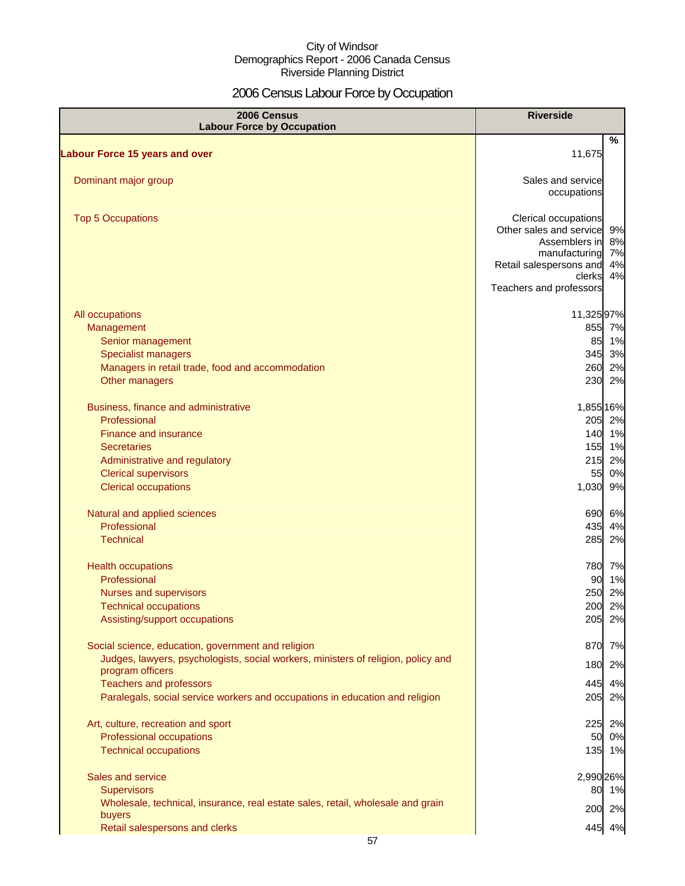City of Windsor
Demographics Report - 2006 Canada Census
Riverside Planning District

# 2006 Census Labour Force by Occupation

| 2006 Census Labour Force by Occupation | Riverside | |
|---|---|---|
| | | % |
| **Labour Force 15 years and over** | 11,675 | |
| Dominant major group | Sales and service occupations | |
| Top 5 Occupations | Clerical occupations | 9% |
| | Other sales and service | 8% |
| | Assemblers in manufacturing | 7% |
| | Retail salespersons and clerks | 4% |
| | Teachers and professors | 4% |
| All occupations | 11,325 | 97% |
| Management | 855 | 7% |
| Senior management | 85 | 1% |
| Specialist managers | 345 | 3% |
| Managers in retail trade, food and accommodation | 260 | 2% |
| Other managers | 230 | 2% |
| Business, finance and administrative | 1,855 | 16% |
| Professional | 205 | 2% |
| Finance and insurance | 140 | 1% |
| Secretaries | 155 | 1% |
| Administrative and regulatory | 215 | 2% |
| Clerical supervisors | 55 | 0% |
| Clerical occupations | 1,030 | 9% |
| Natural and applied sciences | 690 | 6% |
| Professional | 435 | 4% |
| Technical | 285 | 2% |
| Health occupations | 780 | 7% |
| Professional | 90 | 1% |
| Nurses and supervisors | 250 | 2% |
| Technical occupations | 200 | 2% |
| Assisting/support occupations | 205 | 2% |
| Social science, education, government and religion | 870 | 7% |
| Judges, lawyers, psychologists, social workers, ministers of religion, policy and program officers | 180 | 2% |
| Teachers and professors | 445 | 4% |
| Paralegals, social service workers and occupations in education and religion | 205 | 2% |
| Art, culture, recreation and sport | 225 | 2% |
| Professional occupations | 50 | 0% |
| Technical occupations | 135 | 1% |
| Sales and service | 2,990 | 26% |
| Supervisors | 80 | 1% |
| Wholesale, technical, insurance, real estate sales, retail, wholesale and grain buyers | 200 | 2% |
| Retail salespersons and clerks | 445 | 4% |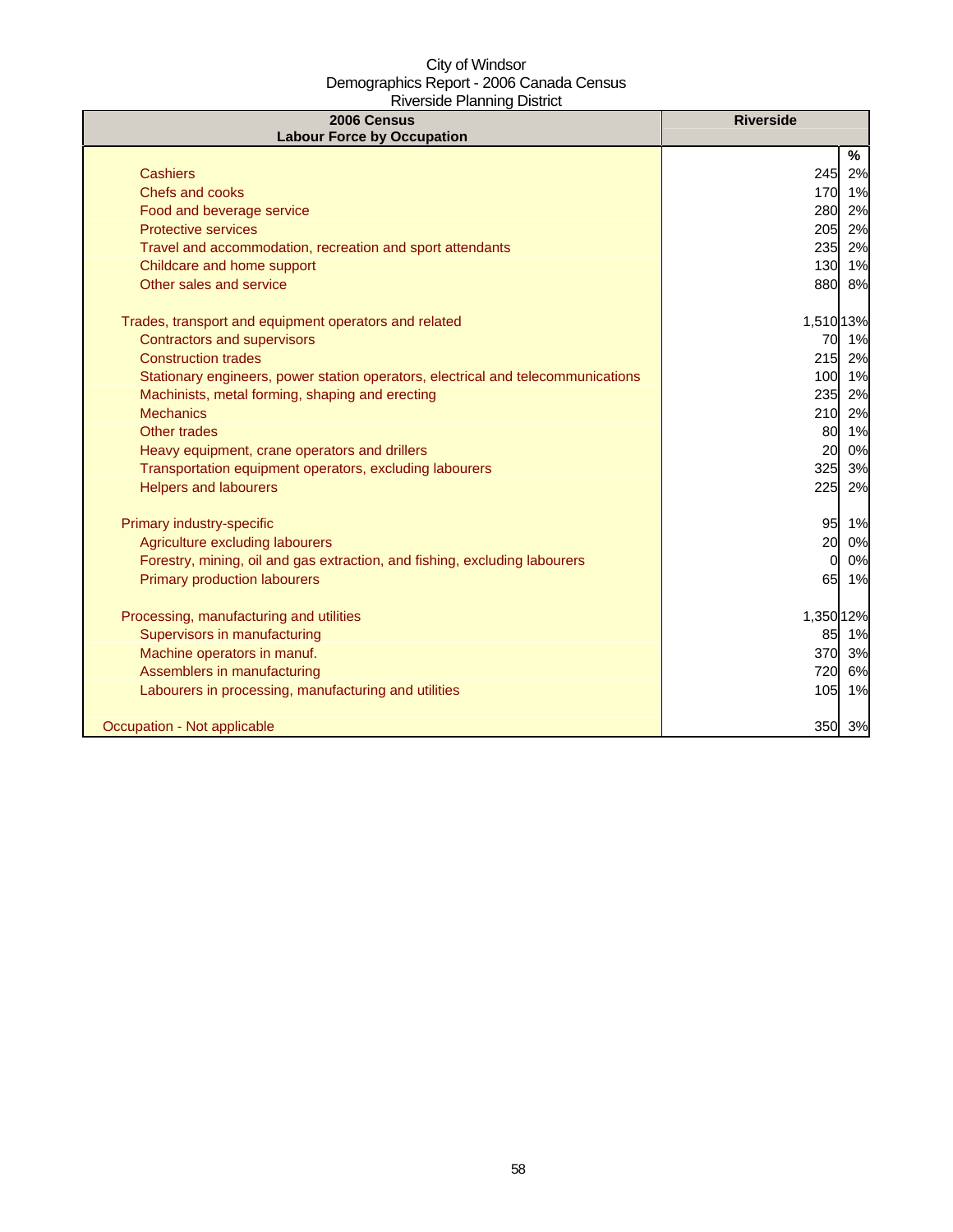City of Windsor
Demographics Report - 2006 Canada Census
Riverside Planning District

| 2006 Census<br>Labour Force by Occupation | Riverside | |
|---|---|---|
| | | % |
| Cashiers | 245 | 2% |
| Chefs and cooks | 170 | 1% |
| Food and beverage service | 280 | 2% |
| Protective services | 205 | 2% |
| Travel and accommodation, recreation and sport attendants | 235 | 2% |
| Childcare and home support | 130 | 1% |
| Other sales and service | 880 | 8% |
| | | |
| Trades, transport and equipment operators and related | 1,510 | 13% |
| Contractors and supervisors | 70 | 1% |
| Construction trades | 215 | 2% |
| Stationary engineers, power station operators, electrical and telecommunications | 100 | 1% |
| Machinists, metal forming, shaping and erecting | 235 | 2% |
| Mechanics | 210 | 2% |
| Other trades | 80 | 1% |
| Heavy equipment, crane operators and drillers | 20 | 0% |
| Transportation equipment operators, excluding labourers | 325 | 3% |
| Helpers and labourers | 225 | 2% |
| | | |
| Primary industry-specific | 95 | 1% |
| Agriculture excluding labourers | 20 | 0% |
| Forestry, mining, oil and gas extraction, and fishing, excluding labourers | 0 | 0% |
| Primary production labourers | 65 | 1% |
| | | |
| Processing, manufacturing and utilities | 1,350 | 12% |
| Supervisors in manufacturing | 85 | 1% |
| Machine operators in manuf. | 370 | 3% |
| Assemblers in manufacturing | 720 | 6% |
| Labourers in processing, manufacturing and utilities | 105 | 1% |
| | | |
| Occupation - Not applicable | 350 | 3% |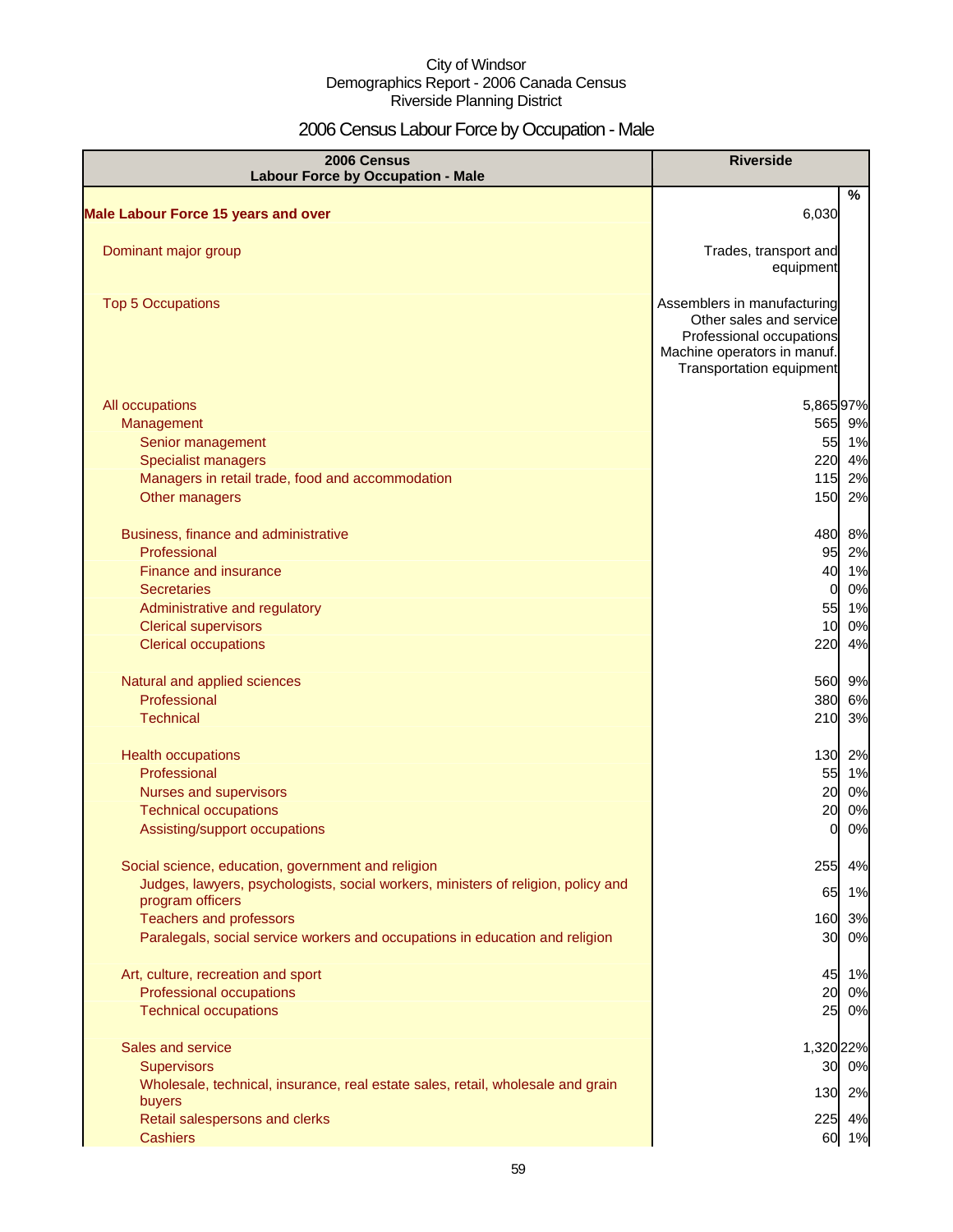City of Windsor
Demographics Report - 2006 Canada Census
Riverside Planning District

# 2006 Census Labour Force by Occupation - Male

| 2006 Census<br>Labour Force by Occupation - Male | Riverside | |
|---|---|---|
| | | % |
| **Male Labour Force 15 years and over** | 6,030 | |
| Dominant major group | Trades, transport and equipment | |
| Top 5 Occupations | Assemblers in manufacturing<br>Other sales and service<br>Professional occupations<br>Machine operators in manuf.<br>Transportation equipment | |
| All occupations | 5,865 | 97% |
| Management | 565 | 9% |
| Senior management | 55 | 1% |
| Specialist managers | 220 | 4% |
| Managers in retail trade, food and accommodation | 115 | 2% |
| Other managers | 150 | 2% |
| Business, finance and administrative | 480 | 8% |
| Professional | 95 | 2% |
| Finance and insurance | 40 | 1% |
| Secretaries | 0 | 0% |
| Administrative and regulatory | 55 | 1% |
| Clerical supervisors | 10 | 0% |
| Clerical occupations | 220 | 4% |
| Natural and applied sciences | 560 | 9% |
| Professional | 380 | 6% |
| Technical | 210 | 3% |
| Health occupations | 130 | 2% |
| Professional | 55 | 1% |
| Nurses and supervisors | 20 | 0% |
| Technical occupations | 20 | 0% |
| Assisting/support occupations | 0 | 0% |
| Social science, education, government and religion | 255 | 4% |
| Judges, lawyers, psychologists, social workers, ministers of religion, policy and program officers | 65 | 1% |
| Teachers and professors | 160 | 3% |
| Paralegals, social service workers and occupations in education and religion | 30 | 0% |
| Art, culture, recreation and sport | 45 | 1% |
| Professional occupations | 20 | 0% |
| Technical occupations | 25 | 0% |
| Sales and service | 1,320 | 22% |
| Supervisors | 30 | 0% |
| Wholesale, technical, insurance, real estate sales, retail, wholesale and grain buyers | 130 | 2% |
| Retail salespersons and clerks | 225 | 4% |
| Cashiers | 60 | 1% |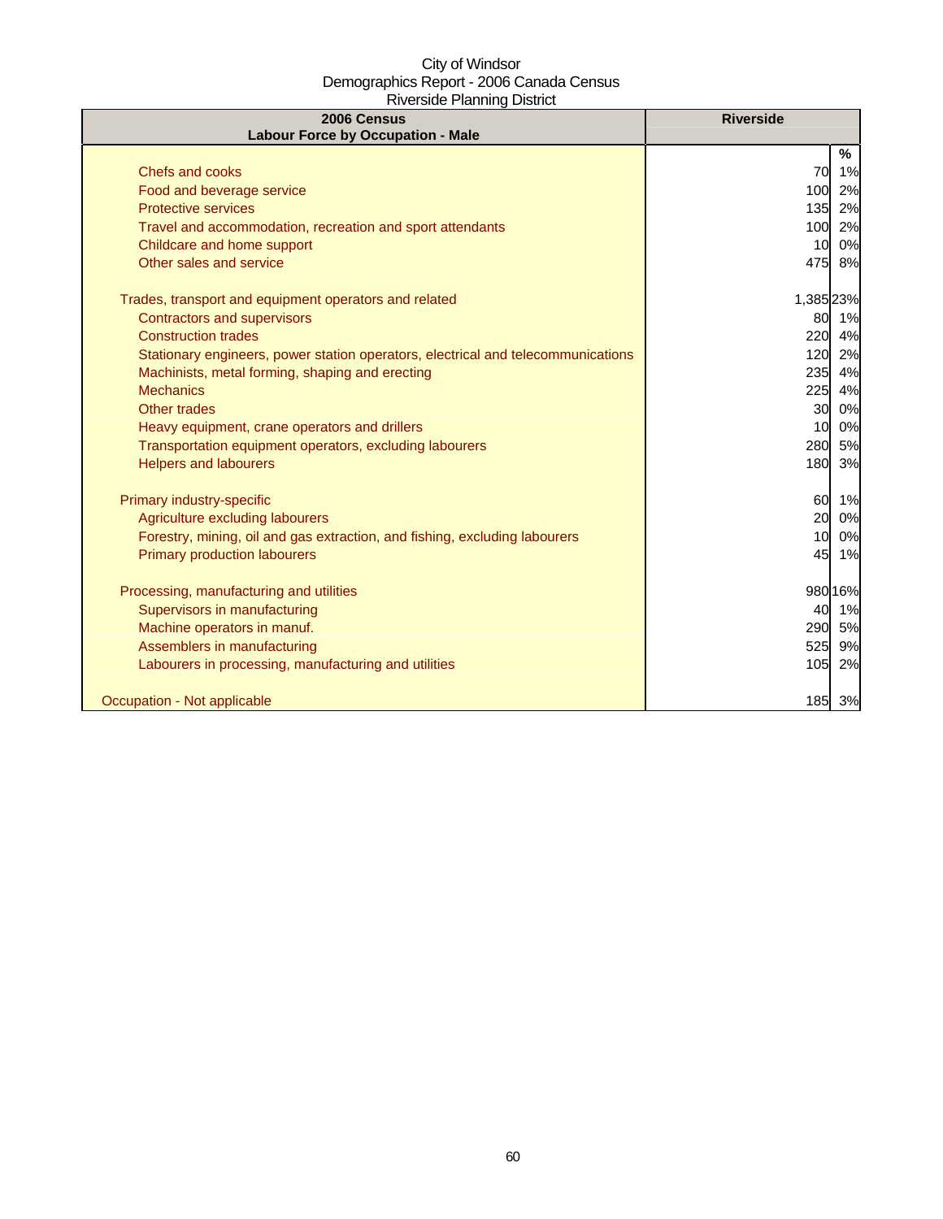City of Windsor
Demographics Report - 2006 Canada Census
Riverside Planning District

| 2006 Census<br>Labour Force by Occupation - Male | Riverside | |
|---|---|---|
| | | % |
| Chefs and cooks | 70 | 1% |
| Food and beverage service | 100 | 2% |
| Protective services | 135 | 2% |
| Travel and accommodation, recreation and sport attendants | 100 | 2% |
| Childcare and home support | 10 | 0% |
| Other sales and service | 475 | 8% |
| | | |
| Trades, transport and equipment operators and related | 1,385 | 23% |
| Contractors and supervisors | 80 | 1% |
| Construction trades | 220 | 4% |
| Stationary engineers, power station operators, electrical and telecommunications | 120 | 2% |
| Machinists, metal forming, shaping and erecting | 235 | 4% |
| Mechanics | 225 | 4% |
| Other trades | 30 | 0% |
| Heavy equipment, crane operators and drillers | 10 | 0% |
| Transportation equipment operators, excluding labourers | 280 | 5% |
| Helpers and labourers | 180 | 3% |
| | | |
| Primary industry-specific | 60 | 1% |
| Agriculture excluding labourers | 20 | 0% |
| Forestry, mining, oil and gas extraction, and fishing, excluding labourers | 10 | 0% |
| Primary production labourers | 45 | 1% |
| | | |
| Processing, manufacturing and utilities | 980 | 16% |
| Supervisors in manufacturing | 40 | 1% |
| Machine operators in manuf. | 290 | 5% |
| Assemblers in manufacturing | 525 | 9% |
| Labourers in processing, manufacturing and utilities | 105 | 2% |
| | | |
| Occupation - Not applicable | 185 | 3% |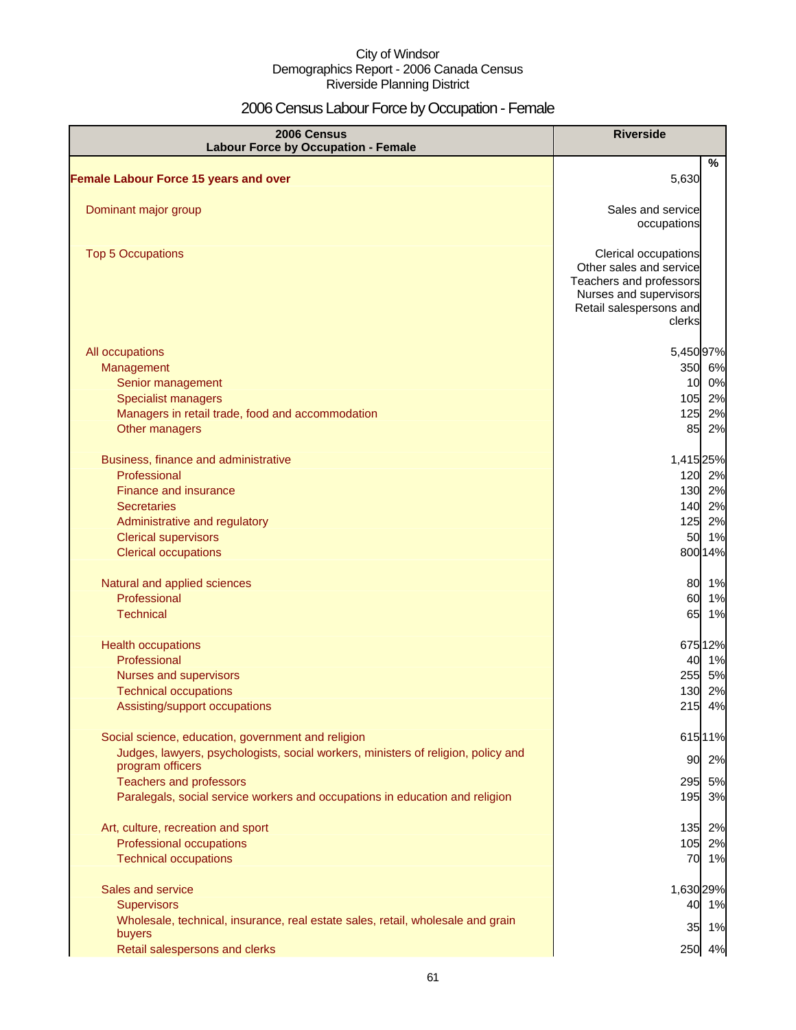City of Windsor
Demographics Report - 2006 Canada Census
Riverside Planning District

# 2006 Census Labour Force by Occupation - Female

| 2006 Census Labour Force by Occupation - Female | Riverside | % |
|---|---|---|
| **Female Labour Force 15 years and over** | 5,630 | |
| Dominant major group | Sales and service occupations | |
| Top 5 Occupations | Clerical occupations<br>Other sales and service<br>Teachers and professors<br>Nurses and supervisors<br>Retail salespersons and clerks | |
| All occupations | 5,450 | 97% |
| Management | 350 | 6% |
| Senior management | 10 | 0% |
| Specialist managers | 105 | 2% |
| Managers in retail trade, food and accommodation | 125 | 2% |
| Other managers | 85 | 2% |
| Business, finance and administrative | 1,415 | 25% |
| Professional | 120 | 2% |
| Finance and insurance | 130 | 2% |
| Secretaries | 140 | 2% |
| Administrative and regulatory | 125 | 2% |
| Clerical supervisors | 50 | 1% |
| Clerical occupations | 800 | 14% |
| Natural and applied sciences | 80 | 1% |
| Professional | 60 | 1% |
| Technical | 65 | 1% |
| Health occupations | 675 | 12% |
| Professional | 40 | 1% |
| Nurses and supervisors | 255 | 5% |
| Technical occupations | 130 | 2% |
| Assisting/support occupations | 215 | 4% |
| Social science, education, government and religion | 615 | 11% |
| Judges, lawyers, psychologists, social workers, ministers of religion, policy and program officers | 90 | 2% |
| Teachers and professors | 295 | 5% |
| Paralegals, social service workers and occupations in education and religion | 195 | 3% |
| Art, culture, recreation and sport | 135 | 2% |
| Professional occupations | 105 | 2% |
| Technical occupations | 70 | 1% |
| Sales and service | 1,630 | 29% |
| Supervisors | 40 | 1% |
| Wholesale, technical, insurance, real estate sales, retail, wholesale and grain buyers | 35 | 1% |
| Retail salespersons and clerks | 250 | 4% |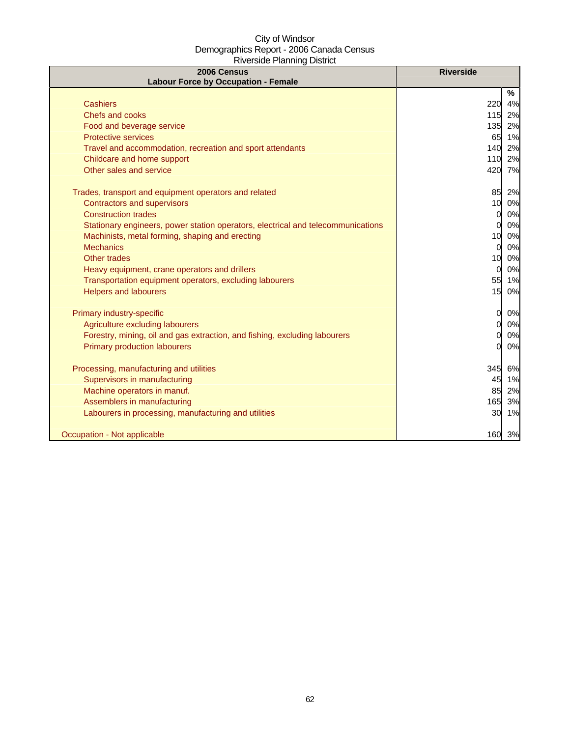City of Windsor
Demographics Report - 2006 Canada Census
Riverside Planning District

| 2006 Census<br>Labour Force by Occupation - Female | Riverside | |
|---|---|---|
| | | % |
| Cashiers | 220 | 4% |
| Chefs and cooks | 115 | 2% |
| Food and beverage service | 135 | 2% |
| Protective services | 65 | 1% |
| Travel and accommodation, recreation and sport attendants | 140 | 2% |
| Childcare and home support | 110 | 2% |
| Other sales and service | 420 | 7% |
| | | |
| Trades, transport and equipment operators and related | 85 | 2% |
| Contractors and supervisors | 10 | 0% |
| Construction trades | 0 | 0% |
| Stationary engineers, power station operators, electrical and telecommunications | 0 | 0% |
| Machinists, metal forming, shaping and erecting | 10 | 0% |
| Mechanics | 0 | 0% |
| Other trades | 10 | 0% |
| Heavy equipment, crane operators and drillers | 0 | 0% |
| Transportation equipment operators, excluding labourers | 55 | 1% |
| Helpers and labourers | 15 | 0% |
| | | |
| Primary industry-specific | 0 | 0% |
| Agriculture excluding labourers | 0 | 0% |
| Forestry, mining, oil and gas extraction, and fishing, excluding labourers | 0 | 0% |
| Primary production labourers | 0 | 0% |
| | | |
| Processing, manufacturing and utilities | 345 | 6% |
| Supervisors in manufacturing | 45 | 1% |
| Machine operators in manuf. | 85 | 2% |
| Assemblers in manufacturing | 165 | 3% |
| Labourers in processing, manufacturing and utilities | 30 | 1% |
| | | |
| Occupation - Not applicable | 160 | 3% |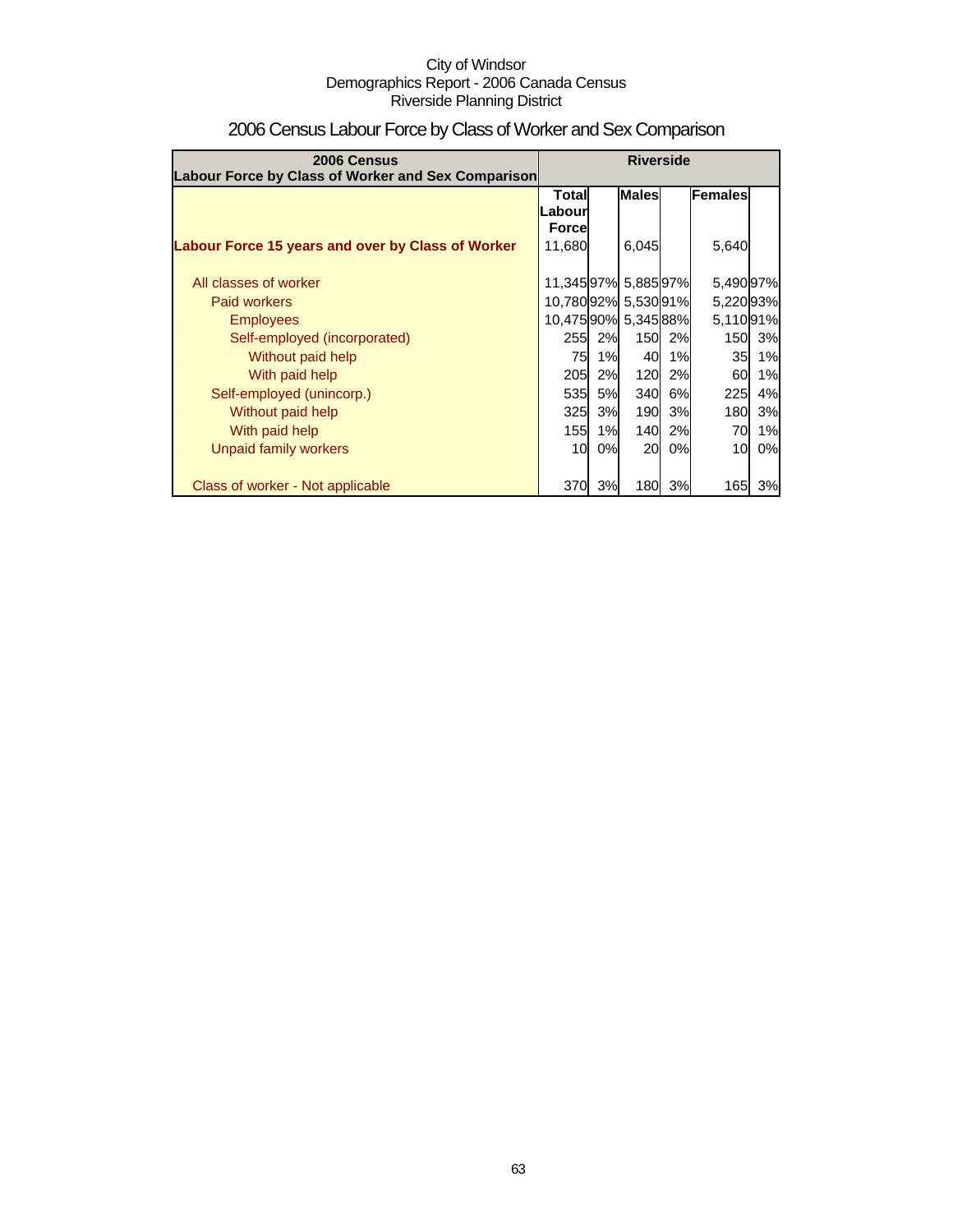City of Windsor
Demographics Report - 2006 Canada Census
Riverside Planning District

# 2006 Census Labour Force by Class of Worker and Sex Comparison

| 2006 Census Labour Force by Class of Worker and Sex Comparison | Riverside | | | | | |
|---|---|---|---|---|---|---|
| | Total Labour Force | | Males | | Females | |
| **Labour Force 15 years and over by Class of Worker** | 11,680 | | 6,045 | | 5,640 | |
| All classes of worker | 11,345 | 97% | 5,885 | 97% | 5,490 | 97% |
| Paid workers | 10,780 | 92% | 5,530 | 91% | 5,220 | 93% |
| Employees | 10,475 | 90% | 5,345 | 88% | 5,110 | 91% |
| Self-employed (incorporated) | 255 | 2% | 150 | 2% | 150 | 3% |
| Without paid help | 75 | 1% | 40 | 1% | 35 | 1% |
| With paid help | 205 | 2% | 120 | 2% | 60 | 1% |
| Self-employed (unincorp.) | 535 | 5% | 340 | 6% | 225 | 4% |
| Without paid help | 325 | 3% | 190 | 3% | 180 | 3% |
| With paid help | 155 | 1% | 140 | 2% | 70 | 1% |
| Unpaid family workers | 10 | 0% | 20 | 0% | 10 | 0% |
| Class of worker - Not applicable | 370 | 3% | 180 | 3% | 165 | 3% |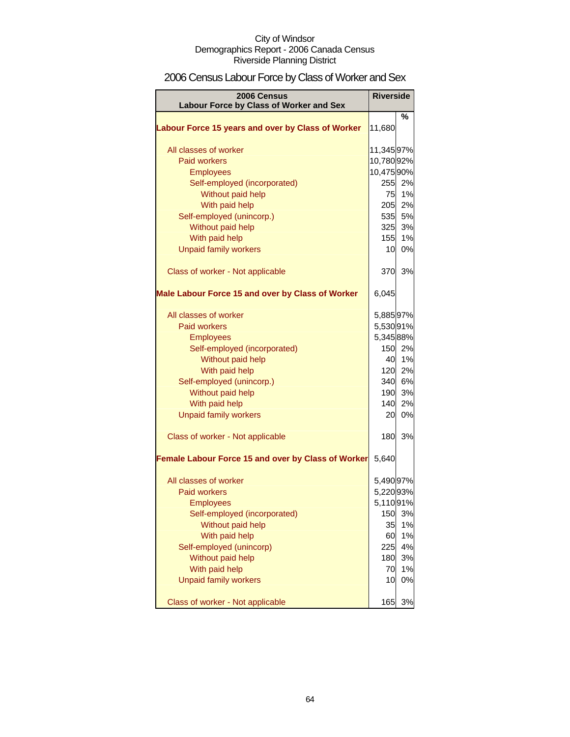City of Windsor
Demographics Report - 2006 Canada Census
Riverside Planning District

# 2006 Census Labour Force by Class of Worker and Sex

| 2006 Census Labour Force by Class of Worker and Sex | Riverside | |
|---|---|---|
| | | % |
| **Labour Force 15 years and over by Class of Worker** | 11,680 | |
| All classes of worker | 11,345 | 97% |
| Paid workers | 10,780 | 92% |
| Employees | 10,475 | 90% |
| Self-employed (incorporated) | 255 | 2% |
| Without paid help | 75 | 1% |
| With paid help | 205 | 2% |
| Self-employed (unincorp.) | 535 | 5% |
| Without paid help | 325 | 3% |
| With paid help | 155 | 1% |
| Unpaid family workers | 10 | 0% |
| Class of worker - Not applicable | 370 | 3% |
| **Male Labour Force 15 and over by Class of Worker** | 6,045 | |
| All classes of worker | 5,885 | 97% |
| Paid workers | 5,530 | 91% |
| Employees | 5,345 | 88% |
| Self-employed (incorporated) | 150 | 2% |
| Without paid help | 40 | 1% |
| With paid help | 120 | 2% |
| Self-employed (unincorp.) | 340 | 6% |
| Without paid help | 190 | 3% |
| With paid help | 140 | 2% |
| Unpaid family workers | 20 | 0% |
| Class of worker - Not applicable | 180 | 3% |
| **Female Labour Force 15 and over by Class of Worker** | 5,640 | |
| All classes of worker | 5,490 | 97% |
| Paid workers | 5,220 | 93% |
| Employees | 5,110 | 91% |
| Self-employed (incorporated) | 150 | 3% |
| Without paid help | 35 | 1% |
| With paid help | 60 | 1% |
| Self-employed (unincorp) | 225 | 4% |
| Without paid help | 180 | 3% |
| With paid help | 70 | 1% |
| Unpaid family workers | 10 | 0% |
| Class of worker - Not applicable | 165 | 3% |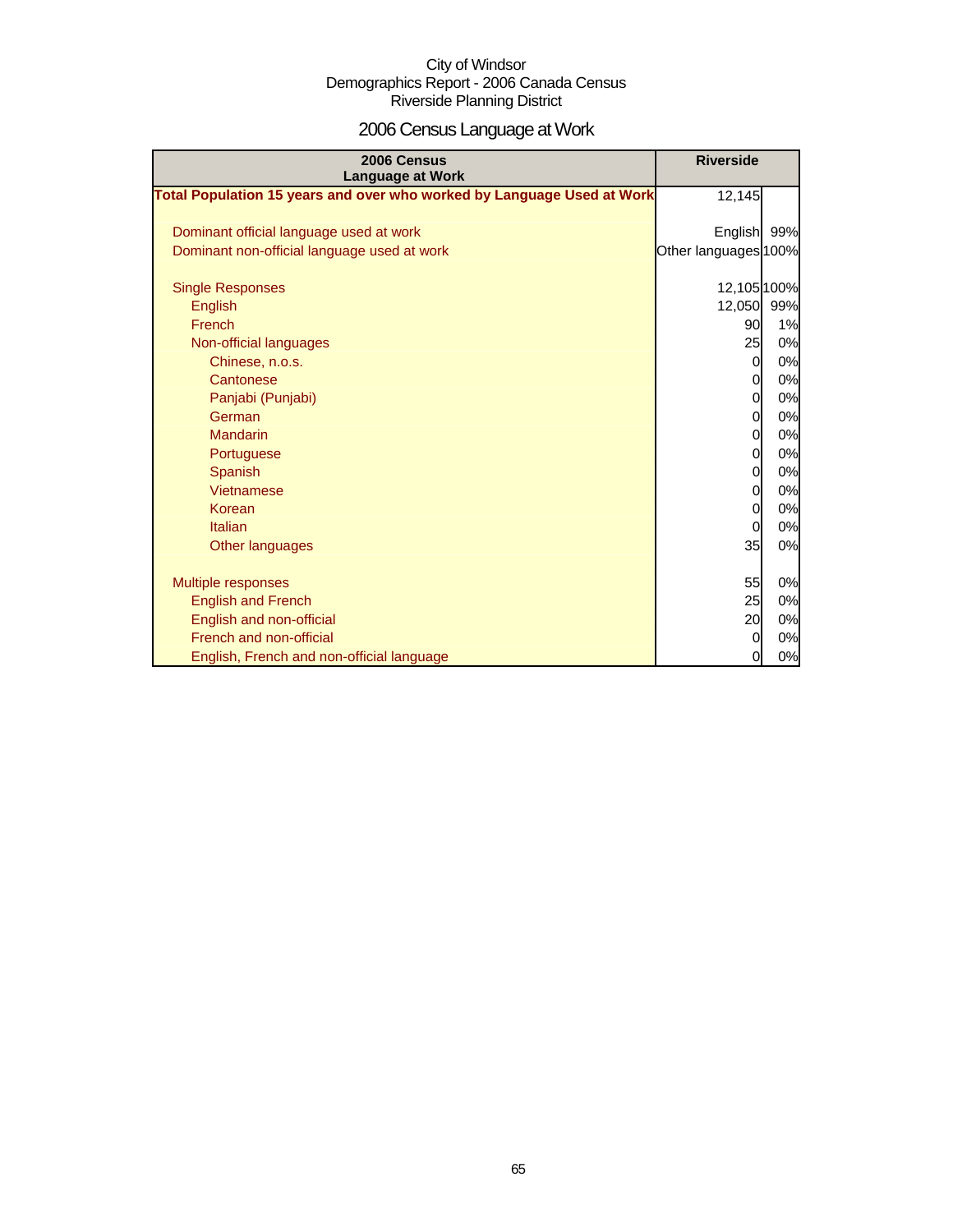City of Windsor
Demographics Report - 2006 Canada Census
Riverside Planning District

# 2006 Census Language at Work

| 2006 Census Language at Work | Riverside | |
|---|---|---|
| **Total Population 15 years and over who worked by Language Used at Work** | 12,145 | |
| | | |
| Dominant official language used at work | English | 99% |
| Dominant non-official language used at work | Other languages | 100% |
| | | |
| Single Responses | 12,105 | 100% |
| English | 12,050 | 99% |
| French | 90 | 1% |
| Non-official languages | 25 | 0% |
| Chinese, n.o.s. | 0 | 0% |
| Cantonese | 0 | 0% |
| Panjabi (Punjabi) | 0 | 0% |
| German | 0 | 0% |
| Mandarin | 0 | 0% |
| Portuguese | 0 | 0% |
| Spanish | 0 | 0% |
| Vietnamese | 0 | 0% |
| Korean | 0 | 0% |
| Italian | 0 | 0% |
| Other languages | 35 | 0% |
| | | |
| Multiple responses | 55 | 0% |
| English and French | 25 | 0% |
| English and non-official | 20 | 0% |
| French and non-official | 0 | 0% |
| English, French and non-official language | 0 | 0% |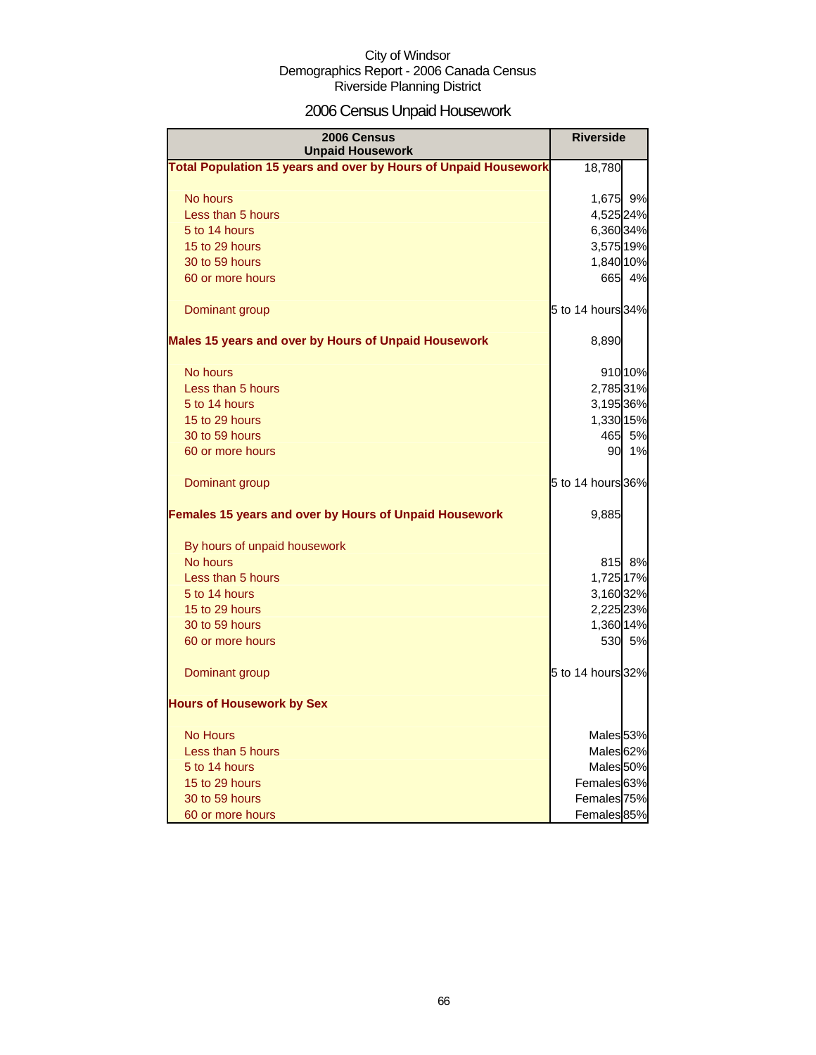City of Windsor
Demographics Report - 2006 Canada Census
Riverside Planning District

# 2006 Census Unpaid Housework

| 2006 Census Unpaid Housework | Riverside | |
|---|---|---|
| **Total Population 15 years and over by Hours of Unpaid Housework** | 18,780 | |
| No hours | 1,675 | 9% |
| Less than 5 hours | 4,525 | 24% |
| 5 to 14 hours | 6,360 | 34% |
| 15 to 29 hours | 3,575 | 19% |
| 30 to 59 hours | 1,840 | 10% |
| 60 or more hours | 665 | 4% |
| Dominant group | 5 to 14 hours | 34% |
| **Males 15 years and over by Hours of Unpaid Housework** | 8,890 | |
| No hours | 910 | 10% |
| Less than 5 hours | 2,785 | 31% |
| 5 to 14 hours | 3,195 | 36% |
| 15 to 29 hours | 1,330 | 15% |
| 30 to 59 hours | 465 | 5% |
| 60 or more hours | 90 | 1% |
| Dominant group | 5 to 14 hours | 36% |
| **Females 15 years and over by Hours of Unpaid Housework** | 9,885 | |
| By hours of unpaid housework | | |
| No hours | 815 | 8% |
| Less than 5 hours | 1,725 | 17% |
| 5 to 14 hours | 3,160 | 32% |
| 15 to 29 hours | 2,225 | 23% |
| 30 to 59 hours | 1,360 | 14% |
| 60 or more hours | 530 | 5% |
| Dominant group | 5 to 14 hours | 32% |
| **Hours of Housework by Sex** | | |
| No Hours | Males | 53% |
| Less than 5 hours | Males | 62% |
| 5 to 14 hours | Males | 50% |
| 15 to 29 hours | Females | 63% |
| 30 to 59 hours | Females | 75% |
| 60 or more hours | Females | 85% |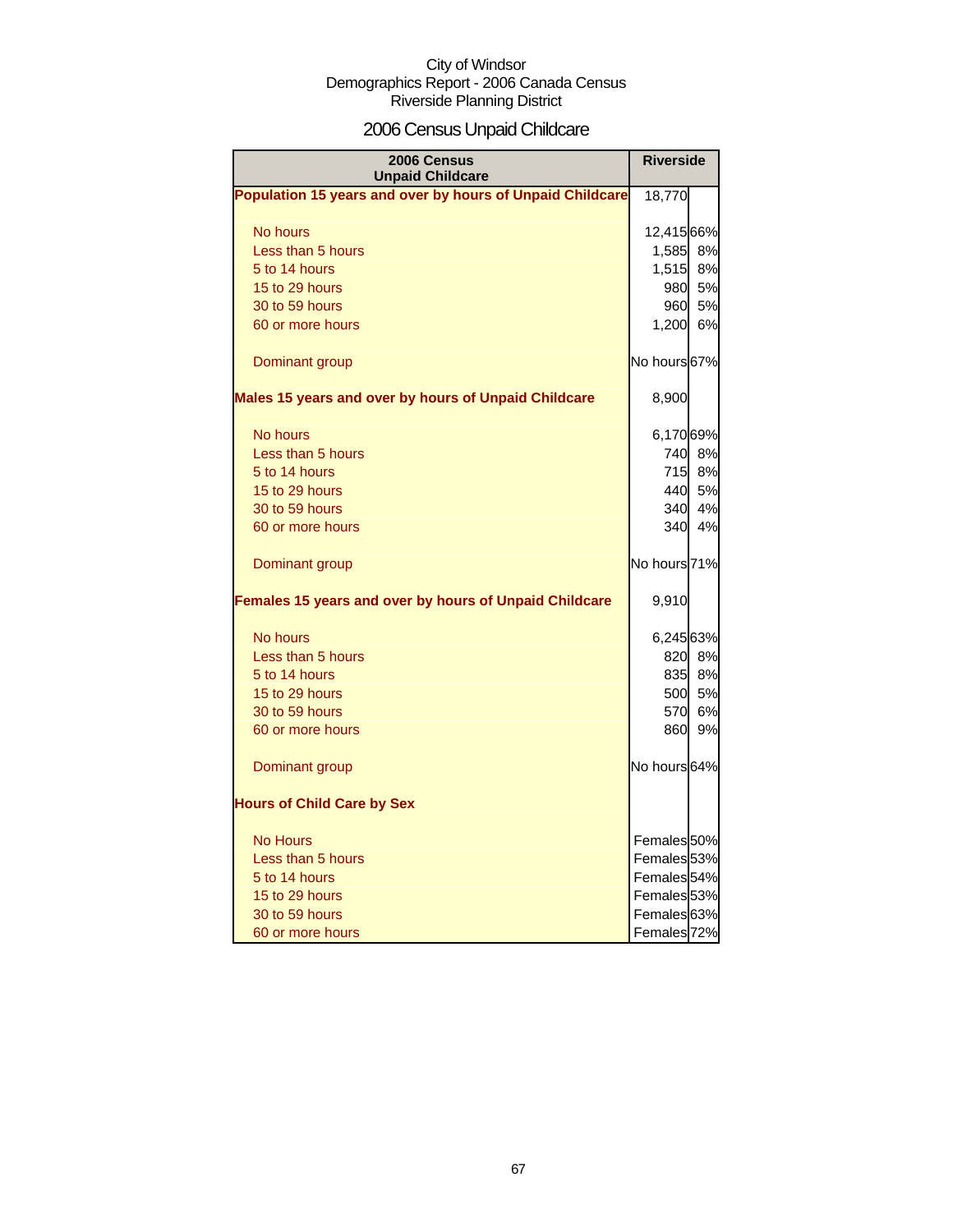City of Windsor
Demographics Report - 2006 Canada Census
Riverside Planning District

# 2006 Census Unpaid Childcare

| 2006 Census Unpaid Childcare | Riverside | |
|---|---|---|
| **Population 15 years and over by hours of Unpaid Childcare** | 18,770 | |
| No hours | 12,415 | 66% |
| Less than 5 hours | 1,585 | 8% |
| 5 to 14 hours | 1,515 | 8% |
| 15 to 29 hours | 980 | 5% |
| 30 to 59 hours | 960 | 5% |
| 60 or more hours | 1,200 | 6% |
| Dominant group | No hours | 67% |
| **Males 15 years and over by hours of Unpaid Childcare** | 8,900 | |
| No hours | 6,170 | 69% |
| Less than 5 hours | 740 | 8% |
| 5 to 14 hours | 715 | 8% |
| 15 to 29 hours | 440 | 5% |
| 30 to 59 hours | 340 | 4% |
| 60 or more hours | 340 | 4% |
| Dominant group | No hours | 71% |
| **Females 15 years and over by hours of Unpaid Childcare** | 9,910 | |
| No hours | 6,245 | 63% |
| Less than 5 hours | 820 | 8% |
| 5 to 14 hours | 835 | 8% |
| 15 to 29 hours | 500 | 5% |
| 30 to 59 hours | 570 | 6% |
| 60 or more hours | 860 | 9% |
| Dominant group | No hours | 64% |
| **Hours of Child Care by Sex** | | |
| No Hours | Females | 50% |
| Less than 5 hours | Females | 53% |
| 5 to 14 hours | Females | 54% |
| 15 to 29 hours | Females | 53% |
| 30 to 59 hours | Females | 63% |
| 60 or more hours | Females | 72% |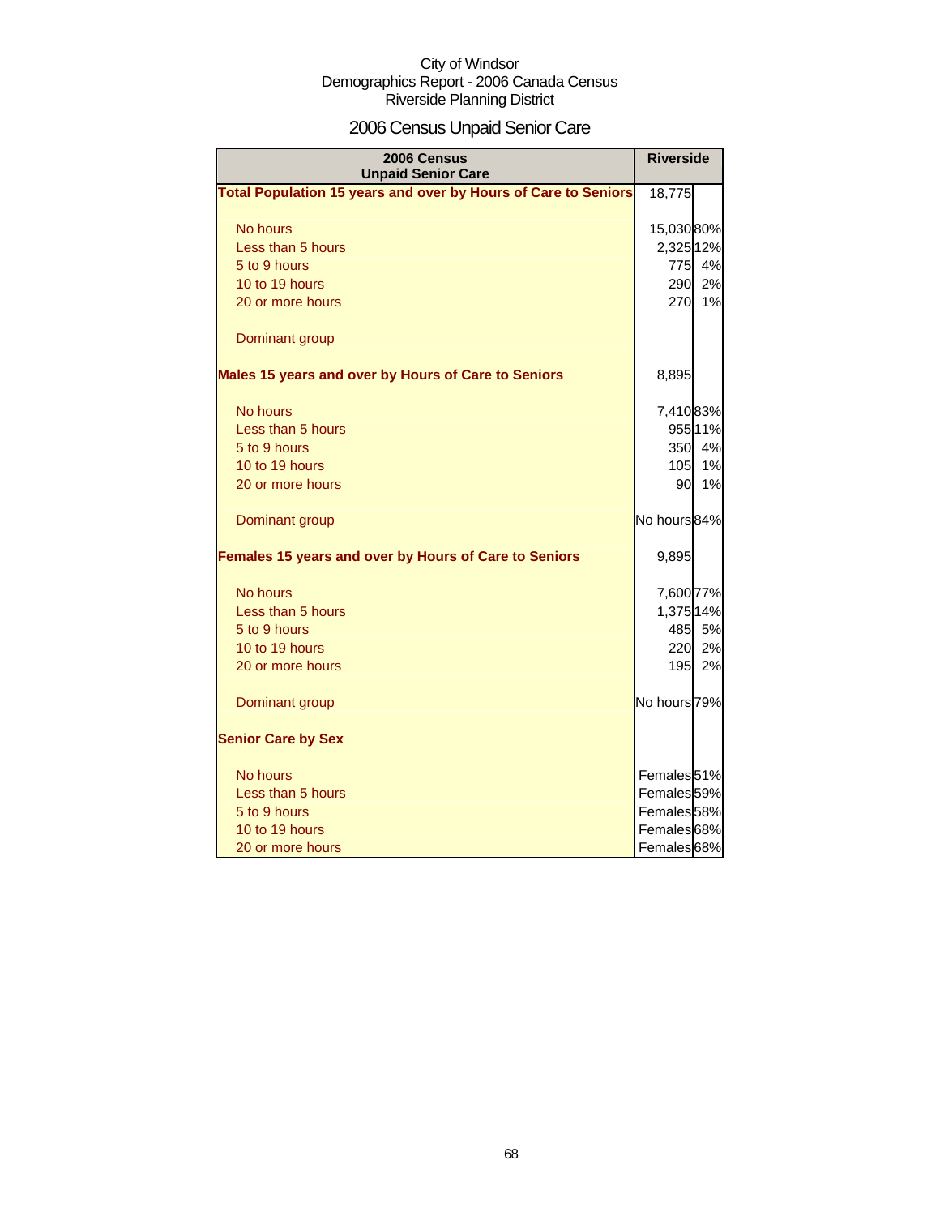City of Windsor
Demographics Report - 2006 Canada Census
Riverside Planning District

# 2006 Census Unpaid Senior Care

| 2006 Census Unpaid Senior Care | Riverside | |
|---|---|---|
| **Total Population 15 years and over by Hours of Care to Seniors** | 18,775 | |
| No hours | 15,030 | 80% |
| Less than 5 hours | 2,325 | 12% |
| 5 to 9 hours | 775 | 4% |
| 10 to 19 hours | 290 | 2% |
| 20 or more hours | 270 | 1% |
| Dominant group | | |
| **Males 15 years and over by Hours of Care to Seniors** | 8,895 | |
| No hours | 7,410 | 83% |
| Less than 5 hours | 955 | 11% |
| 5 to 9 hours | 350 | 4% |
| 10 to 19 hours | 105 | 1% |
| 20 or more hours | 90 | 1% |
| Dominant group | No hours | 84% |
| **Females 15 years and over by Hours of Care to Seniors** | 9,895 | |
| No hours | 7,600 | 77% |
| Less than 5 hours | 1,375 | 14% |
| 5 to 9 hours | 485 | 5% |
| 10 to 19 hours | 220 | 2% |
| 20 or more hours | 195 | 2% |
| Dominant group | No hours | 79% |
| **Senior Care by Sex** | | |
| No hours | Females | 51% |
| Less than 5 hours | Females | 59% |
| 5 to 9 hours | Females | 58% |
| 10 to 19 hours | Females | 68% |
| 20 or more hours | Females | 68% |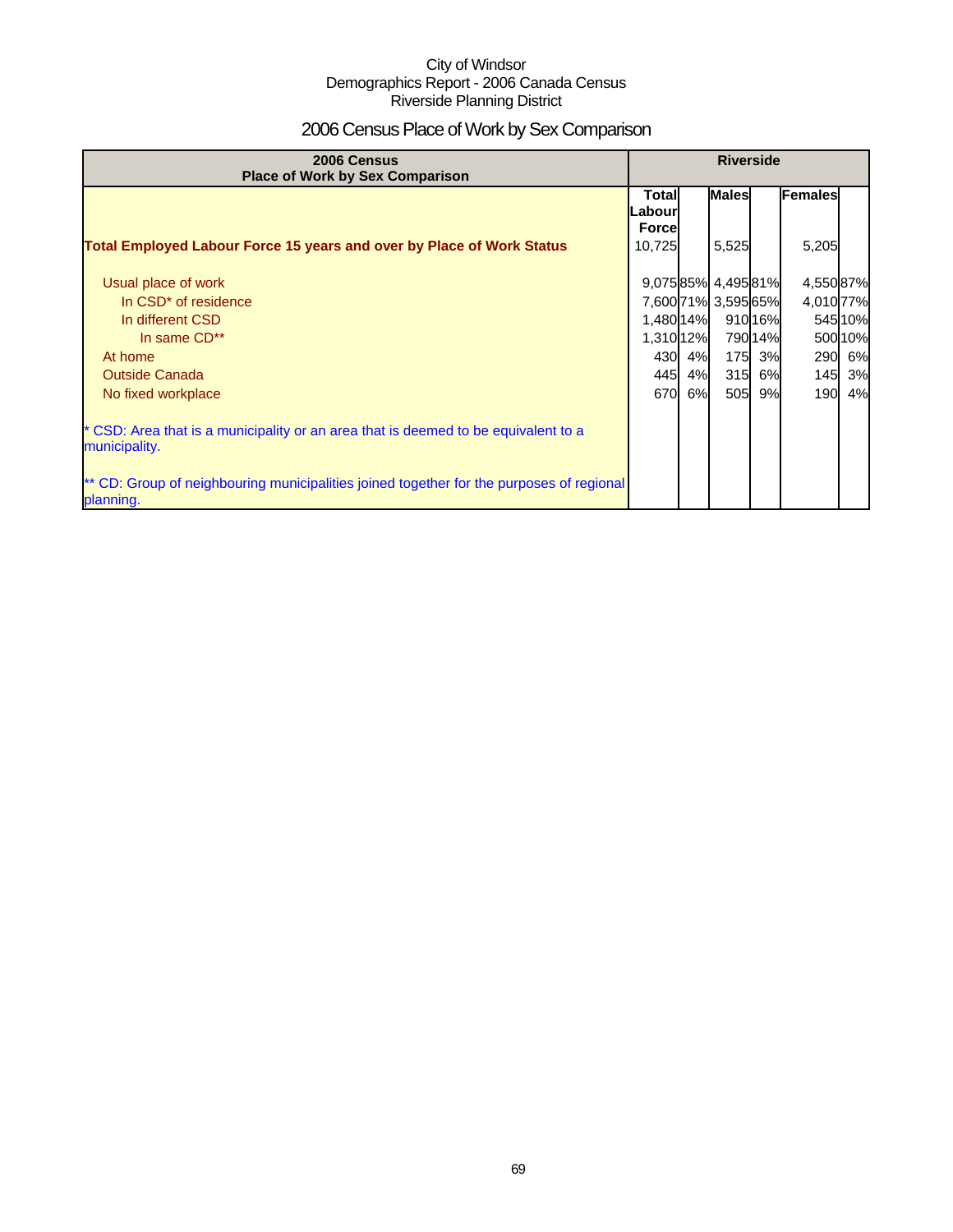City of Windsor
Demographics Report - 2006 Canada Census
Riverside Planning District

# 2006 Census Place of Work by Sex Comparison

| 2006 Census Place of Work by Sex Comparison | Riverside | | | | | |
|---|---|---|---|---|---|---|
| | Total Labour Force | | Males | | Females | |
| **Total Employed Labour Force 15 years and over by Place of Work Status** | 10,725 | | 5,525 | | 5,205 | |
| Usual place of work | 9,075 | 85% | 4,495 | 81% | 4,550 | 87% |
| In CSD* of residence | 7,600 | 71% | 3,595 | 65% | 4,010 | 77% |
| In different CSD | 1,480 | 14% | 910 | 16% | 545 | 10% |
| In same CD** | 1,310 | 12% | 790 | 14% | 500 | 10% |
| At home | 430 | 4% | 175 | 3% | 290 | 6% |
| Outside Canada | 445 | 4% | 315 | 6% | 145 | 3% |
| No fixed workplace | 670 | 6% | 505 | 9% | 190 | 4% |

* CSD: Area that is a municipality or an area that is deemed to be equivalent to a municipality.

** CD: Group of neighbouring municipalities joined together for the purposes of regional planning.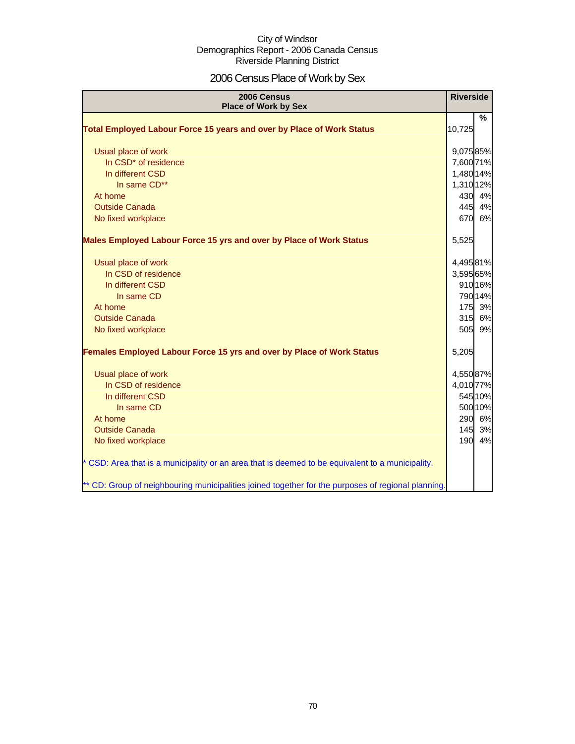City of Windsor
Demographics Report - 2006 Canada Census
Riverside Planning District

# 2006 Census Place of Work by Sex

| 2006 Census<br>Place of Work by Sex | Riverside | |
|---|---|---|
| | | % |
| **Total Employed Labour Force 15 years and over by Place of Work Status** | 10,725 | |
| Usual place of work | 9,075 | 85% |
| In CSD* of residence | 7,600 | 71% |
| In different CSD | 1,480 | 14% |
| In same CD** | 1,310 | 12% |
| At home | 430 | 4% |
| Outside Canada | 445 | 4% |
| No fixed workplace | 670 | 6% |
| **Males Employed Labour Force 15 yrs and over by Place of Work Status** | 5,525 | |
| Usual place of work | 4,495 | 81% |
| In CSD of residence | 3,595 | 65% |
| In different CSD | 910 | 16% |
| In same CD | 790 | 14% |
| At home | 175 | 3% |
| Outside Canada | 315 | 6% |
| No fixed workplace | 505 | 9% |
| **Females Employed Labour Force 15 yrs and over by Place of Work Status** | 5,205 | |
| Usual place of work | 4,550 | 87% |
| In CSD of residence | 4,010 | 77% |
| In different CSD | 545 | 10% |
| In same CD | 500 | 10% |
| At home | 290 | 6% |
| Outside Canada | 145 | 3% |
| No fixed workplace | 190 | 4% |

* CSD: Area that is a municipality or an area that is deemed to be equivalent to a municipality.

** CD: Group of neighbouring municipalities joined together for the purposes of regional planning.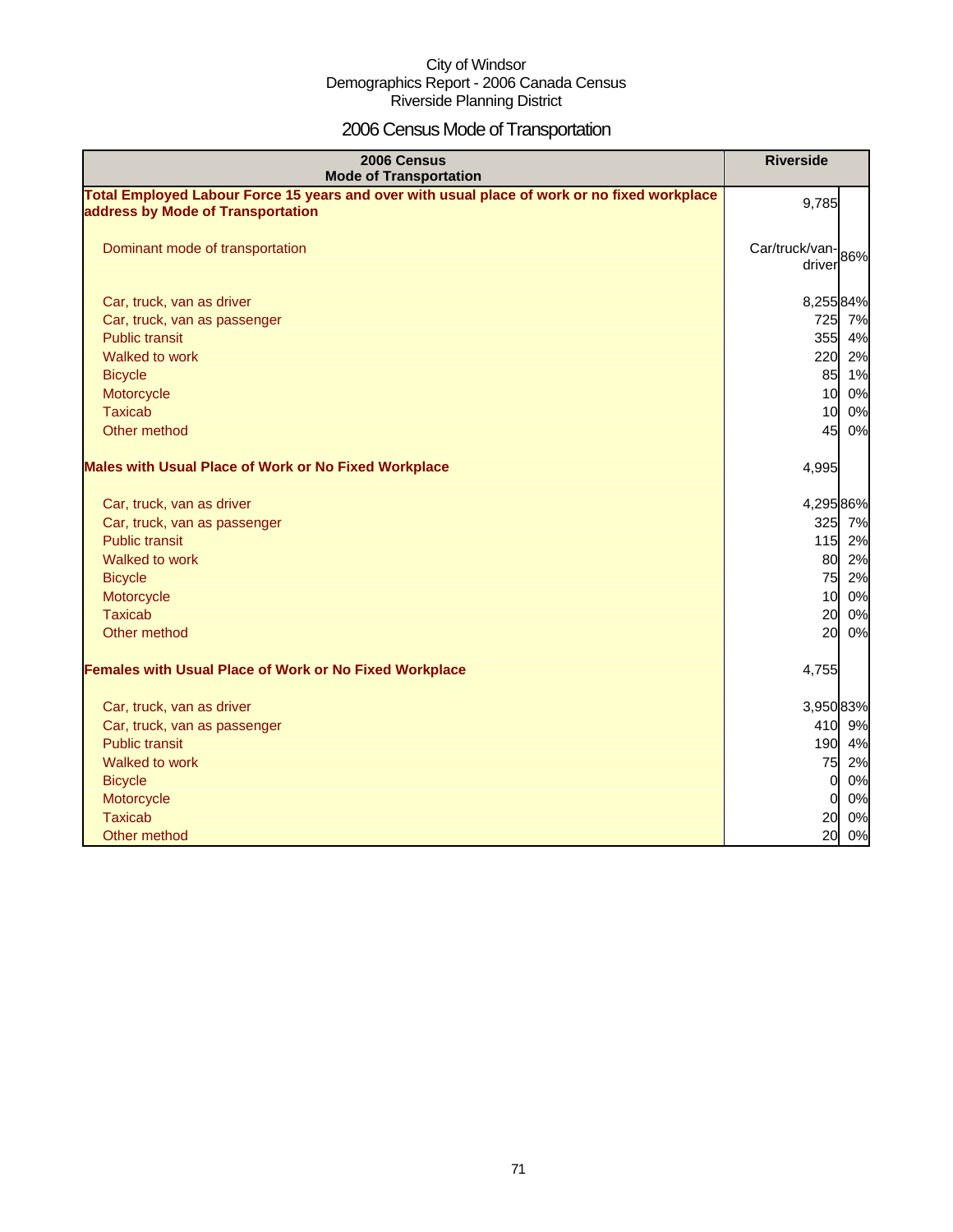City of Windsor
Demographics Report - 2006 Canada Census
Riverside Planning District

# 2006 Census Mode of Transportation

| 2006 Census Mode of Transportation | Riverside | |
|---|---|---|
| **Total Employed Labour Force 15 years and over with usual place of work or no fixed workplace address by Mode of Transportation** | 9,785 | |
| Dominant mode of transportation | Car/truck/van-driver | 86% |
| Car, truck, van as driver | 8,255 | 84% |
| Car, truck, van as passenger | 725 | 7% |
| Public transit | 355 | 4% |
| Walked to work | 220 | 2% |
| Bicycle | 85 | 1% |
| Motorcycle | 10 | 0% |
| Taxicab | 10 | 0% |
| Other method | 45 | 0% |
| **Males with Usual Place of Work or No Fixed Workplace** | 4,995 | |
| Car, truck, van as driver | 4,295 | 86% |
| Car, truck, van as passenger | 325 | 7% |
| Public transit | 115 | 2% |
| Walked to work | 80 | 2% |
| Bicycle | 75 | 2% |
| Motorcycle | 10 | 0% |
| Taxicab | 20 | 0% |
| Other method | 20 | 0% |
| **Females with Usual Place of Work or No Fixed Workplace** | 4,755 | |
| Car, truck, van as driver | 3,950 | 83% |
| Car, truck, van as passenger | 410 | 9% |
| Public transit | 190 | 4% |
| Walked to work | 75 | 2% |
| Bicycle | 0 | 0% |
| Motorcycle | 0 | 0% |
| Taxicab | 20 | 0% |
| Other method | 20 | 0% |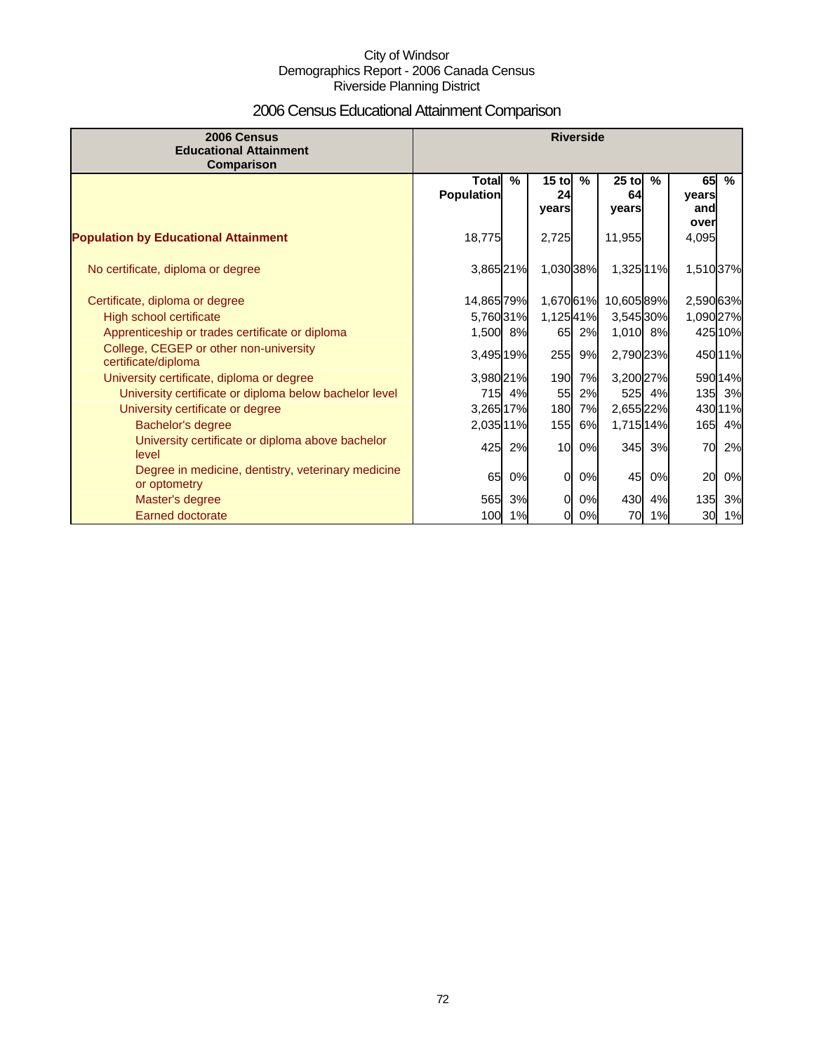City of Windsor
Demographics Report - 2006 Canada Census
Riverside Planning District

# 2006 Census Educational Attainment Comparison

| 2006 Census Educational Attainment Comparison | Riverside | | | | | | | |
|---|---|---|---|---|---|---|---|---|
| | Total Population | % | 15 to 24 years | % | 25 to 64 years | % | 65 years and over | % |
| **Population by Educational Attainment** | 18,775 | | 2,725 | | 11,955 | | 4,095 | |
| No certificate, diploma or degree | 3,865 | 21% | 1,030 | 38% | 1,325 | 11% | 1,510 | 37% |
| Certificate, diploma or degree | 14,865 | 79% | 1,670 | 61% | 10,605 | 89% | 2,590 | 63% |
| High school certificate | 5,760 | 31% | 1,125 | 41% | 3,545 | 30% | 1,090 | 27% |
| Apprenticeship or trades certificate or diploma | 1,500 | 8% | 65 | 2% | 1,010 | 8% | 425 | 10% |
| College, CEGEP or other non-university certificate/diploma | 3,495 | 19% | 255 | 9% | 2,790 | 23% | 450 | 11% |
| University certificate, diploma or degree | 3,980 | 21% | 190 | 7% | 3,200 | 27% | 590 | 14% |
| University certificate or diploma below bachelor level | 715 | 4% | 55 | 2% | 525 | 4% | 135 | 3% |
| University certificate or degree | 3,265 | 17% | 180 | 7% | 2,655 | 22% | 430 | 11% |
| Bachelor's degree | 2,035 | 11% | 155 | 6% | 1,715 | 14% | 165 | 4% |
| University certificate or diploma above bachelor level | 425 | 2% | 10 | 0% | 345 | 3% | 70 | 2% |
| Degree in medicine, dentistry, veterinary medicine or optometry | 65 | 0% | 0 | 0% | 45 | 0% | 20 | 0% |
| Master's degree | 565 | 3% | 0 | 0% | 430 | 4% | 135 | 3% |
| Earned doctorate | 100 | 1% | 0 | 0% | 70 | 1% | 30 | 1% |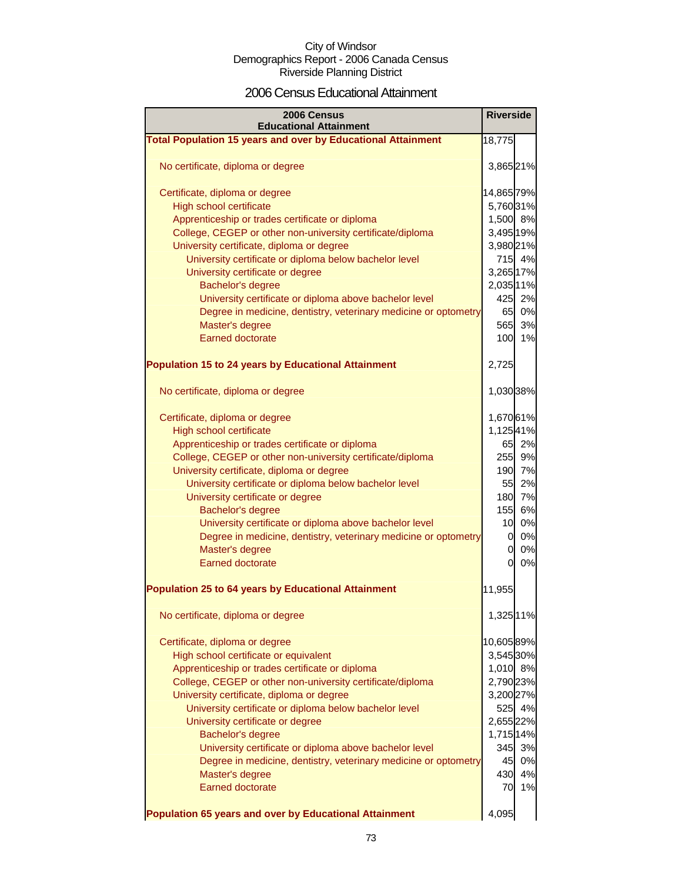City of Windsor
Demographics Report - 2006 Canada Census
Riverside Planning District

# 2006 Census Educational Attainment

| 2006 Census Educational Attainment | Riverside | |
|---|---|---|
| **Total Population 15 years and over by Educational Attainment** | 18,775 | |
| No certificate, diploma or degree | 3,865 | 21% |
| Certificate, diploma or degree | 14,865 | 79% |
| High school certificate | 5,760 | 31% |
| Apprenticeship or trades certificate or diploma | 1,500 | 8% |
| College, CEGEP or other non-university certificate/diploma | 3,495 | 19% |
| University certificate, diploma or degree | 3,980 | 21% |
| University certificate or diploma below bachelor level | 715 | 4% |
| University certificate or degree | 3,265 | 17% |
| Bachelor's degree | 2,035 | 11% |
| University certificate or diploma above bachelor level | 425 | 2% |
| Degree in medicine, dentistry, veterinary medicine or optometry | 65 | 0% |
| Master's degree | 565 | 3% |
| Earned doctorate | 100 | 1% |
| **Population 15 to 24 years by Educational Attainment** | 2,725 | |
| No certificate, diploma or degree | 1,030 | 38% |
| Certificate, diploma or degree | 1,670 | 61% |
| High school certificate | 1,125 | 41% |
| Apprenticeship or trades certificate or diploma | 65 | 2% |
| College, CEGEP or other non-university certificate/diploma | 255 | 9% |
| University certificate, diploma or degree | 190 | 7% |
| University certificate or diploma below bachelor level | 55 | 2% |
| University certificate or degree | 180 | 7% |
| Bachelor's degree | 155 | 6% |
| University certificate or diploma above bachelor level | 10 | 0% |
| Degree in medicine, dentistry, veterinary medicine or optometry | 0 | 0% |
| Master's degree | 0 | 0% |
| Earned doctorate | 0 | 0% |
| **Population 25 to 64 years by Educational Attainment** | 11,955 | |
| No certificate, diploma or degree | 1,325 | 11% |
| Certificate, diploma or degree | 10,605 | 89% |
| High school certificate or equivalent | 3,545 | 30% |
| Apprenticeship or trades certificate or diploma | 1,010 | 8% |
| College, CEGEP or other non-university certificate/diploma | 2,790 | 23% |
| University certificate, diploma or degree | 3,200 | 27% |
| University certificate or diploma below bachelor level | 525 | 4% |
| University certificate or degree | 2,655 | 22% |
| Bachelor's degree | 1,715 | 14% |
| University certificate or diploma above bachelor level | 345 | 3% |
| Degree in medicine, dentistry, veterinary medicine or optometry | 45 | 0% |
| Master's degree | 430 | 4% |
| Earned doctorate | 70 | 1% |
| **Population 65 years and over by Educational Attainment** | 4,095 | |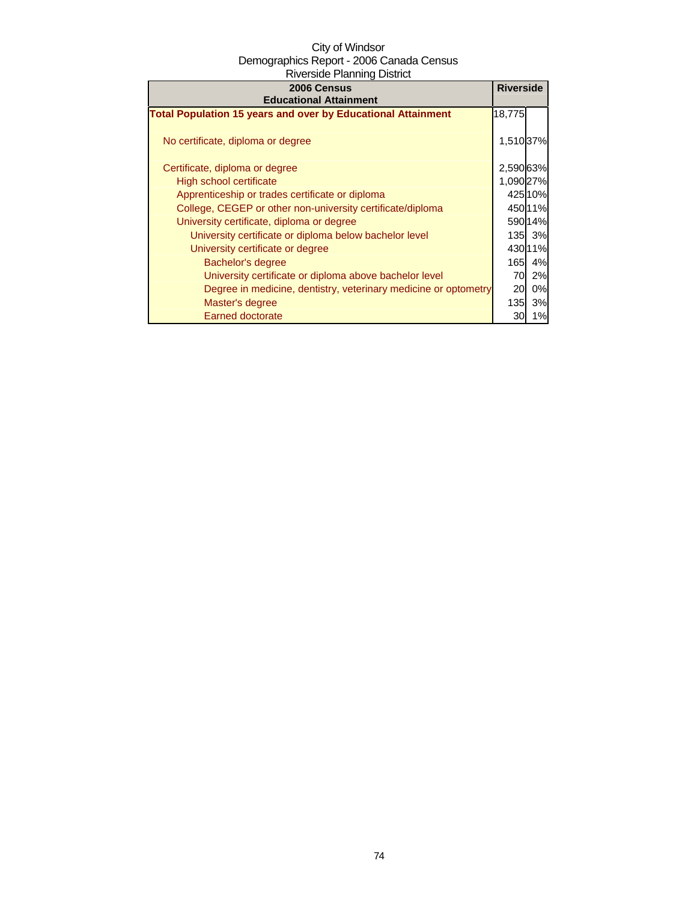City of Windsor
Demographics Report - 2006 Canada Census
Riverside Planning District

| 2006 Census Educational Attainment | Riverside | |
|---|---|---|
| **Total Population 15 years and over by Educational Attainment** | 18,775 | |
| No certificate, diploma or degree | 1,510 | 37% |
| Certificate, diploma or degree | 2,590 | 63% |
| High school certificate | 1,090 | 27% |
| Apprenticeship or trades certificate or diploma | 425 | 10% |
| College, CEGEP or other non-university certificate/diploma | 450 | 11% |
| University certificate, diploma or degree | 590 | 14% |
| University certificate or diploma below bachelor level | 135 | 3% |
| University certificate or degree | 430 | 11% |
| Bachelor's degree | 165 | 4% |
| University certificate or diploma above bachelor level | 70 | 2% |
| Degree in medicine, dentistry, veterinary medicine or optometry | 20 | 0% |
| Master's degree | 135 | 3% |
| Earned doctorate | 30 | 1% |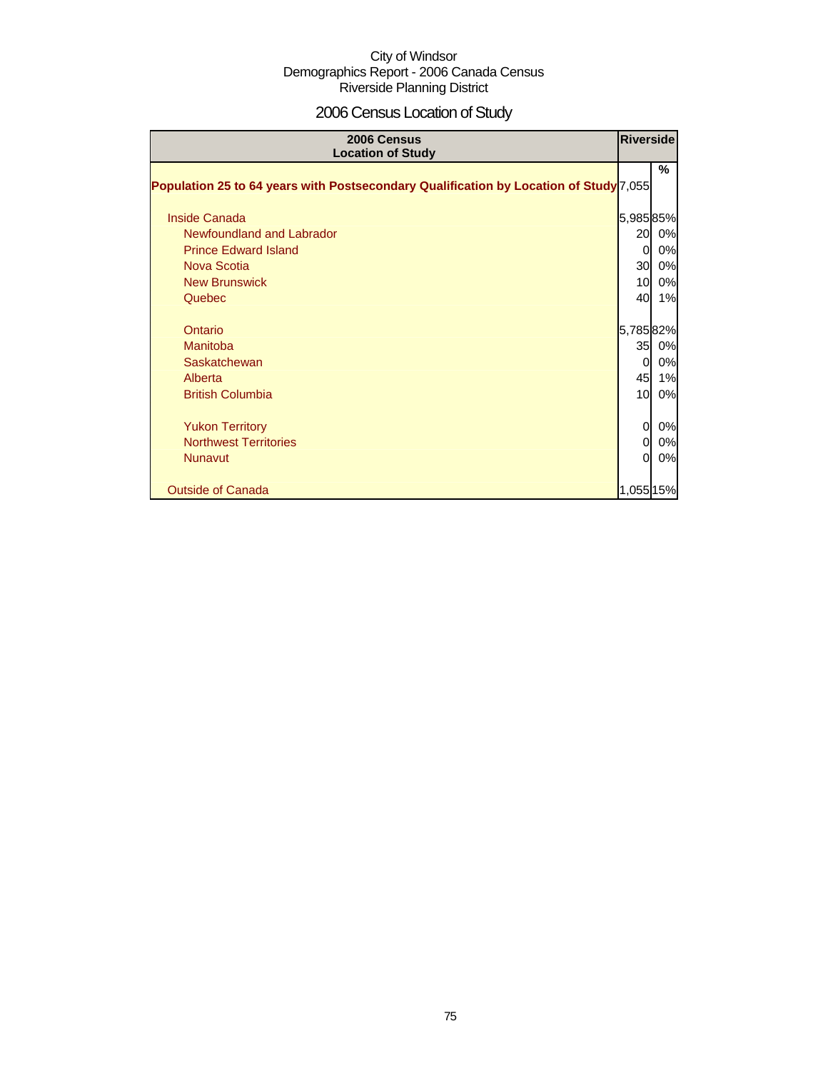City of Windsor
Demographics Report - 2006 Canada Census
Riverside Planning District

# 2006 Census Location of Study

| 2006 Census Location of Study | Riverside | |
|---|---|---|
| | | % |
| **Population 25 to 64 years with Postsecondary Qualification by Location of Study** | 7,055 | |
| Inside Canada | 5,985 | 85% |
| Newfoundland and Labrador | 20 | 0% |
| Prince Edward Island | 0 | 0% |
| Nova Scotia | 30 | 0% |
| New Brunswick | 10 | 0% |
| Quebec | 40 | 1% |
| Ontario | 5,785 | 82% |
| Manitoba | 35 | 0% |
| Saskatchewan | 0 | 0% |
| Alberta | 45 | 1% |
| British Columbia | 10 | 0% |
| Yukon Territory | 0 | 0% |
| Northwest Territories | 0 | 0% |
| Nunavut | 0 | 0% |
| Outside of Canada | 1,055 | 15% |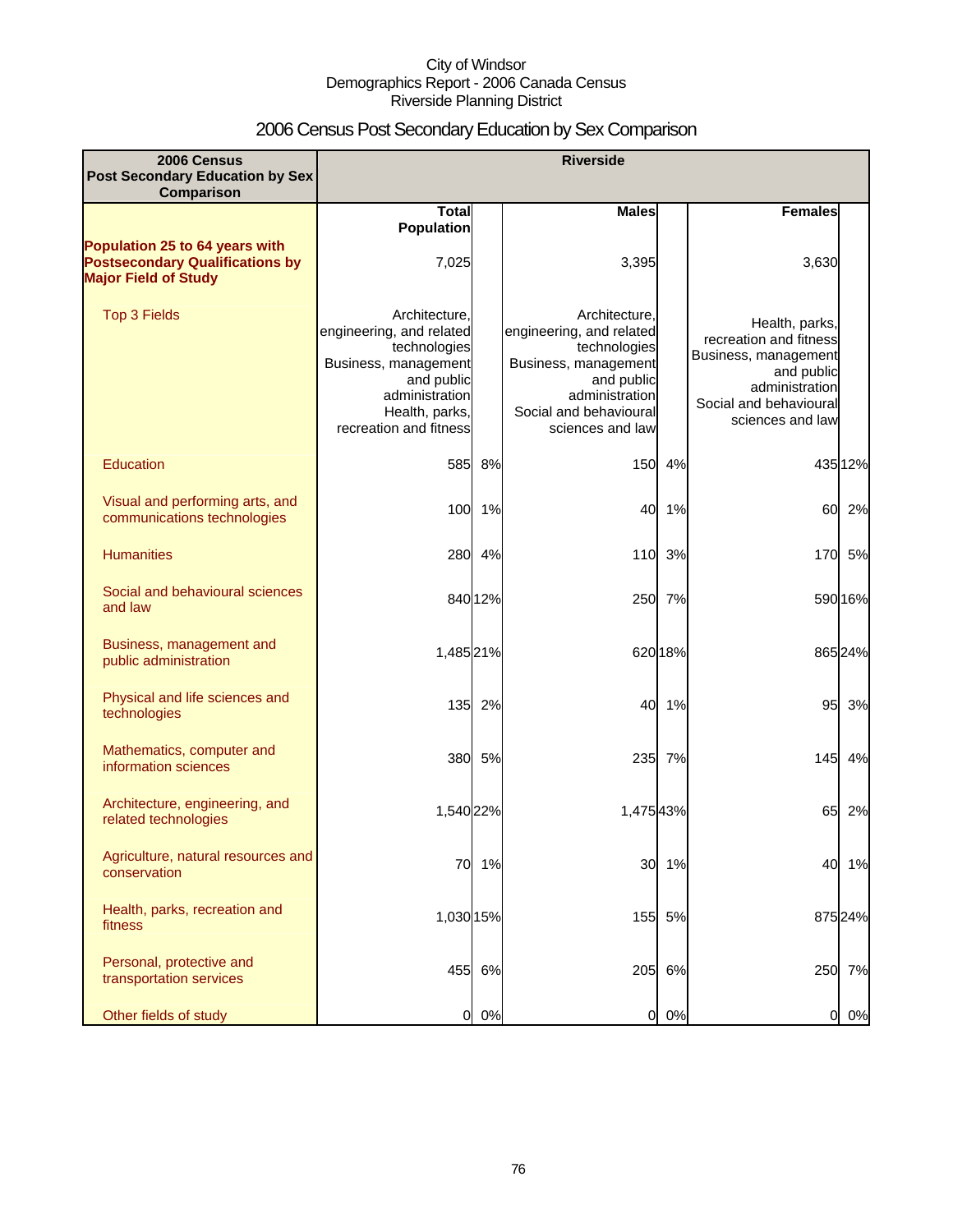City of Windsor
Demographics Report - 2006 Canada Census
Riverside Planning District

# 2006 Census Post Secondary Education by Sex Comparison

| 2006 Census Post Secondary Education by Sex Comparison | Riverside | | | | | |
|---|---|---|---|---|---|---|
| | Total Population | | Males | | Females | |
| **Population 25 to 64 years with Postsecondary Qualifications by Major Field of Study** | 7,025 | | 3,395 | | 3,630 | |
| Top 3 Fields | Architecture, engineering, and related technologies<br>Business, management and public administration<br>Health, parks, recreation and fitness | | Architecture, engineering, and related technologies<br>Business, management and public administration<br>Social and behavioural sciences and law | | Health, parks, recreation and fitness<br>Business, management and public administration<br>Social and behavioural sciences and law | |
| Education | 585 | 8% | 150 | 4% | 435 | 12% |
| Visual and performing arts, and communications technologies | 100 | 1% | 40 | 1% | 60 | 2% |
| Humanities | 280 | 4% | 110 | 3% | 170 | 5% |
| Social and behavioural sciences and law | 840 | 12% | 250 | 7% | 590 | 16% |
| Business, management and public administration | 1,485 | 21% | 620 | 18% | 865 | 24% |
| Physical and life sciences and technologies | 135 | 2% | 40 | 1% | 95 | 3% |
| Mathematics, computer and information sciences | 380 | 5% | 235 | 7% | 145 | 4% |
| Architecture, engineering, and related technologies | 1,540 | 22% | 1,475 | 43% | 65 | 2% |
| Agriculture, natural resources and conservation | 70 | 1% | 30 | 1% | 40 | 1% |
| Health, parks, recreation and fitness | 1,030 | 15% | 155 | 5% | 875 | 24% |
| Personal, protective and transportation services | 455 | 6% | 205 | 6% | 250 | 7% |
| Other fields of study | 0 | 0% | 0 | 0% | 0 | 0% |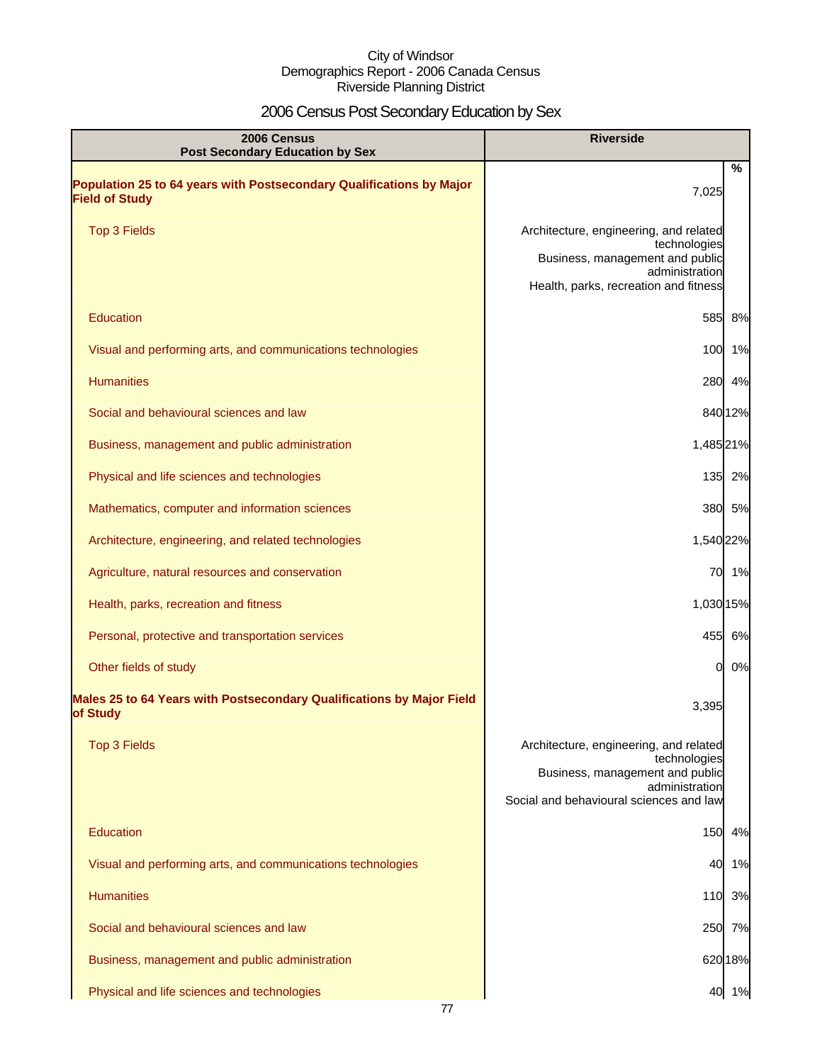City of Windsor
Demographics Report - 2006 Canada Census
Riverside Planning District

# 2006 Census Post Secondary Education by Sex

| 2006 Census Post Secondary Education by Sex | Riverside | % |
|---|---|---|
| **Population 25 to 64 years with Postsecondary Qualifications by Major Field of Study** | 7,025 | |
| Top 3 Fields | Architecture, engineering, and related technologies<br>Business, management and public administration<br>Health, parks, recreation and fitness | |
| Education | 585 | 8% |
| Visual and performing arts, and communications technologies | 100 | 1% |
| Humanities | 280 | 4% |
| Social and behavioural sciences and law | 840 | 12% |
| Business, management and public administration | 1,485 | 21% |
| Physical and life sciences and technologies | 135 | 2% |
| Mathematics, computer and information sciences | 380 | 5% |
| Architecture, engineering, and related technologies | 1,540 | 22% |
| Agriculture, natural resources and conservation | 70 | 1% |
| Health, parks, recreation and fitness | 1,030 | 15% |
| Personal, protective and transportation services | 455 | 6% |
| Other fields of study | 0 | 0% |
| **Males 25 to 64 Years with Postsecondary Qualifications by Major Field of Study** | 3,395 | |
| Top 3 Fields | Architecture, engineering, and related technologies<br>Business, management and public administration<br>Social and behavioural sciences and law | |
| Education | 150 | 4% |
| Visual and performing arts, and communications technologies | 40 | 1% |
| Humanities | 110 | 3% |
| Social and behavioural sciences and law | 250 | 7% |
| Business, management and public administration | 620 | 18% |
| Physical and life sciences and technologies | 40 | 1% |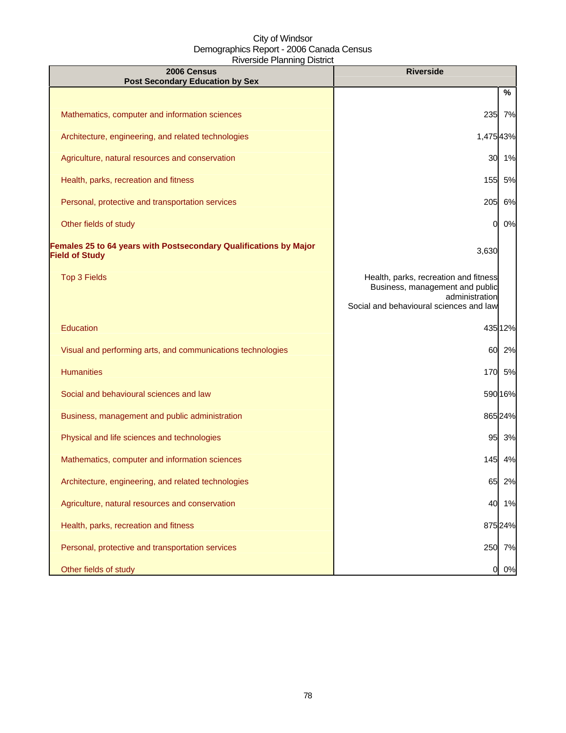City of Windsor
Demographics Report - 2006 Canada Census
Riverside Planning District

| 2006 Census<br>Post Secondary Education by Sex | Riverside | |
|---|---|---|
| | | % |
| Mathematics, computer and information sciences | 235 | 7% |
| Architecture, engineering, and related technologies | 1,475 | 43% |
| Agriculture, natural resources and conservation | 30 | 1% |
| Health, parks, recreation and fitness | 155 | 5% |
| Personal, protective and transportation services | 205 | 6% |
| Other fields of study | 0 | 0% |
| **Females 25 to 64 years with Postsecondary Qualifications by Major Field of Study** | 3,630 | |
| Top 3 Fields | Health, parks, recreation and fitness<br>Business, management and public administration<br>Social and behavioural sciences and law | |
| Education | 435 | 12% |
| Visual and performing arts, and communications technologies | 60 | 2% |
| Humanities | 170 | 5% |
| Social and behavioural sciences and law | 590 | 16% |
| Business, management and public administration | 865 | 24% |
| Physical and life sciences and technologies | 95 | 3% |
| Mathematics, computer and information sciences | 145 | 4% |
| Architecture, engineering, and related technologies | 65 | 2% |
| Agriculture, natural resources and conservation | 40 | 1% |
| Health, parks, recreation and fitness | 875 | 24% |
| Personal, protective and transportation services | 250 | 7% |
| Other fields of study | 0 | 0% |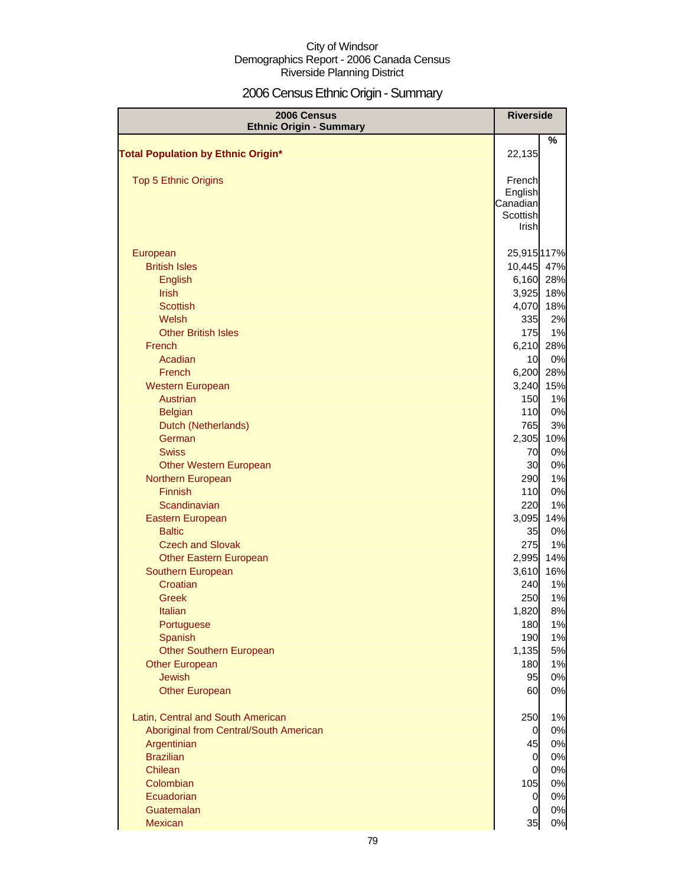City of Windsor
Demographics Report - 2006 Canada Census
Riverside Planning District

# 2006 Census Ethnic Origin - Summary

| 2006 Census Ethnic Origin - Summary | Riverside | |
|---|---|---|
| | | % |
| **Total Population by Ethnic Origin*** | 22,135 | |
| Top 5 Ethnic Origins | French<br>English<br>Canadian<br>Scottish<br>Irish | |
| European | 25,915 | 117% |
| British Isles | 10,445 | 47% |
| English | 6,160 | 28% |
| Irish | 3,925 | 18% |
| Scottish | 4,070 | 18% |
| Welsh | 335 | 2% |
| Other British Isles | 175 | 1% |
| French | 6,210 | 28% |
| Acadian | 10 | 0% |
| French | 6,200 | 28% |
| Western European | 3,240 | 15% |
| Austrian | 150 | 1% |
| Belgian | 110 | 0% |
| Dutch (Netherlands) | 765 | 3% |
| German | 2,305 | 10% |
| Swiss | 70 | 0% |
| Other Western European | 30 | 0% |
| Northern European | 290 | 1% |
| Finnish | 110 | 0% |
| Scandinavian | 220 | 1% |
| Eastern European | 3,095 | 14% |
| Baltic | 35 | 0% |
| Czech and Slovak | 275 | 1% |
| Other Eastern European | 2,995 | 14% |
| Southern European | 3,610 | 16% |
| Croatian | 240 | 1% |
| Greek | 250 | 1% |
| Italian | 1,820 | 8% |
| Portuguese | 180 | 1% |
| Spanish | 190 | 1% |
| Other Southern European | 1,135 | 5% |
| Other European | 180 | 1% |
| Jewish | 95 | 0% |
| Other European | 60 | 0% |
| Latin, Central and South American | 250 | 1% |
| Aboriginal from Central/South American | 0 | 0% |
| Argentinian | 45 | 0% |
| Brazilian | 0 | 0% |
| Chilean | 0 | 0% |
| Colombian | 105 | 0% |
| Ecuadorian | 0 | 0% |
| Guatemalan | 0 | 0% |
| Mexican | 35 | 0% |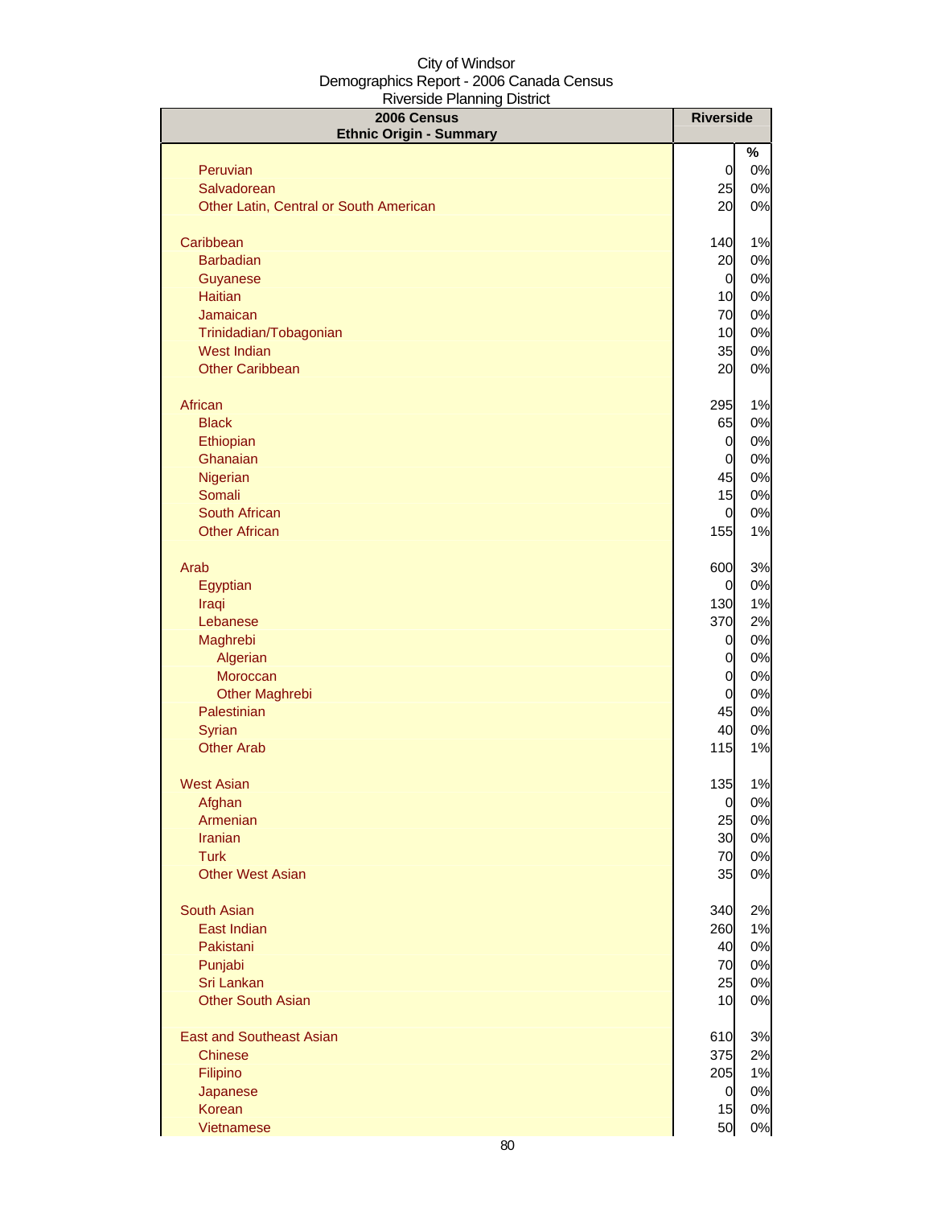City of Windsor
Demographics Report - 2006 Canada Census
Riverside Planning District

| 2006 Census<br>Ethnic Origin - Summary | Riverside | |
|---|---|---|
| | | % |
| Peruvian | 0 | 0% |
| Salvadorean | 25 | 0% |
| Other Latin, Central or South American | 20 | 0% |
| | | |
| Caribbean | 140 | 1% |
| Barbadian | 20 | 0% |
| Guyanese | 0 | 0% |
| Haitian | 10 | 0% |
| Jamaican | 70 | 0% |
| Trinidadian/Tobagonian | 10 | 0% |
| West Indian | 35 | 0% |
| Other Caribbean | 20 | 0% |
| | | |
| African | 295 | 1% |
| Black | 65 | 0% |
| Ethiopian | 0 | 0% |
| Ghanaian | 0 | 0% |
| Nigerian | 45 | 0% |
| Somali | 15 | 0% |
| South African | 0 | 0% |
| Other African | 155 | 1% |
| | | |
| Arab | 600 | 3% |
| Egyptian | 0 | 0% |
| Iraqi | 130 | 1% |
| Lebanese | 370 | 2% |
| Maghrebi | 0 | 0% |
| Algerian | 0 | 0% |
| Moroccan | 0 | 0% |
| Other Maghrebi | 0 | 0% |
| Palestinian | 45 | 0% |
| Syrian | 40 | 0% |
| Other Arab | 115 | 1% |
| | | |
| West Asian | 135 | 1% |
| Afghan | 0 | 0% |
| Armenian | 25 | 0% |
| Iranian | 30 | 0% |
| Turk | 70 | 0% |
| Other West Asian | 35 | 0% |
| | | |
| South Asian | 340 | 2% |
| East Indian | 260 | 1% |
| Pakistani | 40 | 0% |
| Punjabi | 70 | 0% |
| Sri Lankan | 25 | 0% |
| Other South Asian | 10 | 0% |
| | | |
| East and Southeast Asian | 610 | 3% |
| Chinese | 375 | 2% |
| Filipino | 205 | 1% |
| Japanese | 0 | 0% |
| Korean | 15 | 0% |
| Vietnamese | 50 | 0% |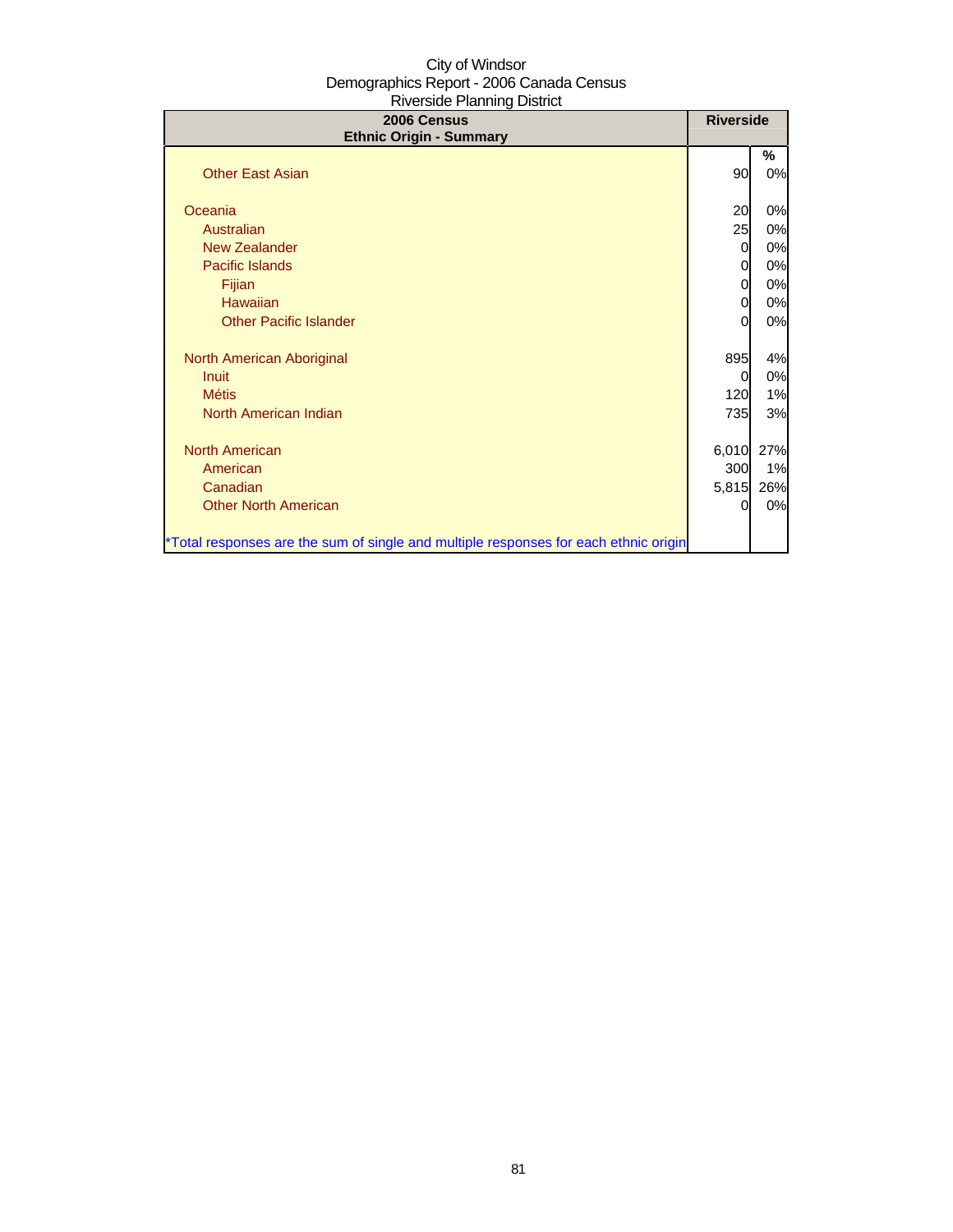City of Windsor
Demographics Report - 2006 Canada Census
Riverside Planning District

| 2006 Census Ethnic Origin - Summary | Riverside | |
|---|---|---|
| | | % |
| Other East Asian | 90 | 0% |
| | | |
| Oceania | 20 | 0% |
| Australian | 25 | 0% |
| New Zealander | 0 | 0% |
| Pacific Islands | 0 | 0% |
| Fijian | 0 | 0% |
| Hawaiian | 0 | 0% |
| Other Pacific Islander | 0 | 0% |
| | | |
| North American Aboriginal | 895 | 4% |
| Inuit | 0 | 0% |
| Métis | 120 | 1% |
| North American Indian | 735 | 3% |
| | | |
| North American | 6,010 | 27% |
| American | 300 | 1% |
| Canadian | 5,815 | 26% |
| Other North American | 0 | 0% |
| | | |
| *Total responses are the sum of single and multiple responses for each ethnic origin | | |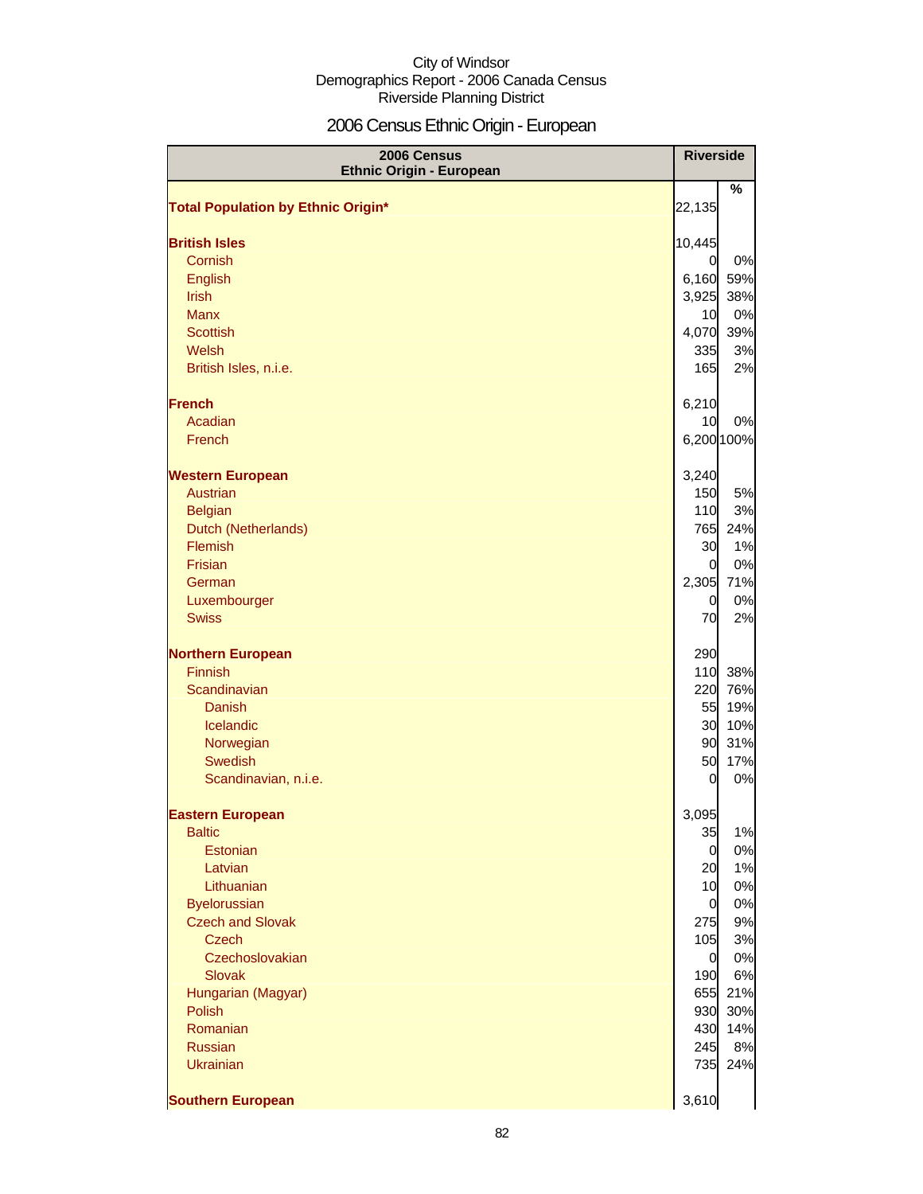City of Windsor
Demographics Report - 2006 Canada Census
Riverside Planning District

# 2006 Census Ethnic Origin - European

| 2006 Census Ethnic Origin - European | Riverside | |
|---|---|---|
| | | % |
| **Total Population by Ethnic Origin*** | 22,135 | |
| **British Isles** | 10,445 | |
| Cornish | 0 | 0% |
| English | 6,160 | 59% |
| Irish | 3,925 | 38% |
| Manx | 10 | 0% |
| Scottish | 4,070 | 39% |
| Welsh | 335 | 3% |
| British Isles, n.i.e. | 165 | 2% |
| **French** | 6,210 | |
| Acadian | 10 | 0% |
| French | 6,200 | 100% |
| **Western European** | 3,240 | |
| Austrian | 150 | 5% |
| Belgian | 110 | 3% |
| Dutch (Netherlands) | 765 | 24% |
| Flemish | 30 | 1% |
| Frisian | 0 | 0% |
| German | 2,305 | 71% |
| Luxembourger | 0 | 0% |
| Swiss | 70 | 2% |
| **Northern European** | 290 | |
| Finnish | 110 | 38% |
| Scandinavian | 220 | 76% |
| Danish | 55 | 19% |
| Icelandic | 30 | 10% |
| Norwegian | 90 | 31% |
| Swedish | 50 | 17% |
| Scandinavian, n.i.e. | 0 | 0% |
| **Eastern European** | 3,095 | |
| Baltic | 35 | 1% |
| Estonian | 0 | 0% |
| Latvian | 20 | 1% |
| Lithuanian | 10 | 0% |
| Byelorussian | 0 | 0% |
| Czech and Slovak | 275 | 9% |
| Czech | 105 | 3% |
| Czechoslovakian | 0 | 0% |
| Slovak | 190 | 6% |
| Hungarian (Magyar) | 655 | 21% |
| Polish | 930 | 30% |
| Romanian | 430 | 14% |
| Russian | 245 | 8% |
| Ukrainian | 735 | 24% |
| **Southern European** | 3,610 | |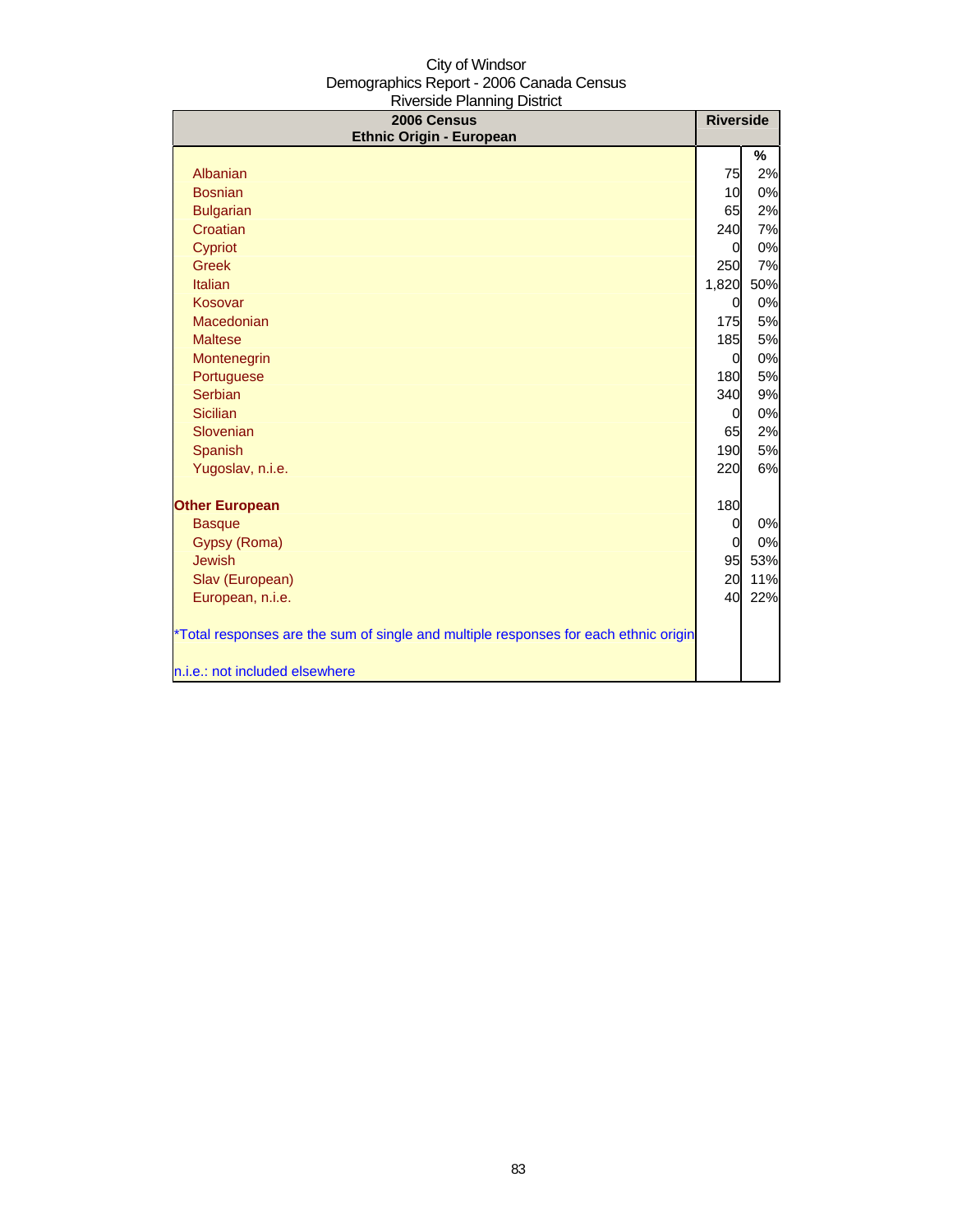City of Windsor
Demographics Report - 2006 Canada Census
Riverside Planning District

| 2006 Census<br>Ethnic Origin - European | Riverside | |
|---|---|---|
| | | % |
| Albanian | 75 | 2% |
| Bosnian | 10 | 0% |
| Bulgarian | 65 | 2% |
| Croatian | 240 | 7% |
| Cypriot | 0 | 0% |
| Greek | 250 | 7% |
| Italian | 1,820 | 50% |
| Kosovar | 0 | 0% |
| Macedonian | 175 | 5% |
| Maltese | 185 | 5% |
| Montenegrin | 0 | 0% |
| Portuguese | 180 | 5% |
| Serbian | 340 | 9% |
| Sicilian | 0 | 0% |
| Slovenian | 65 | 2% |
| Spanish | 190 | 5% |
| Yugoslav, n.i.e. | 220 | 6% |
| **Other European** | 180 | |
| Basque | 0 | 0% |
| Gypsy (Roma) | 0 | 0% |
| Jewish | 95 | 53% |
| Slav (European) | 20 | 11% |
| European, n.i.e. | 40 | 22% |

*Total responses are the sum of single and multiple responses for each ethnic origin

n.i.e.: not included elsewhere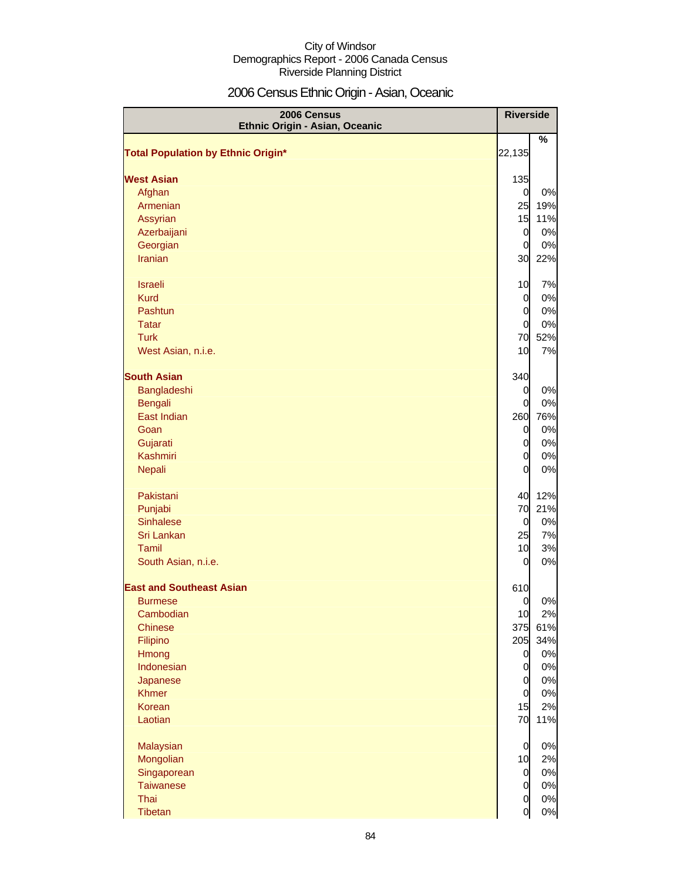City of Windsor
Demographics Report - 2006 Canada Census
Riverside Planning District

# 2006 Census Ethnic Origin - Asian, Oceanic

| 2006 Census Ethnic Origin - Asian, Oceanic | Riverside | |
|---|---|---|
| | | % |
| **Total Population by Ethnic Origin*** | 22,135 | |
| **West Asian** | 135 | |
| Afghan | 0 | 0% |
| Armenian | 25 | 19% |
| Assyrian | 15 | 11% |
| Azerbaijani | 0 | 0% |
| Georgian | 0 | 0% |
| Iranian | 30 | 22% |
| Israeli | 10 | 7% |
| Kurd | 0 | 0% |
| Pashtun | 0 | 0% |
| Tatar | 0 | 0% |
| Turk | 70 | 52% |
| West Asian, n.i.e. | 10 | 7% |
| **South Asian** | 340 | |
| Bangladeshi | 0 | 0% |
| Bengali | 0 | 0% |
| East Indian | 260 | 76% |
| Goan | 0 | 0% |
| Gujarati | 0 | 0% |
| Kashmiri | 0 | 0% |
| Nepali | 0 | 0% |
| Pakistani | 40 | 12% |
| Punjabi | 70 | 21% |
| Sinhalese | 0 | 0% |
| Sri Lankan | 25 | 7% |
| Tamil | 10 | 3% |
| South Asian, n.i.e. | 0 | 0% |
| **East and Southeast Asian** | 610 | |
| Burmese | 0 | 0% |
| Cambodian | 10 | 2% |
| Chinese | 375 | 61% |
| Filipino | 205 | 34% |
| Hmong | 0 | 0% |
| Indonesian | 0 | 0% |
| Japanese | 0 | 0% |
| Khmer | 0 | 0% |
| Korean | 15 | 2% |
| Laotian | 70 | 11% |
| Malaysian | 0 | 0% |
| Mongolian | 10 | 2% |
| Singaporean | 0 | 0% |
| Taiwanese | 0 | 0% |
| Thai | 0 | 0% |
| Tibetan | 0 | 0% |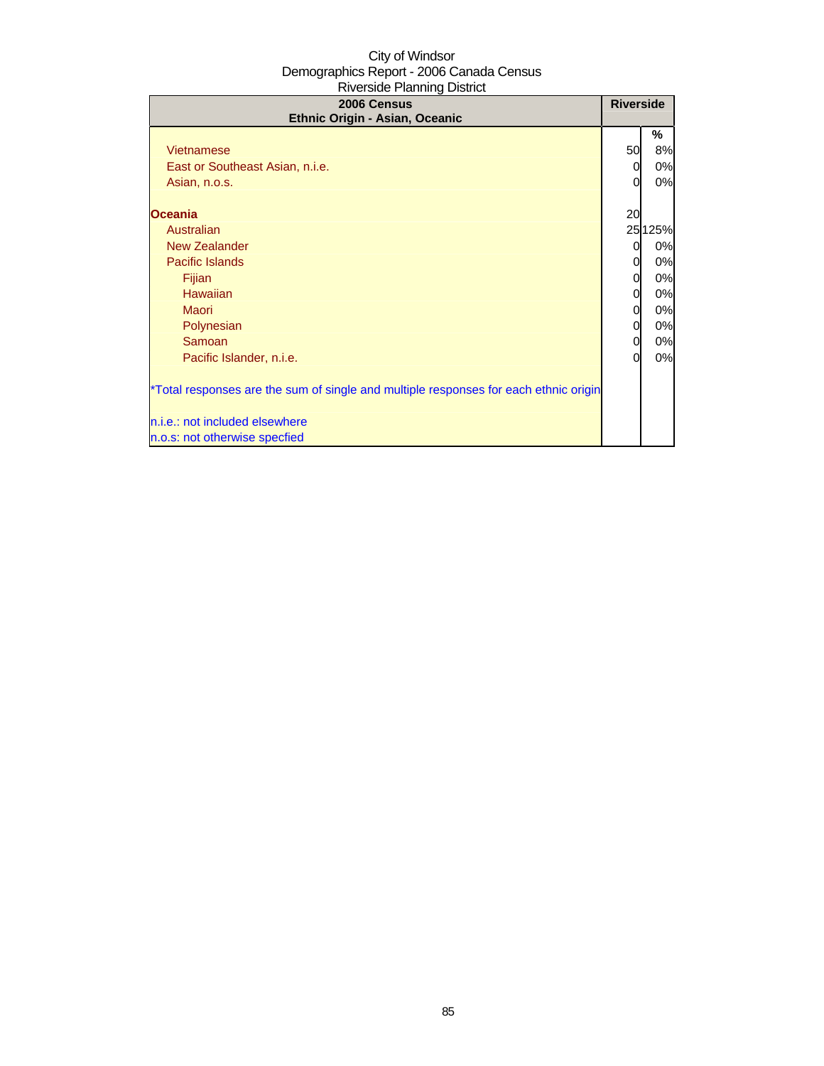City of Windsor
Demographics Report - 2006 Canada Census
Riverside Planning District

| 2006 Census<br>Ethnic Origin - Asian, Oceanic | Riverside | |
|---|---|---|
| | | % |
| Vietnamese | 50 | 8% |
| East or Southeast Asian, n.i.e. | 0 | 0% |
| Asian, n.o.s. | 0 | 0% |
| | | |
| **Oceania** | 20 | |
| Australian | 25 | 125% |
| New Zealander | 0 | 0% |
| Pacific Islands | 0 | 0% |
| Fijian | 0 | 0% |
| Hawaiian | 0 | 0% |
| Maori | 0 | 0% |
| Polynesian | 0 | 0% |
| Samoan | 0 | 0% |
| Pacific Islander, n.i.e. | 0 | 0% |

*Total responses are the sum of single and multiple responses for each ethnic origin

n.i.e.: not included elsewhere
n.o.s: not otherwise specfied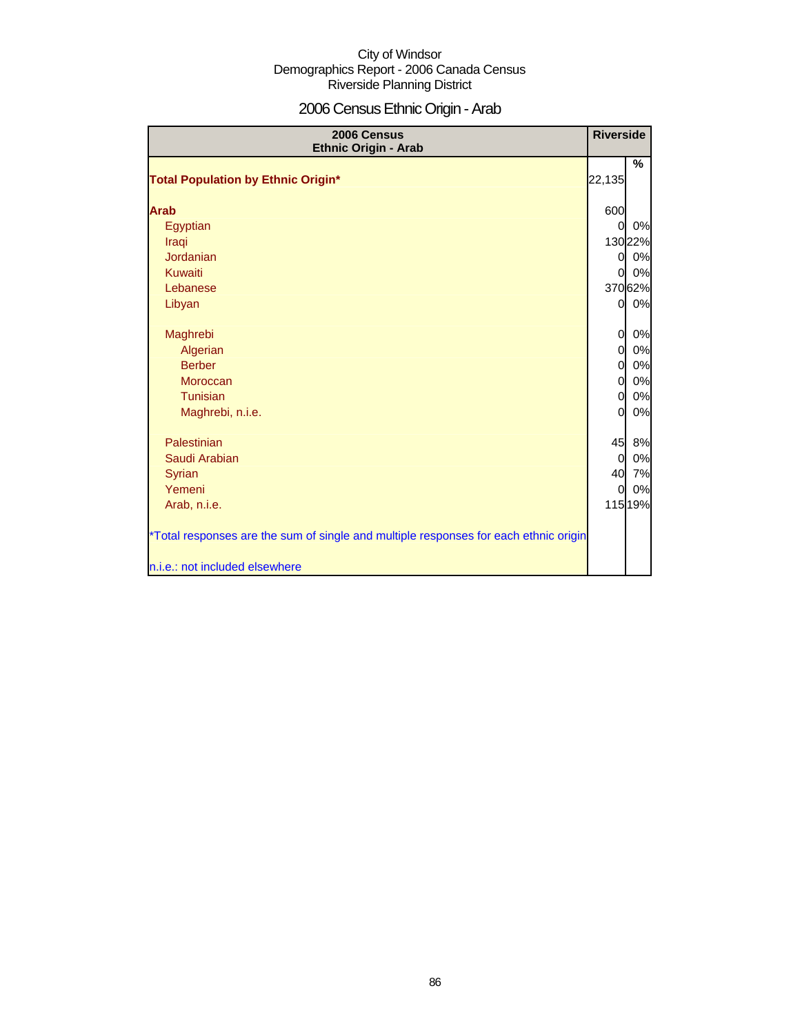City of Windsor
Demographics Report - 2006 Canada Census
Riverside Planning District

# 2006 Census Ethnic Origin - Arab

| 2006 Census Ethnic Origin - Arab | Riverside | |
|---|---|---|
| | | % |
| **Total Population by Ethnic Origin*** | 22,135 | |
| **Arab** | 600 | |
| Egyptian | 0 | 0% |
| Iraqi | 130 | 22% |
| Jordanian | 0 | 0% |
| Kuwaiti | 0 | 0% |
| Lebanese | 370 | 62% |
| Libyan | 0 | 0% |
| Maghrebi | 0 | 0% |
| Algerian | 0 | 0% |
| Berber | 0 | 0% |
| Moroccan | 0 | 0% |
| Tunisian | 0 | 0% |
| Maghrebi, n.i.e. | 0 | 0% |
| Palestinian | 45 | 8% |
| Saudi Arabian | 0 | 0% |
| Syrian | 40 | 7% |
| Yemeni | 0 | 0% |
| Arab, n.i.e. | 115 | 19% |

*Total responses are the sum of single and multiple responses for each ethnic origin

n.i.e.: not included elsewhere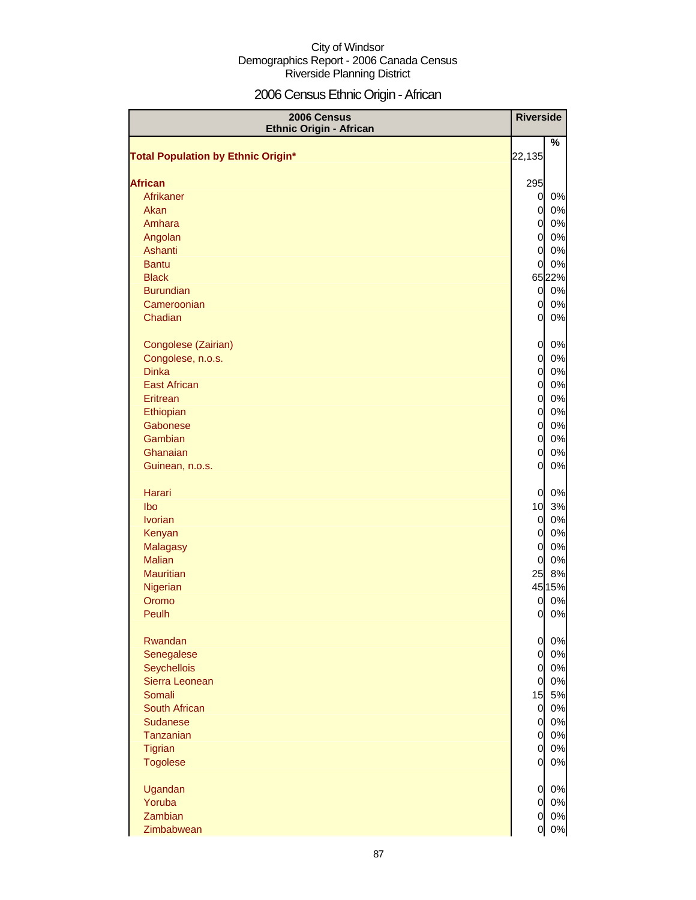City of Windsor
Demographics Report - 2006 Canada Census
Riverside Planning District

# 2006 Census Ethnic Origin - African

| 2006 Census Ethnic Origin - African | Riverside | |
|---|---|---|
| | | % |
| **Total Population by Ethnic Origin*** | 22,135 | |
| **African** | 295 | |
| Afrikaner | 0 | 0% |
| Akan | 0 | 0% |
| Amhara | 0 | 0% |
| Angolan | 0 | 0% |
| Ashanti | 0 | 0% |
| Bantu | 0 | 0% |
| Black | 65 | 22% |
| Burundian | 0 | 0% |
| Cameroonian | 0 | 0% |
| Chadian | 0 | 0% |
| Congolese (Zairian) | 0 | 0% |
| Congolese, n.o.s. | 0 | 0% |
| Dinka | 0 | 0% |
| East African | 0 | 0% |
| Eritrean | 0 | 0% |
| Ethiopian | 0 | 0% |
| Gabonese | 0 | 0% |
| Gambian | 0 | 0% |
| Ghanaian | 0 | 0% |
| Guinean, n.o.s. | 0 | 0% |
| Harari | 0 | 0% |
| Ibo | 10 | 3% |
| Ivorian | 0 | 0% |
| Kenyan | 0 | 0% |
| Malagasy | 0 | 0% |
| Malian | 0 | 0% |
| Mauritian | 25 | 8% |
| Nigerian | 45 | 15% |
| Oromo | 0 | 0% |
| Peulh | 0 | 0% |
| Rwandan | 0 | 0% |
| Senegalese | 0 | 0% |
| Seychellois | 0 | 0% |
| Sierra Leonean | 0 | 0% |
| Somali | 15 | 5% |
| South African | 0 | 0% |
| Sudanese | 0 | 0% |
| Tanzanian | 0 | 0% |
| Tigrian | 0 | 0% |
| Togolese | 0 | 0% |
| Ugandan | 0 | 0% |
| Yoruba | 0 | 0% |
| Zambian | 0 | 0% |
| Zimbabwean | 0 | 0% |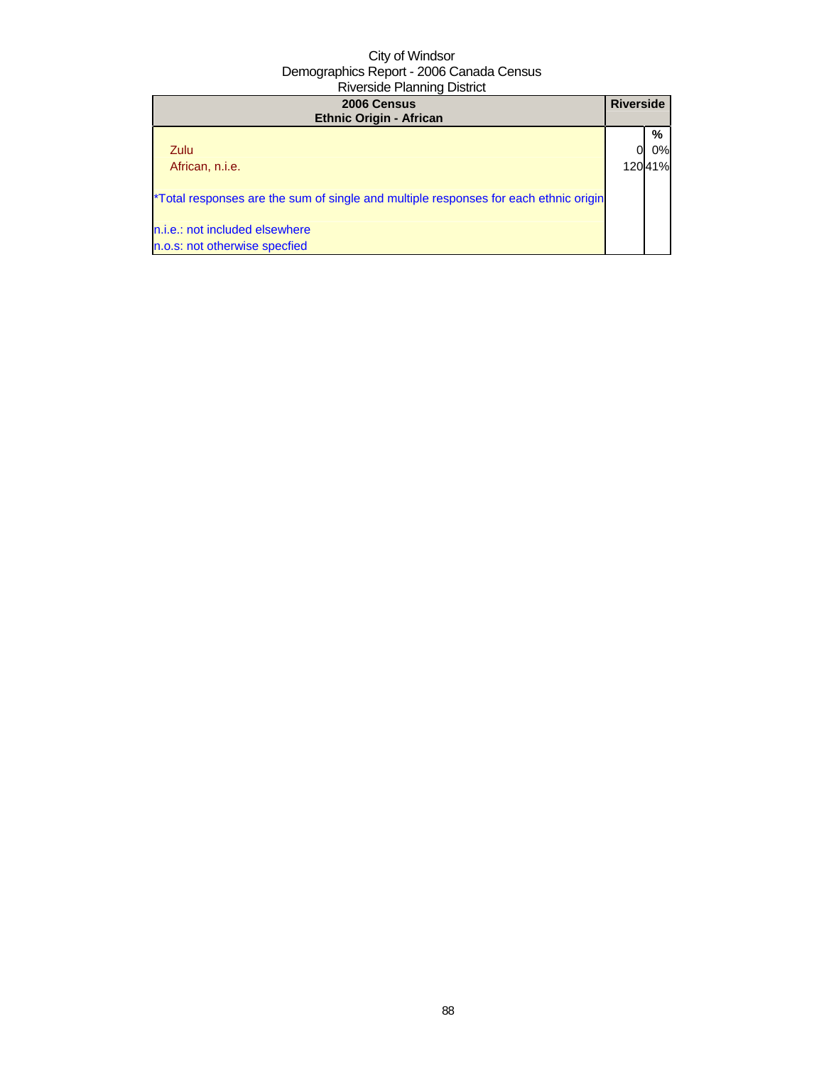City of Windsor
Demographics Report - 2006 Canada Census
Riverside Planning District

| 2006 Census<br>Ethnic Origin - African | Riverside | |
|---|---|---|
| | | % |
| Zulu | 0 | 0% |
| African, n.i.e. | 120 | 41% |
| *Total responses are the sum of single and multiple responses for each ethnic origin | | |
| n.i.e.: not included elsewhere | | |
| n.o.s: not otherwise specfied | | |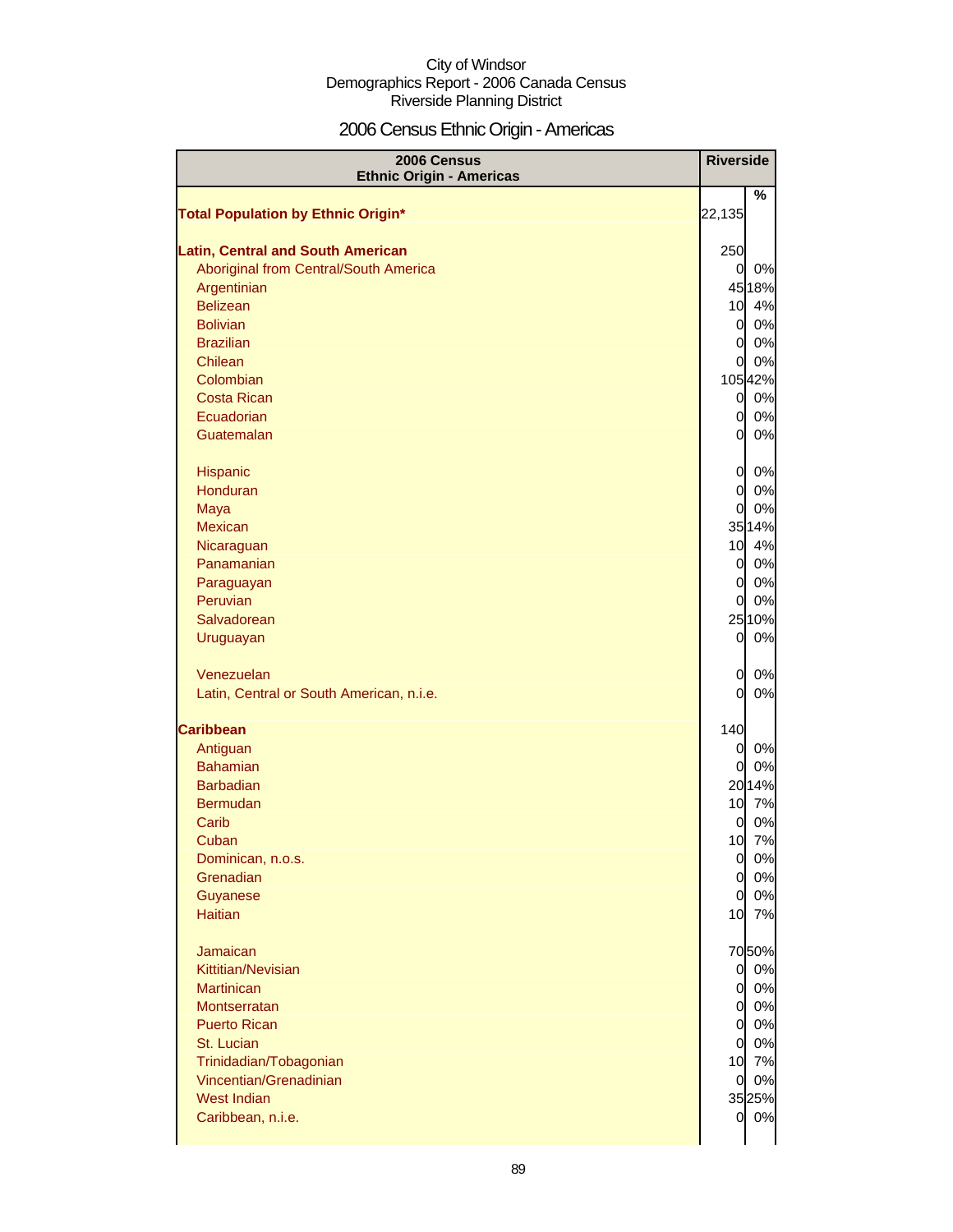City of Windsor
Demographics Report - 2006 Canada Census
Riverside Planning District

# 2006 Census Ethnic Origin - Americas

| 2006 Census Ethnic Origin - Americas | Riverside | |
|---|---|---|
| | | % |
| **Total Population by Ethnic Origin*** | 22,135 | |
| **Latin, Central and South American** | 250 | |
| Aboriginal from Central/South America | 0 | 0% |
| Argentinian | 45 | 18% |
| Belizean | 10 | 4% |
| Bolivian | 0 | 0% |
| Brazilian | 0 | 0% |
| Chilean | 0 | 0% |
| Colombian | 105 | 42% |
| Costa Rican | 0 | 0% |
| Ecuadorian | 0 | 0% |
| Guatemalan | 0 | 0% |
| Hispanic | 0 | 0% |
| Honduran | 0 | 0% |
| Maya | 0 | 0% |
| Mexican | 35 | 14% |
| Nicaraguan | 10 | 4% |
| Panamanian | 0 | 0% |
| Paraguayan | 0 | 0% |
| Peruvian | 0 | 0% |
| Salvadorean | 25 | 10% |
| Uruguayan | 0 | 0% |
| Venezuelan | 0 | 0% |
| Latin, Central or South American, n.i.e. | 0 | 0% |
| **Caribbean** | 140 | |
| Antiguan | 0 | 0% |
| Bahamian | 0 | 0% |
| Barbadian | 20 | 14% |
| Bermudan | 10 | 7% |
| Carib | 0 | 0% |
| Cuban | 10 | 7% |
| Dominican, n.o.s. | 0 | 0% |
| Grenadian | 0 | 0% |
| Guyanese | 0 | 0% |
| Haitian | 10 | 7% |
| Jamaican | 70 | 50% |
| Kittitian/Nevisian | 0 | 0% |
| Martinican | 0 | 0% |
| Montserratan | 0 | 0% |
| Puerto Rican | 0 | 0% |
| St. Lucian | 0 | 0% |
| Trinidadian/Tobagonian | 10 | 7% |
| Vincentian/Grenadinian | 0 | 0% |
| West Indian | 35 | 25% |
| Caribbean, n.i.e. | 0 | 0% |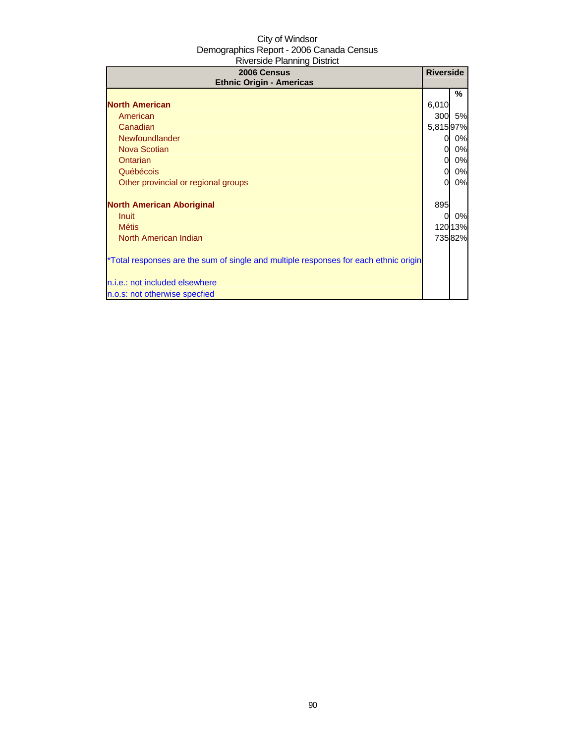City of Windsor
Demographics Report - 2006 Canada Census
Riverside Planning District

| 2006 Census<br>Ethnic Origin - Americas | Riverside | |
|---|---|---|
| | | % |
| **North American** | 6,010 | |
| American | 300 | 5% |
| Canadian | 5,815 | 97% |
| Newfoundlander | 0 | 0% |
| Nova Scotian | 0 | 0% |
| Ontarian | 0 | 0% |
| Québécois | 0 | 0% |
| Other provincial or regional groups | 0 | 0% |
| | | |
| **North American Aboriginal** | 895 | |
| Inuit | 0 | 0% |
| Métis | 120 | 13% |
| North American Indian | 735 | 82% |
| | | |
| *Total responses are the sum of single and multiple responses for each ethnic origin | | |
| | | |
| n.i.e.: not included elsewhere | | |
| n.o.s: not otherwise specfied | | |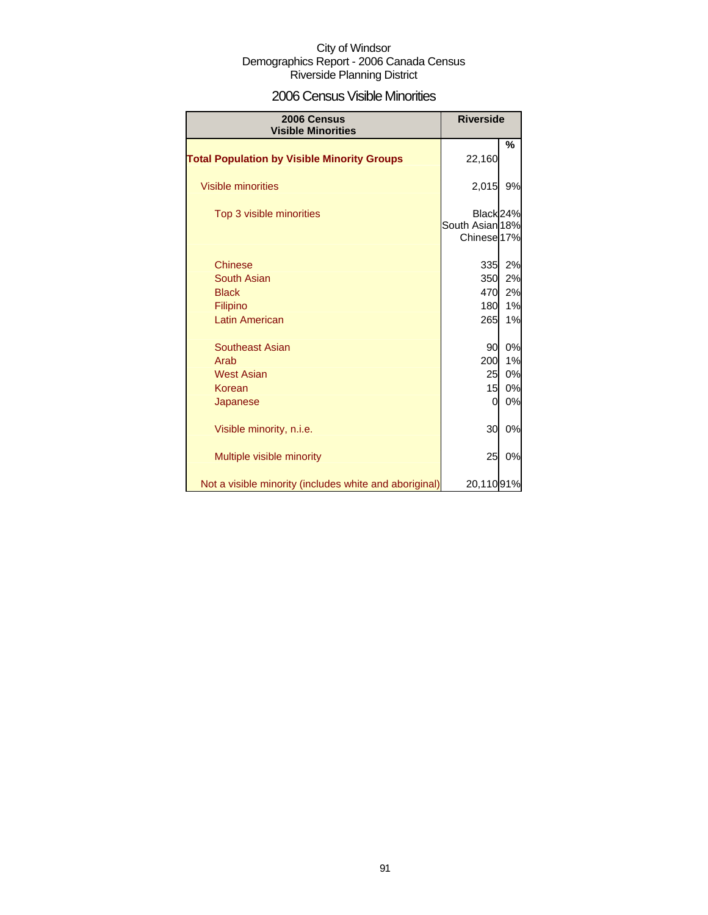City of Windsor
Demographics Report - 2006 Canada Census
Riverside Planning District

## 2006 Census Visible Minorities

| 2006 Census Visible Minorities | Riverside | |
|---|---|---|
| | | % |
| **Total Population by Visible Minority Groups** | 22,160 | |
| Visible minorities | 2,015 | 9% |
| Top 3 visible minorities | Black | 24% |
| | South Asian | 18% |
| | Chinese | 17% |
| Chinese | 335 | 2% |
| South Asian | 350 | 2% |
| Black | 470 | 2% |
| Filipino | 180 | 1% |
| Latin American | 265 | 1% |
| Southeast Asian | 90 | 0% |
| Arab | 200 | 1% |
| West Asian | 25 | 0% |
| Korean | 15 | 0% |
| Japanese | 0 | 0% |
| Visible minority, n.i.e. | 30 | 0% |
| Multiple visible minority | 25 | 0% |
| Not a visible minority (includes white and aboriginal) | 20,110 | 91% |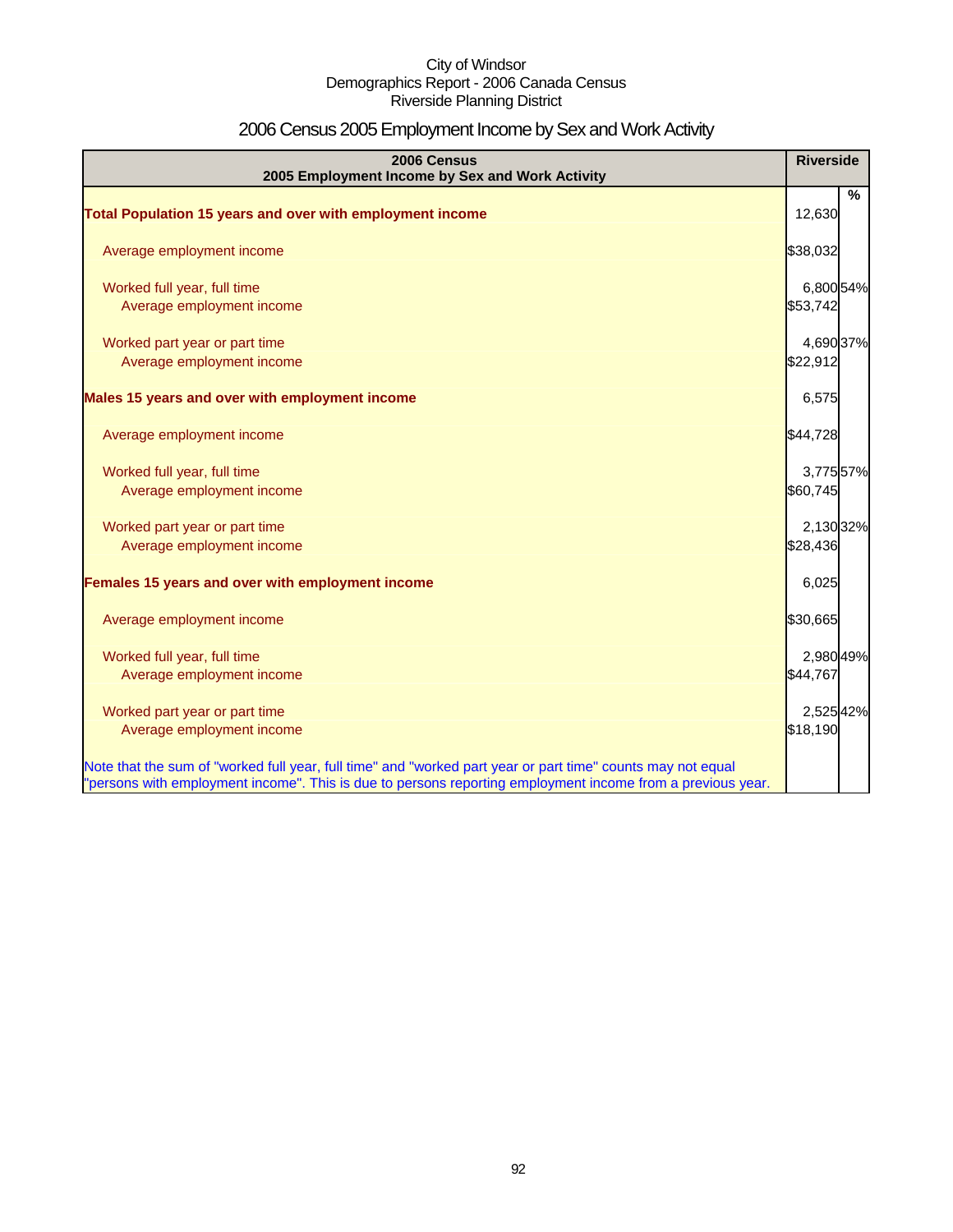City of Windsor
Demographics Report - 2006 Canada Census
Riverside Planning District

# 2006 Census 2005 Employment Income by Sex and Work Activity

| 2006 Census<br>2005 Employment Income by Sex and Work Activity | Riverside | |
|---|---|---|
| | | % |
| **Total Population 15 years and over with employment income** | 12,630 | |
| Average employment income | $38,032 | |
| Worked full year, full time | 6,800 | 54% |
| Average employment income | $53,742 | |
| Worked part year or part time | 4,690 | 37% |
| Average employment income | $22,912 | |
| **Males 15 years and over with employment income** | 6,575 | |
| Average employment income | $44,728 | |
| Worked full year, full time | 3,775 | 57% |
| Average employment income | $60,745 | |
| Worked part year or part time | 2,130 | 32% |
| Average employment income | $28,436 | |
| **Females 15 years and over with employment income** | 6,025 | |
| Average employment income | $30,665 | |
| Worked full year, full time | 2,980 | 49% |
| Average employment income | $44,767 | |
| Worked part year or part time | 2,525 | 42% |
| Average employment income | $18,190 | |

Note that the sum of "worked full year, full time" and "worked part year or part time" counts may not equal "persons with employment income". This is due to persons reporting employment income from a previous year.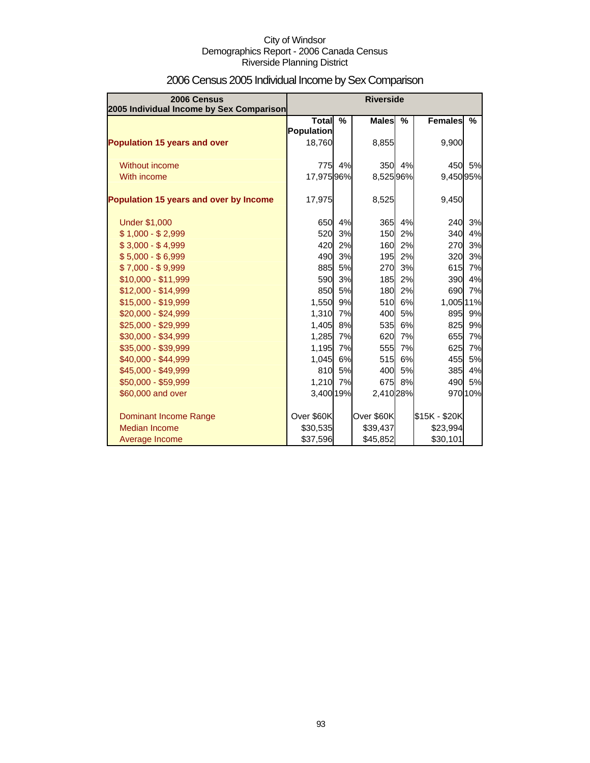City of Windsor
Demographics Report - 2006 Canada Census
Riverside Planning District

# 2006 Census 2005 Individual Income by Sex Comparison

| 2006 Census 2005 Individual Income by Sex Comparison | Riverside | | | | | |
|---|---|---|---|---|---|---|
| | Total Population | % | Males | % | Females | % |
| **Population 15 years and over** | 18,760 | | 8,855 | | 9,900 | |
| Without income | 775 | 4% | 350 | 4% | 450 | 5% |
| With income | 17,975 | 96% | 8,525 | 96% | 9,450 | 95% |
| **Population 15 years and over by Income** | 17,975 | | 8,525 | | 9,450 | |
| Under $1,000 | 650 | 4% | 365 | 4% | 240 | 3% |
| $ 1,000 - $ 2,999 | 520 | 3% | 150 | 2% | 340 | 4% |
| $ 3,000 - $ 4,999 | 420 | 2% | 160 | 2% | 270 | 3% |
| $ 5,000 - $ 6,999 | 490 | 3% | 195 | 2% | 320 | 3% |
| $ 7,000 - $ 9,999 | 885 | 5% | 270 | 3% | 615 | 7% |
| $10,000 - $11,999 | 590 | 3% | 185 | 2% | 390 | 4% |
| $12,000 - $14,999 | 850 | 5% | 180 | 2% | 690 | 7% |
| $15,000 - $19,999 | 1,550 | 9% | 510 | 6% | 1,005 | 11% |
| $20,000 - $24,999 | 1,310 | 7% | 400 | 5% | 895 | 9% |
| $25,000 - $29,999 | 1,405 | 8% | 535 | 6% | 825 | 9% |
| $30,000 - $34,999 | 1,285 | 7% | 620 | 7% | 655 | 7% |
| $35,000 - $39,999 | 1,195 | 7% | 555 | 7% | 625 | 7% |
| $40,000 - $44,999 | 1,045 | 6% | 515 | 6% | 455 | 5% |
| $45,000 - $49,999 | 810 | 5% | 400 | 5% | 385 | 4% |
| $50,000 - $59,999 | 1,210 | 7% | 675 | 8% | 490 | 5% |
| $60,000 and over | 3,400 | 19% | 2,410 | 28% | 970 | 10% |
| Dominant Income Range | Over $60K | | Over $60K | | $15K - $20K | |
| Median Income | $30,535 | | $39,437 | | $23,994 | |
| Average Income | $37,596 | | $45,852 | | $30,101 | |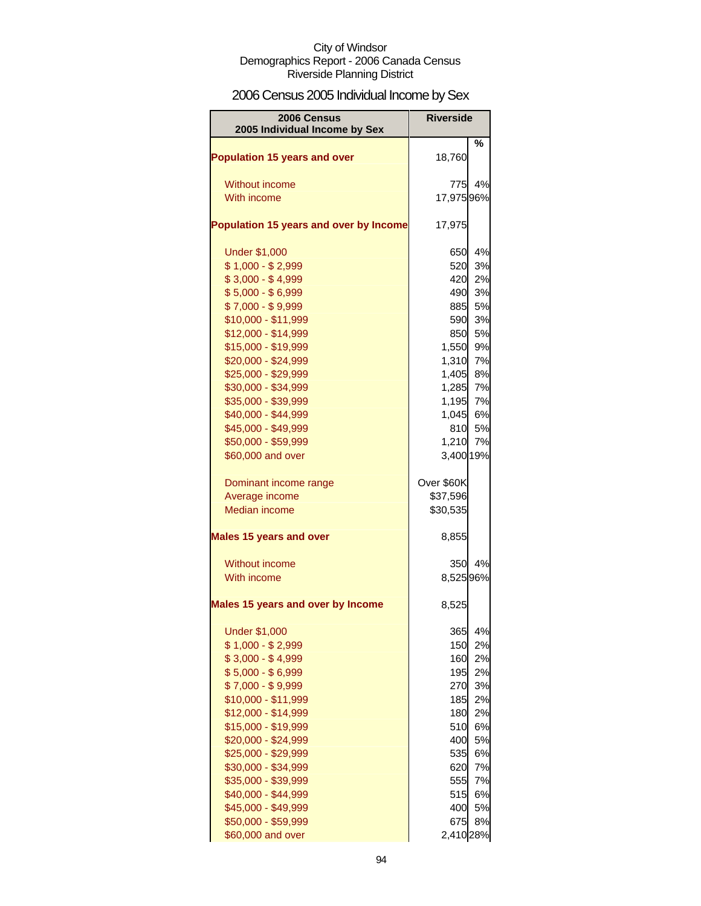City of Windsor
Demographics Report - 2006 Canada Census
Riverside Planning District

# 2006 Census 2005 Individual Income by Sex

| 2006 Census<br>2005 Individual Income by Sex | Riverside | |
|---|---|---|
| | | % |
| **Population 15 years and over** | 18,760 | |
| Without income | 775 | 4% |
| With income | 17,975 | 96% |
| **Population 15 years and over by Income** | 17,975 | |
| Under $1,000 | 650 | 4% |
| $ 1,000 - $ 2,999 | 520 | 3% |
| $ 3,000 - $ 4,999 | 420 | 2% |
| $ 5,000 - $ 6,999 | 490 | 3% |
| $ 7,000 - $ 9,999 | 885 | 5% |
| $10,000 - $11,999 | 590 | 3% |
| $12,000 - $14,999 | 850 | 5% |
| $15,000 - $19,999 | 1,550 | 9% |
| $20,000 - $24,999 | 1,310 | 7% |
| $25,000 - $29,999 | 1,405 | 8% |
| $30,000 - $34,999 | 1,285 | 7% |
| $35,000 - $39,999 | 1,195 | 7% |
| $40,000 - $44,999 | 1,045 | 6% |
| $45,000 - $49,999 | 810 | 5% |
| $50,000 - $59,999 | 1,210 | 7% |
| $60,000 and over | 3,400 | 19% |
| Dominant income range | Over $60K | |
| Average income | $37,596 | |
| Median income | $30,535 | |
| **Males 15 years and over** | 8,855 | |
| Without income | 350 | 4% |
| With income | 8,525 | 96% |
| **Males 15 years and over by Income** | 8,525 | |
| Under $1,000 | 365 | 4% |
| $ 1,000 - $ 2,999 | 150 | 2% |
| $ 3,000 - $ 4,999 | 160 | 2% |
| $ 5,000 - $ 6,999 | 195 | 2% |
| $ 7,000 - $ 9,999 | 270 | 3% |
| $10,000 - $11,999 | 185 | 2% |
| $12,000 - $14,999 | 180 | 2% |
| $15,000 - $19,999 | 510 | 6% |
| $20,000 - $24,999 | 400 | 5% |
| $25,000 - $29,999 | 535 | 6% |
| $30,000 - $34,999 | 620 | 7% |
| $35,000 - $39,999 | 555 | 7% |
| $40,000 - $44,999 | 515 | 6% |
| $45,000 - $49,999 | 400 | 5% |
| $50,000 - $59,999 | 675 | 8% |
| $60,000 and over | 2,410 | 28% |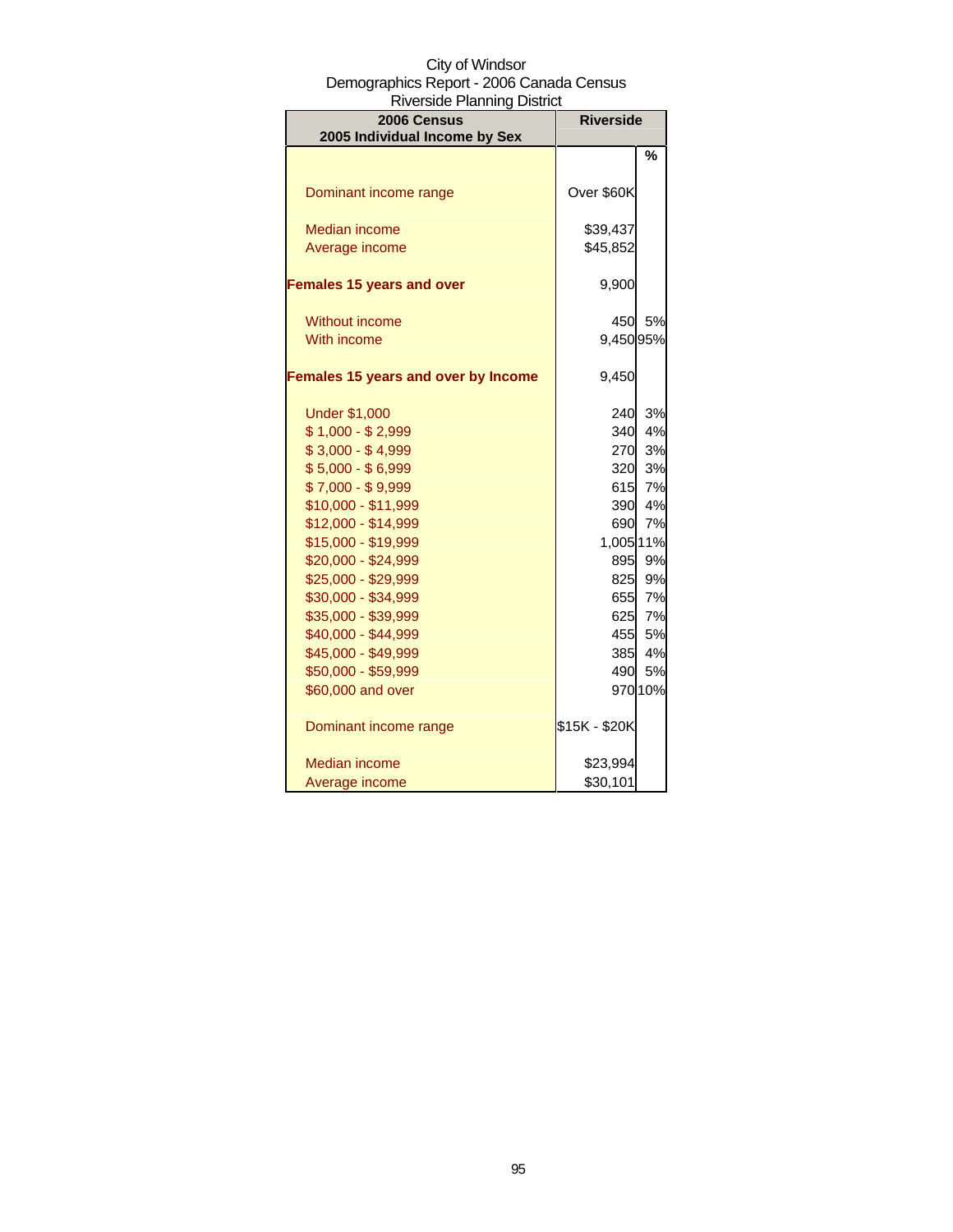City of Windsor
Demographics Report - 2006 Canada Census
Riverside Planning District

| 2006 Census<br>2005 Individual Income by Sex | Riverside | |
|---|---|---|
| | | % |
| Dominant income range | Over $60K | |
| Median income | $39,437 | |
| Average income | $45,852 | |
| **Females 15 years and over** | 9,900 | |
| Without income | 450 | 5% |
| With income | 9,450 | 95% |
| **Females 15 years and over by Income** | 9,450 | |
| Under $1,000 | 240 | 3% |
| $ 1,000 - $ 2,999 | 340 | 4% |
| $ 3,000 - $ 4,999 | 270 | 3% |
| $ 5,000 - $ 6,999 | 320 | 3% |
| $ 7,000 - $ 9,999 | 615 | 7% |
| $10,000 - $11,999 | 390 | 4% |
| $12,000 - $14,999 | 690 | 7% |
| $15,000 - $19,999 | 1,005 | 11% |
| $20,000 - $24,999 | 895 | 9% |
| $25,000 - $29,999 | 825 | 9% |
| $30,000 - $34,999 | 655 | 7% |
| $35,000 - $39,999 | 625 | 7% |
| $40,000 - $44,999 | 455 | 5% |
| $45,000 - $49,999 | 385 | 4% |
| $50,000 - $59,999 | 490 | 5% |
| $60,000 and over | 970 | 10% |
| Dominant income range | $15K - $20K | |
| Median income | $23,994 | |
| Average income | $30,101 | |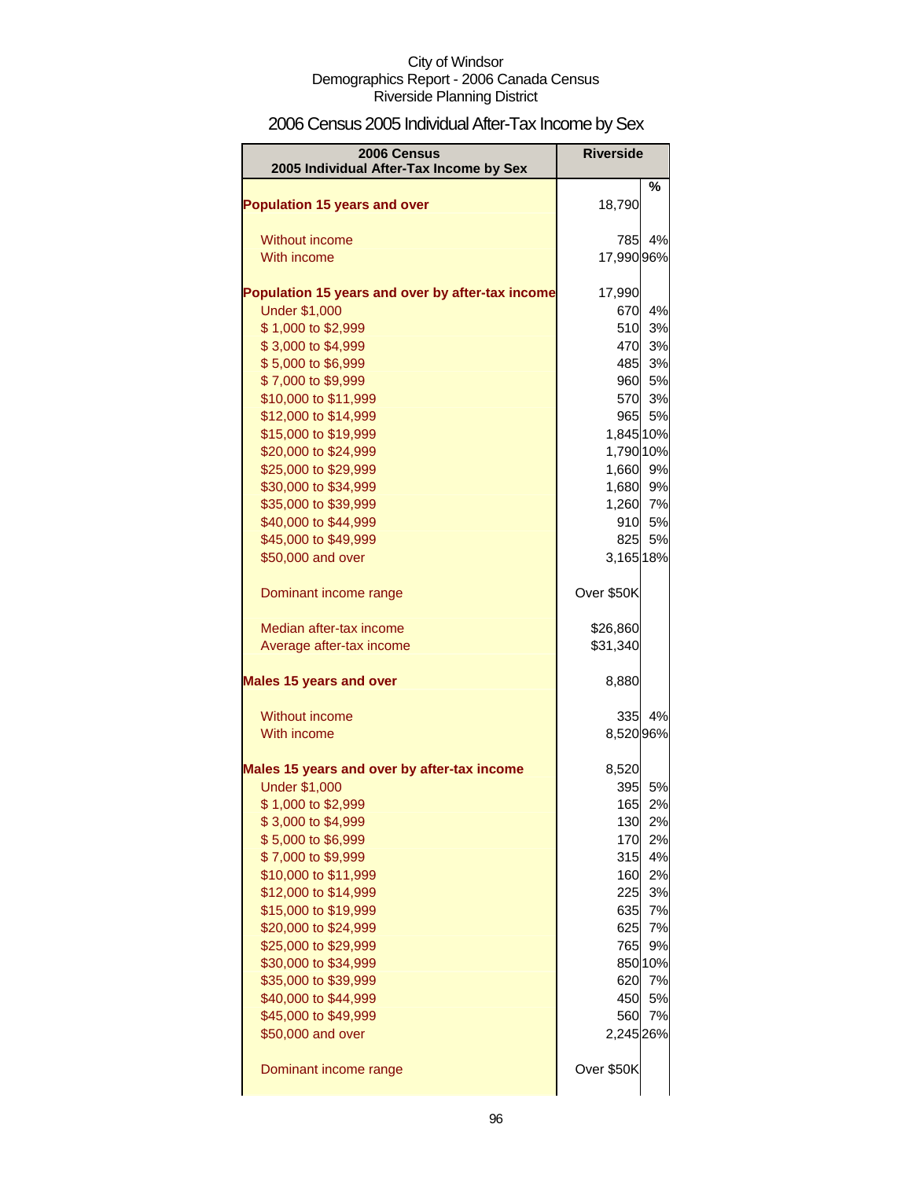City of Windsor
Demographics Report - 2006 Canada Census
Riverside Planning District

## 2006 Census 2005 Individual After-Tax Income by Sex

| 2006 Census<br>2005 Individual After-Tax Income by Sex | Riverside | |
|---|---|---|
| | | % |
| **Population 15 years and over** | 18,790 | |
| Without income | 785 | 4% |
| With income | 17,990 | 96% |
| **Population 15 years and over by after-tax income** | 17,990 | |
| Under $1,000 | 670 | 4% |
| $ 1,000 to $2,999 | 510 | 3% |
| $ 3,000 to $4,999 | 470 | 3% |
| $ 5,000 to $6,999 | 485 | 3% |
| $ 7,000 to $9,999 | 960 | 5% |
| $10,000 to $11,999 | 570 | 3% |
| $12,000 to $14,999 | 965 | 5% |
| $15,000 to $19,999 | 1,845 | 10% |
| $20,000 to $24,999 | 1,790 | 10% |
| $25,000 to $29,999 | 1,660 | 9% |
| $30,000 to $34,999 | 1,680 | 9% |
| $35,000 to $39,999 | 1,260 | 7% |
| $40,000 to $44,999 | 910 | 5% |
| $45,000 to $49,999 | 825 | 5% |
| $50,000 and over | 3,165 | 18% |
| Dominant income range | Over $50K | |
| Median after-tax income | $26,860 | |
| Average after-tax income | $31,340 | |
| **Males 15 years and over** | 8,880 | |
| Without income | 335 | 4% |
| With income | 8,520 | 96% |
| **Males 15 years and over by after-tax income** | 8,520 | |
| Under $1,000 | 395 | 5% |
| $ 1,000 to $2,999 | 165 | 2% |
| $ 3,000 to $4,999 | 130 | 2% |
| $ 5,000 to $6,999 | 170 | 2% |
| $ 7,000 to $9,999 | 315 | 4% |
| $10,000 to $11,999 | 160 | 2% |
| $12,000 to $14,999 | 225 | 3% |
| $15,000 to $19,999 | 635 | 7% |
| $20,000 to $24,999 | 625 | 7% |
| $25,000 to $29,999 | 765 | 9% |
| $30,000 to $34,999 | 850 | 10% |
| $35,000 to $39,999 | 620 | 7% |
| $40,000 to $44,999 | 450 | 5% |
| $45,000 to $49,999 | 560 | 7% |
| $50,000 and over | 2,245 | 26% |
| Dominant income range | Over $50K | |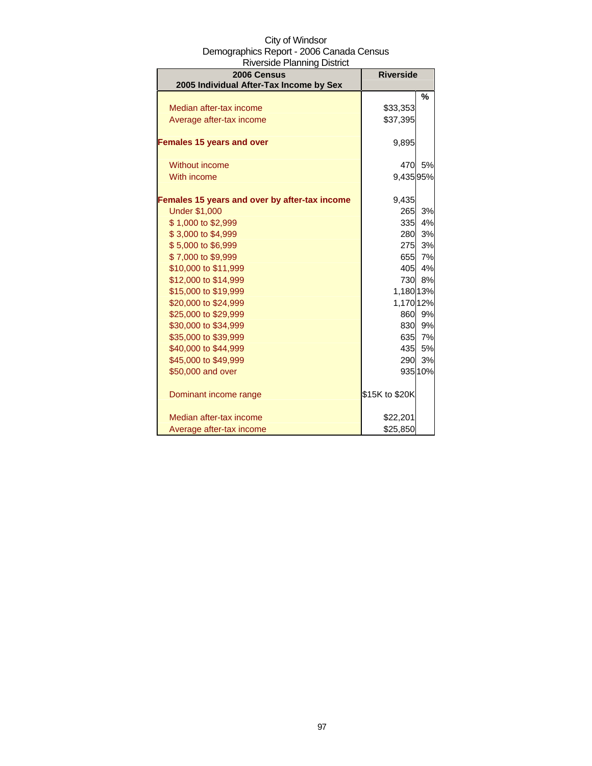City of Windsor
Demographics Report - 2006 Canada Census
Riverside Planning District

| 2006 Census<br>2005 Individual After-Tax Income by Sex | Riverside | |
|---|---|---|
| | | % |
| Median after-tax income | $33,353 | |
| Average after-tax income | $37,395 | |
| **Females 15 years and over** | 9,895 | |
| Without income | 470 | 5% |
| With income | 9,435 | 95% |
| **Females 15 years and over by after-tax income** | 9,435 | |
| Under $1,000 | 265 | 3% |
| $ 1,000 to $2,999 | 335 | 4% |
| $ 3,000 to $4,999 | 280 | 3% |
| $ 5,000 to $6,999 | 275 | 3% |
| $ 7,000 to $9,999 | 655 | 7% |
| $10,000 to $11,999 | 405 | 4% |
| $12,000 to $14,999 | 730 | 8% |
| $15,000 to $19,999 | 1,180 | 13% |
| $20,000 to $24,999 | 1,170 | 12% |
| $25,000 to $29,999 | 860 | 9% |
| $30,000 to $34,999 | 830 | 9% |
| $35,000 to $39,999 | 635 | 7% |
| $40,000 to $44,999 | 435 | 5% |
| $45,000 to $49,999 | 290 | 3% |
| $50,000 and over | 935 | 10% |
| Dominant income range | $15K to $20K | |
| Median after-tax income | $22,201 | |
| Average after-tax income | $25,850 | |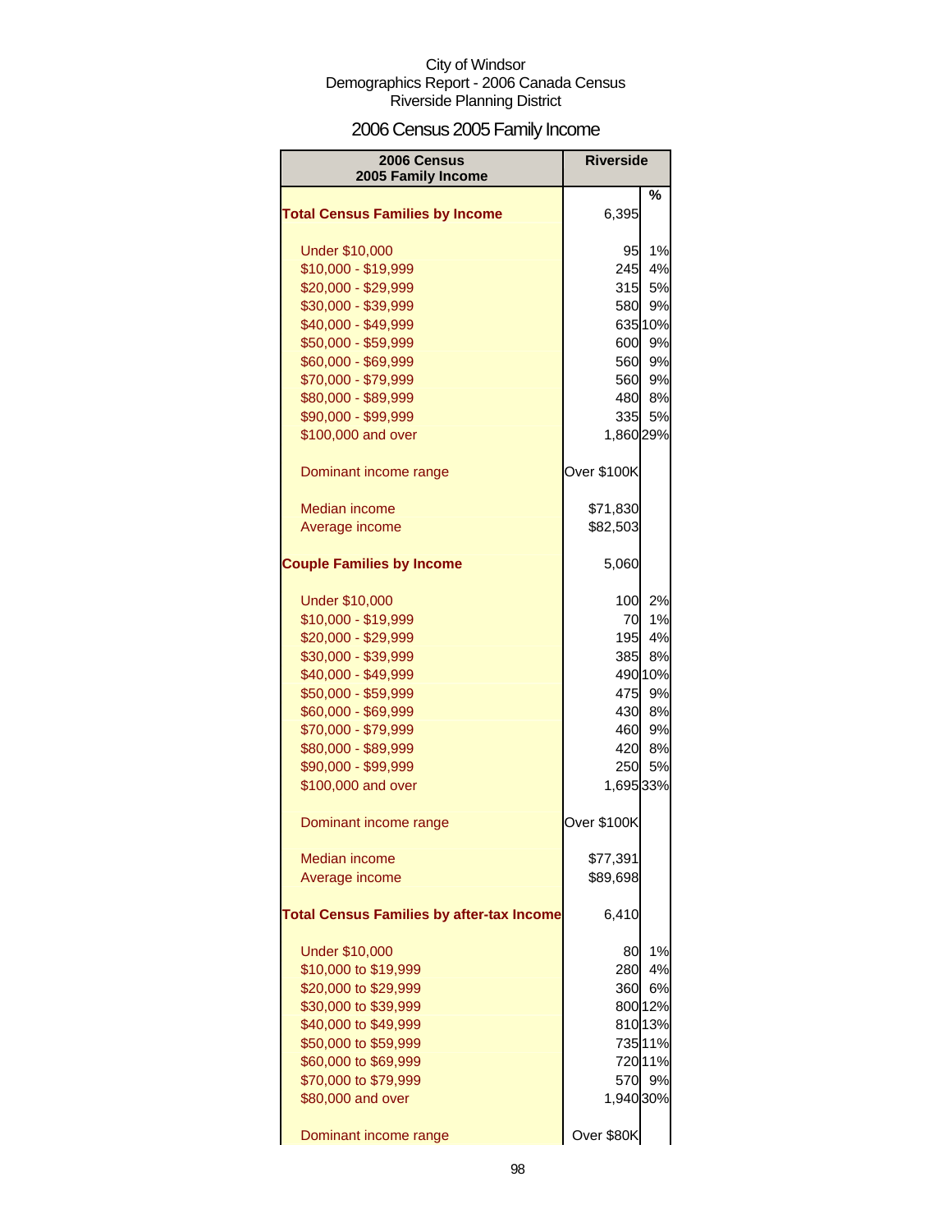City of Windsor
Demographics Report - 2006 Canada Census
Riverside Planning District

# 2006 Census 2005 Family Income

| 2006 Census 2005 Family Income | Riverside | % |
|---|---|---|
| **Total Census Families by Income** | 6,395 | |
| Under $10,000 | 95 | 1% |
| $10,000 - $19,999 | 245 | 4% |
| $20,000 - $29,999 | 315 | 5% |
| $30,000 - $39,999 | 580 | 9% |
| $40,000 - $49,999 | 635 | 10% |
| $50,000 - $59,999 | 600 | 9% |
| $60,000 - $69,999 | 560 | 9% |
| $70,000 - $79,999 | 560 | 9% |
| $80,000 - $89,999 | 480 | 8% |
| $90,000 - $99,999 | 335 | 5% |
| $100,000 and over | 1,860 | 29% |
| Dominant income range | Over $100K | |
| Median income | $71,830 | |
| Average income | $82,503 | |
| **Couple Families by Income** | 5,060 | |
| Under $10,000 | 100 | 2% |
| $10,000 - $19,999 | 70 | 1% |
| $20,000 - $29,999 | 195 | 4% |
| $30,000 - $39,999 | 385 | 8% |
| $40,000 - $49,999 | 490 | 10% |
| $50,000 - $59,999 | 475 | 9% |
| $60,000 - $69,999 | 430 | 8% |
| $70,000 - $79,999 | 460 | 9% |
| $80,000 - $89,999 | 420 | 8% |
| $90,000 - $99,999 | 250 | 5% |
| $100,000 and over | 1,695 | 33% |
| Dominant income range | Over $100K | |
| Median income | $77,391 | |
| Average income | $89,698 | |
| **Total Census Families by after-tax Income** | 6,410 | |
| Under $10,000 | 80 | 1% |
| $10,000 to $19,999 | 280 | 4% |
| $20,000 to $29,999 | 360 | 6% |
| $30,000 to $39,999 | 800 | 12% |
| $40,000 to $49,999 | 810 | 13% |
| $50,000 to $59,999 | 735 | 11% |
| $60,000 to $69,999 | 720 | 11% |
| $70,000 to $79,999 | 570 | 9% |
| $80,000 and over | 1,940 | 30% |
| Dominant income range | Over $80K | |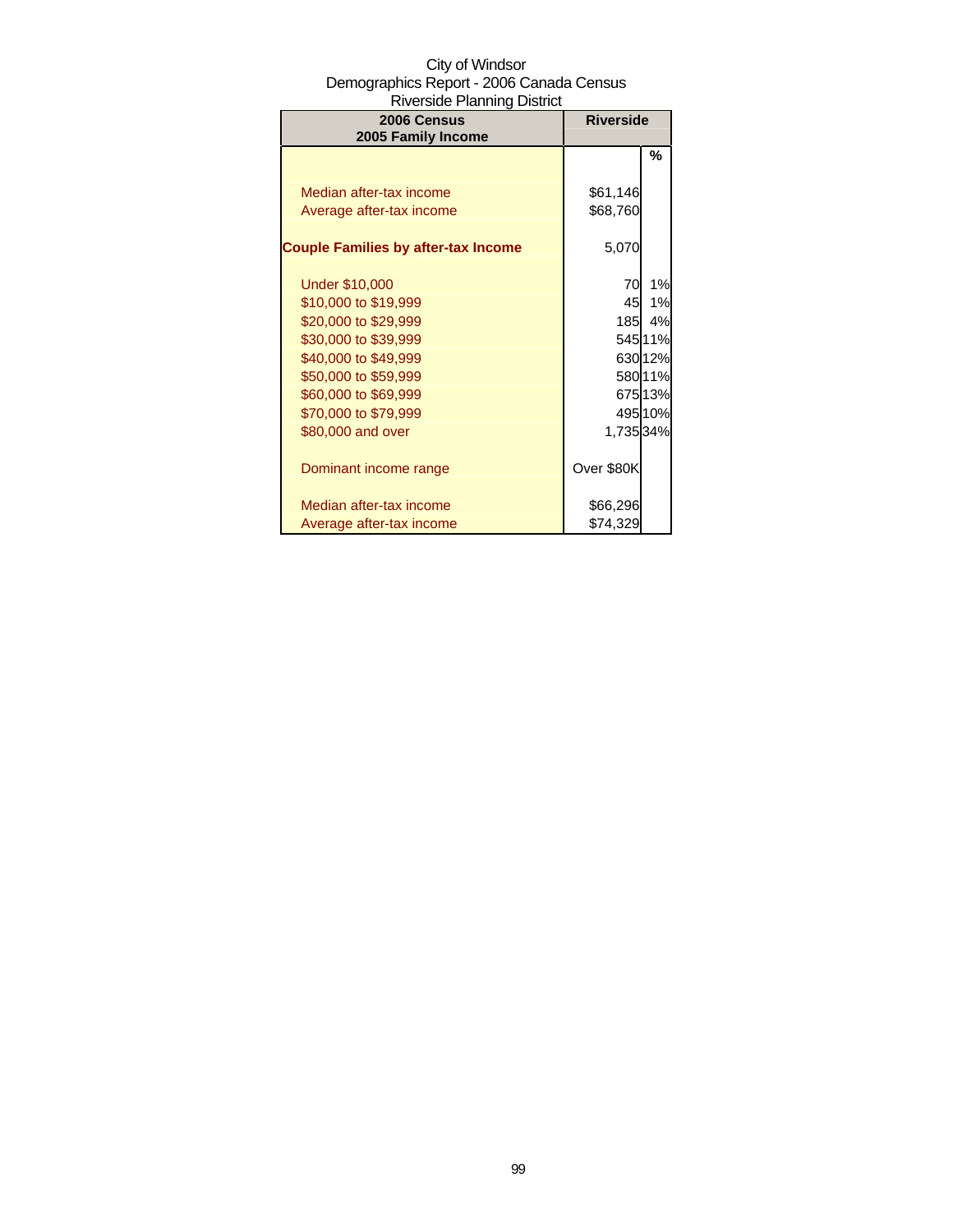City of Windsor
Demographics Report - 2006 Canada Census
Riverside Planning District

| 2006 Census<br>2005 Family Income | Riverside | |
|---|---|---|
| | | % |
| Median after-tax income | $61,146 | |
| Average after-tax income | $68,760 | |
| **Couple Families by after-tax Income** | 5,070 | |
| Under $10,000 | 70 | 1% |
| $10,000 to $19,999 | 45 | 1% |
| $20,000 to $29,999 | 185 | 4% |
| $30,000 to $39,999 | 545 | 11% |
| $40,000 to $49,999 | 630 | 12% |
| $50,000 to $59,999 | 580 | 11% |
| $60,000 to $69,999 | 675 | 13% |
| $70,000 to $79,999 | 495 | 10% |
| $80,000 and over | 1,735 | 34% |
| Dominant income range | Over $80K | |
| Median after-tax income | $66,296 | |
| Average after-tax income | $74,329 | |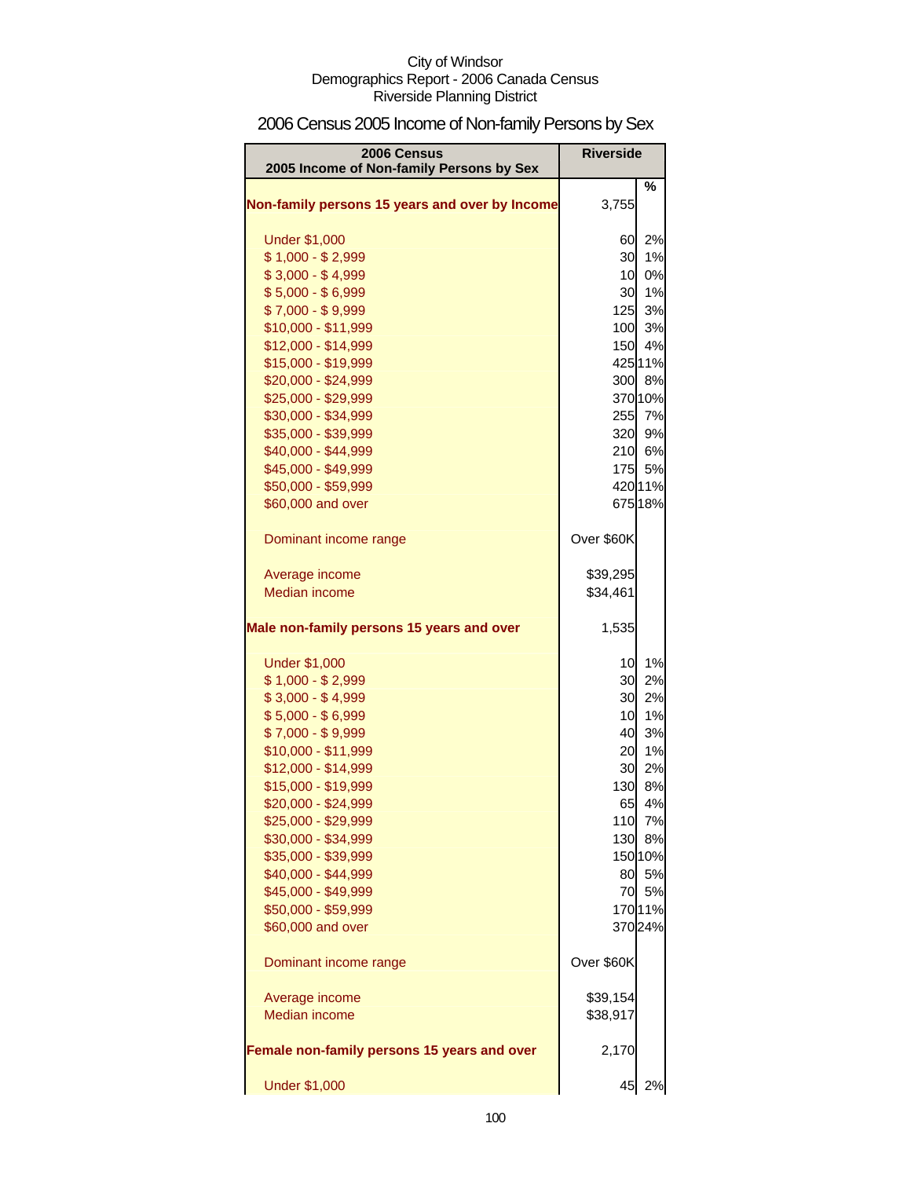City of Windsor
Demographics Report - 2006 Canada Census
Riverside Planning District

# 2006 Census 2005 Income of Non-family Persons by Sex

| 2006 Census<br>2005 Income of Non-family Persons by Sex | Riverside | |
|---|---|---|
| | | % |
| **Non-family persons 15 years and over by Income** | 3,755 | |
| Under $1,000 | 60 | 2% |
| $ 1,000 - $ 2,999 | 30 | 1% |
| $ 3,000 - $ 4,999 | 10 | 0% |
| $ 5,000 - $ 6,999 | 30 | 1% |
| $ 7,000 - $ 9,999 | 125 | 3% |
| $10,000 - $11,999 | 100 | 3% |
| $12,000 - $14,999 | 150 | 4% |
| $15,000 - $19,999 | 425 | 11% |
| $20,000 - $24,999 | 300 | 8% |
| $25,000 - $29,999 | 370 | 10% |
| $30,000 - $34,999 | 255 | 7% |
| $35,000 - $39,999 | 320 | 9% |
| $40,000 - $44,999 | 210 | 6% |
| $45,000 - $49,999 | 175 | 5% |
| $50,000 - $59,999 | 420 | 11% |
| $60,000 and over | 675 | 18% |
| Dominant income range | Over $60K | |
| Average income | $39,295 | |
| Median income | $34,461 | |
| **Male non-family persons 15 years and over** | 1,535 | |
| Under $1,000 | 10 | 1% |
| $ 1,000 - $ 2,999 | 30 | 2% |
| $ 3,000 - $ 4,999 | 30 | 2% |
| $ 5,000 - $ 6,999 | 10 | 1% |
| $ 7,000 - $ 9,999 | 40 | 3% |
| $10,000 - $11,999 | 20 | 1% |
| $12,000 - $14,999 | 30 | 2% |
| $15,000 - $19,999 | 130 | 8% |
| $20,000 - $24,999 | 65 | 4% |
| $25,000 - $29,999 | 110 | 7% |
| $30,000 - $34,999 | 130 | 8% |
| $35,000 - $39,999 | 150 | 10% |
| $40,000 - $44,999 | 80 | 5% |
| $45,000 - $49,999 | 70 | 5% |
| $50,000 - $59,999 | 170 | 11% |
| $60,000 and over | 370 | 24% |
| Dominant income range | Over $60K | |
| Average income | $39,154 | |
| Median income | $38,917 | |
| **Female non-family persons 15 years and over** | 2,170 | |
| Under $1,000 | 45 | 2% |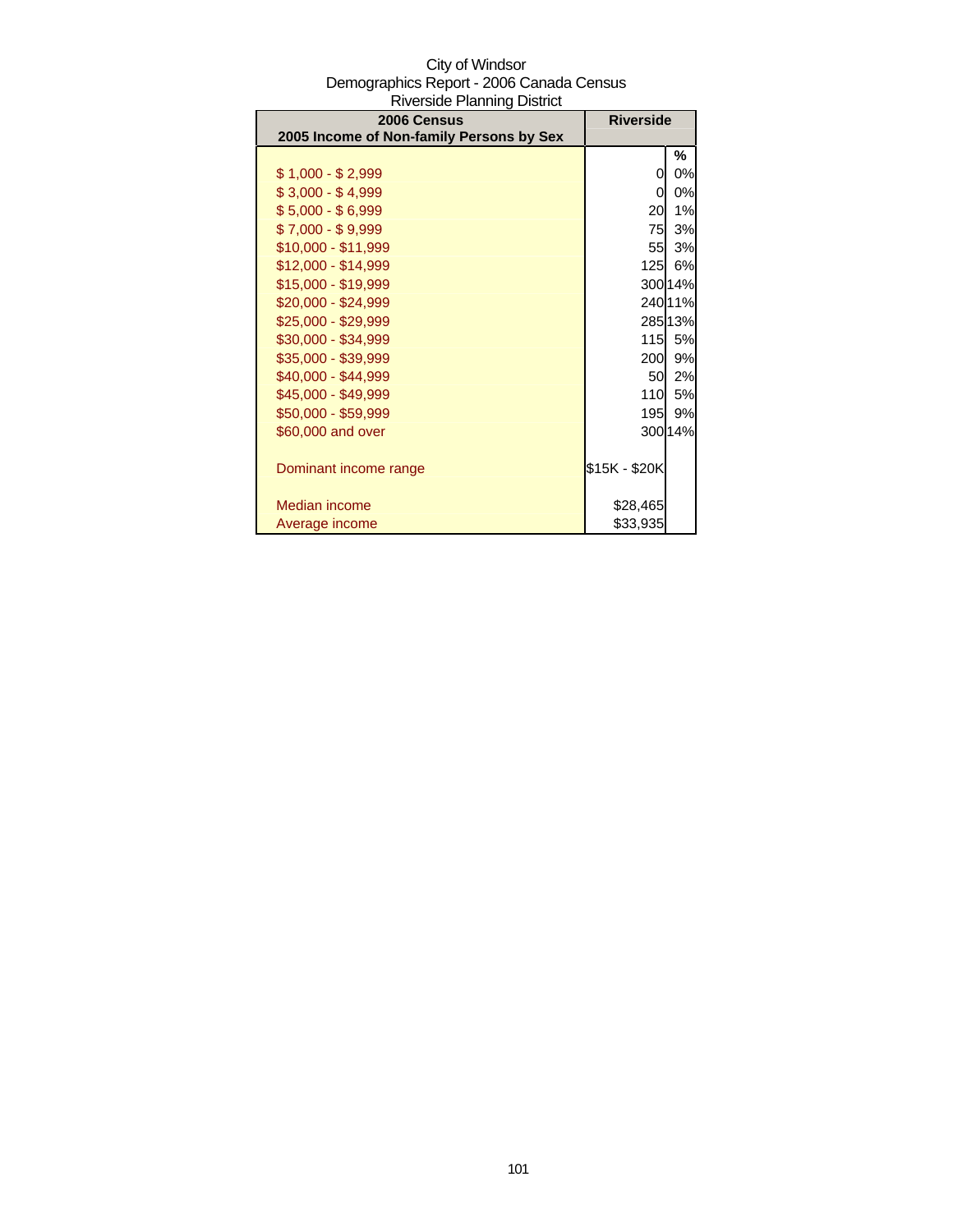City of Windsor
Demographics Report - 2006 Canada Census
Riverside Planning District

| 2006 Census<br>2005 Income of Non-family Persons by Sex | Riverside | |
|---|---|---|
| | | % |
| $ 1,000 - $ 2,999 | 0 | 0% |
| $ 3,000 - $ 4,999 | 0 | 0% |
| $ 5,000 - $ 6,999 | 20 | 1% |
| $ 7,000 - $ 9,999 | 75 | 3% |
| $10,000 - $11,999 | 55 | 3% |
| $12,000 - $14,999 | 125 | 6% |
| $15,000 - $19,999 | 300 | 14% |
| $20,000 - $24,999 | 240 | 11% |
| $25,000 - $29,999 | 285 | 13% |
| $30,000 - $34,999 | 115 | 5% |
| $35,000 - $39,999 | 200 | 9% |
| $40,000 - $44,999 | 50 | 2% |
| $45,000 - $49,999 | 110 | 5% |
| $50,000 - $59,999 | 195 | 9% |
| $60,000 and over | 300 | 14% |
| | | |
| Dominant income range | $15K - $20K | |
| | | |
| Median income | $28,465 | |
| Average income | $33,935 | |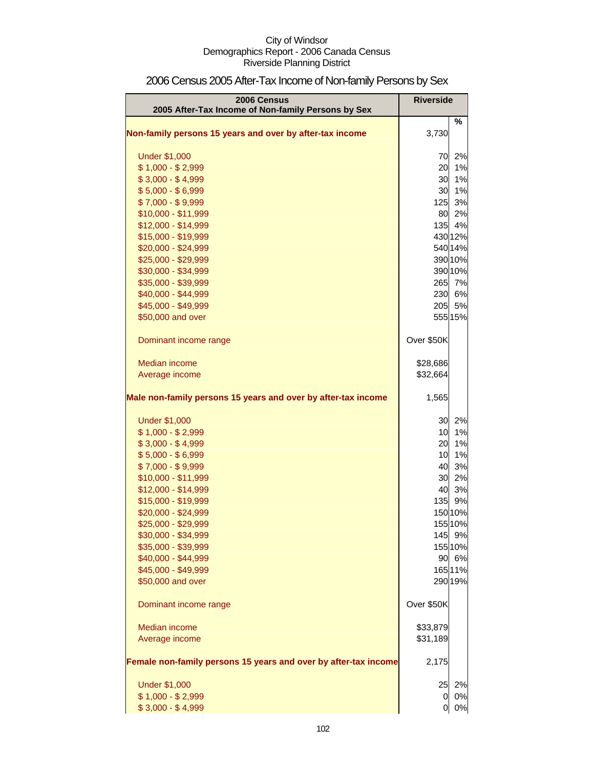City of Windsor
Demographics Report - 2006 Canada Census
Riverside Planning District

# 2006 Census 2005 After-Tax Income of Non-family Persons by Sex

| 2006 Census<br>2005 After-Tax Income of Non-family Persons by Sex | Riverside | |
|---|---|---|
| | | % |
| **Non-family persons 15 years and over by after-tax income** | 3,730 | |
| Under $1,000 | 70 | 2% |
| $ 1,000 - $ 2,999 | 20 | 1% |
| $ 3,000 - $ 4,999 | 30 | 1% |
| $ 5,000 - $ 6,999 | 30 | 1% |
| $ 7,000 - $ 9,999 | 125 | 3% |
| $10,000 - $11,999 | 80 | 2% |
| $12,000 - $14,999 | 135 | 4% |
| $15,000 - $19,999 | 430 | 12% |
| $20,000 - $24,999 | 540 | 14% |
| $25,000 - $29,999 | 390 | 10% |
| $30,000 - $34,999 | 390 | 10% |
| $35,000 - $39,999 | 265 | 7% |
| $40,000 - $44,999 | 230 | 6% |
| $45,000 - $49,999 | 205 | 5% |
| $50,000 and over | 555 | 15% |
| Dominant income range | Over $50K | |
| Median income | $28,686 | |
| Average income | $32,664 | |
| **Male non-family persons 15 years and over by after-tax income** | 1,565 | |
| Under $1,000 | 30 | 2% |
| $ 1,000 - $ 2,999 | 10 | 1% |
| $ 3,000 - $ 4,999 | 20 | 1% |
| $ 5,000 - $ 6,999 | 10 | 1% |
| $ 7,000 - $ 9,999 | 40 | 3% |
| $10,000 - $11,999 | 30 | 2% |
| $12,000 - $14,999 | 40 | 3% |
| $15,000 - $19,999 | 135 | 9% |
| $20,000 - $24,999 | 150 | 10% |
| $25,000 - $29,999 | 155 | 10% |
| $30,000 - $34,999 | 145 | 9% |
| $35,000 - $39,999 | 155 | 10% |
| $40,000 - $44,999 | 90 | 6% |
| $45,000 - $49,999 | 165 | 11% |
| $50,000 and over | 290 | 19% |
| Dominant income range | Over $50K | |
| Median income | $33,879 | |
| Average income | $31,189 | |
| **Female non-family persons 15 years and over by after-tax income** | 2,175 | |
| Under $1,000 | 25 | 2% |
| $ 1,000 - $ 2,999 | 0 | 0% |
| $ 3,000 - $ 4,999 | 0 | 0% |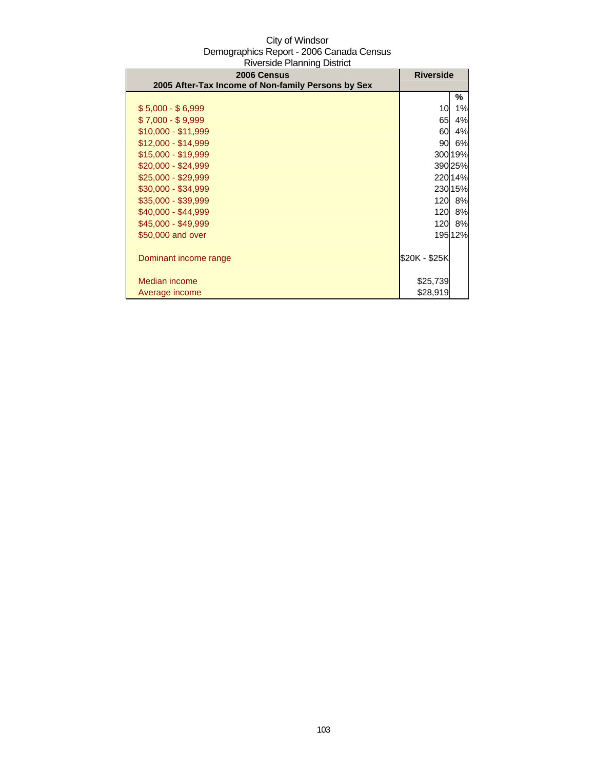City of Windsor
Demographics Report - 2006 Canada Census
Riverside Planning District

| 2006 Census<br>2005 After-Tax Income of Non-family Persons by Sex | Riverside | |
|---|---|---|
| | | % |
| $ 5,000 - $ 6,999 | 10 | 1% |
| $ 7,000 - $ 9,999 | 65 | 4% |
| $10,000 - $11,999 | 60 | 4% |
| $12,000 - $14,999 | 90 | 6% |
| $15,000 - $19,999 | 300 | 19% |
| $20,000 - $24,999 | 390 | 25% |
| $25,000 - $29,999 | 220 | 14% |
| $30,000 - $34,999 | 230 | 15% |
| $35,000 - $39,999 | 120 | 8% |
| $40,000 - $44,999 | 120 | 8% |
| $45,000 - $49,999 | 120 | 8% |
| $50,000 and over | 195 | 12% |
| Dominant income range | $20K - $25K | |
| Median income | $25,739 | |
| Average income | $28,919 | |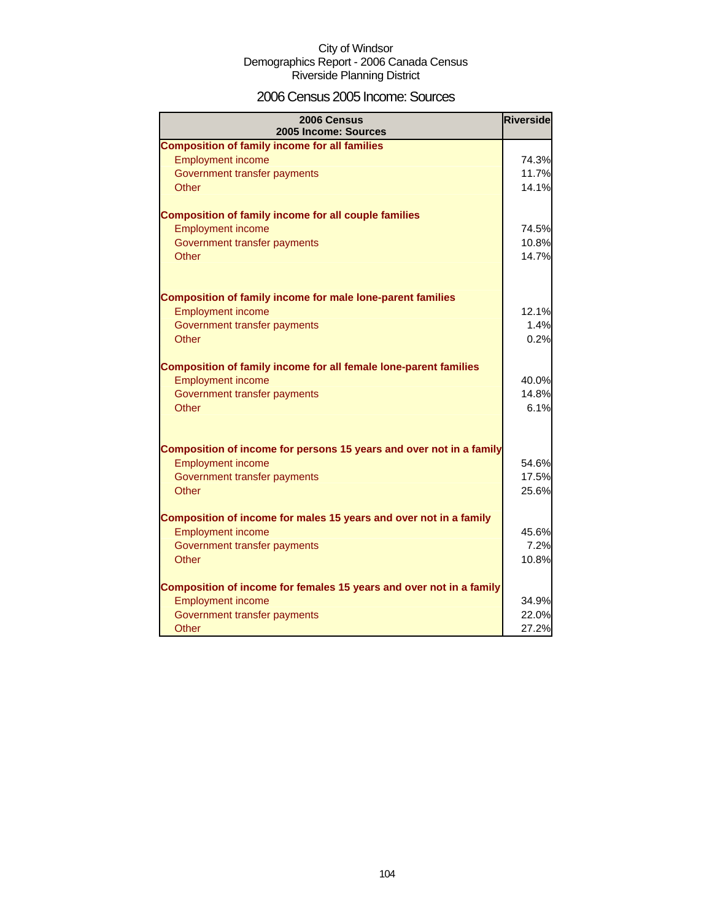City of Windsor
Demographics Report - 2006 Canada Census
Riverside Planning District

# 2006 Census 2005 Income: Sources

| 2006 Census 2005 Income: Sources | Riverside |
|---|---|
| **Composition of family income for all families** | |
| Employment income | 74.3% |
| Government transfer payments | 11.7% |
| Other | 14.1% |
| **Composition of family income for all couple families** | |
| Employment income | 74.5% |
| Government transfer payments | 10.8% |
| Other | 14.7% |
| **Composition of family income for male lone-parent families** | |
| Employment income | 12.1% |
| Government transfer payments | 1.4% |
| Other | 0.2% |
| **Composition of family income for all female lone-parent families** | |
| Employment income | 40.0% |
| Government transfer payments | 14.8% |
| Other | 6.1% |
| **Composition of income for persons 15 years and over not in a family** | |
| Employment income | 54.6% |
| Government transfer payments | 17.5% |
| Other | 25.6% |
| **Composition of income for males 15 years and over not in a family** | |
| Employment income | 45.6% |
| Government transfer payments | 7.2% |
| Other | 10.8% |
| **Composition of income for females 15 years and over not in a family** | |
| Employment income | 34.9% |
| Government transfer payments | 22.0% |
| Other | 27.2% |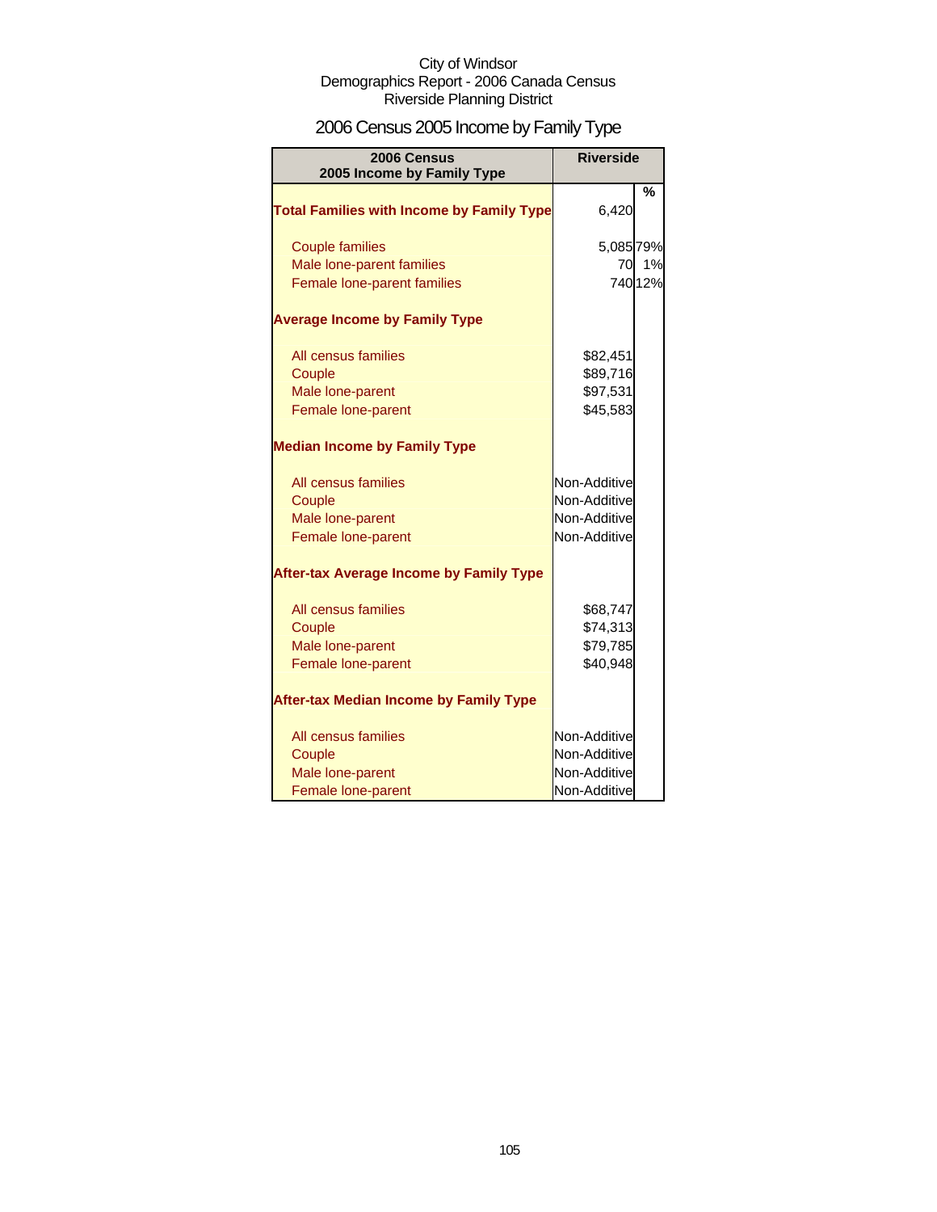City of Windsor
Demographics Report - 2006 Canada Census
Riverside Planning District

# 2006 Census 2005 Income by Family Type

| 2006 Census 2005 Income by Family Type | Riverside | |
|---|---|---|
| | | % |
| **Total Families with Income by Family Type** | 6,420 | |
| Couple families | 5,085 | 79% |
| Male lone-parent families | 70 | 1% |
| Female lone-parent families | 740 | 12% |
| **Average Income by Family Type** | | |
| All census families | $82,451 | |
| Couple | $89,716 | |
| Male lone-parent | $97,531 | |
| Female lone-parent | $45,583 | |
| **Median Income by Family Type** | | |
| All census families | Non-Additive | |
| Couple | Non-Additive | |
| Male lone-parent | Non-Additive | |
| Female lone-parent | Non-Additive | |
| **After-tax Average Income by Family Type** | | |
| All census families | $68,747 | |
| Couple | $74,313 | |
| Male lone-parent | $79,785 | |
| Female lone-parent | $40,948 | |
| **After-tax Median Income by Family Type** | | |
| All census families | Non-Additive | |
| Couple | Non-Additive | |
| Male lone-parent | Non-Additive | |
| Female lone-parent | Non-Additive | |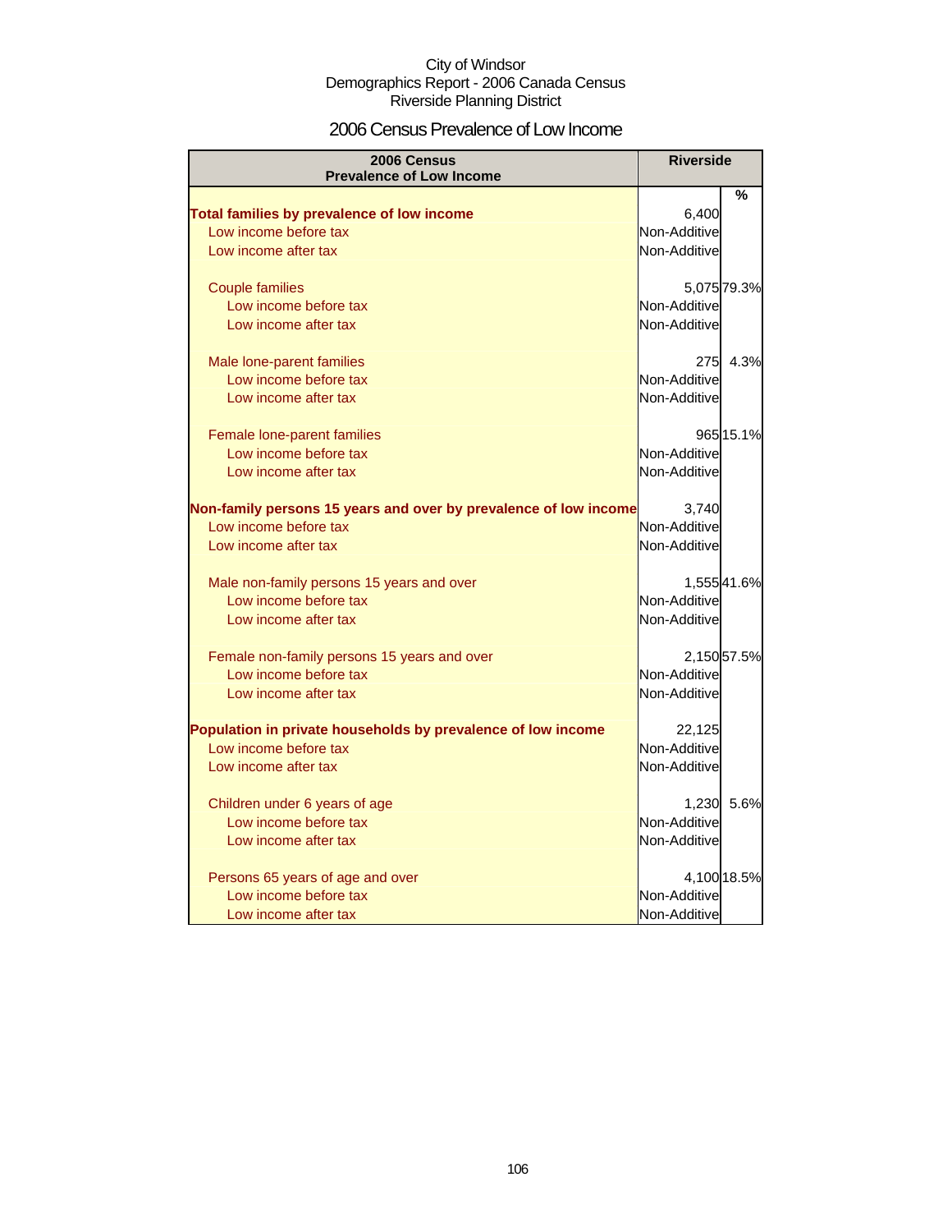City of Windsor
Demographics Report - 2006 Canada Census
Riverside Planning District

## 2006 Census Prevalence of Low Income

| 2006 Census Prevalence of Low Income | Riverside | |
|---|---|---|
| | | % |
| **Total families by prevalence of low income** | 6,400 | |
| Low income before tax | Non-Additive | |
| Low income after tax | Non-Additive | |
| Couple families | 5,075 | 79.3% |
| Low income before tax | Non-Additive | |
| Low income after tax | Non-Additive | |
| Male lone-parent families | 275 | 4.3% |
| Low income before tax | Non-Additive | |
| Low income after tax | Non-Additive | |
| Female lone-parent families | 965 | 15.1% |
| Low income before tax | Non-Additive | |
| Low income after tax | Non-Additive | |
| **Non-family persons 15 years and over by prevalence of low income** | 3,740 | |
| Low income before tax | Non-Additive | |
| Low income after tax | Non-Additive | |
| Male non-family persons 15 years and over | 1,555 | 41.6% |
| Low income before tax | Non-Additive | |
| Low income after tax | Non-Additive | |
| Female non-family persons 15 years and over | 2,150 | 57.5% |
| Low income before tax | Non-Additive | |
| Low income after tax | Non-Additive | |
| **Population in private households by prevalence of low income** | 22,125 | |
| Low income before tax | Non-Additive | |
| Low income after tax | Non-Additive | |
| Children under 6 years of age | 1,230 | 5.6% |
| Low income before tax | Non-Additive | |
| Low income after tax | Non-Additive | |
| Persons 65 years of age and over | 4,100 | 18.5% |
| Low income before tax | Non-Additive | |
| Low income after tax | Non-Additive | |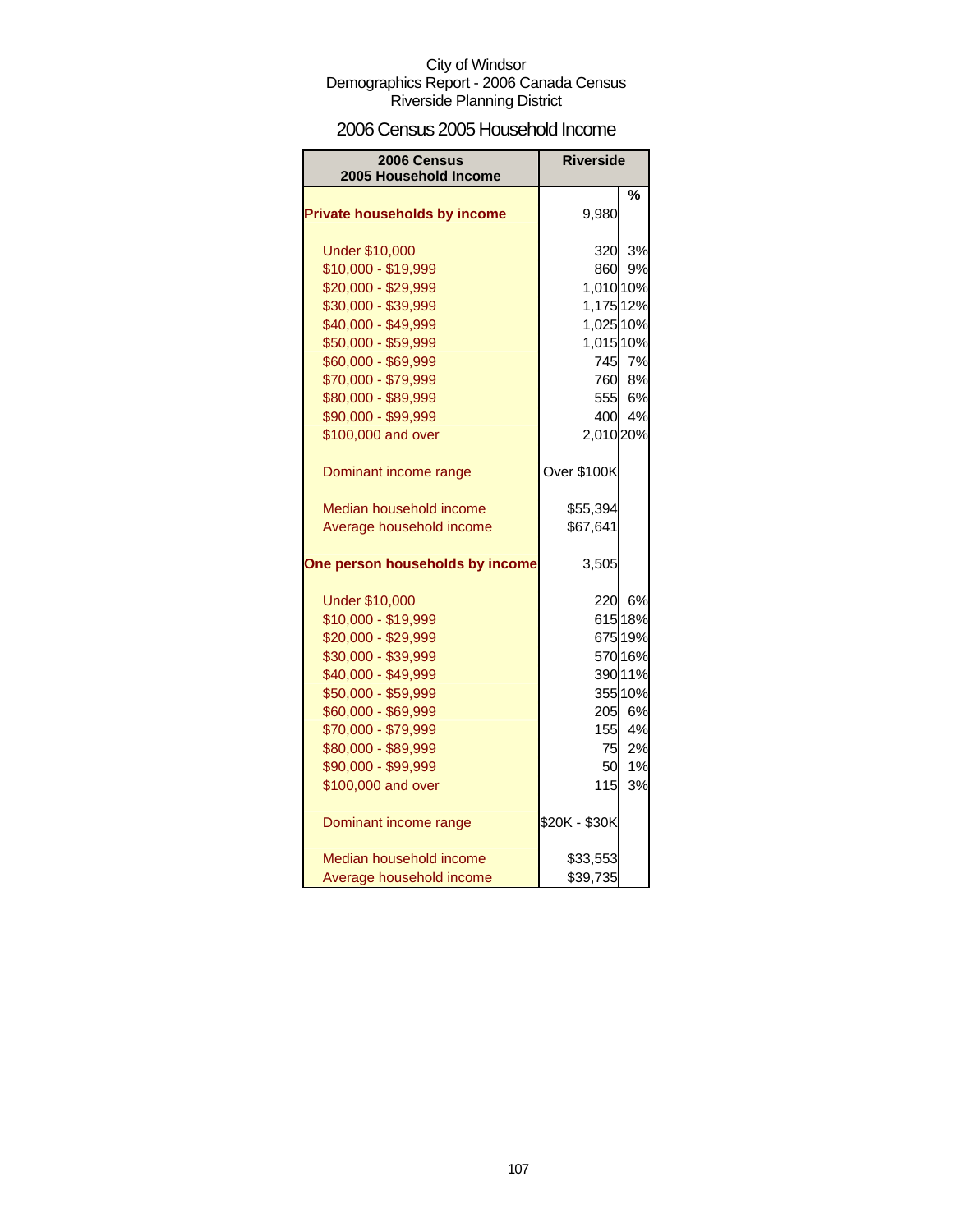City of Windsor
Demographics Report - 2006 Canada Census
Riverside Planning District

# 2006 Census 2005 Household Income

| 2006 Census 2005 Household Income | Riverside | |
|---|---|---|
| | | % |
| **Private households by income** | 9,980 | |
| Under $10,000 | 320 | 3% |
| $10,000 - $19,999 | 860 | 9% |
| $20,000 - $29,999 | 1,010 | 10% |
| $30,000 - $39,999 | 1,175 | 12% |
| $40,000 - $49,999 | 1,025 | 10% |
| $50,000 - $59,999 | 1,015 | 10% |
| $60,000 - $69,999 | 745 | 7% |
| $70,000 - $79,999 | 760 | 8% |
| $80,000 - $89,999 | 555 | 6% |
| $90,000 - $99,999 | 400 | 4% |
| $100,000 and over | 2,010 | 20% |
| Dominant income range | Over $100K | |
| Median household income | $55,394 | |
| Average household income | $67,641 | |
| **One person households by income** | 3,505 | |
| Under $10,000 | 220 | 6% |
| $10,000 - $19,999 | 615 | 18% |
| $20,000 - $29,999 | 675 | 19% |
| $30,000 - $39,999 | 570 | 16% |
| $40,000 - $49,999 | 390 | 11% |
| $50,000 - $59,999 | 355 | 10% |
| $60,000 - $69,999 | 205 | 6% |
| $70,000 - $79,999 | 155 | 4% |
| $80,000 - $89,999 | 75 | 2% |
| $90,000 - $99,999 | 50 | 1% |
| $100,000 and over | 115 | 3% |
| Dominant income range | $20K - $30K | |
| Median household income | $33,553 | |
| Average household income | $39,735 | |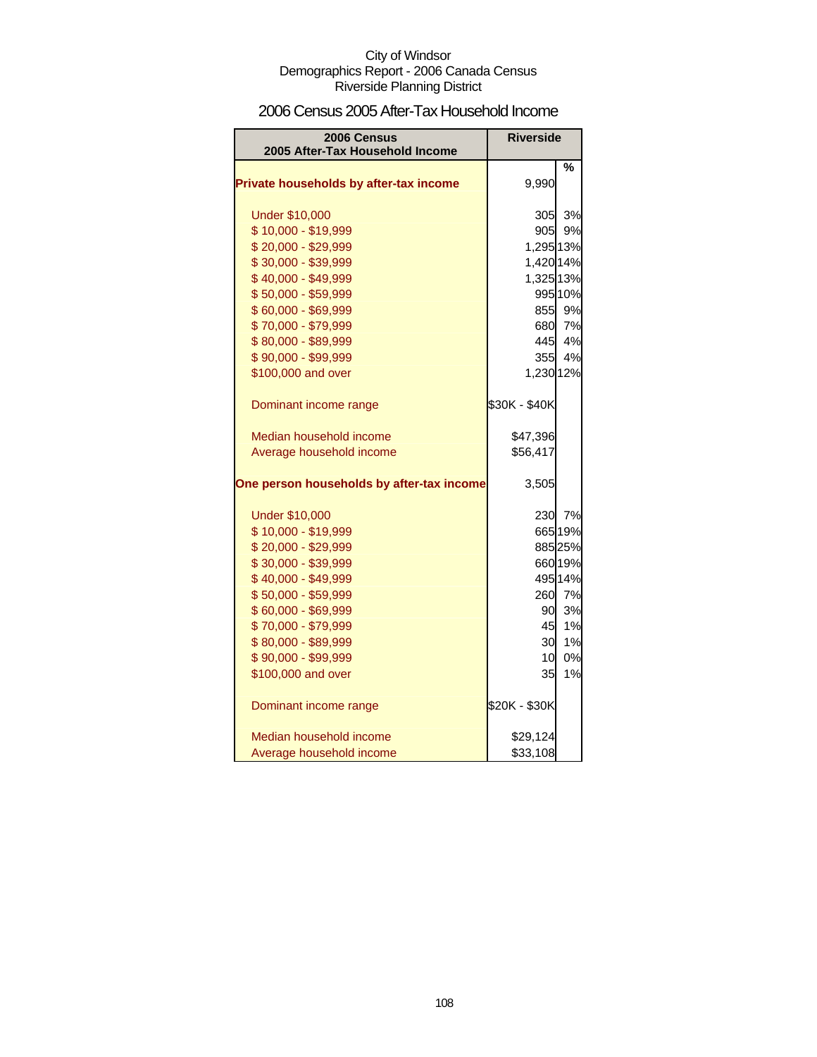City of Windsor
Demographics Report - 2006 Canada Census
Riverside Planning District

## 2006 Census 2005 After-Tax Household Income

| 2006 Census<br>2005 After-Tax Household Income | Riverside | |
|---|---|---|
| | | % |
| **Private households by after-tax income** | 9,990 | |
| Under $10,000 | 305 | 3% |
| $ 10,000 - $19,999 | 905 | 9% |
| $ 20,000 - $29,999 | 1,295 | 13% |
| $ 30,000 - $39,999 | 1,420 | 14% |
| $ 40,000 - $49,999 | 1,325 | 13% |
| $ 50,000 - $59,999 | 995 | 10% |
| $ 60,000 - $69,999 | 855 | 9% |
| $ 70,000 - $79,999 | 680 | 7% |
| $ 80,000 - $89,999 | 445 | 4% |
| $ 90,000 - $99,999 | 355 | 4% |
| $100,000 and over | 1,230 | 12% |
| Dominant income range | $30K - $40K | |
| Median household income | $47,396 | |
| Average household income | $56,417 | |
| **One person households by after-tax income** | 3,505 | |
| Under $10,000 | 230 | 7% |
| $ 10,000 - $19,999 | 665 | 19% |
| $ 20,000 - $29,999 | 885 | 25% |
| $ 30,000 - $39,999 | 660 | 19% |
| $ 40,000 - $49,999 | 495 | 14% |
| $ 50,000 - $59,999 | 260 | 7% |
| $ 60,000 - $69,999 | 90 | 3% |
| $ 70,000 - $79,999 | 45 | 1% |
| $ 80,000 - $89,999 | 30 | 1% |
| $ 90,000 - $99,999 | 10 | 0% |
| $100,000 and over | 35 | 1% |
| Dominant income range | $20K - $30K | |
| Median household income | $29,124 | |
| Average household income | $33,108 | |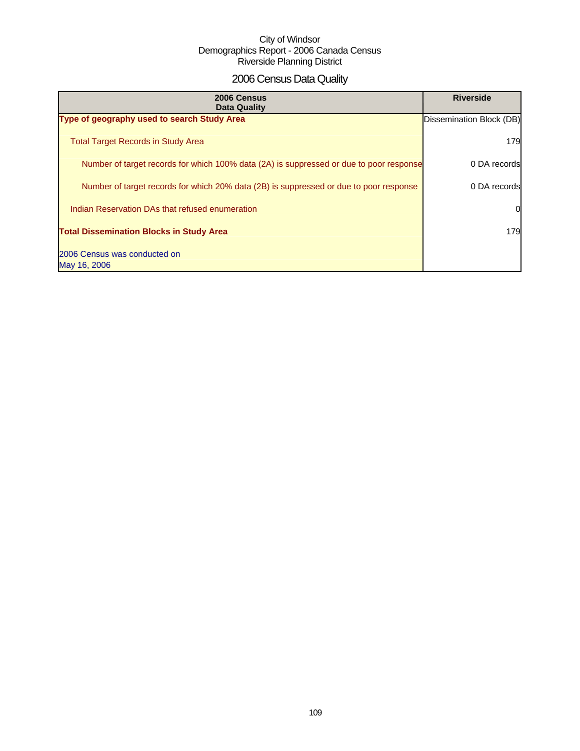City of Windsor
Demographics Report - 2006 Canada Census
Riverside Planning District

# 2006 Census Data Quality

| 2006 Census Data Quality | Riverside |
|---|---|
| **Type of geography used to search Study Area** | Dissemination Block (DB) |
| Total Target Records in Study Area | 179 |
| Number of target records for which 100% data (2A) is suppressed or due to poor response | 0 DA records |
| Number of target records for which 20% data (2B) is suppressed or due to poor response | 0 DA records |
| Indian Reservation DAs that refused enumeration | 0 |
| **Total Dissemination Blocks in Study Area** | 179 |
| 2006 Census was conducted on May 16, 2006 | |